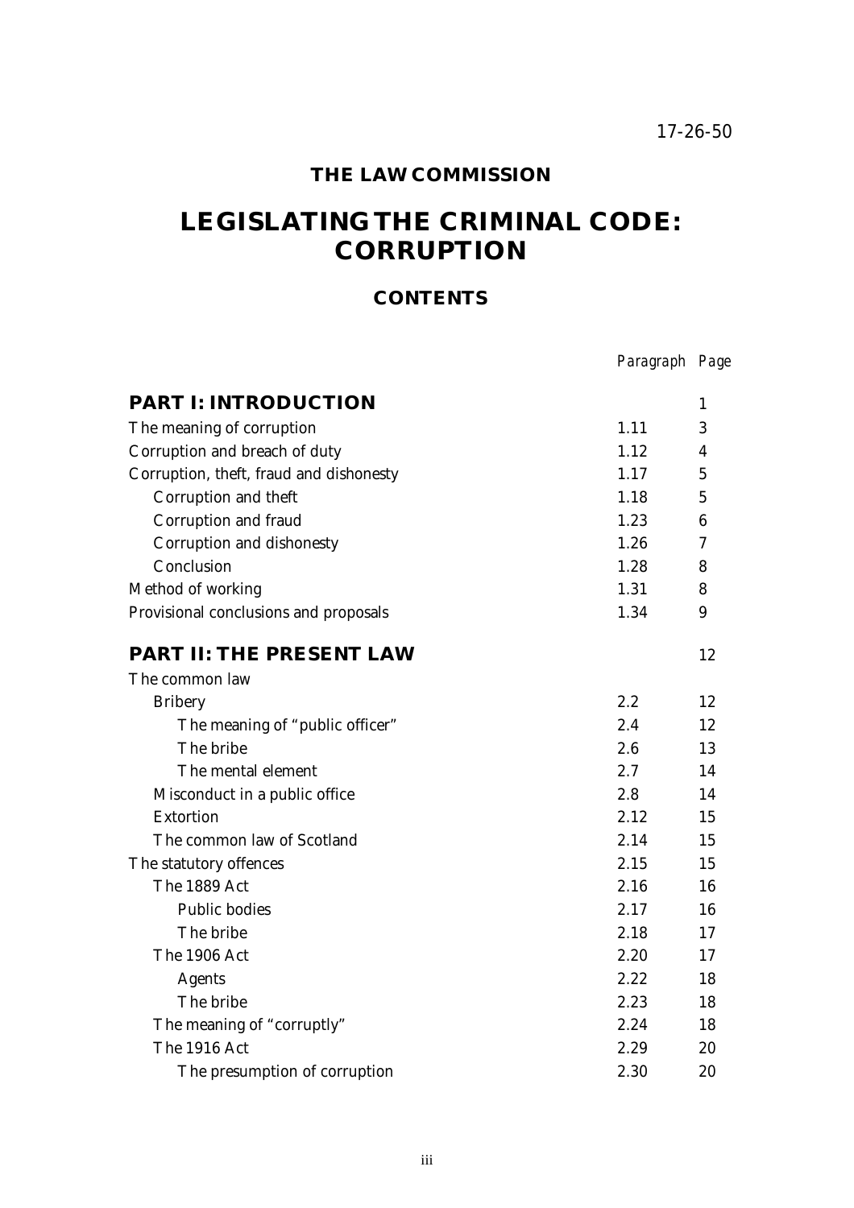17-26-50

# THE LAW COMMISSION

# LEGISLATING THE CRIMINAL CODE: CORRUPTION

## CONTENTS

| | *Paragraph* | *Page* |
|---|---|---|
| **PART I: INTRODUCTION** | | 1 |
| The meaning of corruption | 1.11 | 3 |
| Corruption and breach of duty | 1.12 | 4 |
| Corruption, theft, fraud and dishonesty | 1.17 | 5 |
| Corruption and theft | 1.18 | 5 |
| Corruption and fraud | 1.23 | 6 |
| Corruption and dishonesty | 1.26 | 7 |
| Conclusion | 1.28 | 8 |
| Method of working | 1.31 | 8 |
| Provisional conclusions and proposals | 1.34 | 9 |
| **PART II: THE PRESENT LAW** | | 12 |
| The common law | | |
| Bribery | 2.2 | 12 |
| The meaning of "public officer" | 2.4 | 12 |
| The bribe | 2.6 | 13 |
| The mental element | 2.7 | 14 |
| Misconduct in a public office | 2.8 | 14 |
| Extortion | 2.12 | 15 |
| The common law of Scotland | 2.14 | 15 |
| The statutory offences | 2.15 | 15 |
| The 1889 Act | 2.16 | 16 |
| Public bodies | 2.17 | 16 |
| The bribe | 2.18 | 17 |
| The 1906 Act | 2.20 | 17 |
| Agents | 2.22 | 18 |
| The bribe | 2.23 | 18 |
| The meaning of "corruptly" | 2.24 | 18 |
| The 1916 Act | 2.29 | 20 |
| The presumption of corruption | 2.30 | 20 |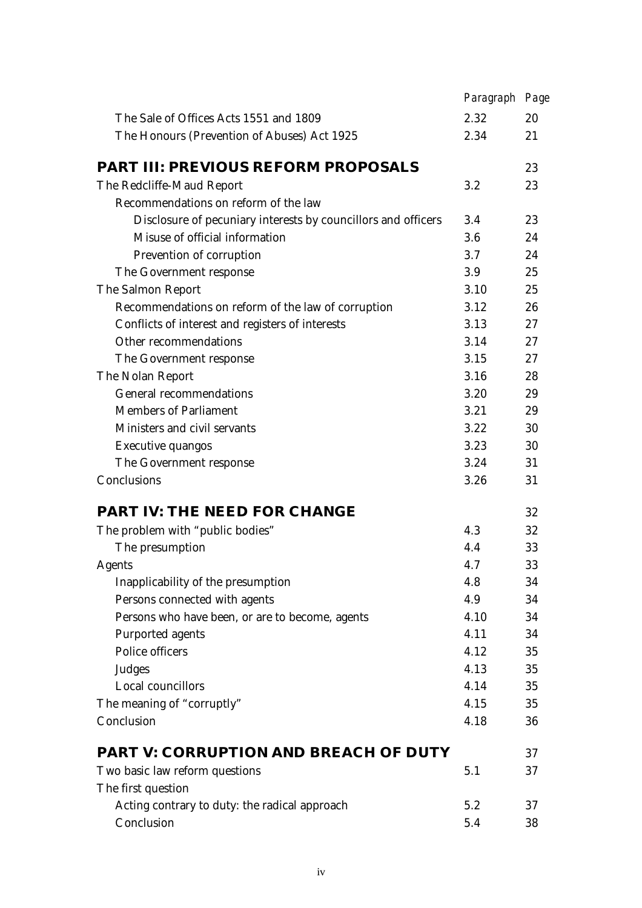| | *Paragraph* | *Page* |
|---|---|---|
| The Sale of Offices Acts 1551 and 1809 | 2.32 | 20 |
| The Honours (Prevention of Abuses) Act 1925 | 2.34 | 21 |
| **PART III: PREVIOUS REFORM PROPOSALS** | | 23 |
| The Redcliffe-Maud Report | 3.2 | 23 |
| Recommendations on reform of the law | | |
| Disclosure of pecuniary interests by councillors and officers | 3.4 | 23 |
| Misuse of official information | 3.6 | 24 |
| Prevention of corruption | 3.7 | 24 |
| The Government response | 3.9 | 25 |
| The Salmon Report | 3.10 | 25 |
| Recommendations on reform of the law of corruption | 3.12 | 26 |
| Conflicts of interest and registers of interests | 3.13 | 27 |
| Other recommendations | 3.14 | 27 |
| The Government response | 3.15 | 27 |
| The Nolan Report | 3.16 | 28 |
| General recommendations | 3.20 | 29 |
| Members of Parliament | 3.21 | 29 |
| Ministers and civil servants | 3.22 | 30 |
| Executive quangos | 3.23 | 30 |
| The Government response | 3.24 | 31 |
| Conclusions | 3.26 | 31 |
| **PART IV: THE NEED FOR CHANGE** | | 32 |
| The problem with "public bodies" | 4.3 | 32 |
| The presumption | 4.4 | 33 |
| Agents | 4.7 | 33 |
| Inapplicability of the presumption | 4.8 | 34 |
| Persons connected with agents | 4.9 | 34 |
| Persons who have been, or are to become, agents | 4.10 | 34 |
| Purported agents | 4.11 | 34 |
| Police officers | 4.12 | 35 |
| Judges | 4.13 | 35 |
| Local councillors | 4.14 | 35 |
| The meaning of "corruptly" | 4.15 | 35 |
| Conclusion | 4.18 | 36 |
| **PART V: CORRUPTION AND BREACH OF DUTY** | | 37 |
| Two basic law reform questions | 5.1 | 37 |
| The first question | | |
| Acting contrary to duty: the radical approach | 5.2 | 37 |
| Conclusion | 5.4 | 38 |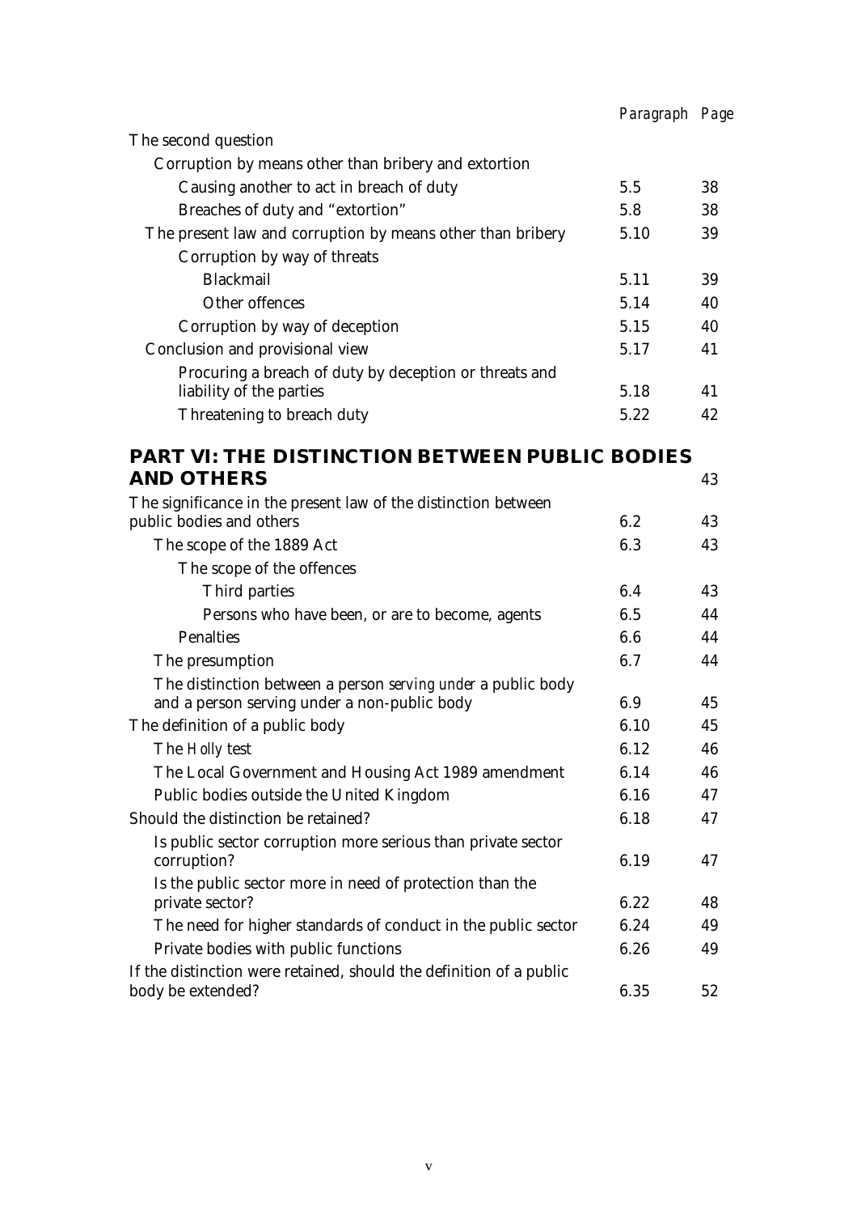| | Paragraph | Page |
|---|---|---|
| The second question | | |
| Corruption by means other than bribery and extortion | | |
| Causing another to act in breach of duty | 5.5 | 38 |
| Breaches of duty and "extortion" | 5.8 | 38 |
| The present law and corruption by means other than bribery | 5.10 | 39 |
| Corruption by way of threats | | |
| Blackmail | 5.11 | 39 |
| Other offences | 5.14 | 40 |
| Corruption by way of deception | 5.15 | 40 |
| Conclusion and provisional view | 5.17 | 41 |
| Procuring a breach of duty by deception or threats and liability of the parties | 5.18 | 41 |
| Threatening to breach duty | 5.22 | 42 |
| **PART VI: THE DISTINCTION BETWEEN PUBLIC BODIES AND OTHERS** | | 43 |
| The significance in the present law of the distinction between public bodies and others | 6.2 | 43 |
| The scope of the 1889 Act | 6.3 | 43 |
| The scope of the offences | | |
| Third parties | 6.4 | 43 |
| Persons who have been, or are to become, agents | 6.5 | 44 |
| Penalties | 6.6 | 44 |
| The presumption | 6.7 | 44 |
| The distinction between a person *serving under* a public body and a person serving under a non-public body | 6.9 | 45 |
| The definition of a public body | 6.10 | 45 |
| The *Holly* test | 6.12 | 46 |
| The Local Government and Housing Act 1989 amendment | 6.14 | 46 |
| Public bodies outside the United Kingdom | 6.16 | 47 |
| Should the distinction be retained? | 6.18 | 47 |
| Is public sector corruption more serious than private sector corruption? | 6.19 | 47 |
| Is the public sector more in need of protection than the private sector? | 6.22 | 48 |
| The need for higher standards of conduct in the public sector | 6.24 | 49 |
| Private bodies with public functions | 6.26 | 49 |
| If the distinction were retained, should the definition of a public body be extended? | 6.35 | 52 |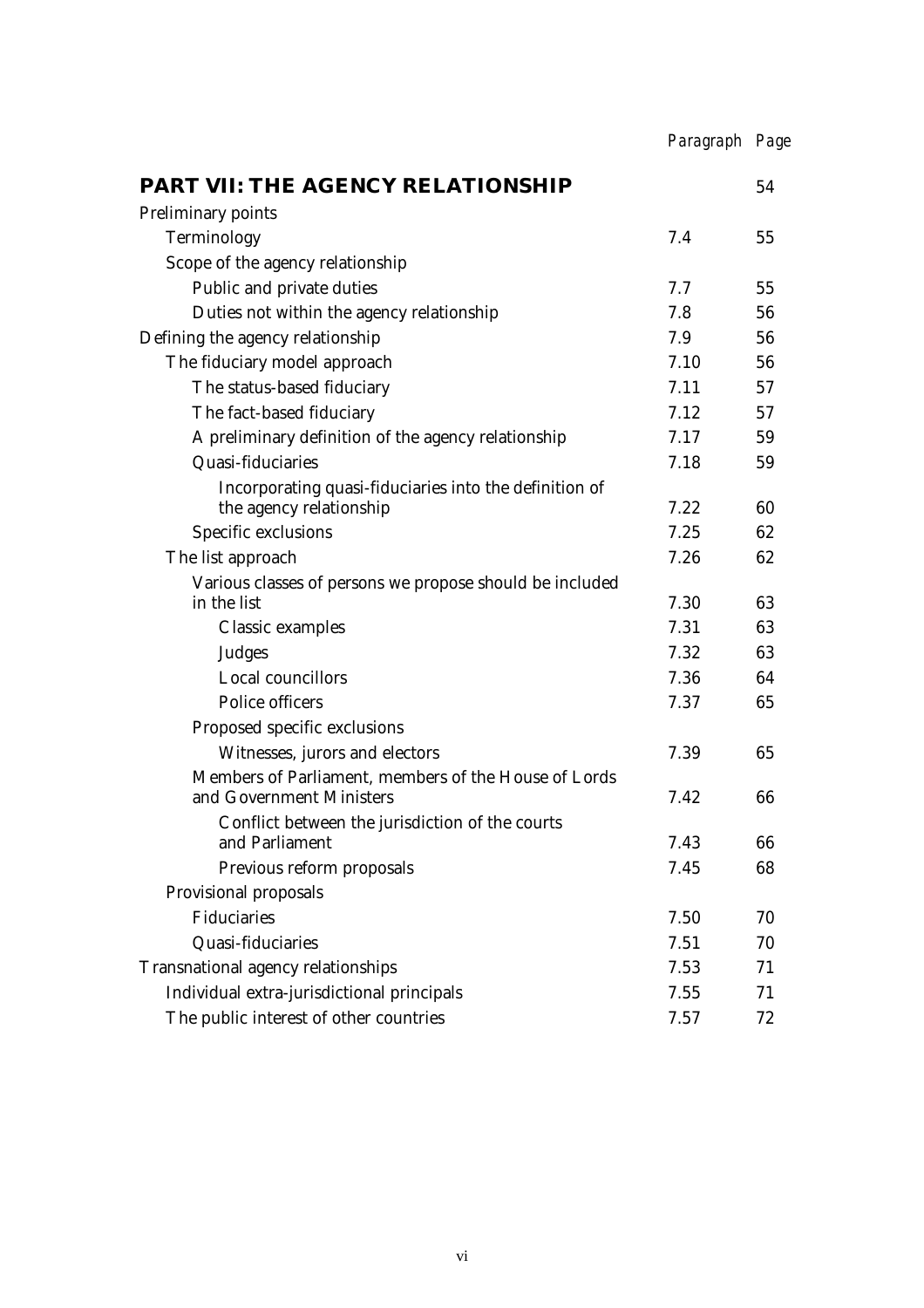| | Paragraph | Page |
|---|---|---|
| **PART VII: THE AGENCY RELATIONSHIP** | | 54 |
| Preliminary points | | |
| Terminology | 7.4 | 55 |
| Scope of the agency relationship | | |
| Public and private duties | 7.7 | 55 |
| Duties not within the agency relationship | 7.8 | 56 |
| Defining the agency relationship | 7.9 | 56 |
| The fiduciary model approach | 7.10 | 56 |
| The status-based fiduciary | 7.11 | 57 |
| The fact-based fiduciary | 7.12 | 57 |
| A preliminary definition of the agency relationship | 7.17 | 59 |
| Quasi-fiduciaries | 7.18 | 59 |
| Incorporating quasi-fiduciaries into the definition of the agency relationship | 7.22 | 60 |
| Specific exclusions | 7.25 | 62 |
| The list approach | 7.26 | 62 |
| Various classes of persons we propose should be included in the list | 7.30 | 63 |
| Classic examples | 7.31 | 63 |
| Judges | 7.32 | 63 |
| Local councillors | 7.36 | 64 |
| Police officers | 7.37 | 65 |
| Proposed specific exclusions | | |
| Witnesses, jurors and electors | 7.39 | 65 |
| Members of Parliament, members of the House of Lords and Government Ministers | 7.42 | 66 |
| Conflict between the jurisdiction of the courts and Parliament | 7.43 | 66 |
| Previous reform proposals | 7.45 | 68 |
| Provisional proposals | | |
| Fiduciaries | 7.50 | 70 |
| Quasi-fiduciaries | 7.51 | 70 |
| Transnational agency relationships | 7.53 | 71 |
| Individual extra-jurisdictional principals | 7.55 | 71 |
| The public interest of other countries | 7.57 | 72 |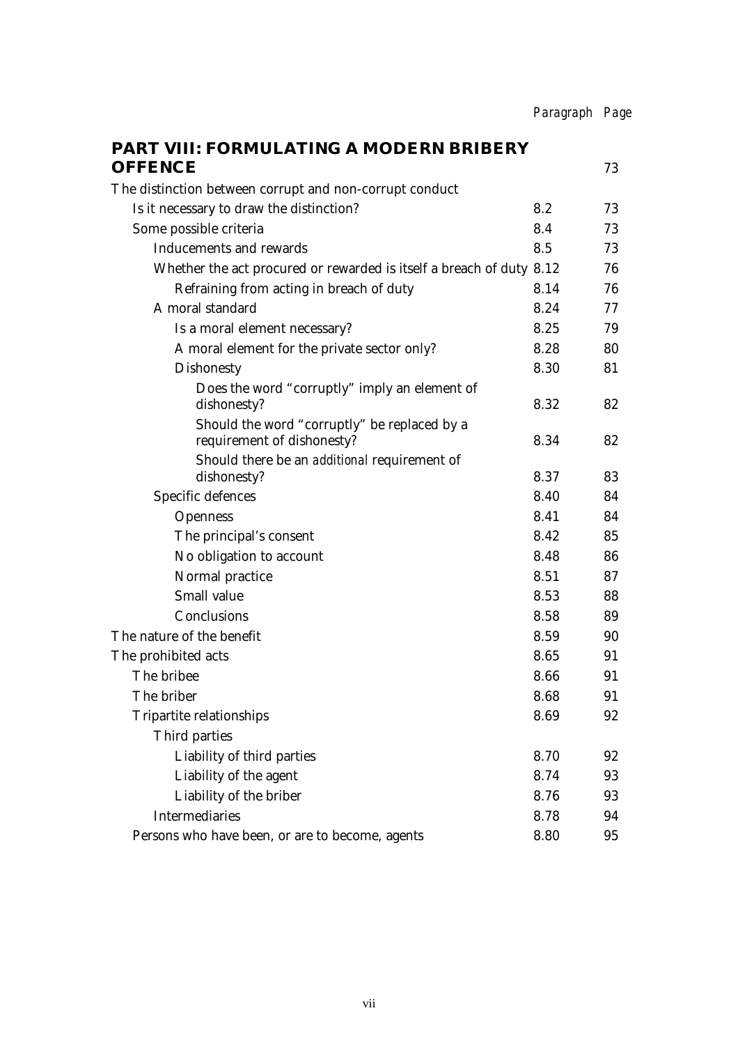| | Paragraph | Page |
|---|---|---|
| **PART VIII: FORMULATING A MODERN BRIBERY OFFENCE** | | 73 |
| The distinction between corrupt and non-corrupt conduct | | |
| Is it necessary to draw the distinction? | 8.2 | 73 |
| Some possible criteria | 8.4 | 73 |
| Inducements and rewards | 8.5 | 73 |
| Whether the act procured or rewarded is itself a breach of duty | 8.12 | 76 |
| Refraining from acting in breach of duty | 8.14 | 76 |
| A moral standard | 8.24 | 77 |
| Is a moral element necessary? | 8.25 | 79 |
| A moral element for the private sector only? | 8.28 | 80 |
| Dishonesty | 8.30 | 81 |
| Does the word "corruptly" imply an element of dishonesty? | 8.32 | 82 |
| Should the word "corruptly" be replaced by a requirement of dishonesty? | 8.34 | 82 |
| Should there be an *additional* requirement of dishonesty? | 8.37 | 83 |
| Specific defences | 8.40 | 84 |
| Openness | 8.41 | 84 |
| The principal's consent | 8.42 | 85 |
| No obligation to account | 8.48 | 86 |
| Normal practice | 8.51 | 87 |
| Small value | 8.53 | 88 |
| Conclusions | 8.58 | 89 |
| The nature of the benefit | 8.59 | 90 |
| The prohibited acts | 8.65 | 91 |
| The bribee | 8.66 | 91 |
| The briber | 8.68 | 91 |
| Tripartite relationships | 8.69 | 92 |
| Third parties | | |
| Liability of third parties | 8.70 | 92 |
| Liability of the agent | 8.74 | 93 |
| Liability of the briber | 8.76 | 93 |
| Intermediaries | 8.78 | 94 |
| Persons who have been, or are to become, agents | 8.80 | 95 |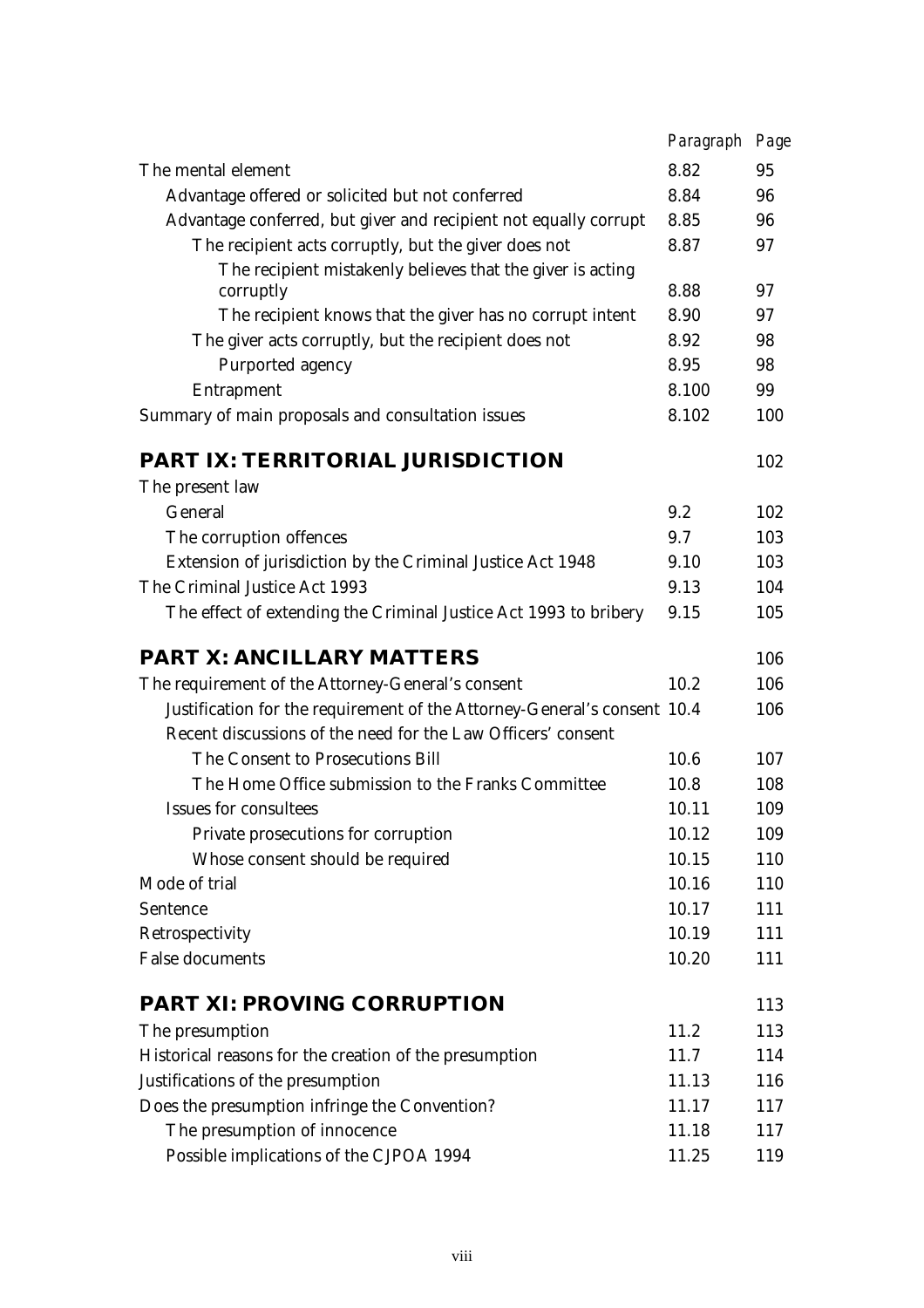| | *Paragraph* | *Page* |
|---|---|---|
| The mental element | 8.82 | 95 |
| Advantage offered or solicited but not conferred | 8.84 | 96 |
| Advantage conferred, but giver and recipient not equally corrupt | 8.85 | 96 |
| The recipient acts corruptly, but the giver does not | 8.87 | 97 |
| The recipient mistakenly believes that the giver is acting corruptly | 8.88 | 97 |
| The recipient knows that the giver has no corrupt intent | 8.90 | 97 |
| The giver acts corruptly, but the recipient does not | 8.92 | 98 |
| Purported agency | 8.95 | 98 |
| Entrapment | 8.100 | 99 |
| Summary of main proposals and consultation issues | 8.102 | 100 |
| **PART IX: TERRITORIAL JURISDICTION** | | 102 |
| The present law | | |
| General | 9.2 | 102 |
| The corruption offences | 9.7 | 103 |
| Extension of jurisdiction by the Criminal Justice Act 1948 | 9.10 | 103 |
| The Criminal Justice Act 1993 | 9.13 | 104 |
| The effect of extending the Criminal Justice Act 1993 to bribery | 9.15 | 105 |
| **PART X: ANCILLARY MATTERS** | | 106 |
| The requirement of the Attorney-General's consent | 10.2 | 106 |
| Justification for the requirement of the Attorney-General's consent | 10.4 | 106 |
| Recent discussions of the need for the Law Officers' consent | | |
| The Consent to Prosecutions Bill | 10.6 | 107 |
| The Home Office submission to the Franks Committee | 10.8 | 108 |
| Issues for consultees | 10.11 | 109 |
| Private prosecutions for corruption | 10.12 | 109 |
| Whose consent should be required | 10.15 | 110 |
| Mode of trial | 10.16 | 110 |
| Sentence | 10.17 | 111 |
| Retrospectivity | 10.19 | 111 |
| False documents | 10.20 | 111 |
| **PART XI: PROVING CORRUPTION** | | 113 |
| The presumption | 11.2 | 113 |
| Historical reasons for the creation of the presumption | 11.7 | 114 |
| Justifications of the presumption | 11.13 | 116 |
| Does the presumption infringe the Convention? | 11.17 | 117 |
| The presumption of innocence | 11.18 | 117 |
| Possible implications of the CJPOA 1994 | 11.25 | 119 |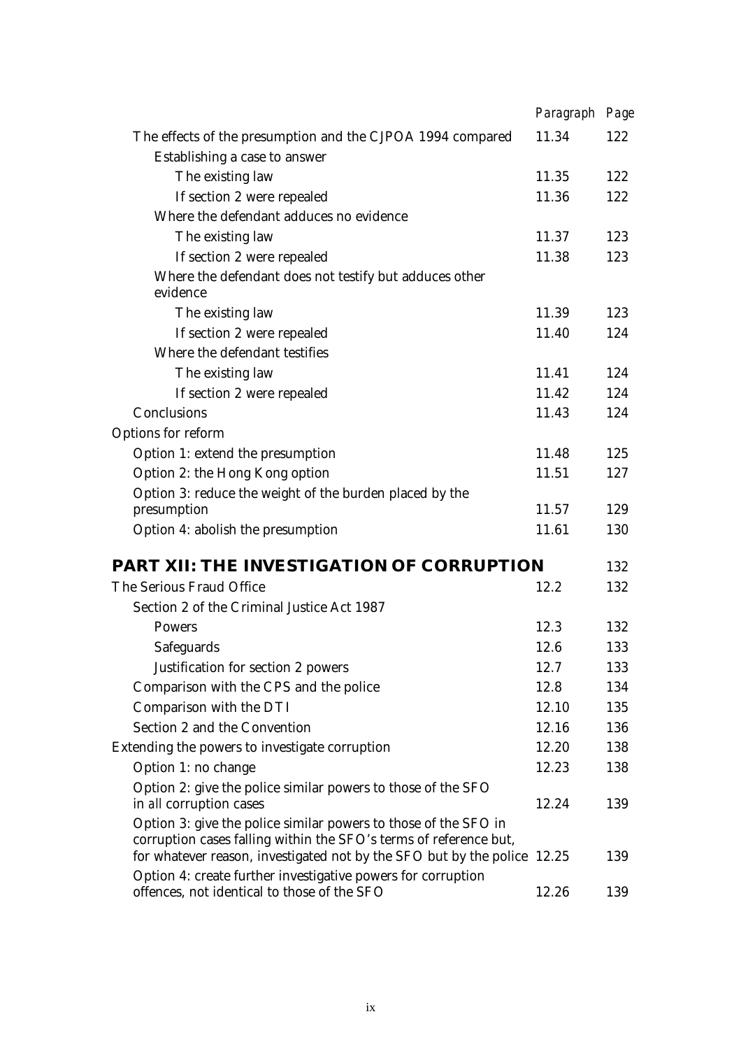| | Paragraph | Page |
|---|---|---|
| The effects of the presumption and the CJPOA 1994 compared | 11.34 | 122 |
| Establishing a case to answer | | |
| The existing law | 11.35 | 122 |
| If section 2 were repealed | 11.36 | 122 |
| Where the defendant adduces no evidence | | |
| The existing law | 11.37 | 123 |
| If section 2 were repealed | 11.38 | 123 |
| Where the defendant does not testify but adduces other evidence | | |
| The existing law | 11.39 | 123 |
| If section 2 were repealed | 11.40 | 124 |
| Where the defendant testifies | | |
| The existing law | 11.41 | 124 |
| If section 2 were repealed | 11.42 | 124 |
| Conclusions | 11.43 | 124 |
| Options for reform | | |
| Option 1: extend the presumption | 11.48 | 125 |
| Option 2: the Hong Kong option | 11.51 | 127 |
| Option 3: reduce the weight of the burden placed by the presumption | 11.57 | 129 |
| Option 4: abolish the presumption | 11.61 | 130 |
| **PART XII: THE INVESTIGATION OF CORRUPTION** | | 132 |
| The Serious Fraud Office | 12.2 | 132 |
| Section 2 of the Criminal Justice Act 1987 | | |
| Powers | 12.3 | 132 |
| Safeguards | 12.6 | 133 |
| Justification for section 2 powers | 12.7 | 133 |
| Comparison with the CPS and the police | 12.8 | 134 |
| Comparison with the DTI | 12.10 | 135 |
| Section 2 and the Convention | 12.16 | 136 |
| Extending the powers to investigate corruption | 12.20 | 138 |
| Option 1: no change | 12.23 | 138 |
| Option 2: give the police similar powers to those of the SFO in *all* corruption cases | 12.24 | 139 |
| Option 3: give the police similar powers to those of the SFO in corruption cases falling within the SFO's terms of reference but, for whatever reason, investigated not by the SFO but by the police | 12.25 | 139 |
| Option 4: create further investigative powers for corruption offences, not identical to those of the SFO | 12.26 | 139 |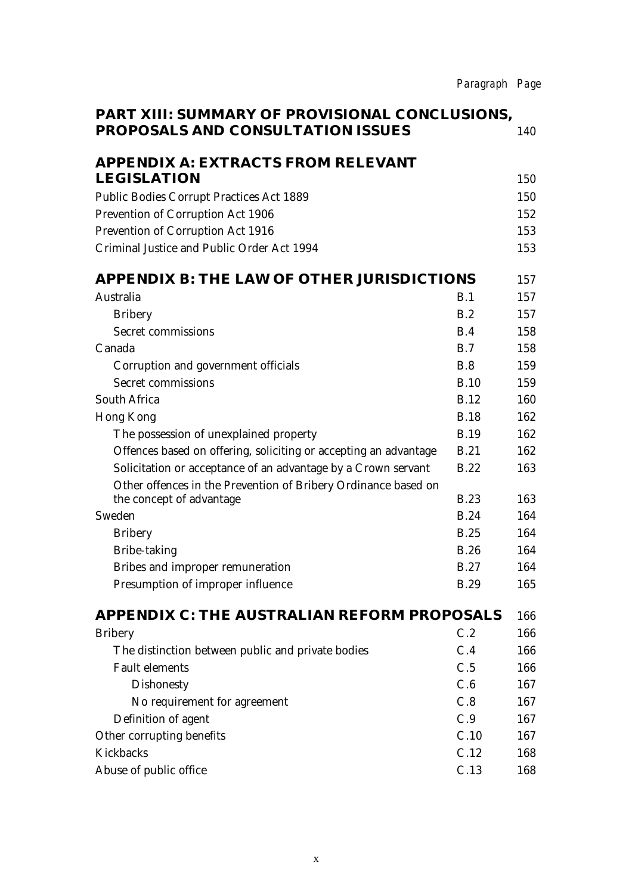| | Paragraph | Page |
|---|---|---|
| **PART XIII: SUMMARY OF PROVISIONAL CONCLUSIONS, PROPOSALS AND CONSULTATION ISSUES** | | 140 |
| **APPENDIX A: EXTRACTS FROM RELEVANT LEGISLATION** | | 150 |
| Public Bodies Corrupt Practices Act 1889 | | 150 |
| Prevention of Corruption Act 1906 | | 152 |
| Prevention of Corruption Act 1916 | | 153 |
| Criminal Justice and Public Order Act 1994 | | 153 |
| **APPENDIX B: THE LAW OF OTHER JURISDICTIONS** | | 157 |
| Australia | B.1 | 157 |
| Bribery | B.2 | 157 |
| Secret commissions | B.4 | 158 |
| Canada | B.7 | 158 |
| Corruption and government officials | B.8 | 159 |
| Secret commissions | B.10 | 159 |
| South Africa | B.12 | 160 |
| Hong Kong | B.18 | 162 |
| The possession of unexplained property | B.19 | 162 |
| Offences based on offering, soliciting or accepting an advantage | B.21 | 162 |
| Solicitation or acceptance of an advantage by a Crown servant | B.22 | 163 |
| Other offences in the Prevention of Bribery Ordinance based on the concept of advantage | B.23 | 163 |
| Sweden | B.24 | 164 |
| Bribery | B.25 | 164 |
| Bribe-taking | B.26 | 164 |
| Bribes and improper remuneration | B.27 | 164 |
| Presumption of improper influence | B.29 | 165 |
| **APPENDIX C: THE AUSTRALIAN REFORM PROPOSALS** | | 166 |
| Bribery | C.2 | 166 |
| The distinction between public and private bodies | C.4 | 166 |
| Fault elements | C.5 | 166 |
| Dishonesty | C.6 | 167 |
| No requirement for agreement | C.8 | 167 |
| Definition of agent | C.9 | 167 |
| Other corrupting benefits | C.10 | 167 |
| Kickbacks | C.12 | 168 |
| Abuse of public office | C.13 | 168 |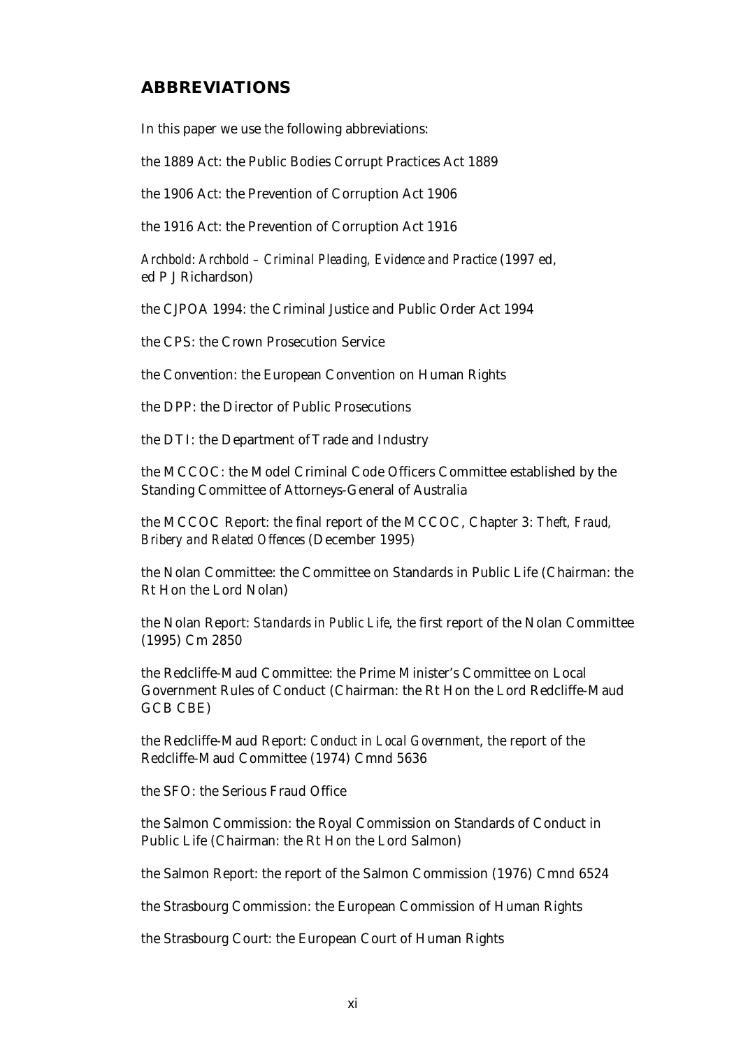## ABBREVIATIONS

In this paper we use the following abbreviations:

the 1889 Act: the Public Bodies Corrupt Practices Act 1889

the 1906 Act: the Prevention of Corruption Act 1906

the 1916 Act: the Prevention of Corruption Act 1916

*Archbold*: *Archbold – Criminal Pleading, Evidence and Practice* (1997 ed, ed P J Richardson)

the CJPOA 1994: the Criminal Justice and Public Order Act 1994

the CPS: the Crown Prosecution Service

the Convention: the European Convention on Human Rights

the DPP: the Director of Public Prosecutions

the DTI: the Department of Trade and Industry

the MCCOC: the Model Criminal Code Officers Committee established by the Standing Committee of Attorneys-General of Australia

the MCCOC Report: the final report of the MCCOC, Chapter 3: *Theft, Fraud, Bribery and Related Offences* (December 1995)

the Nolan Committee: the Committee on Standards in Public Life (Chairman: the Rt Hon the Lord Nolan)

the Nolan Report: *Standards in Public Life*, the first report of the Nolan Committee (1995) Cm 2850

the Redcliffe-Maud Committee: the Prime Minister's Committee on Local Government Rules of Conduct (Chairman: the Rt Hon the Lord Redcliffe-Maud GCB CBE)

the Redcliffe-Maud Report: *Conduct in Local Government*, the report of the Redcliffe-Maud Committee (1974) Cmnd 5636

the SFO: the Serious Fraud Office

the Salmon Commission: the Royal Commission on Standards of Conduct in Public Life (Chairman: the Rt Hon the Lord Salmon)

the Salmon Report: the report of the Salmon Commission (1976) Cmnd 6524

the Strasbourg Commission: the European Commission of Human Rights

the Strasbourg Court: the European Court of Human Rights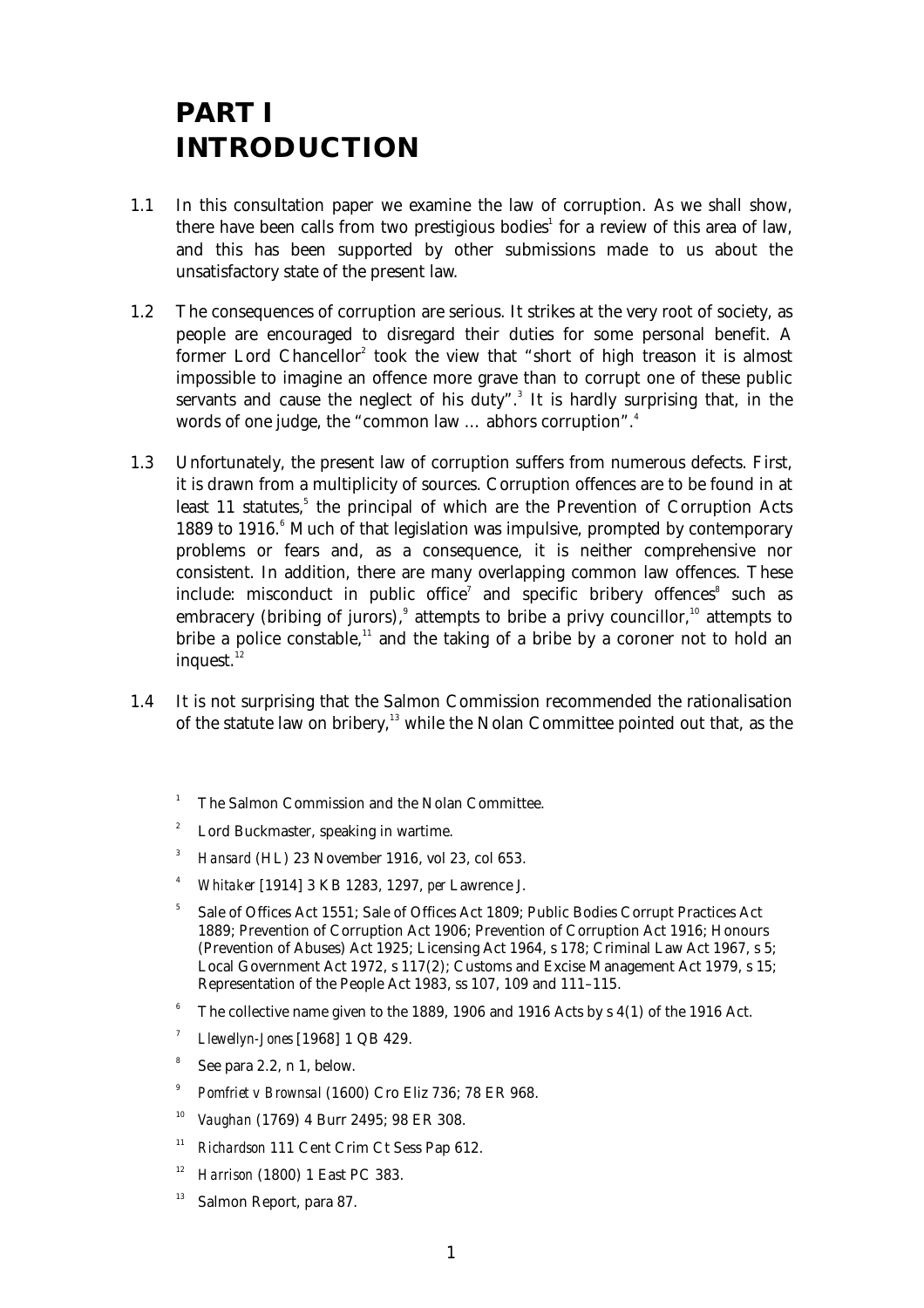# PART I
# INTRODUCTION

1.1 In this consultation paper we examine the law of corruption. As we shall show, there have been calls from two prestigious bodies[1] for a review of this area of law, and this has been supported by other submissions made to us about the unsatisfactory state of the present law.

1.2 The consequences of corruption are serious. It strikes at the very root of society, as people are encouraged to disregard their duties for some personal benefit. A former Lord Chancellor[2] took the view that "short of high treason it is almost impossible to imagine an offence more grave than to corrupt one of these public servants and cause the neglect of his duty".[3] It is hardly surprising that, in the words of one judge, the "common law … abhors corruption".[4]

1.3 Unfortunately, the present law of corruption suffers from numerous defects. First, it is drawn from a multiplicity of sources. Corruption offences are to be found in at least 11 statutes,[5] the principal of which are the Prevention of Corruption Acts 1889 to 1916.[6] Much of that legislation was impulsive, prompted by contemporary problems or fears and, as a consequence, it is neither comprehensive nor consistent. In addition, there are many overlapping common law offences. These include: misconduct in public office[7] and specific bribery offences[8] such as embracery (bribing of jurors),[9] attempts to bribe a privy councillor,[10] attempts to bribe a police constable,[11] and the taking of a bribe by a coroner not to hold an inquest.[12]

1.4 It is not surprising that the Salmon Commission recommended the rationalisation of the statute law on bribery,[13] while the Nolan Committee pointed out that, as the

---

[1] The Salmon Commission and the Nolan Committee.

[2] Lord Buckmaster, speaking in wartime.

[3] *Hansard* (HL) 23 November 1916, vol 23, col 653.

[4] *Whitaker* [1914] 3 KB 1283, 1297, *per* Lawrence J.

[5] Sale of Offices Act 1551; Sale of Offices Act 1809; Public Bodies Corrupt Practices Act 1889; Prevention of Corruption Act 1906; Prevention of Corruption Act 1916; Honours (Prevention of Abuses) Act 1925; Licensing Act 1964, s 178; Criminal Law Act 1967, s 5; Local Government Act 1972, s 117(2); Customs and Excise Management Act 1979, s 15; Representation of the People Act 1983, ss 107, 109 and 111–115.

[6] The collective name given to the 1889, 1906 and 1916 Acts by s 4(1) of the 1916 Act.

[7] *Llewellyn-Jones* [1968] 1 QB 429.

[8] See para 2.2, n 1, below.

[9] *Pomfriet v Brownsal* (1600) Cro Eliz 736; 78 ER 968.

[10] *Vaughan* (1769) 4 Burr 2495; 98 ER 308.

[11] *Richardson* 111 Cent Crim Ct Sess Pap 612.

[12] *Harrison* (1800) 1 East PC 383.

[13] Salmon Report, para 87.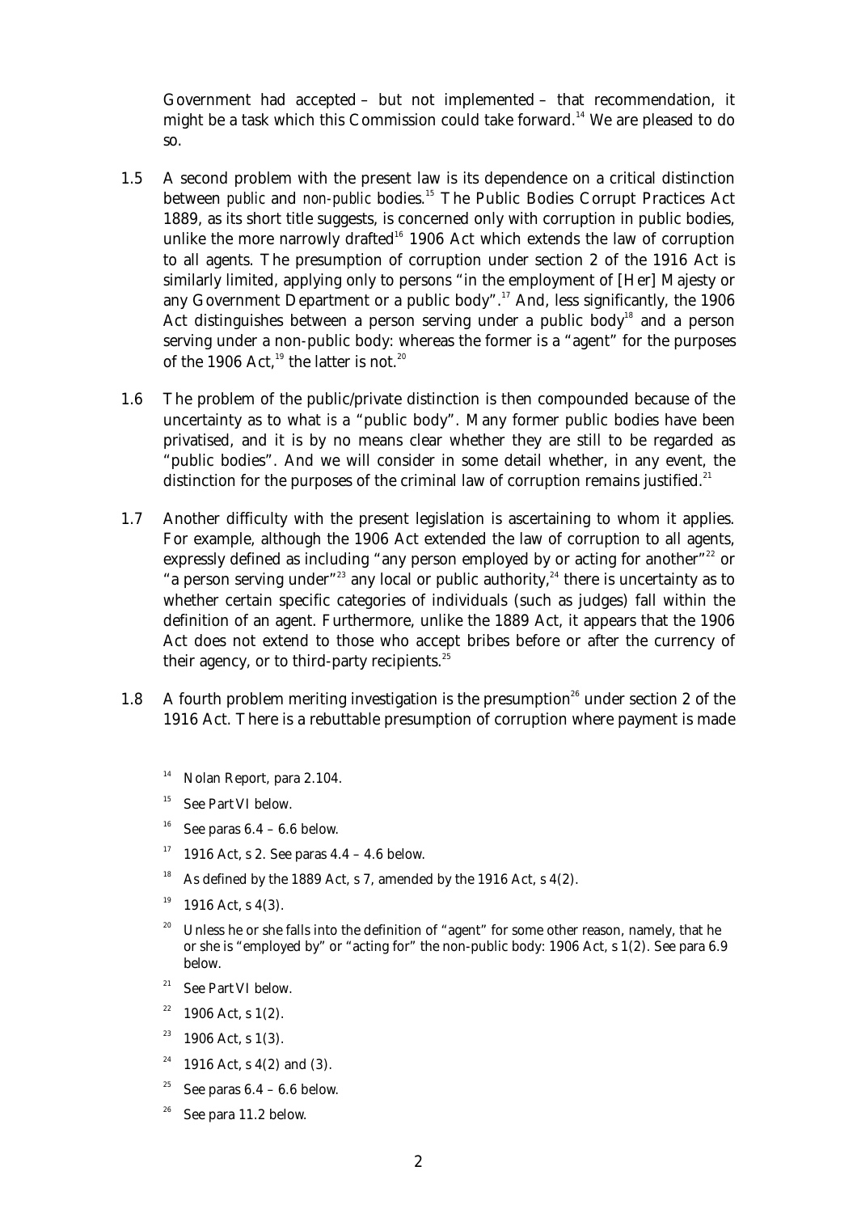Government had accepted – but not implemented – that recommendation, it might be a task which this Commission could take forward.[14] We are pleased to do so.

1.5 A second problem with the present law is its dependence on a critical distinction between *public* and *non-public* bodies.[15] The Public Bodies Corrupt Practices Act 1889, as its short title suggests, is concerned only with corruption in public bodies, unlike the more narrowly drafted[16] 1906 Act which extends the law of corruption to all agents. The presumption of corruption under section 2 of the 1916 Act is similarly limited, applying only to persons "in the employment of [Her] Majesty or any Government Department or a public body".[17] And, less significantly, the 1906 Act distinguishes between a person serving under a public body[18] and a person serving under a non-public body: whereas the former is a "agent" for the purposes of the 1906 Act,[19] the latter is not.[20]

1.6 The problem of the public/private distinction is then compounded because of the uncertainty as to what is a "public body". Many former public bodies have been privatised, and it is by no means clear whether they are still to be regarded as "public bodies". And we will consider in some detail whether, in any event, the distinction for the purposes of the criminal law of corruption remains justified.[21]

1.7 Another difficulty with the present legislation is ascertaining to whom it applies. For example, although the 1906 Act extended the law of corruption to all agents, expressly defined as including "any person employed by or acting for another"[22] or "a person serving under"[23] any local or public authority,[24] there is uncertainty as to whether certain specific categories of individuals (such as judges) fall within the definition of an agent. Furthermore, unlike the 1889 Act, it appears that the 1906 Act does not extend to those who accept bribes before or after the currency of their agency, or to third-party recipients.[25]

1.8 A fourth problem meriting investigation is the presumption[26] under section 2 of the 1916 Act. There is a rebuttable presumption of corruption where payment is made

[14] Nolan Report, para 2.104.

[15] See Part VI below.

[16] See paras 6.4 – 6.6 below.

[17] 1916 Act, s 2. See paras 4.4 – 4.6 below.

[18] As defined by the 1889 Act, s 7, amended by the 1916 Act, s 4(2).

[19] 1916 Act, s 4(3).

[20] Unless he or she falls into the definition of "agent" for some other reason, namely, that he or she is "employed by" or "acting for" the non-public body: 1906 Act, s 1(2). See para 6.9 below.

[21] See Part VI below.

[22] 1906 Act, s 1(2).

[23] 1906 Act, s 1(3).

[24] 1916 Act, s 4(2) and (3).

[25] See paras 6.4 – 6.6 below.

[26] See para 11.2 below.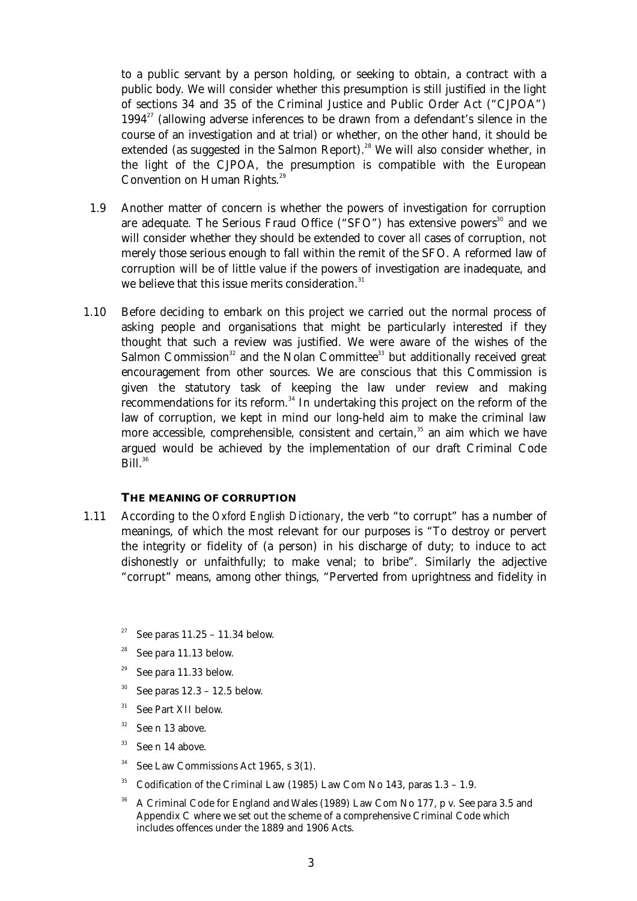to a public servant by a person holding, or seeking to obtain, a contract with a public body. We will consider whether this presumption is still justified in the light of sections 34 and 35 of the Criminal Justice and Public Order Act ("CJPOA") 1994[27] (allowing adverse inferences to be drawn from a defendant's silence in the course of an investigation and at trial) or whether, on the other hand, it should be extended (as suggested in the Salmon Report).[28] We will also consider whether, in the light of the CJPOA, the presumption is compatible with the European Convention on Human Rights.[29]

1.9 Another matter of concern is whether the powers of investigation for corruption are adequate. The Serious Fraud Office ("SFO") has extensive powers[30] and we will consider whether they should be extended to cover *all* cases of corruption, not merely those serious enough to fall within the remit of the SFO. A reformed law of corruption will be of little value if the powers of investigation are inadequate, and we believe that this issue merits consideration.[31]

1.10 Before deciding to embark on this project we carried out the normal process of asking people and organisations that might be particularly interested if they thought that such a review was justified. We were aware of the wishes of the Salmon Commission[32] and the Nolan Committee[33] but additionally received great encouragement from other sources. We are conscious that this Commission is given the statutory task of keeping the law under review and making recommendations for its reform.[34] In undertaking this project on the reform of the law of corruption, we kept in mind our long-held aim to make the criminal law more accessible, comprehensible, consistent and certain,[35] an aim which we have argued would be achieved by the implementation of our draft Criminal Code Bill.[36]

### THE MEANING OF CORRUPTION

1.11 According to the *Oxford English Dictionary*, the verb "to corrupt" has a number of meanings, of which the most relevant for our purposes is "To destroy or pervert the integrity or fidelity of (a person) in his discharge of duty; to induce to act dishonestly or unfaithfully; to make venal; to bribe". Similarly the adjective "corrupt" means, among other things, "Perverted from uprightness and fidelity in

---

[27] See paras 11.25 – 11.34 below.

[28] See para 11.13 below.

[29] See para 11.33 below.

[30] See paras 12.3 – 12.5 below.

[31] See Part XII below.

[32] See n 13 above.

[33] See n 14 above.

[34] See Law Commissions Act 1965, s 3(1).

[35] Codification of the Criminal Law (1985) Law Com No 143, paras 1.3 – 1.9.

[36] A Criminal Code for England and Wales (1989) Law Com No 177, p v. See para 3.5 and Appendix C where we set out the scheme of a comprehensive Criminal Code which includes offences under the 1889 and 1906 Acts.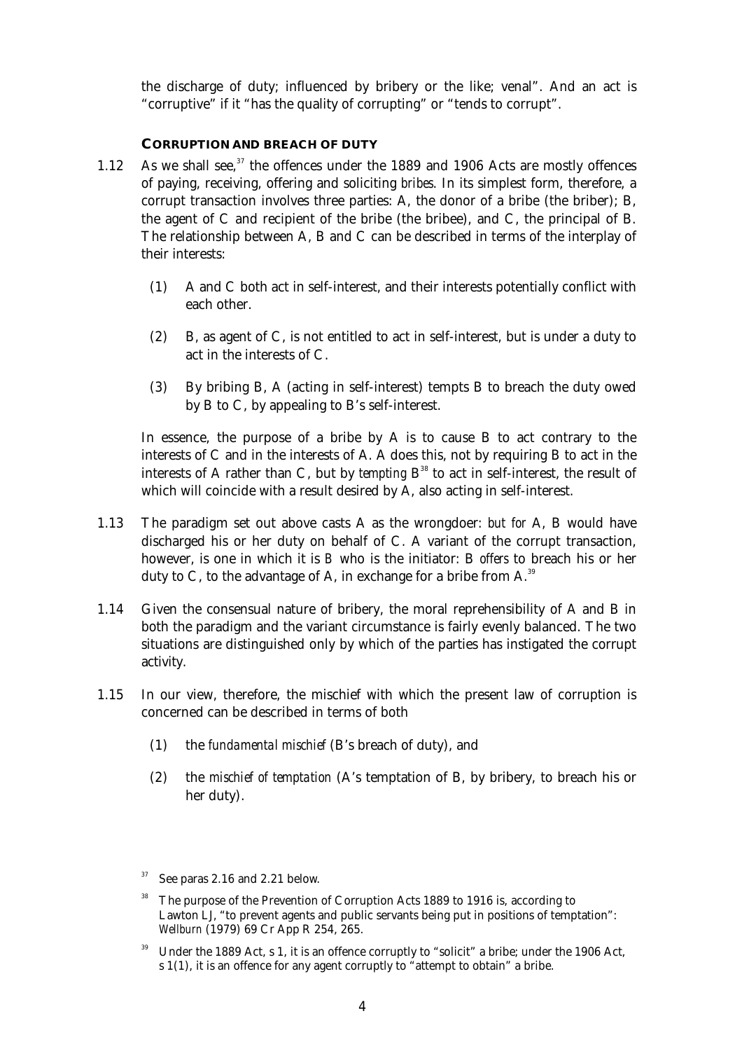the discharge of duty; influenced by bribery or the like; venal". And an act is "corruptive" if it "has the quality of corrupting" or "tends to corrupt".

### CORRUPTION AND BREACH OF DUTY

1.12 As we shall see,[37] the offences under the 1889 and 1906 Acts are mostly offences of paying, receiving, offering and soliciting *bribes*. In its simplest form, therefore, a corrupt transaction involves three parties: A, the donor of a bribe (the briber); B, the agent of C and recipient of the bribe (the bribee), and C, the principal of B. The relationship between A, B and C can be described in terms of the interplay of their interests:

(1) A and C both act in self-interest, and their interests potentially conflict with each other.

(2) B, as agent of C, is not entitled to act in self-interest, but is under a duty to act in the interests of C.

(3) By bribing B, A (acting in self-interest) tempts B to breach the duty owed by B to C, by appealing to B's self-interest.

In essence, the purpose of a bribe by A is to cause B to act contrary to the interests of C and in the interests of A. A does this, not by requiring B to act in the interests of A rather than C, but by *tempting* B[38] to act in self-interest, the result of which will coincide with a result desired by A, also acting in self-interest.

1.13 The paradigm set out above casts A as the wrongdoer: *but for* A, B would have discharged his or her duty on behalf of C. A variant of the corrupt transaction, however, is one in which it is *B* who is the initiator: B *offers* to breach his or her duty to C, to the advantage of A, in exchange for a bribe from A.[39]

1.14 Given the consensual nature of bribery, the moral reprehensibility of A and B in both the paradigm and the variant circumstance is fairly evenly balanced. The two situations are distinguished only by which of the parties has instigated the corrupt activity.

1.15 In our view, therefore, the mischief with which the present law of corruption is concerned can be described in terms of both

(1) the *fundamental mischief* (B's breach of duty), and

(2) the *mischief of temptation* (A's temptation of B, by bribery, to breach his or her duty).

---

[37] See paras 2.16 and 2.21 below.

[38] The purpose of the Prevention of Corruption Acts 1889 to 1916 is, according to Lawton LJ, "to prevent agents and public servants being put in positions of temptation": *Wellburn* (1979) 69 Cr App R 254, 265.

[39] Under the 1889 Act, s 1, it is an offence corruptly to "solicit" a bribe; under the 1906 Act, s 1(1), it is an offence for any agent corruptly to "attempt to obtain" a bribe.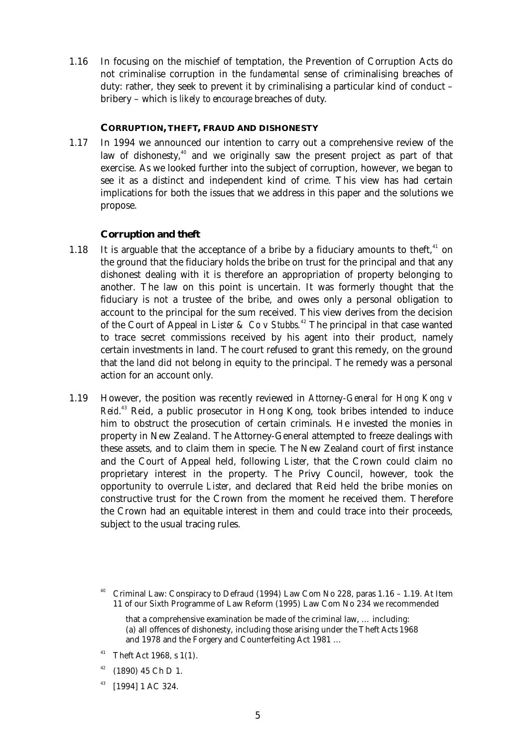1.16 In focusing on the mischief of temptation, the Prevention of Corruption Acts do not criminalise corruption in the *fundamental* sense of criminalising breaches of duty: rather, they seek to prevent it by criminalising a particular kind of conduct – bribery – which is *likely to encourage* breaches of duty.

### CORRUPTION, THEFT, FRAUD AND DISHONESTY

1.17 In 1994 we announced our intention to carry out a comprehensive review of the law of dishonesty,[40] and we originally saw the present project as part of that exercise. As we looked further into the subject of corruption, however, we began to see it as a distinct and independent kind of crime. This view has had certain implications for both the issues that we address in this paper and the solutions we propose.

#### Corruption and theft

1.18 It is arguable that the acceptance of a bribe by a fiduciary amounts to theft,[41] on the ground that the fiduciary holds the bribe on trust for the principal and that any dishonest dealing with it is therefore an appropriation of property belonging to another. The law on this point is uncertain. It was formerly thought that the fiduciary is not a trustee of the bribe, and owes only a personal obligation to account to the principal for the sum received. This view derives from the decision of the Court of Appeal in *Lister & Co v Stubbs*.[42] The principal in that case wanted to trace secret commissions received by his agent into their product, namely certain investments in land. The court refused to grant this remedy, on the ground that the land did not belong in equity to the principal. The remedy was a personal action for an account only.

1.19 However, the position was recently reviewed in *Attorney-General for Hong Kong v Reid*.[43] Reid, a public prosecutor in Hong Kong, took bribes intended to induce him to obstruct the prosecution of certain criminals. He invested the monies in property in New Zealand. The Attorney-General attempted to freeze dealings with these assets, and to claim them in specie. The New Zealand court of first instance and the Court of Appeal held, following *Lister*, that the Crown could claim no proprietary interest in the property. The Privy Council, however, took the opportunity to overrule *Lister*, and declared that Reid held the bribe monies on constructive trust for the Crown from the moment he received them. Therefore the Crown had an equitable interest in them and could trace into their proceeds, subject to the usual tracing rules.

---

[40] Criminal Law: Conspiracy to Defraud (1994) Law Com No 228, paras 1.16 – 1.19. At Item 11 of our Sixth Programme of Law Reform (1995) Law Com No 234 we recommended

> that a comprehensive examination be made of the criminal law, … including:
> (a) all offences of dishonesty, including those arising under the Theft Acts 1968 and 1978 and the Forgery and Counterfeiting Act 1981 …

[41] Theft Act 1968, s 1(1).

[42] (1890) 45 Ch D 1.

[43] [1994] 1 AC 324.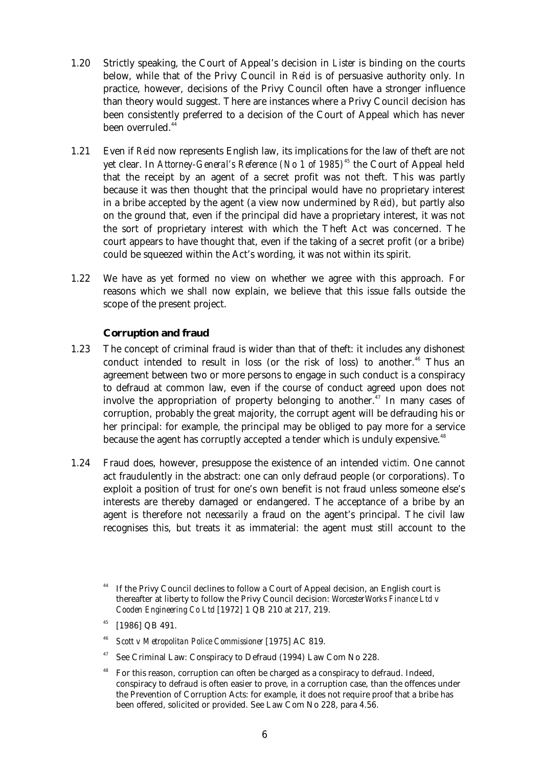1.20 Strictly speaking, the Court of Appeal's decision in *Lister* is binding on the courts below, while that of the Privy Council in *Reid* is of persuasive authority only. In practice, however, decisions of the Privy Council often have a stronger influence than theory would suggest. There are instances where a Privy Council decision has been consistently preferred to a decision of the Court of Appeal which has never been overruled.[44]

1.21 Even if *Reid* now represents English law, its implications for the law of theft are not yet clear. In *Attorney-General's Reference (No 1 of 1985)*[45] the Court of Appeal held that the receipt by an agent of a secret profit was not theft. This was partly because it was then thought that the principal would have no proprietary interest in a bribe accepted by the agent (a view now undermined by *Reid*), but partly also on the ground that, even if the principal did have a proprietary interest, it was not the sort of proprietary interest with which the Theft Act was concerned. The court appears to have thought that, even if the taking of a secret profit (or a bribe) could be squeezed within the Act's wording, it was not within its spirit.

1.22 We have as yet formed no view on whether we agree with this approach. For reasons which we shall now explain, we believe that this issue falls outside the scope of the present project.

### Corruption and fraud

1.23 The concept of criminal fraud is wider than that of theft: it includes any dishonest conduct intended to result in loss (or the risk of loss) to another.[46] Thus an agreement between two or more persons to engage in such conduct is a conspiracy to defraud at common law, even if the course of conduct agreed upon does not involve the appropriation of property belonging to another.[47] In many cases of corruption, probably the great majority, the corrupt agent will be defrauding his or her principal: for example, the principal may be obliged to pay more for a service because the agent has corruptly accepted a tender which is unduly expensive.[48]

1.24 Fraud does, however, presuppose the existence of an intended *victim*. One cannot act fraudulently in the abstract: one can only defraud people (or corporations). To exploit a position of trust for one's own benefit is not fraud unless someone else's interests are thereby damaged or endangered. The acceptance of a bribe by an agent is therefore not *necessarily* a fraud on the agent's principal. The civil law recognises this, but treats it as immaterial: the agent must still account to the

---

[44] If the Privy Council declines to follow a Court of Appeal decision, an English court is thereafter at liberty to follow the Privy Council decision: *Worcester Works Finance Ltd v Cooden Engineering Co Ltd* [1972] 1 QB 210 at 217, 219.

[45] [1986] QB 491.

[46] *Scott v Metropolitan Police Commissioner* [1975] AC 819.

[47] See Criminal Law: Conspiracy to Defraud (1994) Law Com No 228.

[48] For this reason, corruption can often be charged as a conspiracy to defraud. Indeed, conspiracy to defraud is often easier to prove, in a corruption case, than the offences under the Prevention of Corruption Acts: for example, it does not require proof that a bribe has been offered, solicited or provided. See Law Com No 228, para 4.56.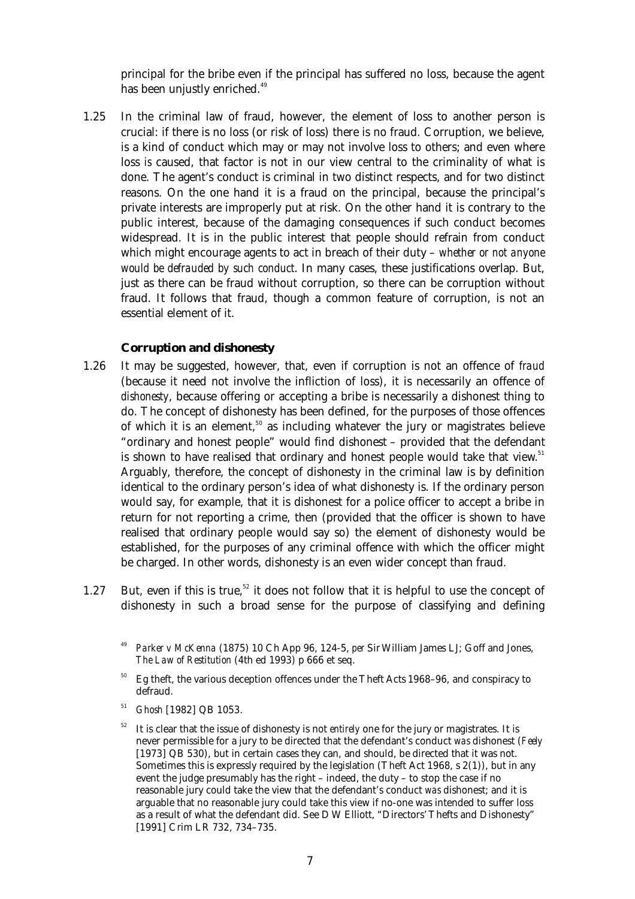principal for the bribe even if the principal has suffered no loss, because the agent has been unjustly enriched.[49]

1.25 In the criminal law of fraud, however, the element of loss to another person is crucial: if there is no loss (or risk of loss) there is no fraud. Corruption, we believe, is a kind of conduct which may or may not involve loss to others; and even where loss *is* caused, that factor is not in our view central to the criminality of what is done. The agent's conduct is criminal in two distinct respects, and for two distinct reasons. On the one hand it is a fraud on the principal, because the principal's private interests are improperly put at risk. On the other hand it is contrary to the public interest, because of the damaging consequences if such conduct becomes widespread. It is in the public interest that people should refrain from conduct which might encourage agents to act in breach of their duty – *whether or not anyone would be defrauded by such conduct*. In many cases, these justifications overlap. But, just as there can be fraud without corruption, so there can be corruption without fraud. It follows that fraud, though a common feature of corruption, is not an essential element of it.

### Corruption and dishonesty

1.26 It may be suggested, however, that, even if corruption is not an offence of *fraud* (because it need not involve the infliction of loss), it is necessarily an offence of *dishonesty*, because offering or accepting a bribe is necessarily a dishonest thing to do. The concept of dishonesty has been defined, for the purposes of those offences of which it is an element,[50] as including whatever the jury or magistrates believe "ordinary and honest people" would find dishonest – provided that the defendant is shown to have realised that ordinary and honest people would take that view.[51] Arguably, therefore, the concept of dishonesty in the criminal law is by definition identical to the ordinary person's idea of what dishonesty is. If the ordinary person would say, for example, that it is dishonest for a police officer to accept a bribe in return for not reporting a crime, then (provided that the officer is shown to have realised that ordinary people would say so) the element of dishonesty would be established, for the purposes of any criminal offence with which the officer might be charged. In other words, dishonesty is an even wider concept than fraud.

1.27 But, even if this is true,[52] it does not follow that it is helpful to use the concept of dishonesty in such a broad sense for the purpose of classifying and defining

[49] *Parker v McKenna* (1875) 10 Ch App 96, 124-5, *per* Sir William James LJ; Goff and Jones, *The Law of Restitution* (4th ed 1993) p 666 et seq.

[50] Eg theft, the various deception offences under the Theft Acts 1968–96, and conspiracy to defraud.

[51] *Ghosh* [1982] QB 1053.

[52] It is clear that the issue of dishonesty is not *entirely* one for the jury or magistrates. It is never permissible for a jury to be directed that the defendant's conduct *was* dishonest (*Feely* [1973] QB 530), but in certain cases they can, and should, be directed that it was not. Sometimes this is expressly required by the legislation (Theft Act 1968, s 2(1)), but in any event the judge presumably has the right – indeed, the duty – to stop the case if no reasonable jury could take the view that the defendant's conduct *was* dishonest; and it is arguable that no reasonable jury could take this view if no-one was intended to suffer loss as a result of what the defendant did. See D W Elliott, "Directors' Thefts and Dishonesty" [1991] Crim LR 732, 734–735.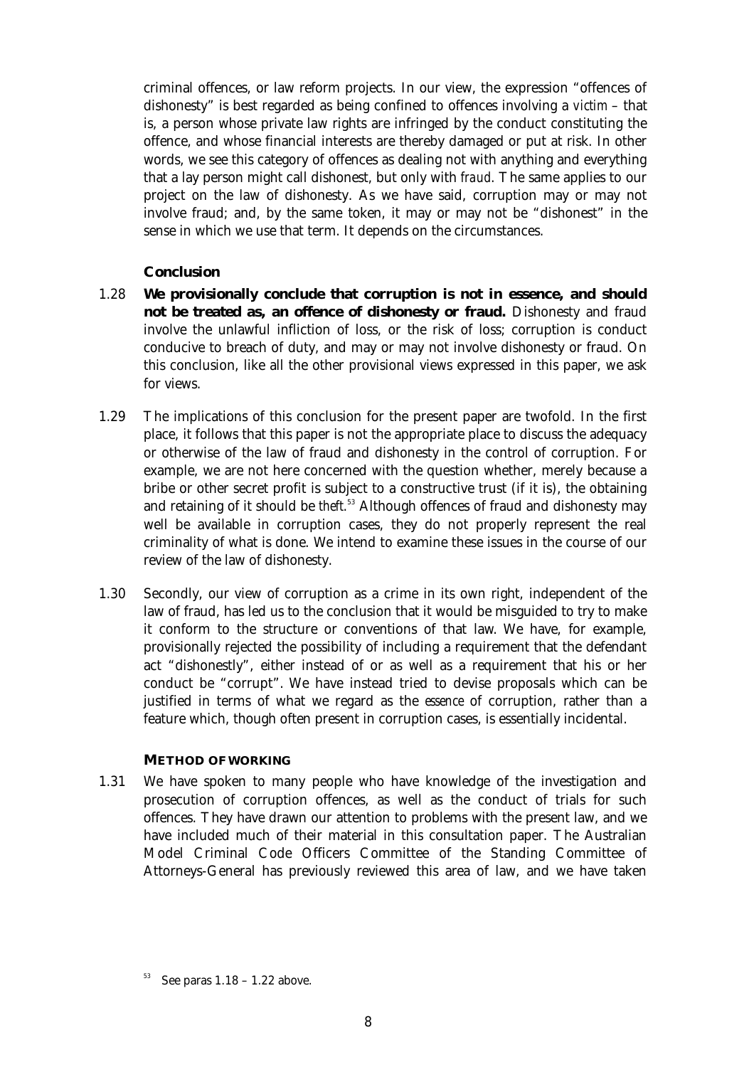criminal offences, or law reform projects. In our view, the expression "offences of dishonesty" is best regarded as being confined to offences involving a *victim* – that is, a person whose private law rights are infringed by the conduct constituting the offence, and whose financial interests are thereby damaged or put at risk. In other words, we see this category of offences as dealing not with anything and everything that a lay person might call dishonest, but only with *fraud*. The same applies to our project on the law of dishonesty. As we have said, corruption may or may not involve fraud; and, by the same token, it may or may not be "dishonest" in the sense in which we use that term. It depends on the circumstances.

### Conclusion

1.28 **We provisionally conclude that corruption is not in essence, and should not be treated as, an offence of dishonesty or fraud.** Dishonesty and fraud involve the unlawful infliction of loss, or the risk of loss; corruption is conduct conducive to breach of duty, and may or may not involve dishonesty or fraud. On this conclusion, like all the other provisional views expressed in this paper, we ask for views.

1.29 The implications of this conclusion for the present paper are twofold. In the first place, it follows that this paper is not the appropriate place to discuss the adequacy or otherwise of the law of fraud and dishonesty in the control of corruption. For example, we are not here concerned with the question whether, merely because a bribe or other secret profit is subject to a constructive trust (if it is), the obtaining and retaining of it should be *theft*.[53] Although offences of fraud and dishonesty may well be available in corruption cases, they do not properly represent the real criminality of what is done. We intend to examine these issues in the course of our review of the law of dishonesty.

1.30 Secondly, our view of corruption as a crime in its own right, independent of the law of fraud, has led us to the conclusion that it would be misguided to try to make it conform to the structure or conventions of that law. We have, for example, provisionally rejected the possibility of including a requirement that the defendant act "dishonestly", either instead of or as well as a requirement that his or her conduct be "corrupt". We have instead tried to devise proposals which can be justified in terms of what we regard as the *essence* of corruption, rather than a feature which, though often present in corruption cases, is essentially incidental.

## METHOD OF WORKING

1.31 We have spoken to many people who have knowledge of the investigation and prosecution of corruption offences, as well as the conduct of trials for such offences. They have drawn our attention to problems with the present law, and we have included much of their material in this consultation paper. The Australian Model Criminal Code Officers Committee of the Standing Committee of Attorneys-General has previously reviewed this area of law, and we have taken

[53] See paras 1.18 – 1.22 above.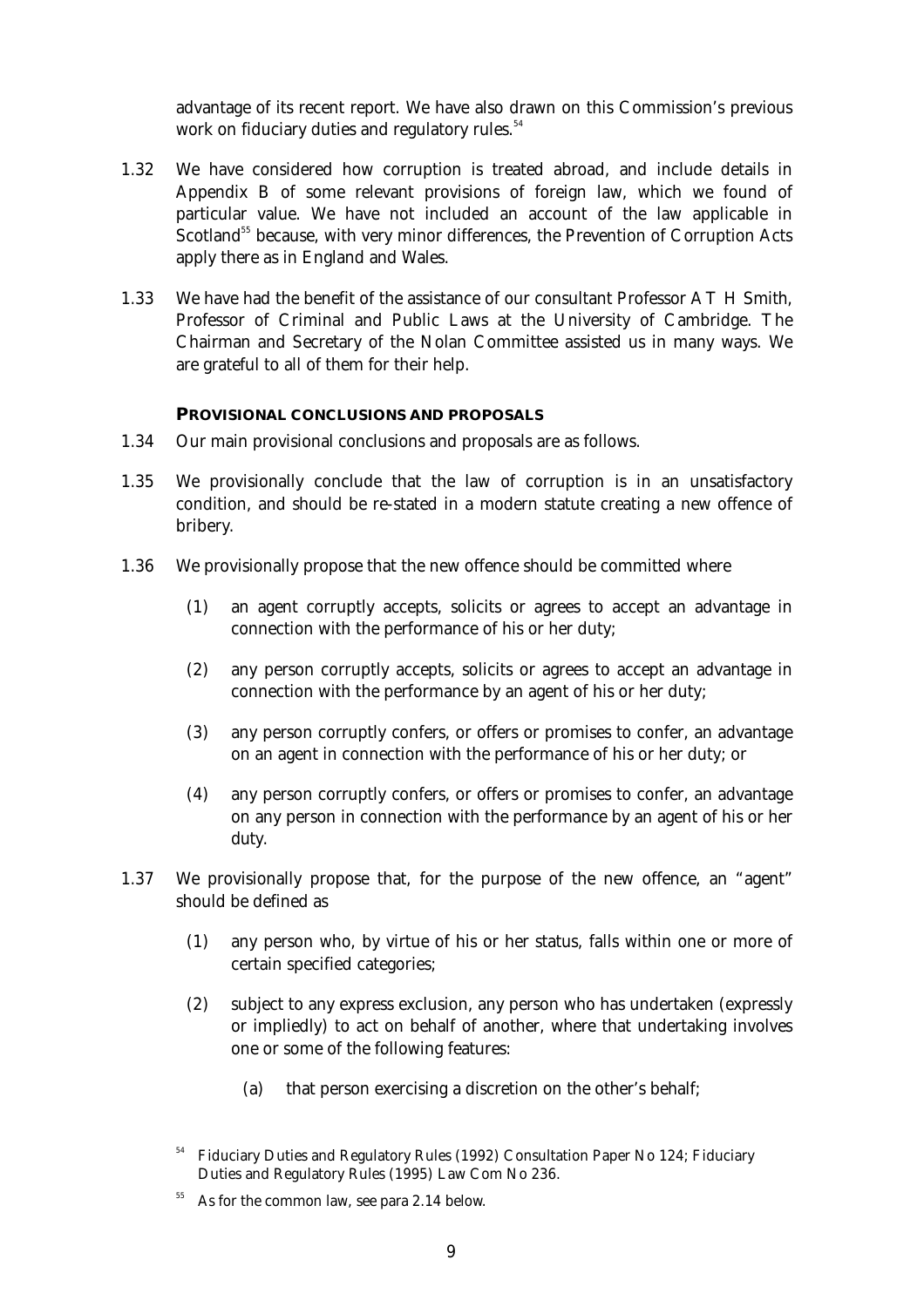advantage of its recent report. We have also drawn on this Commission's previous work on fiduciary duties and regulatory rules.[54]

1.32 We have considered how corruption is treated abroad, and include details in Appendix B of some relevant provisions of foreign law, which we found of particular value. We have not included an account of the law applicable in Scotland[55] because, with very minor differences, the Prevention of Corruption Acts apply there as in England and Wales.

1.33 We have had the benefit of the assistance of our consultant Professor A T H Smith, Professor of Criminal and Public Laws at the University of Cambridge. The Chairman and Secretary of the Nolan Committee assisted us in many ways. We are grateful to all of them for their help.

## PROVISIONAL CONCLUSIONS AND PROPOSALS

1.34 Our main provisional conclusions and proposals are as follows.

1.35 We provisionally conclude that the law of corruption is in an unsatisfactory condition, and should be re-stated in a modern statute creating a new offence of bribery.

1.36 We provisionally propose that the new offence should be committed where

(1) an agent corruptly accepts, solicits or agrees to accept an advantage in connection with the performance of his or her duty;

(2) any person corruptly accepts, solicits or agrees to accept an advantage in connection with the performance by an agent of his or her duty;

(3) any person corruptly confers, or offers or promises to confer, an advantage on an agent in connection with the performance of his or her duty; or

(4) any person corruptly confers, or offers or promises to confer, an advantage on any person in connection with the performance by an agent of his or her duty.

1.37 We provisionally propose that, for the purpose of the new offence, an "agent" should be defined as

(1) any person who, by virtue of his or her status, falls within one or more of certain specified categories;

(2) subject to any express exclusion, any person who has undertaken (expressly or impliedly) to act on behalf of another, where that undertaking involves one or some of the following features:

(a) that person exercising a discretion on the other's behalf;

[54] Fiduciary Duties and Regulatory Rules (1992) Consultation Paper No 124; Fiduciary Duties and Regulatory Rules (1995) Law Com No 236.

[55] As for the common law, see para 2.14 below.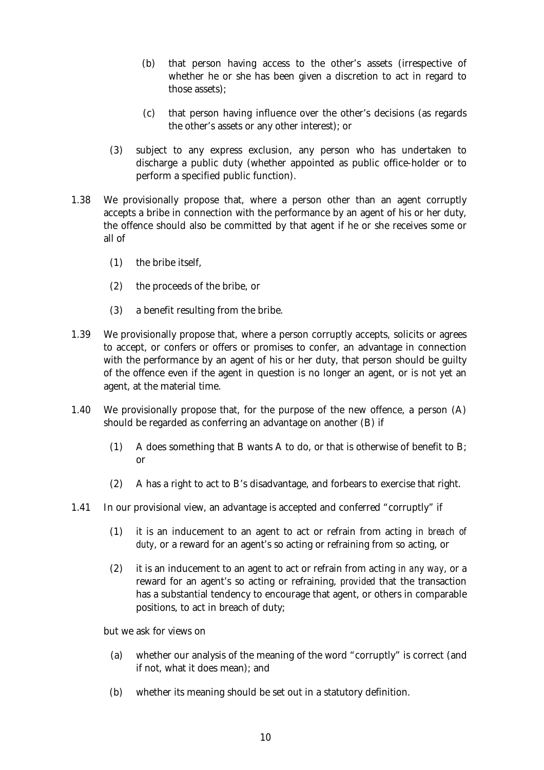(b) that person having access to the other's assets (irrespective of whether he or she has been given a discretion to act in regard to those assets);

(c) that person having influence over the other's decisions (as regards the other's assets or any other interest); or

(3) subject to any express exclusion, any person who has undertaken to discharge a public duty (whether appointed as public office-holder or to perform a specified public function).

1.38 We provisionally propose that, where a person other than an agent corruptly accepts a bribe in connection with the performance by an agent of his or her duty, the offence should also be committed by that agent if he or she receives some or all of

(1) the bribe itself,

(2) the proceeds of the bribe, or

(3) a benefit resulting from the bribe.

1.39 We provisionally propose that, where a person corruptly accepts, solicits or agrees to accept, or confers or offers or promises to confer, an advantage in connection with the performance by an agent of his or her duty, that person should be guilty of the offence even if the agent in question is no longer an agent, or is not yet an agent, at the material time.

1.40 We provisionally propose that, for the purpose of the new offence, a person (A) should be regarded as conferring an advantage on another (B) if

(1) A does something that B wants A to do, or that is otherwise of benefit to B; or

(2) A has a right to act to B's disadvantage, and forbears to exercise that right.

1.41 In our provisional view, an advantage is accepted and conferred "corruptly" if

(1) it is an inducement to an agent to act or refrain from acting *in breach of duty*, or a reward for an agent's so acting or refraining from so acting, or

(2) it is an inducement to an agent to act or refrain from acting *in any way*, or a reward for an agent's so acting or refraining, *provided* that the transaction has a substantial tendency to encourage that agent, or others in comparable positions, to act in breach of duty;

but we ask for views on

(a) whether our analysis of the meaning of the word "corruptly" is correct (and if not, what it does mean); and

(b) whether its meaning should be set out in a statutory definition.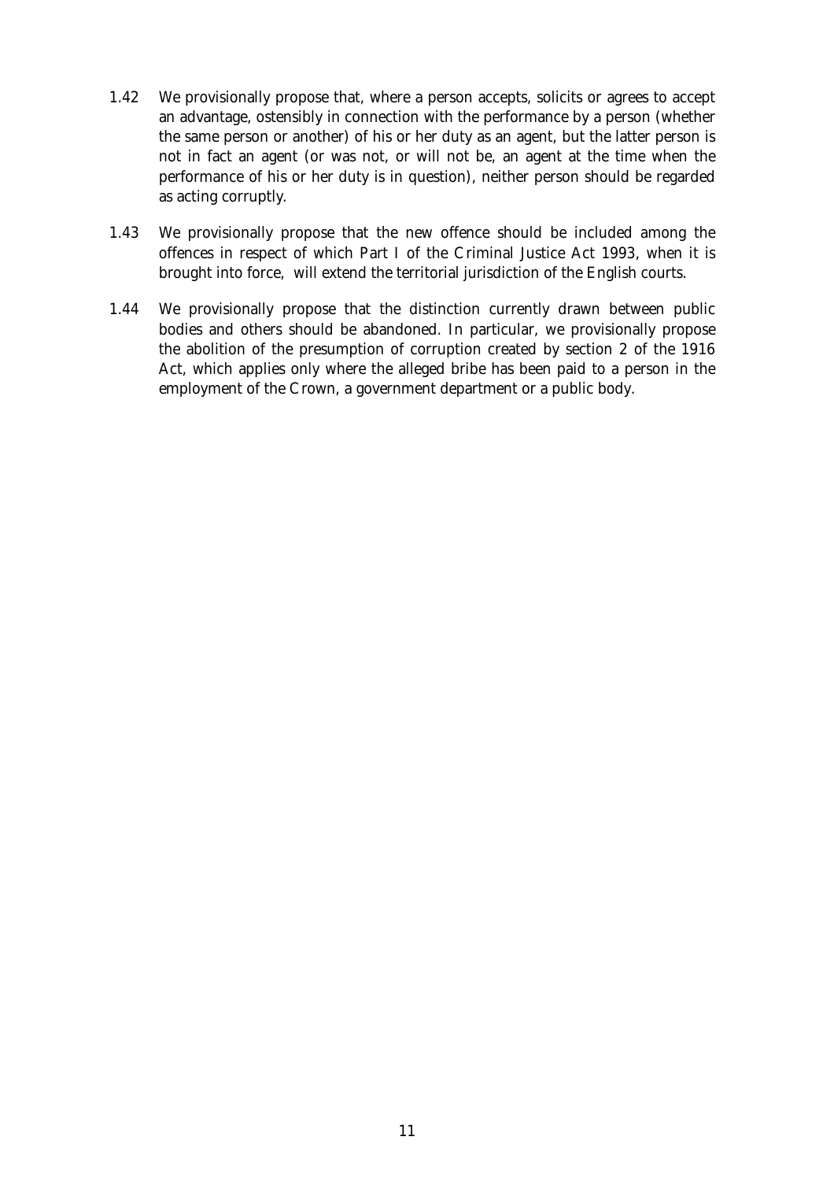1.42 We provisionally propose that, where a person accepts, solicits or agrees to accept an advantage, ostensibly in connection with the performance by a person (whether the same person or another) of his or her duty as an agent, but the latter person is not in fact an agent (or was not, or will not be, an agent at the time when the performance of his or her duty is in question), neither person should be regarded as acting corruptly.

1.43 We provisionally propose that the new offence should be included among the offences in respect of which Part I of the Criminal Justice Act 1993, when it is brought into force, will extend the territorial jurisdiction of the English courts.

1.44 We provisionally propose that the distinction currently drawn between public bodies and others should be abandoned. In particular, we provisionally propose the abolition of the presumption of corruption created by section 2 of the 1916 Act, which applies only where the alleged bribe has been paid to a person in the employment of the Crown, a government department or a public body.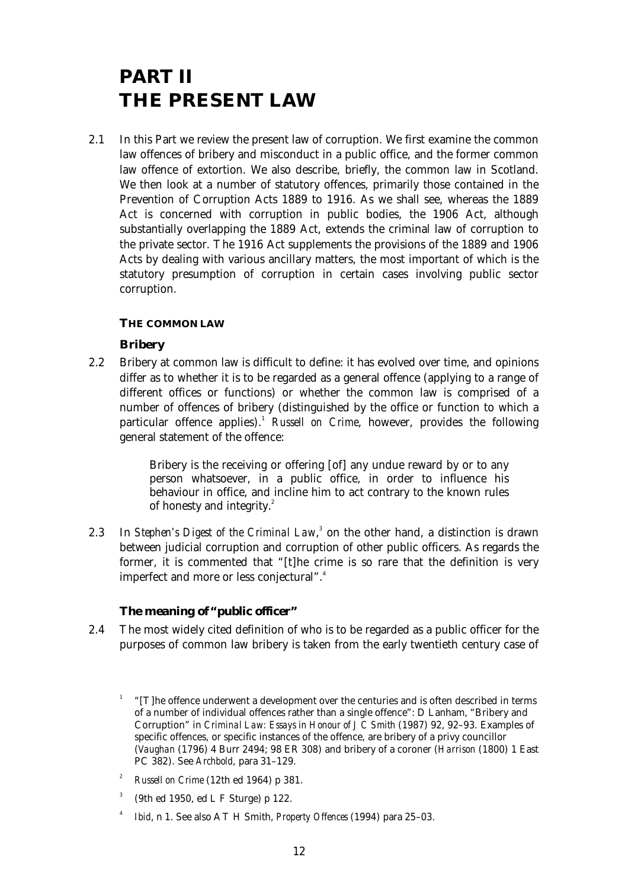# PART II
# THE PRESENT LAW

2.1 In this Part we review the present law of corruption. We first examine the common law offences of bribery and misconduct in a public office, and the former common law offence of extortion. We also describe, briefly, the common law in Scotland. We then look at a number of statutory offences, primarily those contained in the Prevention of Corruption Acts 1889 to 1916. As we shall see, whereas the 1889 Act is concerned with corruption in public bodies, the 1906 Act, although substantially overlapping the 1889 Act, extends the criminal law of corruption to the private sector. The 1916 Act supplements the provisions of the 1889 and 1906 Acts by dealing with various ancillary matters, the most important of which is the statutory presumption of corruption in certain cases involving public sector corruption.

## THE COMMON LAW

### Bribery

2.2 Bribery at common law is difficult to define: it has evolved over time, and opinions differ as to whether it is to be regarded as a general offence (applying to a range of different offices or functions) or whether the common law is comprised of a number of offences of bribery (distinguished by the office or function to which a particular offence applies).[1] *Russell on Crime*, however, provides the following general statement of the offence:

> Bribery is the receiving or offering [of] any undue reward by or to any person whatsoever, in a public office, in order to influence his behaviour in office, and incline him to act contrary to the known rules of honesty and integrity.[2]

2.3 In *Stephen's Digest of the Criminal Law*,[3] on the other hand, a distinction is drawn between judicial corruption and corruption of other public officers. As regards the former, it is commented that "[t]he crime is so rare that the definition is very imperfect and more or less conjectural".[4]

### The meaning of "public officer"

2.4 The most widely cited definition of who is to be regarded as a public officer for the purposes of common law bribery is taken from the early twentieth century case of

---

[1] "[T]he offence underwent a development over the centuries and is often described in terms of a number of individual offences rather than a single offence": D Lanham, "Bribery and Corruption" in *Criminal Law: Essays in Honour of J C Smith* (1987) 92, 92–93. Examples of specific offences, or specific instances of the offence, are bribery of a privy councillor (*Vaughan* (1796) 4 Burr 2494; 98 ER 308) and bribery of a coroner (*Harrison* (1800) 1 East PC 382). See *Archbold*, para 31–129.

[2] *Russell on Crime* (12th ed 1964) p 381.

[3] (9th ed 1950, ed L F Sturge) p 122.

[4] *Ibid*, n 1. See also A T H Smith, *Property Offences* (1994) para 25–03.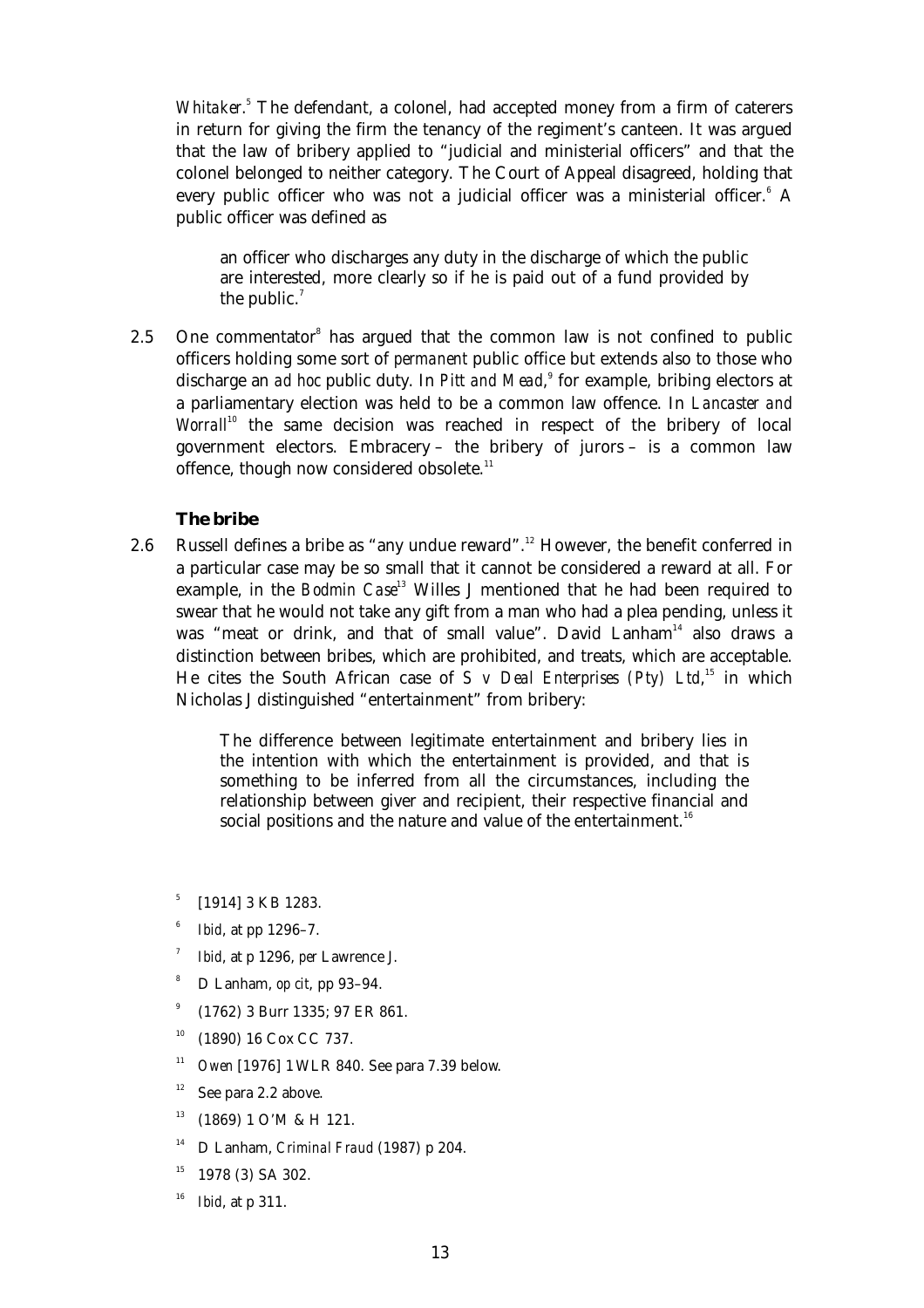*Whitaker*.[5] The defendant, a colonel, had accepted money from a firm of caterers in return for giving the firm the tenancy of the regiment's canteen. It was argued that the law of bribery applied to "judicial and ministerial officers" and that the colonel belonged to neither category. The Court of Appeal disagreed, holding that every public officer who was not a judicial officer was a ministerial officer.[6] A public officer was defined as

> an officer who discharges any duty in the discharge of which the public are interested, more clearly so if he is paid out of a fund provided by the public.[7]

2.5 One commentator[8] has argued that the common law is not confined to public officers holding some sort of *permanent* public office but extends also to those who discharge an *ad hoc* public duty. In *Pitt and Mead*,[9] for example, bribing electors at a parliamentary election was held to be a common law offence. In *Lancaster and Worrall*[10] the same decision was reached in respect of the bribery of local government electors. Embracery – the bribery of jurors – is a common law offence, though now considered obsolete.[11]

### The bribe

2.6 Russell defines a bribe as "any undue reward".[12] However, the benefit conferred in a particular case may be so small that it cannot be considered a reward at all. For example, in the *Bodmin Case*[13] Willes J mentioned that he had been required to swear that he would not take any gift from a man who had a plea pending, unless it was "meat or drink, and that of small value". David Lanham[14] also draws a distinction between bribes, which are prohibited, and treats, which are acceptable. He cites the South African case of *S v Deal Enterprises (Pty) Ltd*,[15] in which Nicholas J distinguished "entertainment" from bribery:

> The difference between legitimate entertainment and bribery lies in the intention with which the entertainment is provided, and that is something to be inferred from all the circumstances, including the relationship between giver and recipient, their respective financial and social positions and the nature and value of the entertainment.[16]

---

[5] [1914] 3 KB 1283.

[6] *Ibid*, at pp 1296–7.

[7] *Ibid*, at p 1296, *per* Lawrence J.

[8] D Lanham, *op cit*, pp 93–94.

[9] (1762) 3 Burr 1335; 97 ER 861.

[10] (1890) 16 Cox CC 737.

[11] *Owen* [1976] 1 WLR 840. See para 7.39 below.

[12] See para 2.2 above.

[13] (1869) 1 O'M & H 121.

[14] D Lanham, *Criminal Fraud* (1987) p 204.

[15] 1978 (3) SA 302.

[16] *Ibid*, at p 311.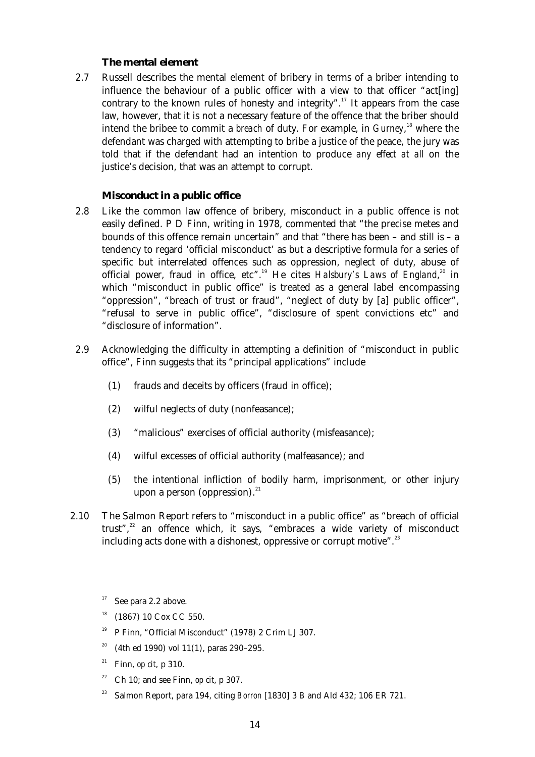### The mental element

2.7 Russell describes the mental element of bribery in terms of a briber intending to influence the behaviour of a public officer with a view to that officer "act[ing] contrary to the known rules of honesty and integrity".[17] It appears from the case law, however, that it is not a necessary feature of the offence that the briber should intend the bribee to commit a *breach* of duty. For example, in *Gurney*,[18] where the defendant was charged with attempting to bribe a justice of the peace, the jury was told that if the defendant had an intention to produce *any effect at all* on the justice's decision, that was an attempt to corrupt.

### Misconduct in a public office

2.8 Like the common law offence of bribery, misconduct in a public offence is not easily defined. P D Finn, writing in 1978, commented that "the precise metes and bounds of this offence remain uncertain" and that "there has been – and still is – a tendency to regard 'official misconduct' as but a descriptive formula for a series of specific but interrelated offences such as oppression, neglect of duty, abuse of official power, fraud in office, etc".[19] He cites *Halsbury's Laws of England*,[20] in which "misconduct in public office" is treated as a general label encompassing "oppression", "breach of trust or fraud", "neglect of duty by [a] public officer", "refusal to serve in public office", "disclosure of spent convictions etc" and "disclosure of information".

2.9 Acknowledging the difficulty in attempting a definition of "misconduct in public office", Finn suggests that its "principal applications" include

(1) frauds and deceits by officers (fraud in office);

(2) wilful neglects of duty (nonfeasance);

(3) "malicious" exercises of official authority (misfeasance);

(4) wilful excesses of official authority (malfeasance); and

(5) the intentional infliction of bodily harm, imprisonment, or other injury upon a person (oppression).[21]

2.10 The Salmon Report refers to "misconduct in a public office" as "breach of official trust",[22] an offence which, it says, "embraces a wide variety of misconduct including acts done with a dishonest, oppressive or corrupt motive".[23]

[17] See para 2.2 above.

[18] (1867) 10 Cox CC 550.

[19] P Finn, "Official Misconduct" (1978) 2 Crim LJ 307.

[20] (4th ed 1990) vol 11(1), paras 290–295.

[21] Finn, *op cit*, p 310.

[22] Ch 10; and see Finn, *op cit*, p 307.

[23] Salmon Report, para 194, citing *Borron* [1830] 3 B and Ald 432; 106 ER 721.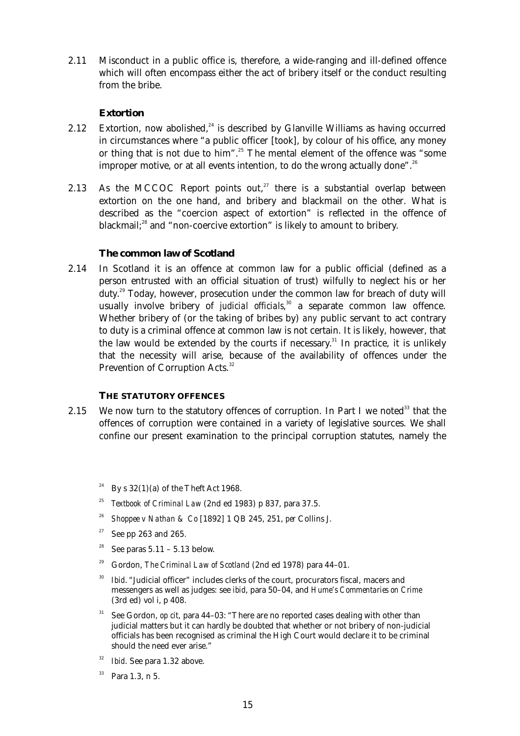2.11 Misconduct in a public office is, therefore, a wide-ranging and ill-defined offence which will often encompass either the act of bribery itself or the conduct resulting from the bribe.

### Extortion

2.12 Extortion, now abolished,[24] is described by Glanville Williams as having occurred in circumstances where "a public officer [took], by colour of his office, any money or thing that is not due to him".[25] The mental element of the offence was "some improper motive, or at all events intention, to do the wrong actually done".[26]

2.13 As the MCCOC Report points out,[27] there is a substantial overlap between extortion on the one hand, and bribery and blackmail on the other. What is described as the "coercion aspect of extortion" is reflected in the offence of blackmail;[28] and "non-coercive extortion" is likely to amount to bribery.

### The common law of Scotland

2.14 In Scotland it is an offence at common law for a public official (defined as a person entrusted with an official situation of trust) wilfully to neglect his or her duty.[29] Today, however, prosecution under the common law for breach of duty will usually involve bribery of *judicial officials*,[30] a separate common law offence. Whether bribery of (or the taking of bribes by) *any* public servant to act contrary to duty is a criminal offence at common law is not certain. It is likely, however, that the law would be extended by the courts if necessary.[31] In practice, it is unlikely that the necessity will arise, because of the availability of offences under the Prevention of Corruption Acts.[32]

## THE STATUTORY OFFENCES

2.15 We now turn to the statutory offences of corruption. In Part I we noted[33] that the offences of corruption were contained in a variety of legislative sources. We shall confine our present examination to the principal corruption statutes, namely the

---

[24] By s 32(1)(a) of the Theft Act 1968.

[25] *Textbook of Criminal Law* (2nd ed 1983) p 837, para 37.5.

[26] *Shoppee v Nathan & Co* [1892] 1 QB 245, 251, *per* Collins J.

[27] See pp 263 and 265.

[28] See paras 5.11 – 5.13 below.

[29] Gordon, *The Criminal Law of Scotland* (2nd ed 1978) para 44–01.

[30] *Ibid*. "Judicial officer" includes clerks of the court, procurators fiscal, macers and messengers as well as judges: see *ibid*, para 50–04, and *Hume's Commentaries on Crime* (3rd ed) vol i, p 408.

[31] See Gordon, *op cit*, para 44–03: "There are no reported cases dealing with other than judicial matters but it can hardly be doubted that whether or not bribery of non-judicial officials has been recognised as criminal the High Court would declare it to be criminal should the need ever arise."

[32] *Ibid*. See para 1.32 above.

[33] Para 1.3, n 5.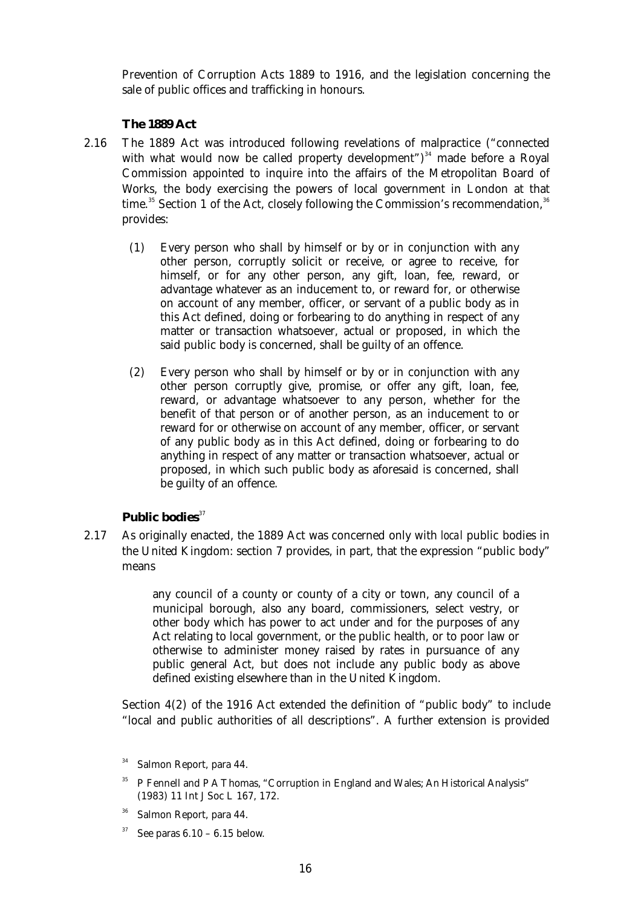Prevention of Corruption Acts 1889 to 1916, and the legislation concerning the sale of public offices and trafficking in honours.

### The 1889 Act

2.16 The 1889 Act was introduced following revelations of malpractice ("connected with what would now be called property development")[34] made before a Royal Commission appointed to inquire into the affairs of the Metropolitan Board of Works, the body exercising the powers of local government in London at that time.[35] Section 1 of the Act, closely following the Commission's recommendation,[36] provides:

> (1) Every person who shall by himself or by or in conjunction with any other person, corruptly solicit or receive, or agree to receive, for himself, or for any other person, any gift, loan, fee, reward, or advantage whatever as an inducement to, or reward for, or otherwise on account of any member, officer, or servant of a public body as in this Act defined, doing or forbearing to do anything in respect of any matter or transaction whatsoever, actual or proposed, in which the said public body is concerned, shall be guilty of an offence.
>
> (2) Every person who shall by himself or by or in conjunction with any other person corruptly give, promise, or offer any gift, loan, fee, reward, or advantage whatsoever to any person, whether for the benefit of that person or of another person, as an inducement to or reward for or otherwise on account of any member, officer, or servant of any public body as in this Act defined, doing or forbearing to do anything in respect of any matter or transaction whatsoever, actual or proposed, in which such public body as aforesaid is concerned, shall be guilty of an offence.

#### *Public bodies*[37]

2.17 As originally enacted, the 1889 Act was concerned only with *local* public bodies in the United Kingdom: section 7 provides, in part, that the expression "public body" means

> any council of a county or county of a city or town, any council of a municipal borough, also any board, commissioners, select vestry, or other body which has power to act under and for the purposes of any Act relating to local government, or the public health, or to poor law or otherwise to administer money raised by rates in pursuance of any public general Act, but does not include any public body as above defined existing elsewhere than in the United Kingdom.

Section 4(2) of the 1916 Act extended the definition of "public body" to include "local and public authorities of all descriptions". A further extension is provided

---

[34] Salmon Report, para 44.

[35] P Fennell and P A Thomas, "Corruption in England and Wales; An Historical Analysis" (1983) 11 Int J Soc L 167, 172.

[36] Salmon Report, para 44.

[37] See paras 6.10 – 6.15 below.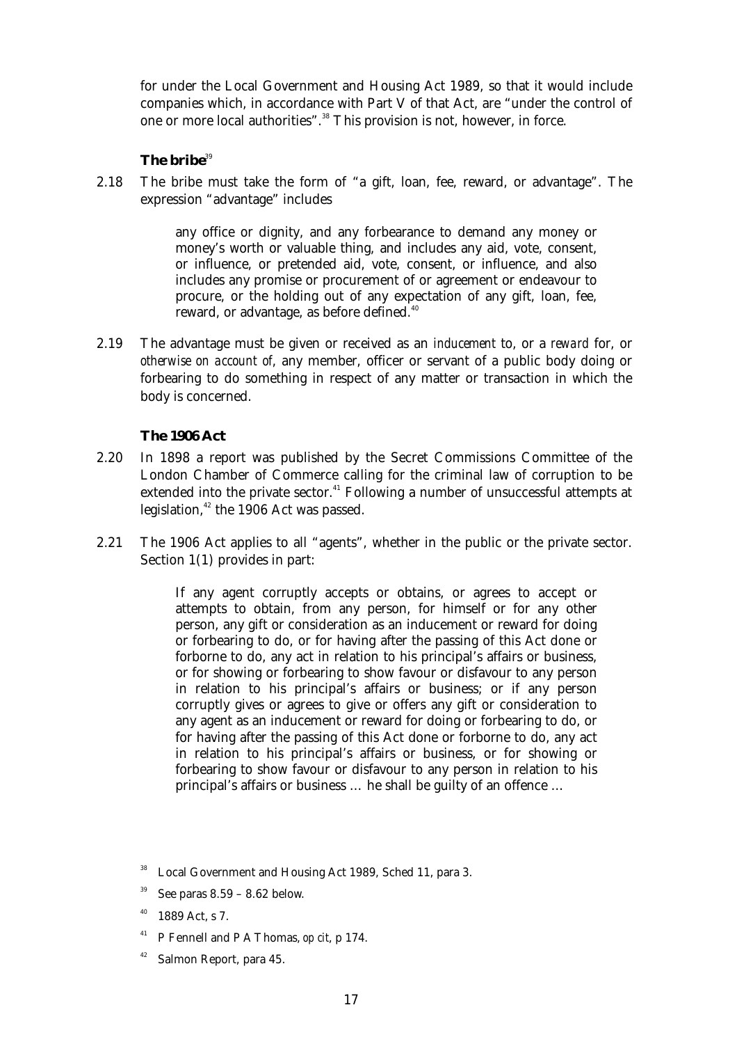for under the Local Government and Housing Act 1989, so that it would include companies which, in accordance with Part V of that Act, are "under the control of one or more local authorities".[38] This provision is not, however, in force.

### The bribe[39]

2.18 The bribe must take the form of "a gift, loan, fee, reward, or advantage". The expression "advantage" includes

> any office or dignity, and any forbearance to demand any money or money's worth or valuable thing, and includes any aid, vote, consent, or influence, or pretended aid, vote, consent, or influence, and also includes any promise or procurement of or agreement or endeavour to procure, or the holding out of any expectation of any gift, loan, fee, reward, or advantage, as before defined.[40]

2.19 The advantage must be given or received as an *inducement* to, or a *reward* for, or *otherwise on account of*, any member, officer or servant of a public body doing or forbearing to do something in respect of any matter or transaction in which the body is concerned.

### The 1906 Act

2.20 In 1898 a report was published by the Secret Commissions Committee of the London Chamber of Commerce calling for the criminal law of corruption to be extended into the private sector.[41] Following a number of unsuccessful attempts at legislation,[42] the 1906 Act was passed.

2.21 The 1906 Act applies to all "agents", whether in the public or the private sector. Section 1(1) provides in part:

> If any agent corruptly accepts or obtains, or agrees to accept or attempts to obtain, from any person, for himself or for any other person, any gift or consideration as an inducement or reward for doing or forbearing to do, or for having after the passing of this Act done or forborne to do, any act in relation to his principal's affairs or business, or for showing or forbearing to show favour or disfavour to any person in relation to his principal's affairs or business; or if any person corruptly gives or agrees to give or offers any gift or consideration to any agent as an inducement or reward for doing or forbearing to do, or for having after the passing of this Act done or forborne to do, any act in relation to his principal's affairs or business, or for showing or forbearing to show favour or disfavour to any person in relation to his principal's affairs or business … he shall be guilty of an offence …

---

[38] Local Government and Housing Act 1989, Sched 11, para 3.

[39] See paras 8.59 – 8.62 below.

[40] 1889 Act, s 7.

[41] P Fennell and P A Thomas, *op cit*, p 174.

[42] Salmon Report, para 45.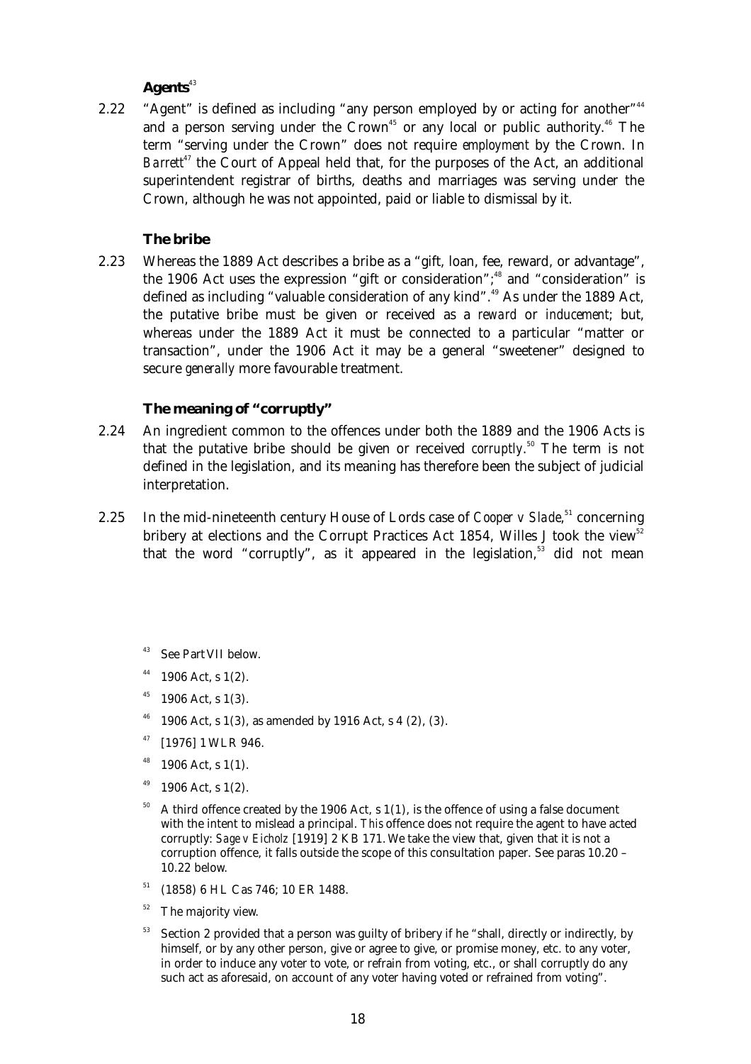### Agents[43]

2.22 "Agent" is defined as including "any person employed by or acting for another"[44] and a person serving under the Crown[45] or any local or public authority.[46] The term "serving under the Crown" does not require *employment* by the Crown. In *Barrett*[47] the Court of Appeal held that, for the purposes of the Act, an additional superintendent registrar of births, deaths and marriages was serving under the Crown, although he was not appointed, paid or liable to dismissal by it.

### The bribe

2.23 Whereas the 1889 Act describes a bribe as a "gift, loan, fee, reward, or advantage", the 1906 Act uses the expression "gift or consideration";[48] and "consideration" is defined as including "valuable consideration of any kind".[49] As under the 1889 Act, the putative bribe must be given or received as a *reward* or *inducement*; but, whereas under the 1889 Act it must be connected to a particular "matter or transaction", under the 1906 Act it may be a general "sweetener" designed to secure *generally* more favourable treatment.

### The meaning of "corruptly"

2.24 An ingredient common to the offences under both the 1889 and the 1906 Acts is that the putative bribe should be given or received *corruptly*.[50] The term is not defined in the legislation, and its meaning has therefore been the subject of judicial interpretation.

2.25 In the mid-nineteenth century House of Lords case of *Cooper v Slade*,[51] concerning bribery at elections and the Corrupt Practices Act 1854, Willes J took the view[52] that the word "corruptly", as it appeared in the legislation,[53] did not mean

---

[43] See Part VII below.

[44] 1906 Act, s 1(2).

[45] 1906 Act, s 1(3).

[46] 1906 Act, s 1(3), as amended by 1916 Act, s 4 (2), (3).

[47] [1976] 1 WLR 946.

[48] 1906 Act, s 1(1).

[49] 1906 Act, s 1(2).

[50] A third offence created by the 1906 Act, s 1(1), is the offence of using a false document with the intent to mislead a principal. This offence does not require the agent to have acted corruptly: *Sage v Eicholz* [1919] 2 KB 171. We take the view that, given that it is not a corruption offence, it falls outside the scope of this consultation paper. See paras 10.20 – 10.22 below.

[51] (1858) 6 HL Cas 746; 10 ER 1488.

[52] The majority view.

[53] Section 2 provided that a person was guilty of bribery if he "shall, directly or indirectly, by himself, or by any other person, give or agree to give, or promise money, etc. to any voter, in order to induce any voter to vote, or refrain from voting, etc., or shall corruptly do any such act as aforesaid, on account of any voter having voted or refrained from voting".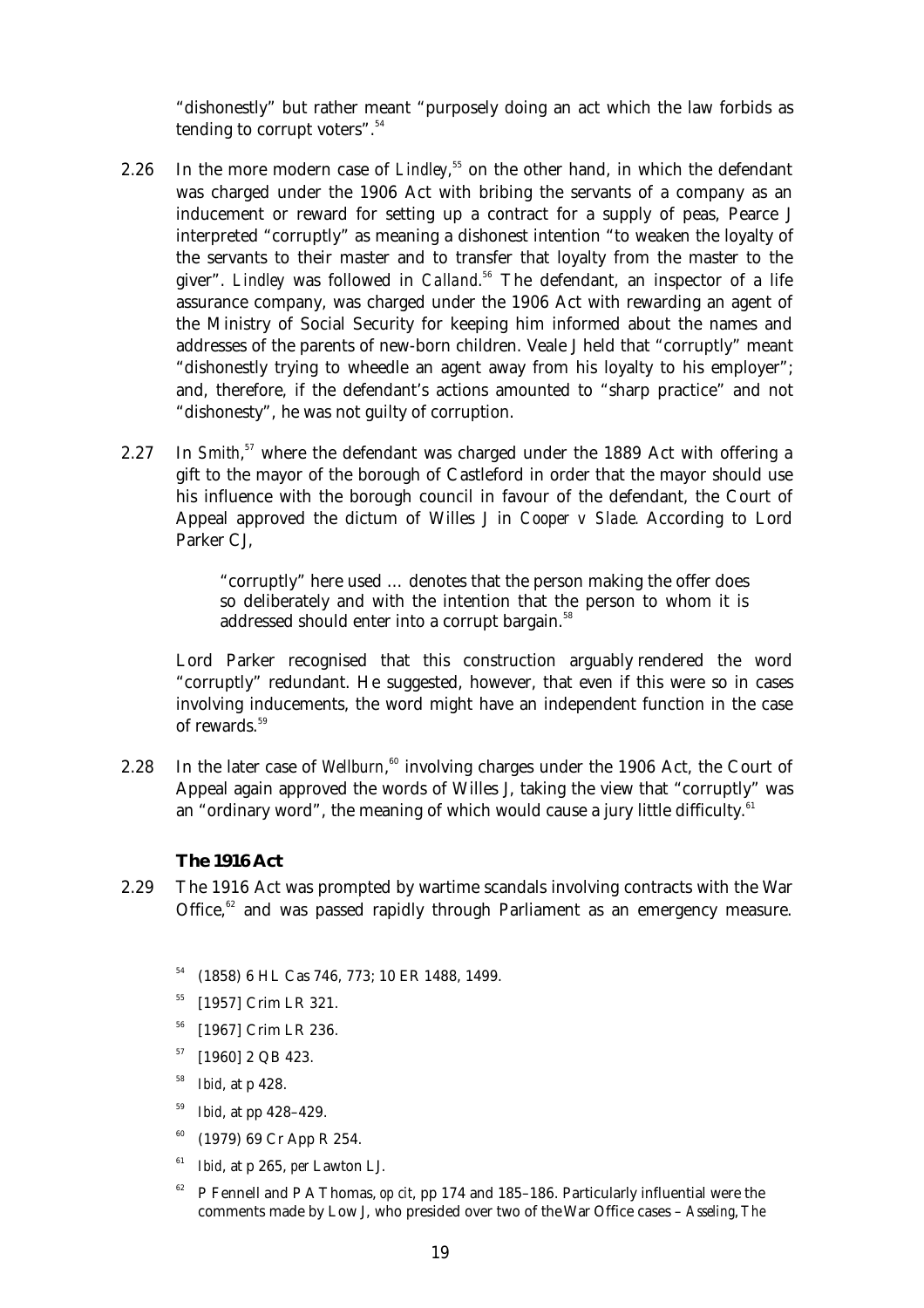"dishonestly" but rather meant "purposely doing an act which the law forbids as tending to corrupt voters".[54]

2.26 In the more modern case of *Lindley*,[55] on the other hand, in which the defendant was charged under the 1906 Act with bribing the servants of a company as an inducement or reward for setting up a contract for a supply of peas, Pearce J interpreted "corruptly" as meaning a dishonest intention "to weaken the loyalty of the servants to their master and to transfer that loyalty from the master to the giver". *Lindley* was followed in *Calland*.[56] The defendant, an inspector of a life assurance company, was charged under the 1906 Act with rewarding an agent of the Ministry of Social Security for keeping him informed about the names and addresses of the parents of new-born children. Veale J held that "corruptly" meant "dishonestly trying to wheedle an agent away from his loyalty to his employer"; and, therefore, if the defendant's actions amounted to "sharp practice" and not "dishonesty", he was not guilty of corruption.

2.27 In *Smith*,[57] where the defendant was charged under the 1889 Act with offering a gift to the mayor of the borough of Castleford in order that the mayor should use his influence with the borough council in favour of the defendant, the Court of Appeal approved the dictum of Willes J in *Cooper v Slade*. According to Lord Parker CJ,

> "corruptly" here used … denotes that the person making the offer does so deliberately and with the intention that the person to whom it is addressed should enter into a corrupt bargain.[58]

Lord Parker recognised that this construction arguably rendered the word "corruptly" redundant. He suggested, however, that even if this were so in cases involving inducements, the word might have an independent function in the case of rewards.[59]

2.28 In the later case of *Wellburn*,[60] involving charges under the 1906 Act, the Court of Appeal again approved the words of Willes J, taking the view that "corruptly" was an "ordinary word", the meaning of which would cause a jury little difficulty.[61]

### The 1916 Act

2.29 The 1916 Act was prompted by wartime scandals involving contracts with the War Office,[62] and was passed rapidly through Parliament as an emergency measure.

---

[54] (1858) 6 HL Cas 746, 773; 10 ER 1488, 1499.

[55] [1957] Crim LR 321.

[56] [1967] Crim LR 236.

[57] [1960] 2 QB 423.

[58] *Ibid*, at p 428.

[59] *Ibid*, at pp 428–429.

[60] (1979) 69 Cr App R 254.

[61] *Ibid*, at p 265, *per* Lawton LJ.

[62] P Fennell and P A Thomas, *op cit*, pp 174 and 185–186. Particularly influential were the comments made by Low J, who presided over two of the War Office cases – *Asseling*, *The*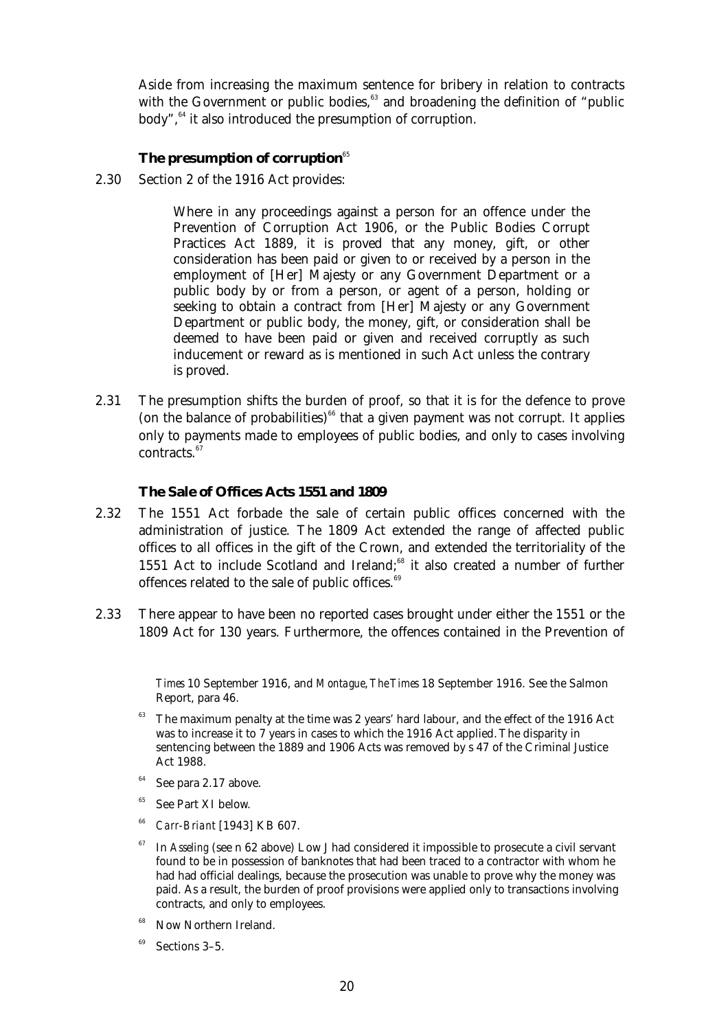Aside from increasing the maximum sentence for bribery in relation to contracts with the Government or public bodies,[63] and broadening the definition of "public body",[64] it also introduced the presumption of corruption.

### The presumption of corruption[65]

2.30 Section 2 of the 1916 Act provides:

> Where in any proceedings against a person for an offence under the Prevention of Corruption Act 1906, or the Public Bodies Corrupt Practices Act 1889, it is proved that any money, gift, or other consideration has been paid or given to or received by a person in the employment of [Her] Majesty or any Government Department or a public body by or from a person, or agent of a person, holding or seeking to obtain a contract from [Her] Majesty or any Government Department or public body, the money, gift, or consideration shall be deemed to have been paid or given and received corruptly as such inducement or reward as is mentioned in such Act unless the contrary is proved.

2.31 The presumption shifts the burden of proof, so that it is for the defence to prove (on the balance of probabilities)[66] that a given payment was not corrupt. It applies only to payments made to employees of public bodies, and only to cases involving contracts.[67]

### The Sale of Offices Acts 1551 and 1809

2.32 The 1551 Act forbade the sale of certain public offices concerned with the administration of justice. The 1809 Act extended the range of affected public offices to all offices in the gift of the Crown, and extended the territoriality of the 1551 Act to include Scotland and Ireland;[68] it also created a number of further offences related to the sale of public offices.[69]

2.33 There appear to have been no reported cases brought under either the 1551 or the 1809 Act for 130 years. Furthermore, the offences contained in the Prevention of

---

*Times* 10 September 1916, and *Montague*, *The Times* 18 September 1916. See the Salmon Report, para 46.

[63] The maximum penalty at the time was 2 years' hard labour, and the effect of the 1916 Act was to increase it to 7 years in cases to which the 1916 Act applied. The disparity in sentencing between the 1889 and 1906 Acts was removed by s 47 of the Criminal Justice Act 1988.

[64] See para 2.17 above.

[65] See Part XI below.

[66] *Carr-Briant* [1943] KB 607.

[67] In *Asseling* (see n 62 above) Low J had considered it impossible to prosecute a civil servant found to be in possession of banknotes that had been traced to a contractor with whom he had had official dealings, because the prosecution was unable to prove why the money was paid. As a result, the burden of proof provisions were applied only to transactions involving contracts, and only to employees.

[68] Now Northern Ireland.

[69] Sections 3–5.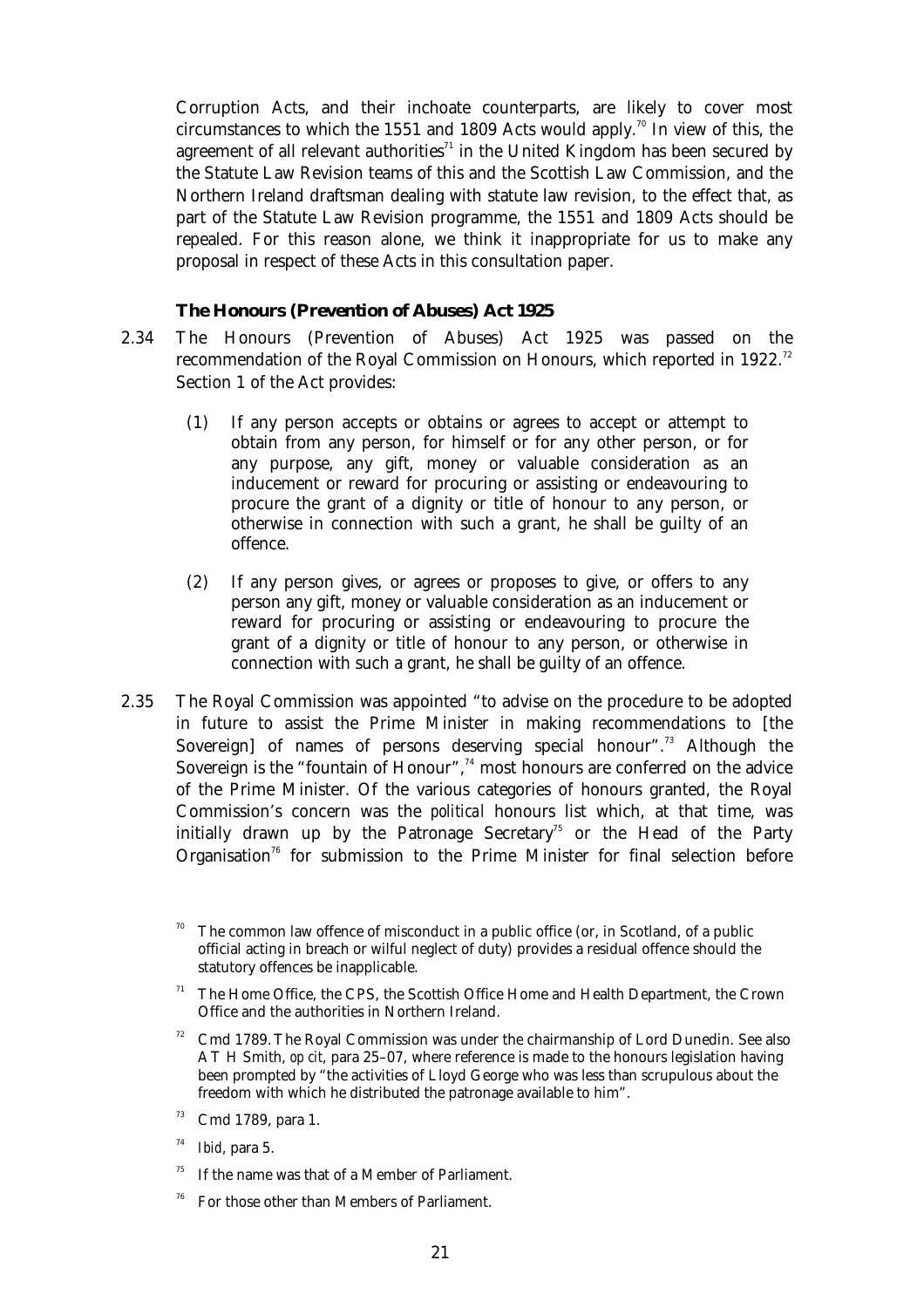Corruption Acts, and their inchoate counterparts, are likely to cover most circumstances to which the 1551 and 1809 Acts would apply.[70] In view of this, the agreement of all relevant authorities[71] in the United Kingdom has been secured by the Statute Law Revision teams of this and the Scottish Law Commission, and the Northern Ireland draftsman dealing with statute law revision, to the effect that, as part of the Statute Law Revision programme, the 1551 and 1809 Acts should be repealed. For this reason alone, we think it inappropriate for us to make any proposal in respect of these Acts in this consultation paper.

### The Honours (Prevention of Abuses) Act 1925

2.34 The Honours (Prevention of Abuses) Act 1925 was passed on the recommendation of the Royal Commission on Honours, which reported in 1922.[72] Section 1 of the Act provides:

> (1) If any person accepts or obtains or agrees to accept or attempt to obtain from any person, for himself or for any other person, or for any purpose, any gift, money or valuable consideration as an inducement or reward for procuring or assisting or endeavouring to procure the grant of a dignity or title of honour to any person, or otherwise in connection with such a grant, he shall be guilty of an offence.
>
> (2) If any person gives, or agrees or proposes to give, or offers to any person any gift, money or valuable consideration as an inducement or reward for procuring or assisting or endeavouring to procure the grant of a dignity or title of honour to any person, or otherwise in connection with such a grant, he shall be guilty of an offence.

2.35 The Royal Commission was appointed "to advise on the procedure to be adopted in future to assist the Prime Minister in making recommendations to [the Sovereign] of names of persons deserving special honour".[73] Although the Sovereign is the "fountain of Honour",[74] most honours are conferred on the advice of the Prime Minister. Of the various categories of honours granted, the Royal Commission's concern was the *political* honours list which, at that time, was initially drawn up by the Patronage Secretary[75] or the Head of the Party Organisation[76] for submission to the Prime Minister for final selection before

[70] The common law offence of misconduct in a public office (or, in Scotland, of a public official acting in breach or wilful neglect of duty) provides a residual offence should the statutory offences be inapplicable.

[71] The Home Office, the CPS, the Scottish Office Home and Health Department, the Crown Office and the authorities in Northern Ireland.

[72] Cmd 1789. The Royal Commission was under the chairmanship of Lord Dunedin. See also A T H Smith, *op cit*, para 25–07, where reference is made to the honours legislation having been prompted by "the activities of Lloyd George who was less than scrupulous about the freedom with which he distributed the patronage available to him".

[73] Cmd 1789, para 1.

[74] *Ibid*, para 5.

[75] If the name was that of a Member of Parliament.

[76] For those other than Members of Parliament.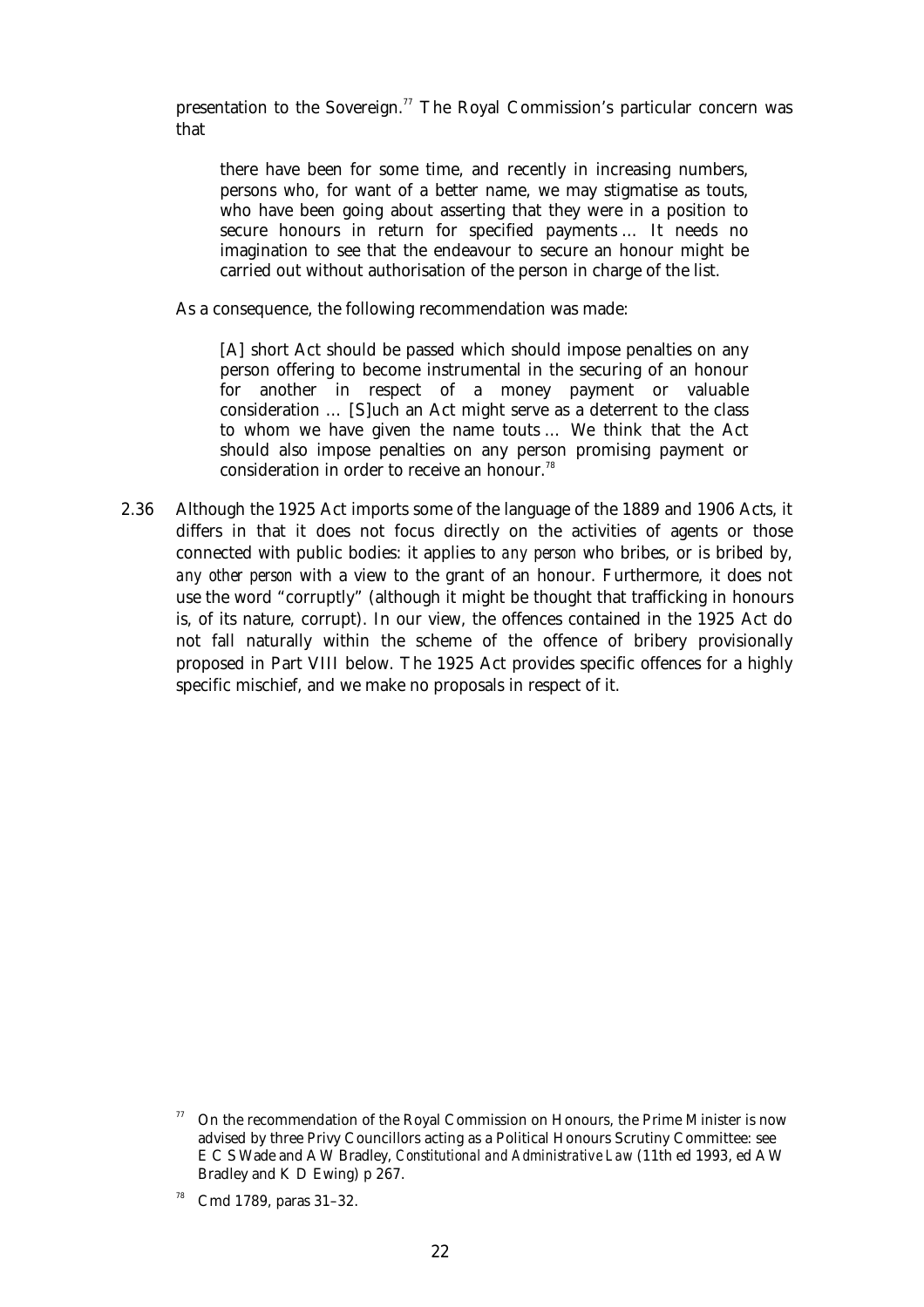presentation to the Sovereign.[77] The Royal Commission's particular concern was that

> there have been for some time, and recently in increasing numbers, persons who, for want of a better name, we may stigmatise as touts, who have been going about asserting that they were in a position to secure honours in return for specified payments ... It needs no imagination to see that the endeavour to secure an honour might be carried out without authorisation of the person in charge of the list.

As a consequence, the following recommendation was made:

> [A] short Act should be passed which should impose penalties on any person offering to become instrumental in the securing of an honour for another in respect of a money payment or valuable consideration … [S]uch an Act might serve as a deterrent to the class to whom we have given the name touts ... We think that the Act should also impose penalties on any person promising payment or consideration in order to receive an honour.[78]

2.36 Although the 1925 Act imports some of the language of the 1889 and 1906 Acts, it differs in that it does not focus directly on the activities of agents or those connected with public bodies: it applies to *any person* who bribes, or is bribed by, *any other person* with a view to the grant of an honour. Furthermore, it does not use the word "corruptly" (although it might be thought that trafficking in honours is, of its nature, corrupt). In our view, the offences contained in the 1925 Act do not fall naturally within the scheme of the offence of bribery provisionally proposed in Part VIII below. The 1925 Act provides specific offences for a highly specific mischief, and we make no proposals in respect of it.

---

[77] On the recommendation of the Royal Commission on Honours, the Prime Minister is now advised by three Privy Councillors acting as a Political Honours Scrutiny Committee: see E C S Wade and A W Bradley, *Constitutional and Administrative Law* (11th ed 1993, ed A W Bradley and K D Ewing) p 267.

[78] Cmd 1789, paras 31–32.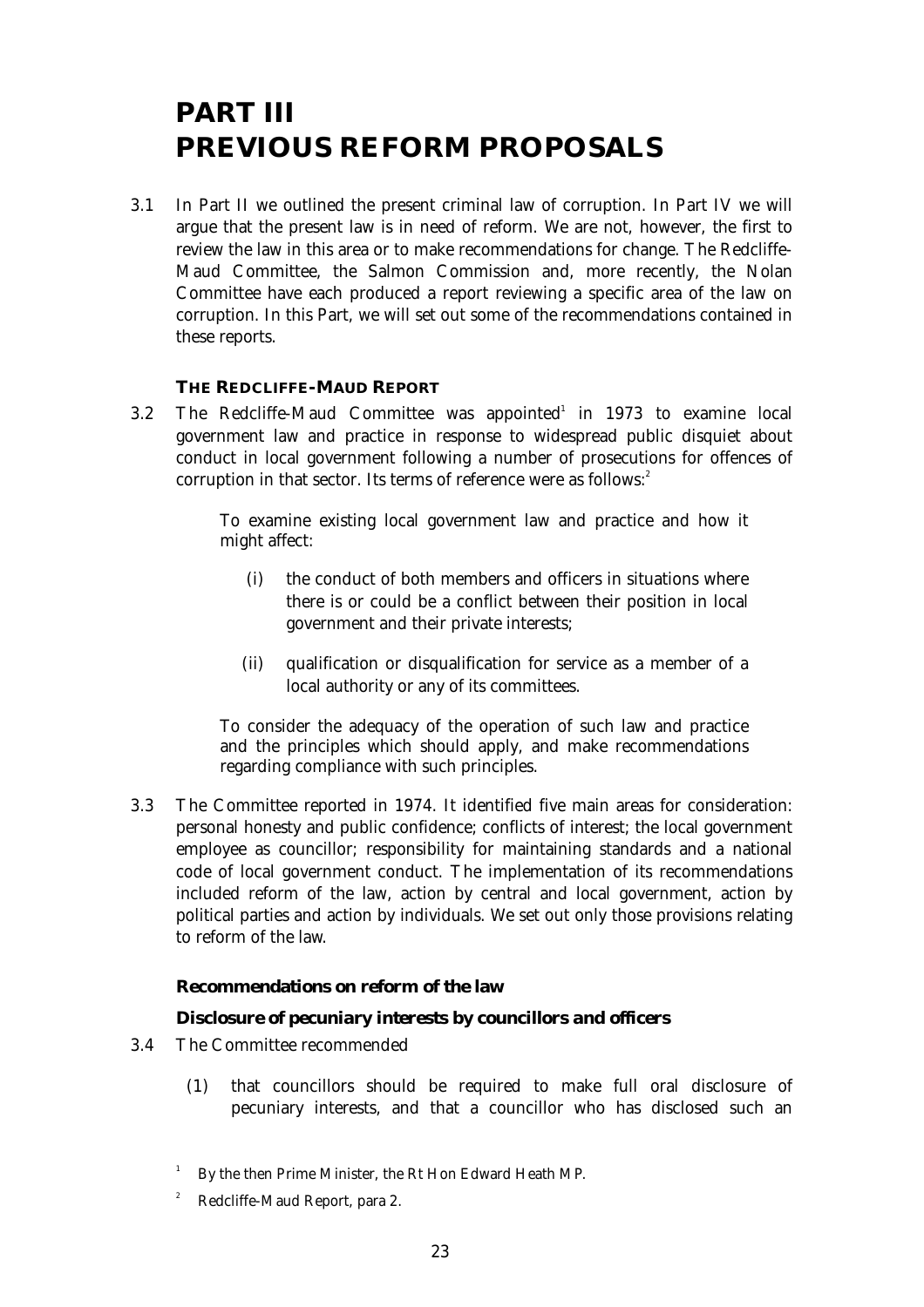# PART III PREVIOUS REFORM PROPOSALS

3.1 In Part II we outlined the present criminal law of corruption. In Part IV we will argue that the present law is in need of reform. We are not, however, the first to review the law in this area or to make recommendations for change. The Redcliffe-Maud Committee, the Salmon Commission and, more recently, the Nolan Committee have each produced a report reviewing a specific area of the law on corruption. In this Part, we will set out some of the recommendations contained in these reports.

## THE REDCLIFFE-MAUD REPORT

3.2 The Redcliffe-Maud Committee was appointed[1] in 1973 to examine local government law and practice in response to widespread public disquiet about conduct in local government following a number of prosecutions for offences of corruption in that sector. Its terms of reference were as follows:[2]

> To examine existing local government law and practice and how it might affect:
>
> (i) the conduct of both members and officers in situations where there is or could be a conflict between their position in local government and their private interests;
>
> (ii) qualification or disqualification for service as a member of a local authority or any of its committees.
>
> To consider the adequacy of the operation of such law and practice and the principles which should apply, and make recommendations regarding compliance with such principles.

3.3 The Committee reported in 1974. It identified five main areas for consideration: personal honesty and public confidence; conflicts of interest; the local government employee as councillor; responsibility for maintaining standards and a national code of local government conduct. The implementation of its recommendations included reform of the law, action by central and local government, action by political parties and action by individuals. We set out only those provisions relating to reform of the law.

### Recommendations on reform of the law

#### Disclosure of pecuniary interests by councillors and officers

3.4 The Committee recommended

(1) that councillors should be required to make full oral disclosure of pecuniary interests, and that a councillor who has disclosed such an

[1] By the then Prime Minister, the Rt Hon Edward Heath MP.

[2] Redcliffe-Maud Report, para 2.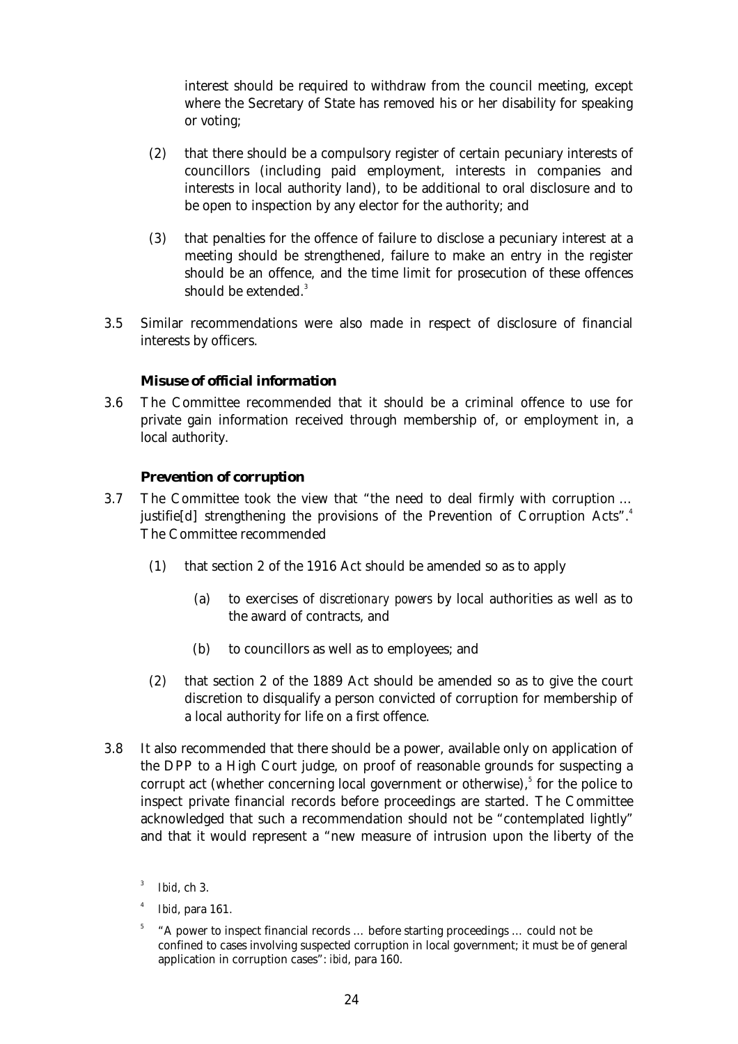interest should be required to withdraw from the council meeting, except where the Secretary of State has removed his or her disability for speaking or voting;

(2) that there should be a compulsory register of certain pecuniary interests of councillors (including paid employment, interests in companies and interests in local authority land), to be additional to oral disclosure and to be open to inspection by any elector for the authority; and

(3) that penalties for the offence of failure to disclose a pecuniary interest at a meeting should be strengthened, failure to make an entry in the register should be an offence, and the time limit for prosecution of these offences should be extended.[3]

3.5 Similar recommendations were also made in respect of disclosure of financial interests by officers.

### Misuse of official information

3.6 The Committee recommended that it should be a criminal offence to use for private gain information received through membership of, or employment in, a local authority.

### Prevention of corruption

3.7 The Committee took the view that "the need to deal firmly with corruption … justifie[d] strengthening the provisions of the Prevention of Corruption Acts".[4] The Committee recommended

(1) that section 2 of the 1916 Act should be amended so as to apply

(a) to exercises of *discretionary powers* by local authorities as well as to the award of contracts, and

(b) to councillors as well as to employees; and

(2) that section 2 of the 1889 Act should be amended so as to give the court discretion to disqualify a person convicted of corruption for membership of a local authority for life on a first offence.

3.8 It also recommended that there should be a power, available only on application of the DPP to a High Court judge, on proof of reasonable grounds for suspecting a corrupt act (whether concerning local government or otherwise),[5] for the police to inspect private financial records before proceedings are started. The Committee acknowledged that such a recommendation should not be "contemplated lightly" and that it would represent a "new measure of intrusion upon the liberty of the

[3] *Ibid*, ch 3.

[4] *Ibid*, para 161.

[5] "A power to inspect financial records … before starting proceedings … could not be confined to cases involving suspected corruption in local government; it must be of general application in corruption cases": *ibid*, para 160.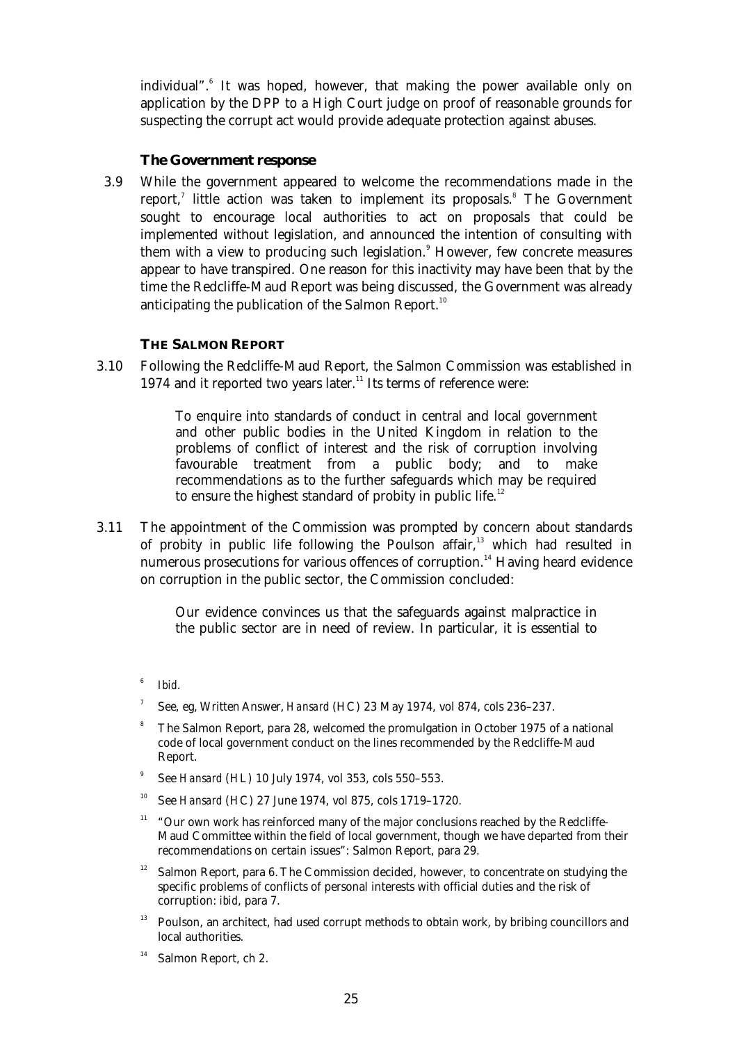individual".[6] It was hoped, however, that making the power available only on application by the DPP to a High Court judge on proof of reasonable grounds for suspecting the corrupt act would provide adequate protection against abuses.

### The Government response

3.9 While the government appeared to welcome the recommendations made in the report,[7] little action was taken to implement its proposals.[8] The Government sought to encourage local authorities to act on proposals that could be implemented without legislation, and announced the intention of consulting with them with a view to producing such legislation.[9] However, few concrete measures appear to have transpired. One reason for this inactivity may have been that by the time the Redcliffe-Maud Report was being discussed, the Government was already anticipating the publication of the Salmon Report.[10]

## THE SALMON REPORT

3.10 Following the Redcliffe-Maud Report, the Salmon Commission was established in 1974 and it reported two years later.[11] Its terms of reference were:

> To enquire into standards of conduct in central and local government and other public bodies in the United Kingdom in relation to the problems of conflict of interest and the risk of corruption involving favourable treatment from a public body; and to make recommendations as to the further safeguards which may be required to ensure the highest standard of probity in public life.[12]

3.11 The appointment of the Commission was prompted by concern about standards of probity in public life following the Poulson affair,[13] which had resulted in numerous prosecutions for various offences of corruption.[14] Having heard evidence on corruption in the public sector, the Commission concluded:

> Our evidence convinces us that the safeguards against malpractice in the public sector are in need of review. In particular, it is essential to

---

[6] *Ibid*.

[7] See, eg, Written Answer, *Hansard* (HC) 23 May 1974, vol 874, cols 236–237.

[8] The Salmon Report, para 28, welcomed the promulgation in October 1975 of a national code of local government conduct on the lines recommended by the Redcliffe-Maud Report.

[9] See *Hansard* (HL) 10 July 1974, vol 353, cols 550–553.

[10] See *Hansard* (HC) 27 June 1974, vol 875, cols 1719–1720.

[11] "Our own work has reinforced many of the major conclusions reached by the Redcliffe-Maud Committee within the field of local government, though we have departed from their recommendations on certain issues": Salmon Report, para 29.

[12] Salmon Report, para 6. The Commission decided, however, to concentrate on studying the specific problems of conflicts of personal interests with official duties and the risk of corruption: *ibid*, para 7.

[13] Poulson, an architect, had used corrupt methods to obtain work, by bribing councillors and local authorities.

[14] Salmon Report, ch 2.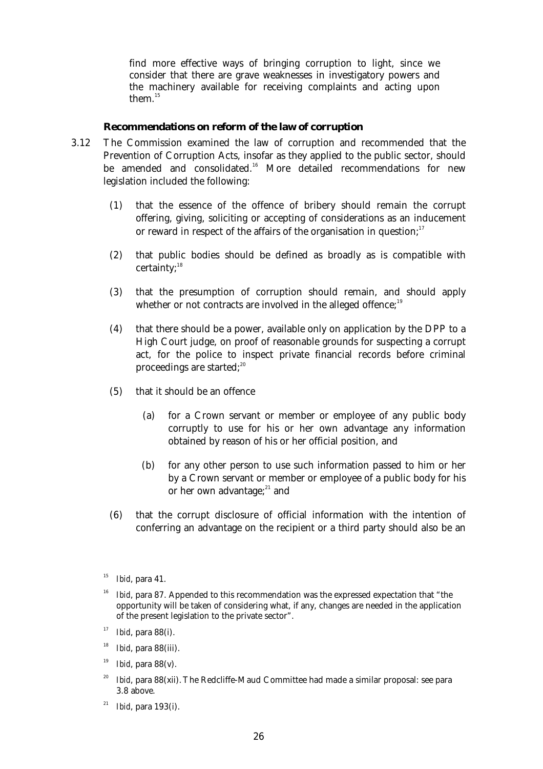find more effective ways of bringing corruption to light, since we consider that there are grave weaknesses in investigatory powers and the machinery available for receiving complaints and acting upon them.[15]

### Recommendations on reform of the law of corruption

3.12 The Commission examined the law of corruption and recommended that the Prevention of Corruption Acts, insofar as they applied to the public sector, should be amended and consolidated.[16] More detailed recommendations for new legislation included the following:

(1) that the essence of the offence of bribery should remain the corrupt offering, giving, soliciting or accepting of considerations as an inducement or reward in respect of the affairs of the organisation in question;[17]

(2) that public bodies should be defined as broadly as is compatible with certainty;[18]

(3) that the presumption of corruption should remain, and should apply whether or not contracts are involved in the alleged offence;[19]

(4) that there should be a power, available only on application by the DPP to a High Court judge, on proof of reasonable grounds for suspecting a corrupt act, for the police to inspect private financial records before criminal proceedings are started;[20]

(5) that it should be an offence

(a) for a Crown servant or member or employee of any public body corruptly to use for his or her own advantage any information obtained by reason of his or her official position, and

(b) for any other person to use such information passed to him or her by a Crown servant or member or employee of a public body for his or her own advantage;[21] and

(6) that the corrupt disclosure of official information with the intention of conferring an advantage on the recipient or a third party should also be an

---

[15] *Ibid*, para 41.

[16] *Ibid*, para 87. Appended to this recommendation was the expressed expectation that "the opportunity will be taken of considering what, if any, changes are needed in the application of the present legislation to the private sector".

[17] *Ibid*, para 88(i).

[18] *Ibid*, para 88(iii).

[19] *Ibid*, para 88(v).

[20] *Ibid*, para 88(xii). The Redcliffe-Maud Committee had made a similar proposal: see para 3.8 above.

[21] *Ibid*, para 193(i).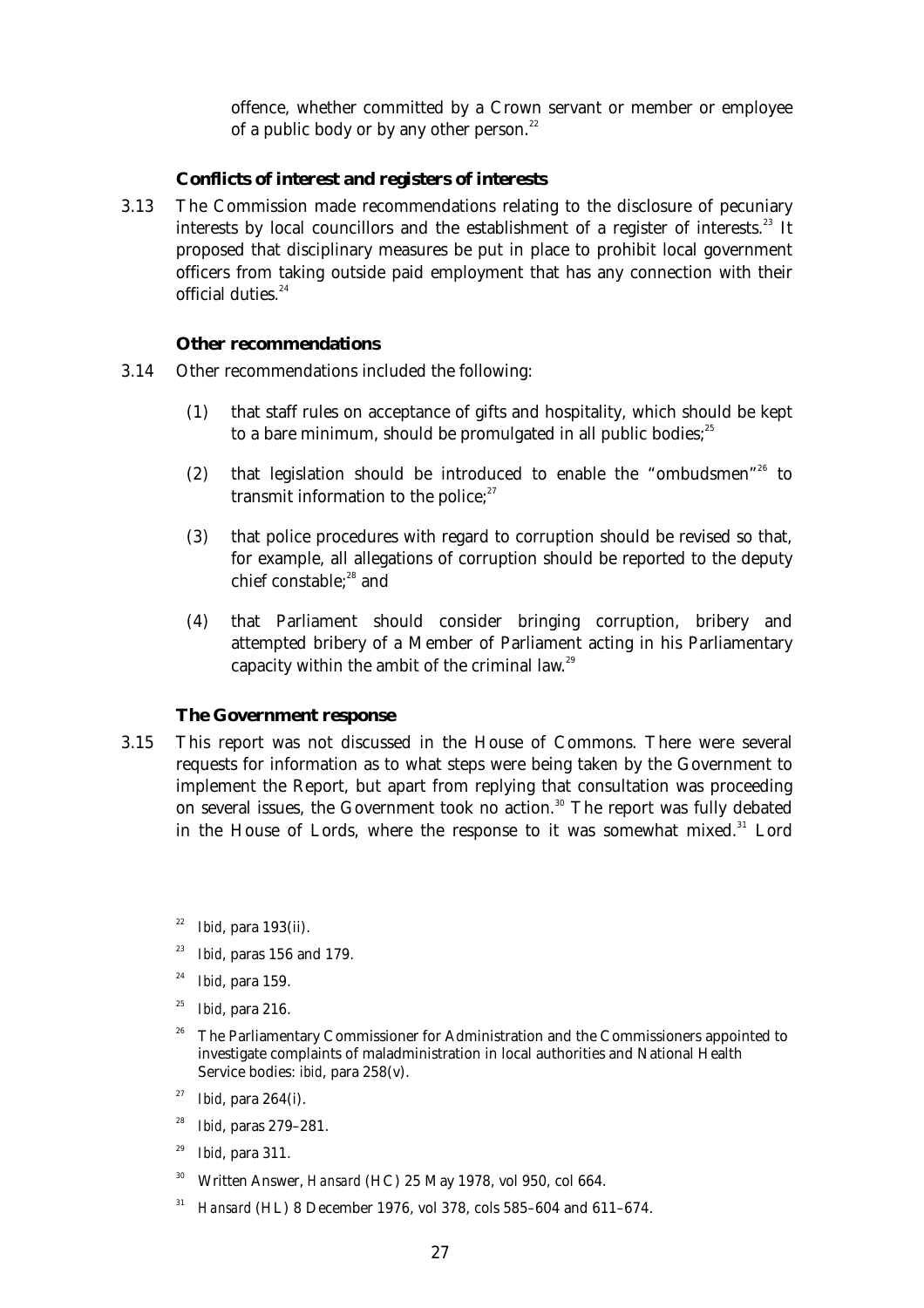offence, whether committed by a Crown servant or member or employee of a public body or by any other person.[22]

#### Conflicts of interest and registers of interests

3.13 The Commission made recommendations relating to the disclosure of pecuniary interests by local councillors and the establishment of a register of interests.[23] It proposed that disciplinary measures be put in place to prohibit local government officers from taking outside paid employment that has any connection with their official duties.[24]

#### Other recommendations

3.14 Other recommendations included the following:

(1) that staff rules on acceptance of gifts and hospitality, which should be kept to a bare minimum, should be promulgated in all public bodies;[25]

(2) that legislation should be introduced to enable the "ombudsmen"[26] to transmit information to the police;[27]

(3) that police procedures with regard to corruption should be revised so that, for example, all allegations of corruption should be reported to the deputy chief constable;[28] and

(4) that Parliament should consider bringing corruption, bribery and attempted bribery of a Member of Parliament acting in his Parliamentary capacity within the ambit of the criminal law.[29]

#### The Government response

3.15 This report was not discussed in the House of Commons. There were several requests for information as to what steps were being taken by the Government to implement the Report, but apart from replying that consultation was proceeding on several issues, the Government took no action.[30] The report was fully debated in the House of Lords, where the response to it was somewhat mixed.[31] Lord

---

[22] *Ibid*, para 193(ii).

[23] *Ibid*, paras 156 and 179.

[24] *Ibid*, para 159.

[25] *Ibid*, para 216.

[26] The Parliamentary Commissioner for Administration and the Commissioners appointed to investigate complaints of maladministration in local authorities and National Health Service bodies: *ibid*, para 258(v).

[27] *Ibid*, para 264(i).

[28] *Ibid*, paras 279–281.

[29] *Ibid*, para 311.

[30] Written Answer, *Hansard* (HC) 25 May 1978, vol 950, col 664.

[31] *Hansard* (HL) 8 December 1976, vol 378, cols 585–604 and 611–674.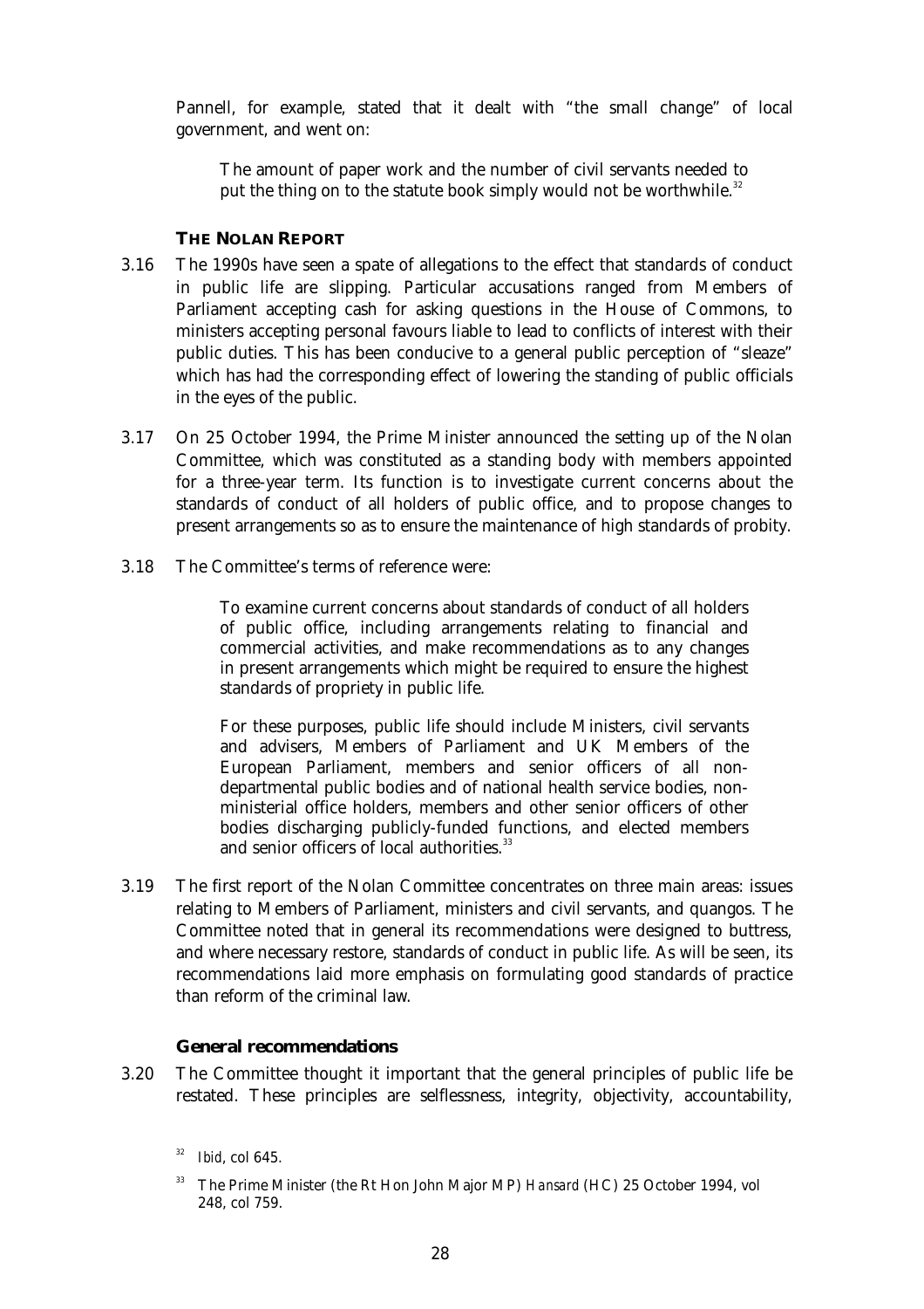Pannell, for example, stated that it dealt with "the small change" of local government, and went on:

> The amount of paper work and the number of civil servants needed to put the thing on to the statute book simply would not be worthwhile.[32]

### THE NOLAN REPORT

3.16 The 1990s have seen a spate of allegations to the effect that standards of conduct in public life are slipping. Particular accusations ranged from Members of Parliament accepting cash for asking questions in the House of Commons, to ministers accepting personal favours liable to lead to conflicts of interest with their public duties. This has been conducive to a general public perception of "sleaze" which has had the corresponding effect of lowering the standing of public officials in the eyes of the public.

3.17 On 25 October 1994, the Prime Minister announced the setting up of the Nolan Committee, which was constituted as a standing body with members appointed for a three-year term. Its function is to investigate current concerns about the standards of conduct of all holders of public office, and to propose changes to present arrangements so as to ensure the maintenance of high standards of probity.

3.18 The Committee's terms of reference were:

> To examine current concerns about standards of conduct of all holders of public office, including arrangements relating to financial and commercial activities, and make recommendations as to any changes in present arrangements which might be required to ensure the highest standards of propriety in public life.
>
> For these purposes, public life should include Ministers, civil servants and advisers, Members of Parliament and UK Members of the European Parliament, members and senior officers of all non-departmental public bodies and of national health service bodies, non-ministerial office holders, members and other senior officers of other bodies discharging publicly-funded functions, and elected members and senior officers of local authorities.[33]

3.19 The first report of the Nolan Committee concentrates on three main areas: issues relating to Members of Parliament, ministers and civil servants, and quangos. The Committee noted that in general its recommendations were designed to buttress, and where necessary restore, standards of conduct in public life. As will be seen, its recommendations laid more emphasis on formulating good standards of practice than reform of the criminal law.

#### General recommendations

3.20 The Committee thought it important that the general principles of public life be restated. These principles are selflessness, integrity, objectivity, accountability,

---

[32] *Ibid*, col 645.

[33] The Prime Minister (the Rt Hon John Major MP) *Hansard* (HC) 25 October 1994, vol 248, col 759.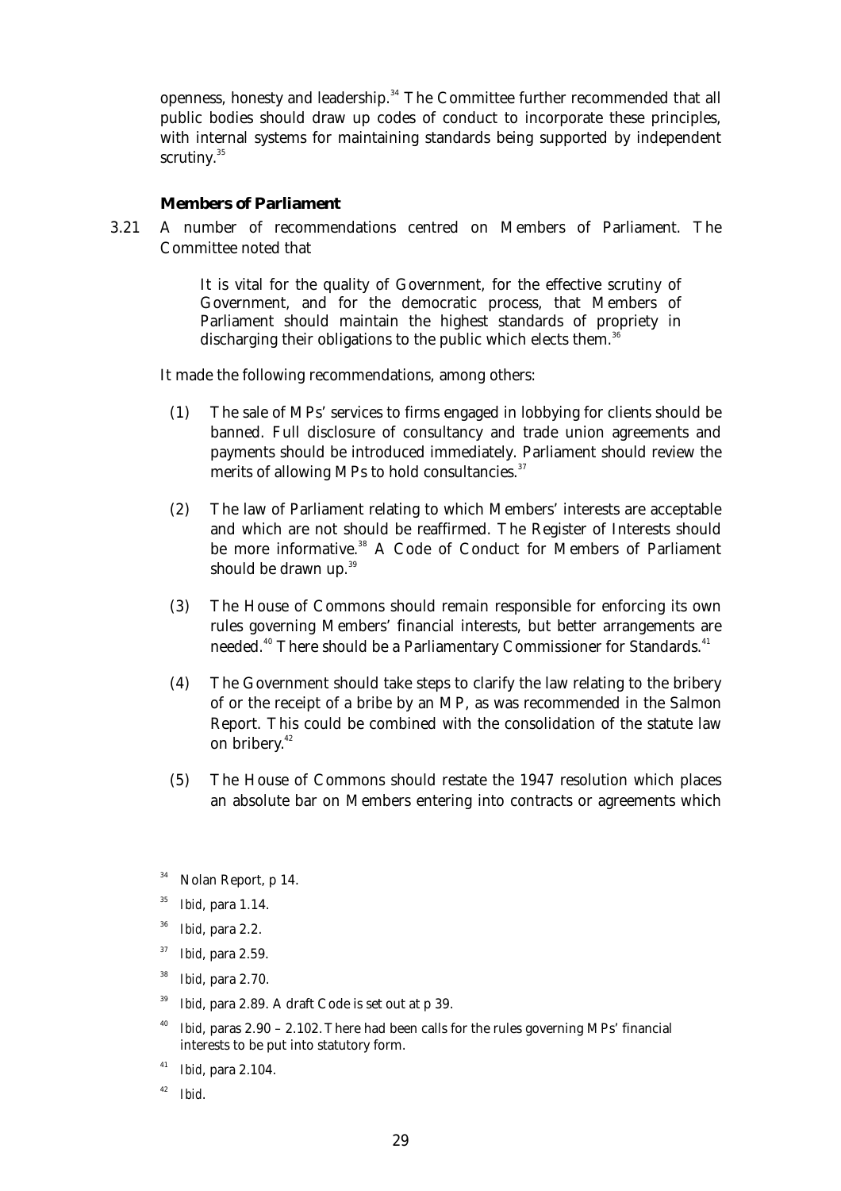openness, honesty and leadership.[34] The Committee further recommended that all public bodies should draw up codes of conduct to incorporate these principles, with internal systems for maintaining standards being supported by independent scrutiny.[35]

**Members of Parliament**

3.21 A number of recommendations centred on Members of Parliament. The Committee noted that

> It is vital for the quality of Government, for the effective scrutiny of Government, and for the democratic process, that Members of Parliament should maintain the highest standards of propriety in discharging their obligations to the public which elects them.[36]

It made the following recommendations, among others:

(1) The sale of MPs' services to firms engaged in lobbying for clients should be banned. Full disclosure of consultancy and trade union agreements and payments should be introduced immediately. Parliament should review the merits of allowing MPs to hold consultancies.[37]

(2) The law of Parliament relating to which Members' interests are acceptable and which are not should be reaffirmed. The Register of Interests should be more informative.[38] A Code of Conduct for Members of Parliament should be drawn up.[39]

(3) The House of Commons should remain responsible for enforcing its own rules governing Members' financial interests, but better arrangements are needed.[40] There should be a Parliamentary Commissioner for Standards.[41]

(4) The Government should take steps to clarify the law relating to the bribery of or the receipt of a bribe by an MP, as was recommended in the Salmon Report. This could be combined with the consolidation of the statute law on bribery.[42]

(5) The House of Commons should restate the 1947 resolution which places an absolute bar on Members entering into contracts or agreements which

---

[34] Nolan Report, p 14.

[35] *Ibid*, para 1.14.

[36] *Ibid*, para 2.2.

[37] *Ibid*, para 2.59.

[38] *Ibid*, para 2.70.

[39] *Ibid*, para 2.89. A draft Code is set out at p 39.

[40] *Ibid*, paras 2.90 – 2.102. There had been calls for the rules governing MPs' financial interests to be put into statutory form.

[41] *Ibid*, para 2.104.

[42] *Ibid*.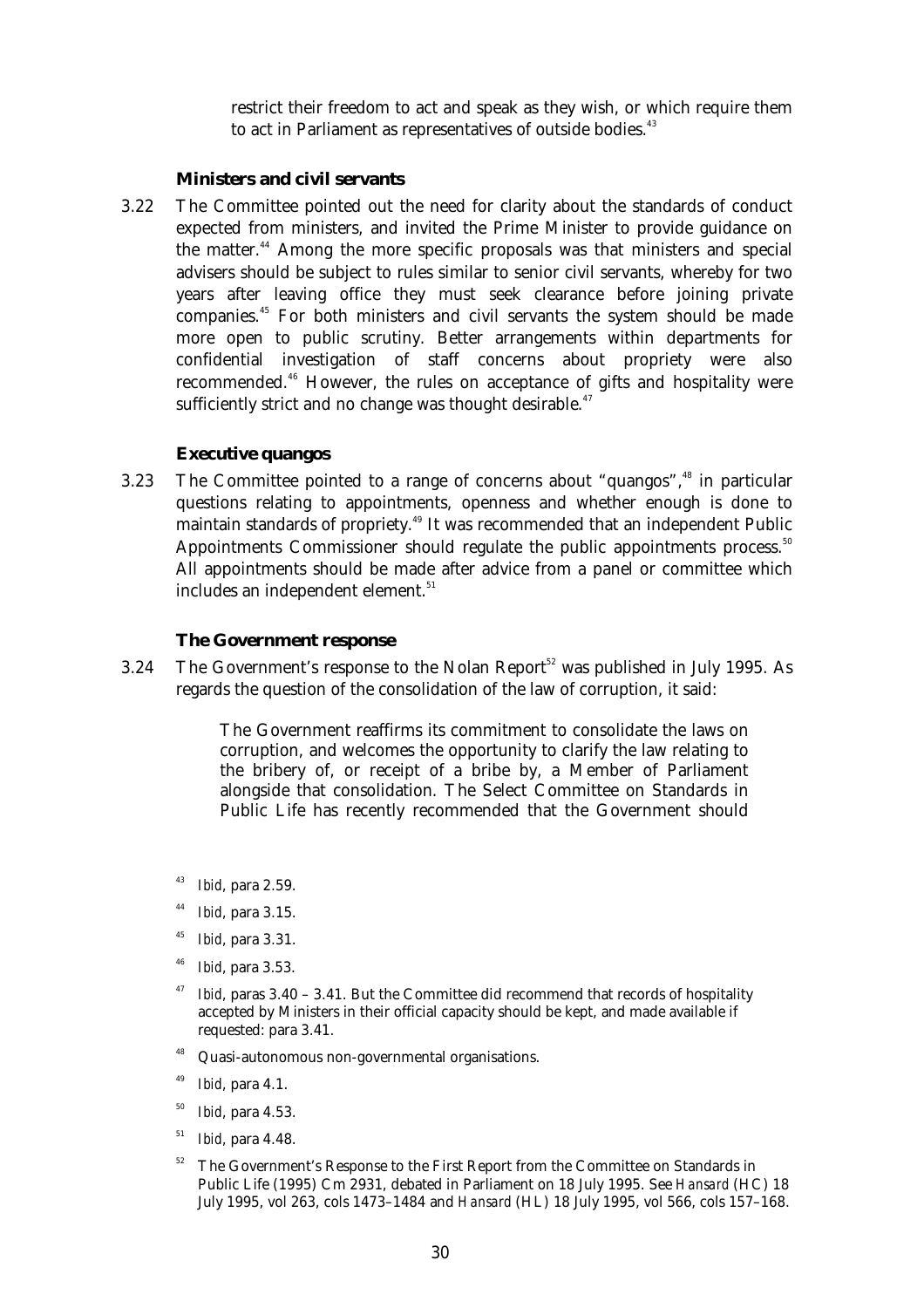restrict their freedom to act and speak as they wish, or which require them to act in Parliament as representatives of outside bodies.[43]

### Ministers and civil servants

3.22 The Committee pointed out the need for clarity about the standards of conduct expected from ministers, and invited the Prime Minister to provide guidance on the matter.[44] Among the more specific proposals was that ministers and special advisers should be subject to rules similar to senior civil servants, whereby for two years after leaving office they must seek clearance before joining private companies.[45] For both ministers and civil servants the system should be made more open to public scrutiny. Better arrangements within departments for confidential investigation of staff concerns about propriety were also recommended.[46] However, the rules on acceptance of gifts and hospitality were sufficiently strict and no change was thought desirable.[47]

### Executive quangos

3.23 The Committee pointed to a range of concerns about "quangos",[48] in particular questions relating to appointments, openness and whether enough is done to maintain standards of propriety.[49] It was recommended that an independent Public Appointments Commissioner should regulate the public appointments process.[50] All appointments should be made after advice from a panel or committee which includes an independent element.[51]

### The Government response

3.24 The Government's response to the Nolan Report[52] was published in July 1995. As regards the question of the consolidation of the law of corruption, it said:

> The Government reaffirms its commitment to consolidate the laws on corruption, and welcomes the opportunity to clarify the law relating to the bribery of, or receipt of a bribe by, a Member of Parliament alongside that consolidation. The Select Committee on Standards in Public Life has recently recommended that the Government should

---

[43] *Ibid*, para 2.59.

[44] *Ibid*, para 3.15.

[45] *Ibid*, para 3.31.

[46] *Ibid*, para 3.53.

[47] *Ibid*, paras 3.40 – 3.41. But the Committee did recommend that records of hospitality accepted by Ministers in their official capacity should be kept, and made available if requested: para 3.41.

[48] Quasi-autonomous non-governmental organisations.

[49] *Ibid*, para 4.1.

[50] *Ibid*, para 4.53.

[51] *Ibid*, para 4.48.

[52] The Government's Response to the First Report from the Committee on Standards in Public Life (1995) Cm 2931, debated in Parliament on 18 July 1995. See *Hansard* (HC) 18 July 1995, vol 263, cols 1473–1484 and *Hansard* (HL) 18 July 1995, vol 566, cols 157–168.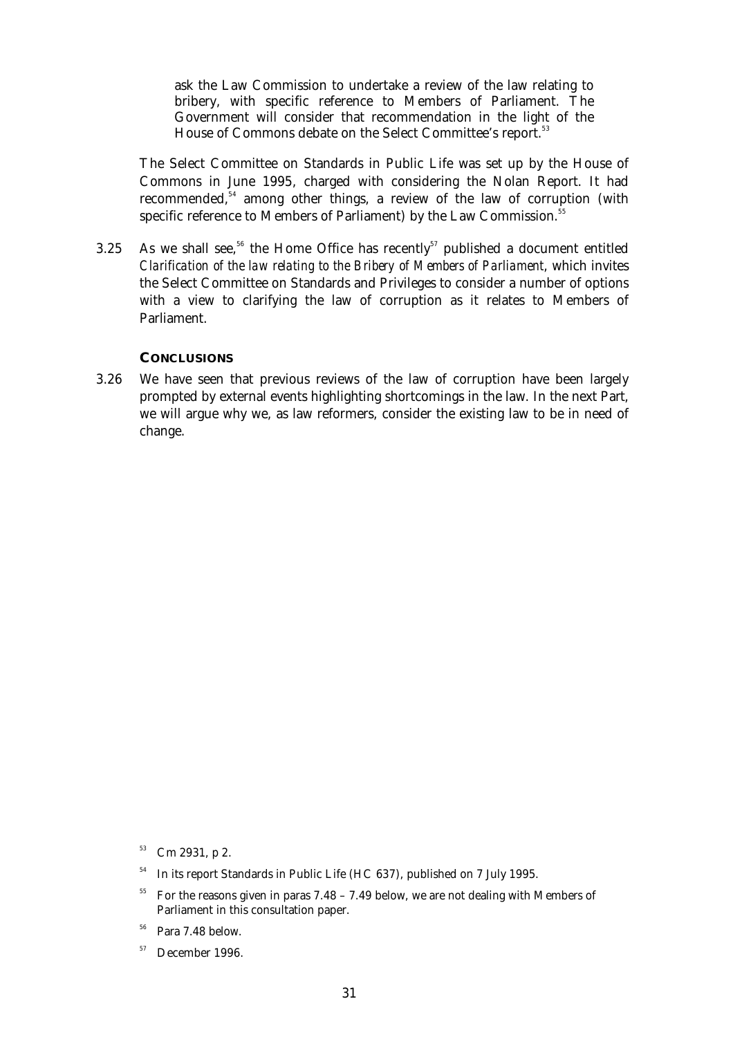> ask the Law Commission to undertake a review of the law relating to bribery, with specific reference to Members of Parliament. The Government will consider that recommendation in the light of the House of Commons debate on the Select Committee's report.[53]

The Select Committee on Standards in Public Life was set up by the House of Commons in June 1995, charged with considering the Nolan Report. It had recommended,[54] among other things, a review of the law of corruption (with specific reference to Members of Parliament) by the Law Commission.[55]

3.25 As we shall see,[56] the Home Office has recently[57] published a document entitled *Clarification of the law relating to the Bribery of Members of Parliament*, which invites the Select Committee on Standards and Privileges to consider a number of options with a view to clarifying the law of corruption as it relates to Members of Parliament.

### CONCLUSIONS

3.26 We have seen that previous reviews of the law of corruption have been largely prompted by external events highlighting shortcomings in the law. In the next Part, we will argue why we, as law reformers, consider the existing law to be in need of change.

---

[53] Cm 2931, p 2.

[54] In its report Standards in Public Life (HC 637), published on 7 July 1995.

[55] For the reasons given in paras 7.48 – 7.49 below, we are not dealing with Members of Parliament in this consultation paper.

[56] Para 7.48 below.

[57] December 1996.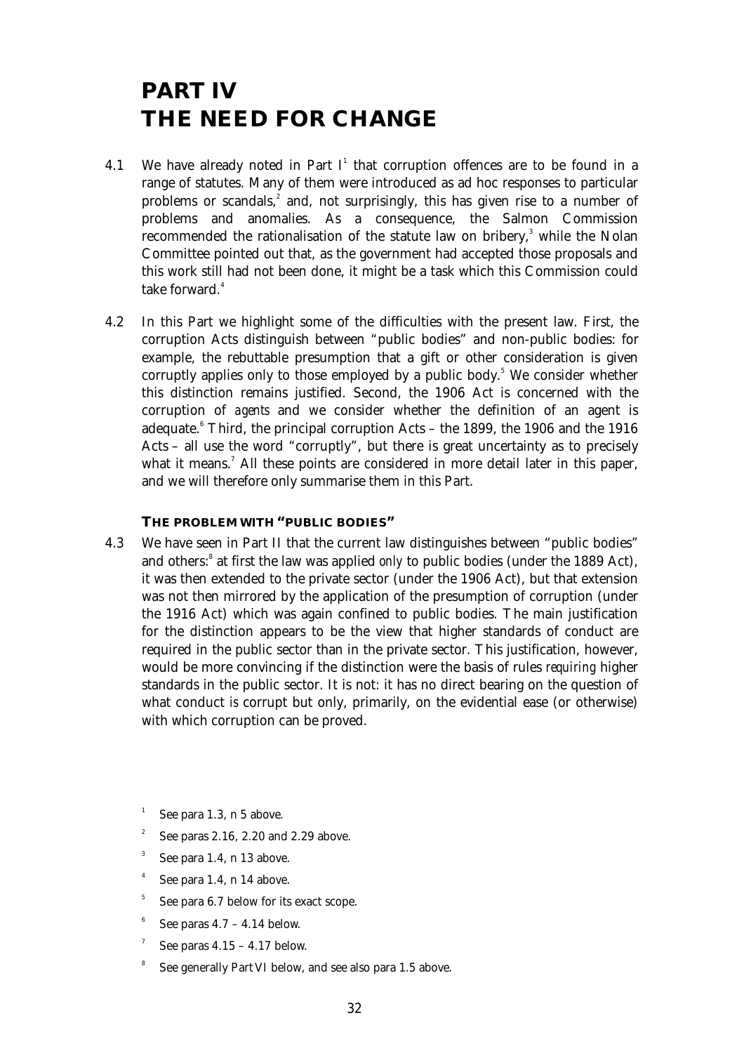# PART IV
# THE NEED FOR CHANGE

4.1 We have already noted in Part I[1] that corruption offences are to be found in a range of statutes. Many of them were introduced as ad hoc responses to particular problems or scandals,[2] and, not surprisingly, this has given rise to a number of problems and anomalies. As a consequence, the Salmon Commission recommended the rationalisation of the statute law on bribery,[3] while the Nolan Committee pointed out that, as the government had accepted those proposals and this work still had not been done, it might be a task which this Commission could take forward.[4]

4.2 In this Part we highlight some of the difficulties with the present law. First, the corruption Acts distinguish between "public bodies" and non-public bodies: for example, the rebuttable presumption that a gift or other consideration is given corruptly applies only to those employed by a public body.[5] We consider whether this distinction remains justified. Second, the 1906 Act is concerned with the corruption of *agents* and we consider whether the definition of an agent is adequate.[6] Third, the principal corruption Acts – the 1899, the 1906 and the 1916 Acts – all use the word "corruptly", but there is great uncertainty as to precisely what it means.[7] All these points are considered in more detail later in this paper, and we will therefore only summarise them in this Part.

### THE PROBLEM WITH "PUBLIC BODIES"

4.3 We have seen in Part II that the current law distinguishes between "public bodies" and others:[8] at first the law was applied *only* to public bodies (under the 1889 Act), it was then extended to the private sector (under the 1906 Act), but that extension was not then mirrored by the application of the presumption of corruption (under the 1916 Act) which was again confined to public bodies. The main justification for the distinction appears to be the view that higher standards of conduct are required in the public sector than in the private sector. This justification, however, would be more convincing if the distinction were the basis of rules *requiring* higher standards in the public sector. It is not: it has no direct bearing on the question of what conduct is corrupt but only, primarily, on the evidential ease (or otherwise) with which corruption can be proved.

[1] See para 1.3, n 5 above.

[2] See paras 2.16, 2.20 and 2.29 above.

[3] See para 1.4, n 13 above.

[4] See para 1.4, n 14 above.

[5] See para 6.7 below for its exact scope.

[6] See paras 4.7 – 4.14 below.

[7] See paras 4.15 – 4.17 below.

[8] See generally Part VI below, and see also para 1.5 above.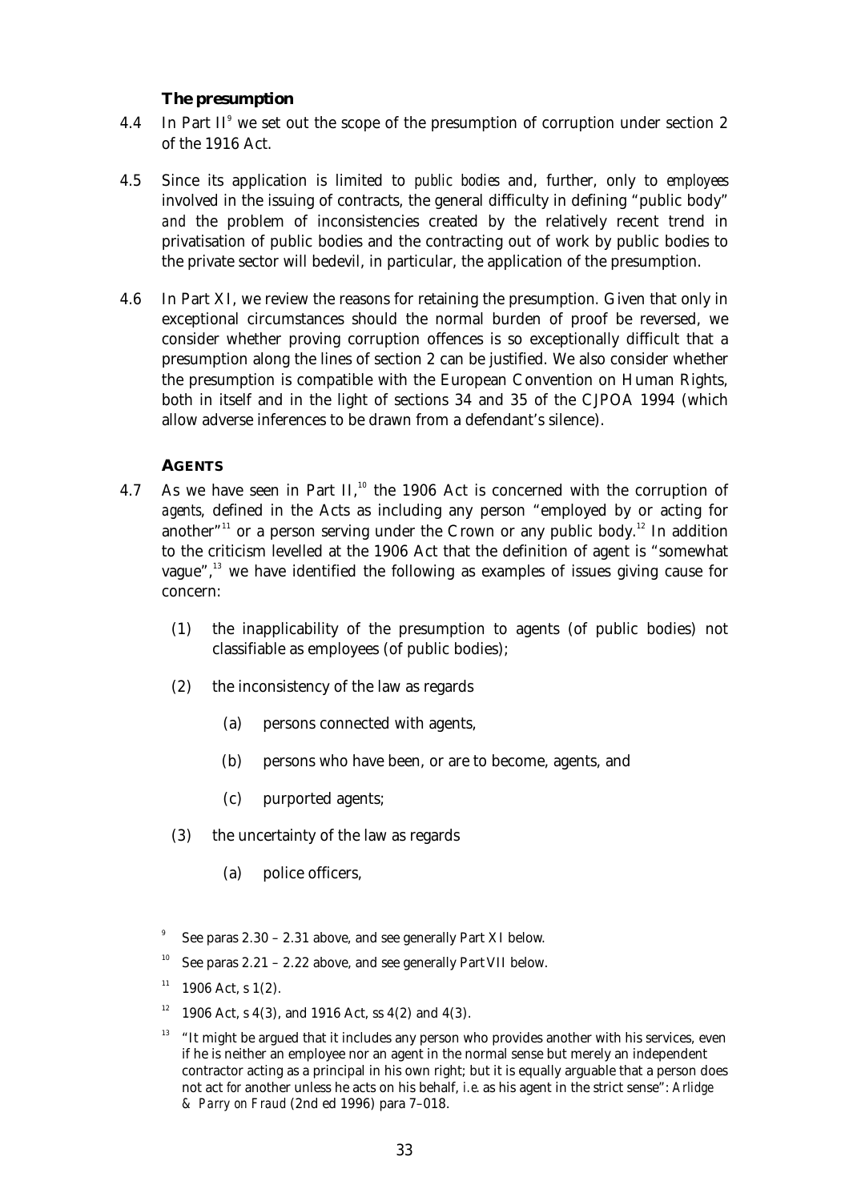### The presumption

4.4 In Part II[9] we set out the scope of the presumption of corruption under section 2 of the 1916 Act.

4.5 Since its application is limited to *public bodies* and, further, only to *employees* involved in the issuing of contracts, the general difficulty in defining "public body" *and* the problem of inconsistencies created by the relatively recent trend in privatisation of public bodies and the contracting out of work by public bodies to the private sector will bedevil, in particular, the application of the presumption.

4.6 In Part XI, we review the reasons for retaining the presumption. Given that only in exceptional circumstances should the normal burden of proof be reversed, we consider whether proving corruption offences is so exceptionally difficult that a presumption along the lines of section 2 can be justified. We also consider whether the presumption is compatible with the European Convention on Human Rights, both in itself and in the light of sections 34 and 35 of the CJPOA 1994 (which allow adverse inferences to be drawn from a defendant's silence).

### AGENTS

4.7 As we have seen in Part II,[10] the 1906 Act is concerned with the corruption of *agents*, defined in the Acts as including any person "employed by or acting for another"[11] or a person serving under the Crown or any public body.[12] In addition to the criticism levelled at the 1906 Act that the definition of agent is "somewhat vague",[13] we have identified the following as examples of issues giving cause for concern:

(1) the inapplicability of the presumption to agents (of public bodies) not classifiable as employees (of public bodies);

(2) the inconsistency of the law as regards

  (a) persons connected with agents,

  (b) persons who have been, or are to become, agents, and

  (c) purported agents;

(3) the uncertainty of the law as regards

  (a) police officers,

---

[9] See paras 2.30 – 2.31 above, and see generally Part XI below.

[10] See paras 2.21 – 2.22 above, and see generally Part VII below.

[11] 1906 Act, s 1(2).

[12] 1906 Act, s 4(3), and 1916 Act, ss 4(2) and 4(3).

[13] "It might be argued that it includes any person who provides another with his services, even if he is neither an employee nor an agent in the normal sense but merely an independent contractor acting as a principal in his own right; but it is equally arguable that a person does not act *for* another unless he acts on his behalf, *i.e.* as his agent in the strict sense": *Arlidge & Parry on Fraud* (2nd ed 1996) para 7–018.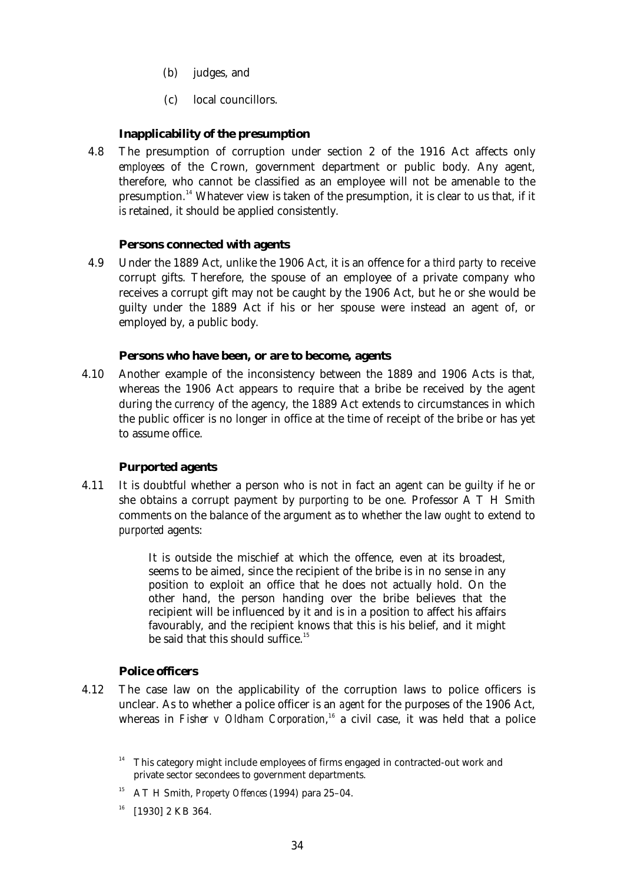(b) judges, and

(c) local councillors.

### Inapplicability of the presumption

4.8 The presumption of corruption under section 2 of the 1916 Act affects only *employees* of the Crown, government department or public body. Any agent, therefore, who cannot be classified as an employee will not be amenable to the presumption.[14] Whatever view is taken of the presumption, it is clear to us that, if it *is* retained, it should be applied consistently.

### Persons connected with agents

4.9 Under the 1889 Act, unlike the 1906 Act, it is an offence for a *third party* to receive corrupt gifts. Therefore, the spouse of an employee of a private company who receives a corrupt gift may not be caught by the 1906 Act, but he or she would be guilty under the 1889 Act if his or her spouse were instead an agent of, or employed by, a public body.

### Persons who have been, or are to become, agents

4.10 Another example of the inconsistency between the 1889 and 1906 Acts is that, whereas the 1906 Act appears to require that a bribe be received by the agent during the *currency* of the agency, the 1889 Act extends to circumstances in which the public officer is no longer in office at the time of receipt of the bribe or has yet to assume office.

### Purported agents

4.11 It is doubtful whether a person who is not in fact an agent can be guilty if he or she obtains a corrupt payment by *purporting* to be one. Professor A T H Smith comments on the balance of the argument as to whether the law *ought* to extend to *purported* agents:

> It is outside the mischief at which the offence, even at its broadest, seems to be aimed, since the recipient of the bribe is in no sense in any position to exploit an office that he does not actually hold. On the other hand, the person handing over the bribe believes that the recipient will be influenced by it and is in a position to affect his affairs favourably, and the recipient knows that this is his belief, and it might be said that this should suffice.[15]

### Police officers

4.12 The case law on the applicability of the corruption laws to police officers is unclear. As to whether a police officer is an *agent* for the purposes of the 1906 Act, whereas in *Fisher v Oldham Corporation*,[16] a civil case, it was held that a police

---

[14] This category might include employees of firms engaged in contracted-out work and private sector secondees to government departments.

[15] A T H Smith, *Property Offences* (1994) para 25–04.

[16] [1930] 2 KB 364.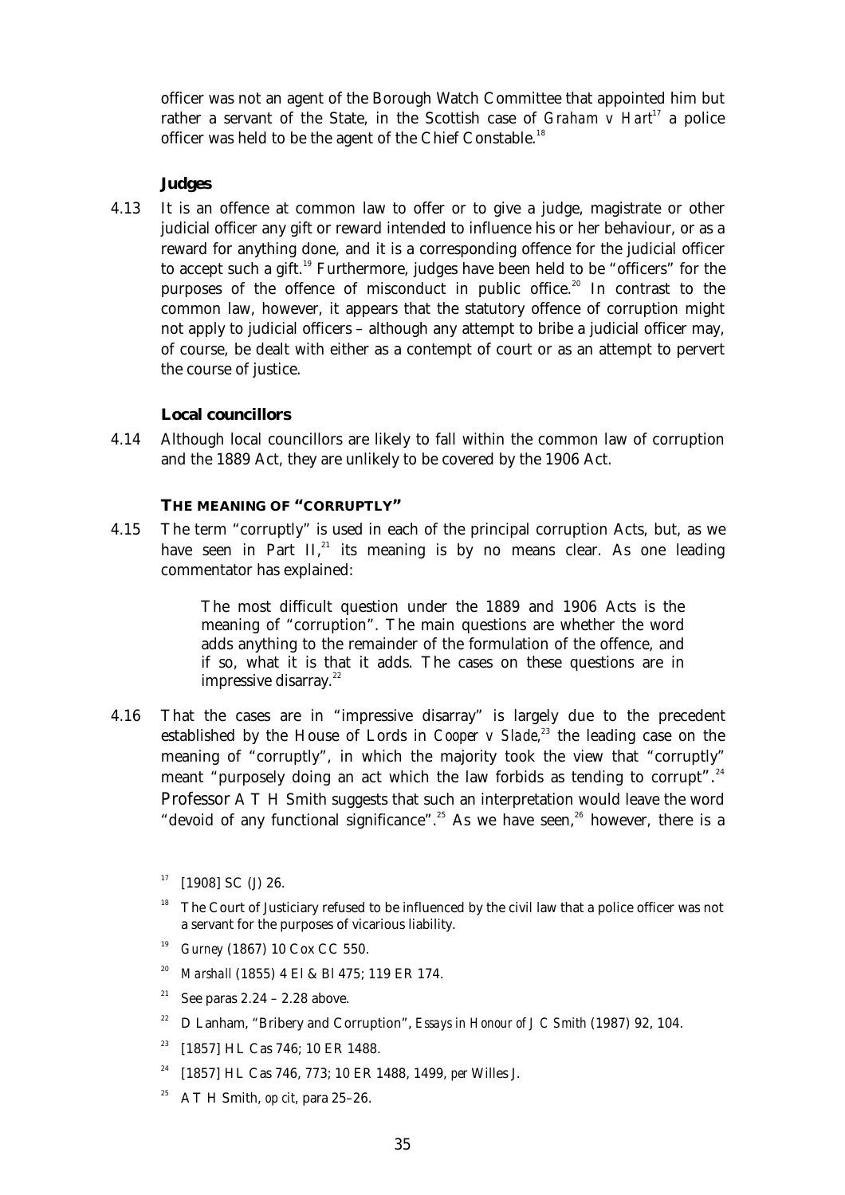officer was not an agent of the Borough Watch Committee that appointed him but rather a servant of the State, in the Scottish case of *Graham v Hart*[17] a police officer was held to be the agent of the Chief Constable.[18]

#### Judges

4.13 It is an offence at common law to offer or to give a judge, magistrate or other judicial officer any gift or reward intended to influence his or her behaviour, or as a reward for anything done, and it is a corresponding offence for the judicial officer to accept such a gift.[19] Furthermore, judges have been held to be "officers" for the purposes of the offence of misconduct in public office.[20] In contrast to the common law, however, it appears that the statutory offence of corruption might not apply to judicial officers – although any attempt to bribe a judicial officer may, of course, be dealt with either as a contempt of court or as an attempt to pervert the course of justice.

#### Local councillors

4.14 Although local councillors are likely to fall within the common law of corruption and the 1889 Act, they are unlikely to be covered by the 1906 Act.

### THE MEANING OF "CORRUPTLY"

4.15 The term "corruptly" is used in each of the principal corruption Acts, but, as we have seen in Part II,[21] its meaning is by no means clear. As one leading commentator has explained:

> The most difficult question under the 1889 and 1906 Acts is the meaning of "corruption". The main questions are whether the word adds anything to the remainder of the formulation of the offence, and if so, what it is that it adds. The cases on these questions are in impressive disarray.[22]

4.16 That the cases are in "impressive disarray" is largely due to the precedent established by the House of Lords in *Cooper v Slade*,[23] the leading case on the meaning of "corruptly", in which the majority took the view that "corruptly" meant "purposely doing an act which the law forbids as tending to corrupt".[24] Professor A T H Smith suggests that such an interpretation would leave the word "devoid of any functional significance".[25] As we have seen,[26] however, there is a

---

[17] [1908] SC (J) 26.

[18] The Court of Justiciary refused to be influenced by the civil law that a police officer was not a servant for the purposes of vicarious liability.

[19] *Gurney* (1867) 10 Cox CC 550.

[20] *Marshall* (1855) 4 El & Bl 475; 119 ER 174.

[21] See paras 2.24 – 2.28 above.

[22] D Lanham, "Bribery and Corruption", *Essays in Honour of J C Smith* (1987) 92, 104.

[23] [1857] HL Cas 746; 10 ER 1488.

[24] [1857] HL Cas 746, 773; 10 ER 1488, 1499, *per* Willes J.

[25] A T H Smith, *op cit*, para 25–26.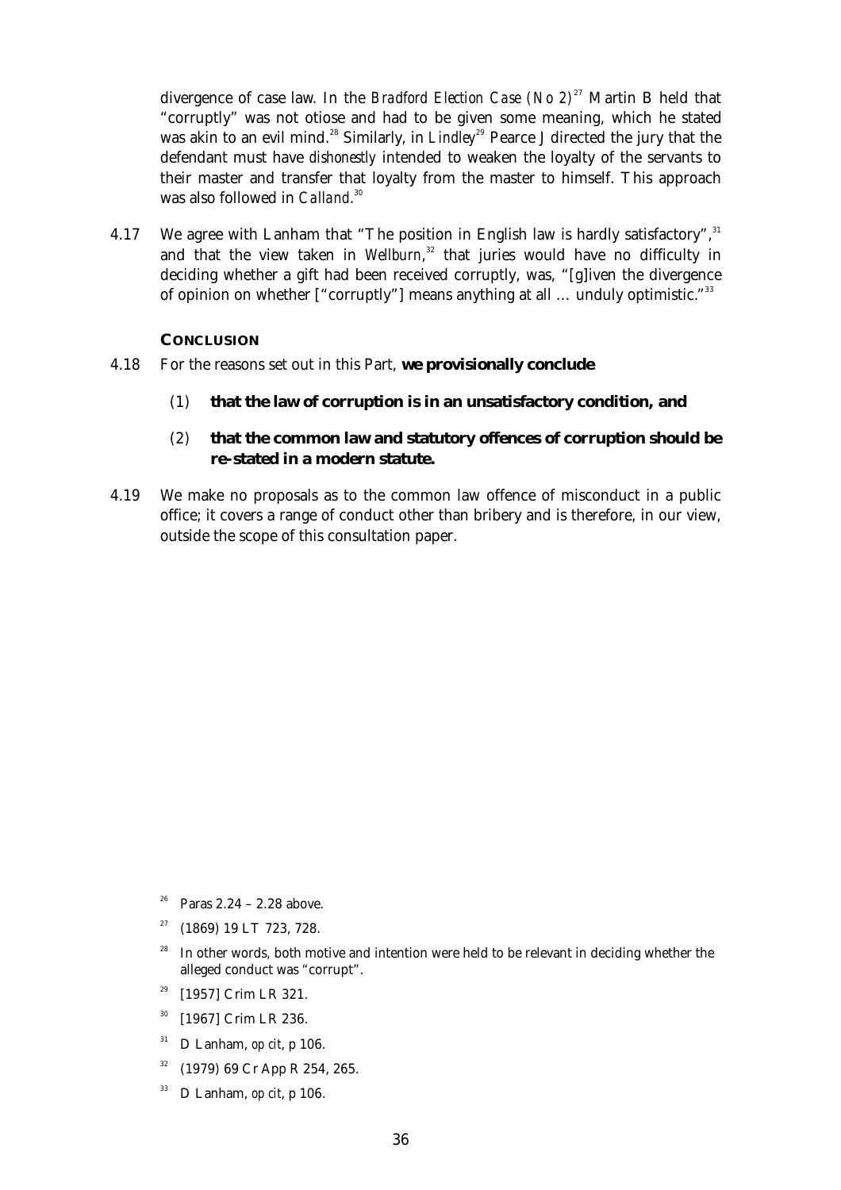divergence of case law. In the *Bradford Election Case (No 2)*[27] Martin B held that "corruptly" was not otiose and had to be given some meaning, which he stated was akin to an evil mind.[28] Similarly, in *Lindley*[29] Pearce J directed the jury that the defendant must have *dishonestly* intended to weaken the loyalty of the servants to their master and transfer that loyalty from the master to himself. This approach was also followed in *Calland*.[30]

4.17 We agree with Lanham that "The position in English law is hardly satisfactory",[31] and that the view taken in *Wellburn*,[32] that juries would have no difficulty in deciding whether a gift had been received corruptly, was, "[g]iven the divergence of opinion on whether ["corruptly"] means anything at all … unduly optimistic."[33]

### CONCLUSION

4.18 For the reasons set out in this Part, **we provisionally conclude**

(1) **that the law of corruption is in an unsatisfactory condition, and**

(2) **that the common law and statutory offences of corruption should be re-stated in a modern statute.**

4.19 We make no proposals as to the common law offence of misconduct in a public office; it covers a range of conduct other than bribery and is therefore, in our view, outside the scope of this consultation paper.

---

[26] Paras 2.24 – 2.28 above.

[27] (1869) 19 LT 723, 728.

[28] In other words, both motive and intention were held to be relevant in deciding whether the alleged conduct was "corrupt".

[29] [1957] Crim LR 321.

[30] [1967] Crim LR 236.

[31] D Lanham, *op cit*, p 106.

[32] (1979) 69 Cr App R 254, 265.

[33] D Lanham, *op cit*, p 106.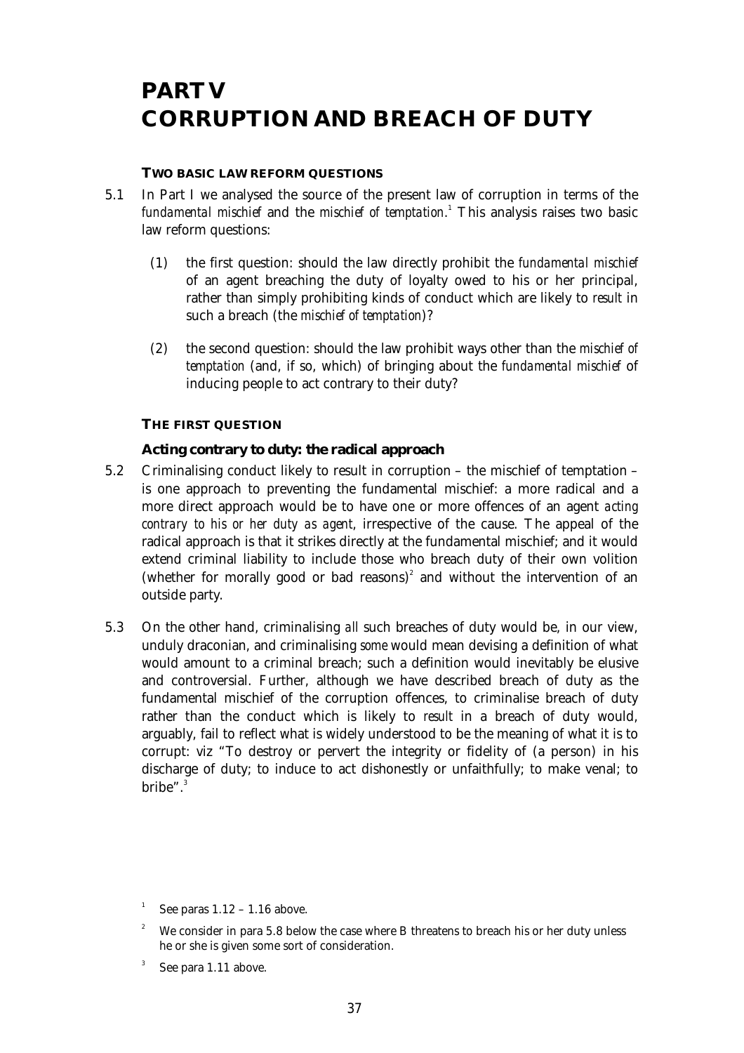# PART V CORRUPTION AND BREACH OF DUTY

### TWO BASIC LAW REFORM QUESTIONS

5.1 In Part I we analysed the source of the present law of corruption in terms of the *fundamental mischief* and the *mischief of temptation*.[1] This analysis raises two basic law reform questions:

(1) the first question: should the law directly prohibit the *fundamental mischief* of an agent breaching the duty of loyalty owed to his or her principal, rather than simply prohibiting kinds of conduct which are likely to *result* in such a breach (the *mischief of temptation*)?

(2) the second question: should the law prohibit ways other than the *mischief of temptation* (and, if so, which) of bringing about the *fundamental mischief* of inducing people to act contrary to their duty?

### THE FIRST QUESTION

#### Acting contrary to duty: the radical approach

5.2 Criminalising conduct likely to result in corruption – the mischief of temptation – is one approach to preventing the fundamental mischief: a more radical and a more direct approach would be to have one or more offences of an agent *acting contrary to his or her duty as agent*, irrespective of the cause. The appeal of the radical approach is that it strikes directly at the fundamental mischief; and it would extend criminal liability to include those who breach duty of their own volition (whether for morally good or bad reasons)[2] and without the intervention of an outside party.

5.3 On the other hand, criminalising *all* such breaches of duty would be, in our view, unduly draconian, and criminalising *some* would mean devising a definition of what would amount to a criminal breach; such a definition would inevitably be elusive and controversial. Further, although we have described breach of duty as the fundamental mischief of the corruption offences, to criminalise breach of duty rather than the conduct which is likely to *result* in a breach of duty would, arguably, fail to reflect what is widely understood to be the meaning of what it is to corrupt: viz "To destroy or pervert the integrity or fidelity of (a person) in his discharge of duty; to induce to act dishonestly or unfaithfully; to make venal; to bribe".[3]

---

[1] See paras 1.12 – 1.16 above.

[2] We consider in para 5.8 below the case where B threatens to breach his or her duty unless he or she is given some sort of consideration.

[3] See para 1.11 above.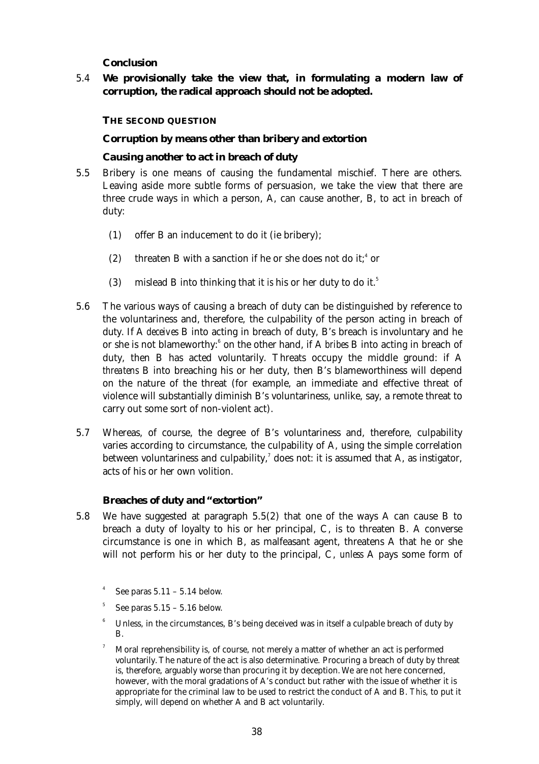**Conclusion**

5.4 **We provisionally take the view that, in formulating a modern law of corruption, the radical approach should not be adopted.**

### THE SECOND QUESTION

**Corruption by means other than bribery and extortion**

**Causing another to act in breach of duty**

5.5 Bribery is one means of causing the fundamental mischief. There are others. Leaving aside more subtle forms of persuasion, we take the view that there are three crude ways in which a person, A, can cause another, B, to act in breach of duty:

(1) offer B an inducement to do it (ie bribery);

(2) threaten B with a sanction if he or she does not do it;[4] or

(3) mislead B into thinking that it *is* his or her duty to do it.[5]

5.6 The various ways of causing a breach of duty can be distinguished by reference to the voluntariness and, therefore, the culpability of the person acting in breach of duty. If A *deceives* B into acting in breach of duty, B's breach is involuntary and he or she is not blameworthy:[6] on the other hand, if A *bribes* B into acting in breach of duty, then B has acted voluntarily. Threats occupy the middle ground: if A *threatens* B into breaching his or her duty, then B's blameworthiness will depend on the nature of the threat (for example, an immediate and effective threat of violence will substantially diminish B's voluntariness, unlike, say, a remote threat to carry out some sort of non-violent act).

5.7 Whereas, of course, the degree of B's voluntariness and, therefore, culpability varies according to circumstance, the culpability of A, using the simple correlation between voluntariness and culpability,[7] does not: it is assumed that A, as instigator, acts of his or her own volition.

**Breaches of duty and "extortion"**

5.8 We have suggested at paragraph 5.5(2) that one of the ways A can cause B to breach a duty of loyalty to his or her principal, C, is to threaten B. A converse circumstance is one in which B, as malfeasant agent, threatens A that he or she will not perform his or her duty to the principal, C, *unless* A pays some form of

[4] See paras 5.11 – 5.14 below.

[5] See paras 5.15 – 5.16 below.

[6] Unless, in the circumstances, B's being deceived was in itself a culpable breach of duty by B.

[7] Moral reprehensibility is, of course, not merely a matter of whether an act is performed voluntarily. The nature of the act is also determinative. Procuring a breach of duty by threat is, therefore, arguably worse than procuring it by deception. We are not here concerned, however, with the moral gradations of A's conduct but rather with the issue of whether it is appropriate for the criminal law to be used to restrict the conduct of A and B. *This*, to put it simply, will depend on whether A and B act voluntarily.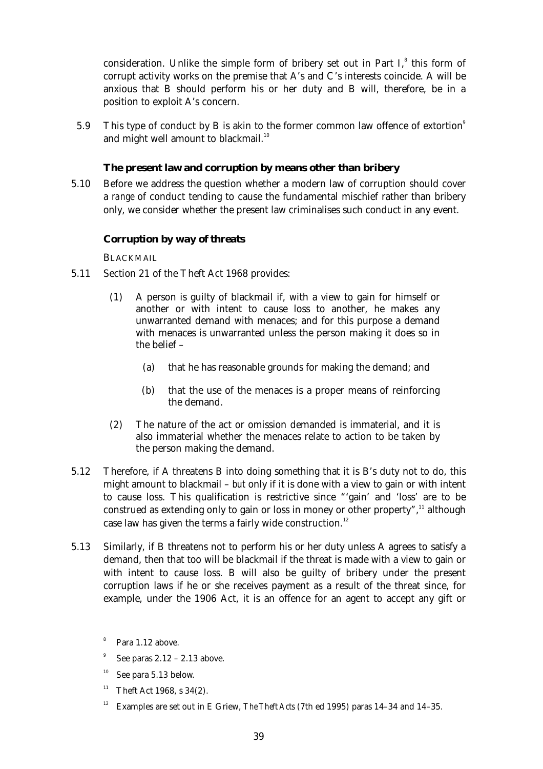consideration. Unlike the simple form of bribery set out in Part I,[8] this form of corrupt activity works on the premise that A's and C's interests coincide. A will be anxious that B should perform his or her duty and B will, therefore, be in a position to exploit A's concern.

5.9 This type of conduct by B is akin to the former common law offence of extortion[9] and might well amount to blackmail.[10]

### The present law and corruption by means other than bribery

5.10 Before we address the question whether a modern law of corruption should cover a *range* of conduct tending to cause the fundamental mischief rather than bribery only, we consider whether the present law criminalises such conduct in any event.

### Corruption by way of threats

BLACKMAIL

5.11 Section 21 of the Theft Act 1968 provides:

> (1) A person is guilty of blackmail if, with a view to gain for himself or another or with intent to cause loss to another, he makes any unwarranted demand with menaces; and for this purpose a demand with menaces is unwarranted unless the person making it does so in the belief –
>
> (a) that he has reasonable grounds for making the demand; and
>
> (b) that the use of the menaces is a proper means of reinforcing the demand.
>
> (2) The nature of the act or omission demanded is immaterial, and it is also immaterial whether the menaces relate to action to be taken by the person making the demand.

5.12 Therefore, if A threatens B into doing something that it is B's duty not to do, this might amount to blackmail – *but* only if it is done with a view to gain or with intent to cause loss. This qualification is restrictive since "'gain' and 'loss' are to be construed as extending only to gain or loss in money or other property",[11] although case law has given the terms a fairly wide construction.[12]

5.13 Similarly, if B threatens not to perform his or her duty unless A agrees to satisfy a demand, then that too will be blackmail if the threat is made with a view to gain or with intent to cause loss. B will also be guilty of bribery under the present corruption laws if he or she receives payment as a result of the threat since, for example, under the 1906 Act, it is an offence for an agent to accept any gift or

---

[8] Para 1.12 above.

[9] See paras 2.12 – 2.13 above.

[10] See para 5.13 below.

[11] Theft Act 1968, s 34(2).

[12] Examples are set out in E Griew, *The Theft Acts* (7th ed 1995) paras 14–34 and 14–35.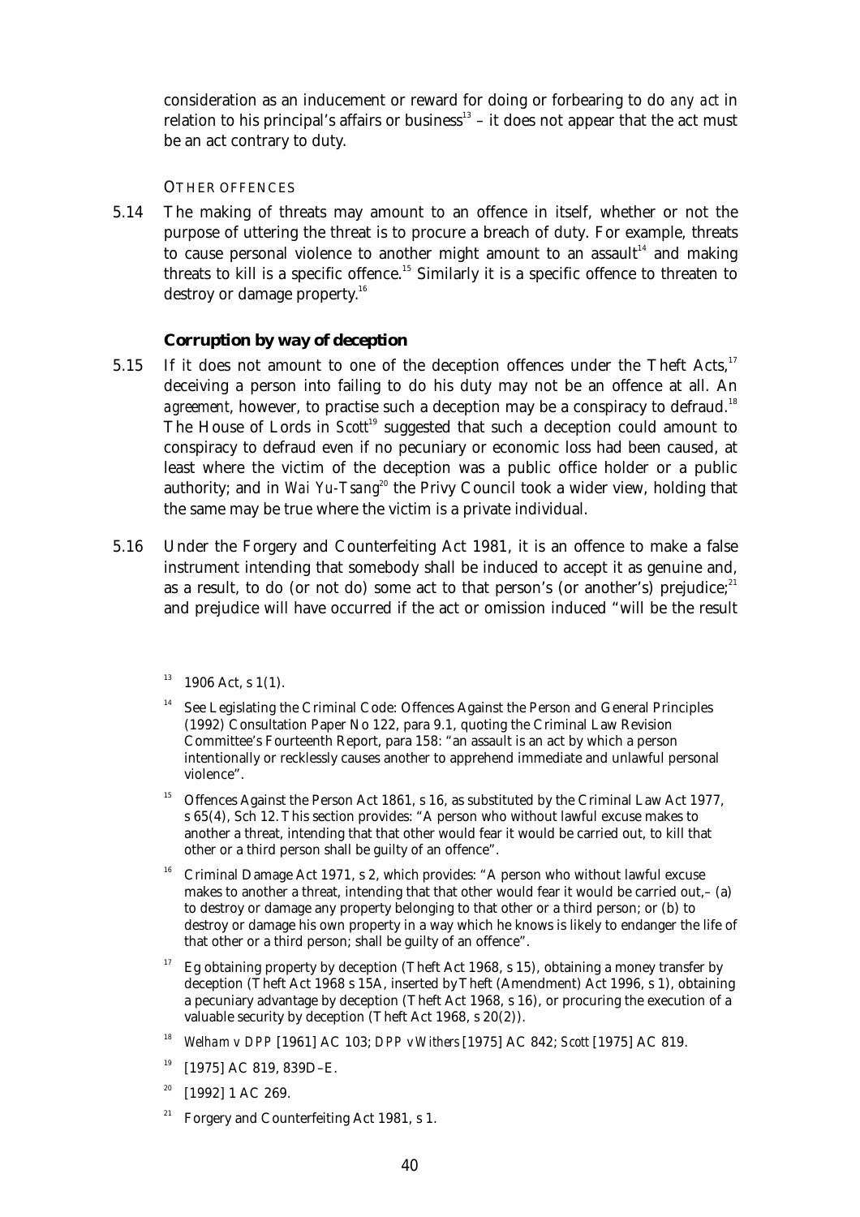consideration as an inducement or reward for doing or forbearing to do *any act* in relation to his principal's affairs or business[13] – it does not appear that the act must be an act contrary to duty.

OTHER OFFENCES

5.14 The making of threats may amount to an offence in itself, whether or not the purpose of uttering the threat is to procure a breach of duty. For example, threats to cause personal violence to another might amount to an assault[14] and making threats to kill is a specific offence.[15] Similarly it is a specific offence to threaten to destroy or damage property.[16]

### Corruption by way of deception

5.15 If it does not amount to one of the deception offences under the Theft Acts,[17] deceiving a person into failing to do his duty may not be an offence at all. An *agreement*, however, to practise such a deception may be a conspiracy to defraud.[18] The House of Lords in *Scott*[19] suggested that such a deception could amount to conspiracy to defraud even if no pecuniary or economic loss had been caused, at least where the victim of the deception was a public office holder or a public authority; and in *Wai Yu-Tsang*[20] the Privy Council took a wider view, holding that the same may be true where the victim is a private individual.

5.16 Under the Forgery and Counterfeiting Act 1981, it is an offence to make a false instrument intending that somebody shall be induced to accept it as genuine and, as a result, to do (or not do) some act to that person's (or another's) prejudice;[21] and prejudice will have occurred if the act or omission induced "will be the result

---

[13] 1906 Act, s 1(1).

[14] See Legislating the Criminal Code: Offences Against the Person and General Principles (1992) Consultation Paper No 122, para 9.1, quoting the Criminal Law Revision Committee's Fourteenth Report, para 158: "an assault is an act by which a person intentionally or recklessly causes another to apprehend immediate and unlawful personal violence".

[15] Offences Against the Person Act 1861, s 16, as substituted by the Criminal Law Act 1977, s 65(4), Sch 12. This section provides: "A person who without lawful excuse makes to another a threat, intending that that other would fear it would be carried out, to kill that other or a third person shall be guilty of an offence".

[16] Criminal Damage Act 1971, s 2, which provides: "A person who without lawful excuse makes to another a threat, intending that that other would fear it would be carried out,– (a) to destroy or damage any property belonging to that other or a third person; or (b) to destroy or damage his own property in a way which he knows is likely to endanger the life of that other or a third person; shall be guilty of an offence".

[17] Eg obtaining property by deception (Theft Act 1968, s 15), obtaining a money transfer by deception (Theft Act 1968 s 15A, inserted by Theft (Amendment) Act 1996, s 1), obtaining a pecuniary advantage by deception (Theft Act 1968, s 16), or procuring the execution of a valuable security by deception (Theft Act 1968, s 20(2)).

[18] *Welham v DPP* [1961] AC 103; *DPP v Withers* [1975] AC 842; *Scott* [1975] AC 819.

[19] [1975] AC 819, 839D–E.

[20] [1992] 1 AC 269.

[21] Forgery and Counterfeiting Act 1981, s 1.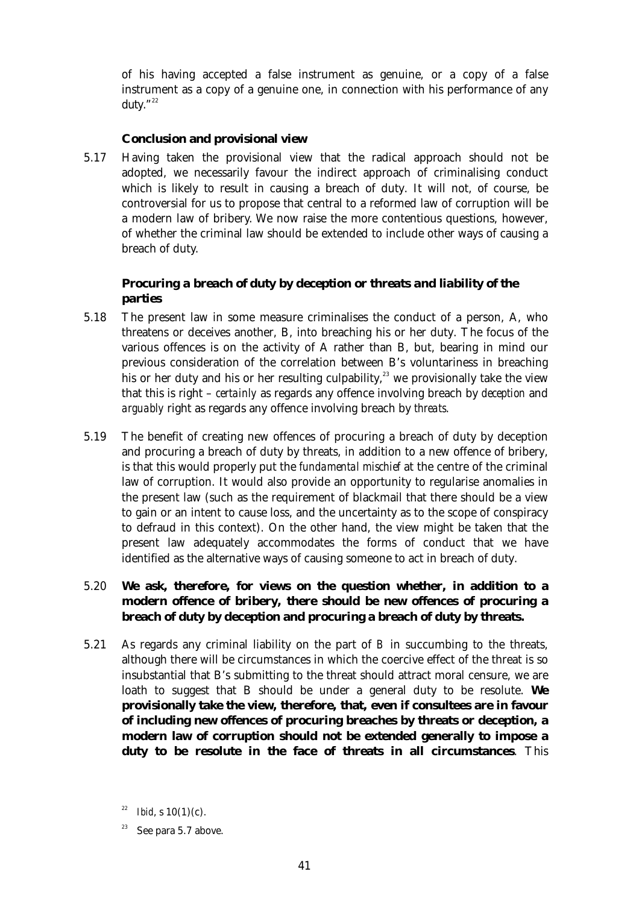of his having accepted a false instrument as genuine, or a copy of a false instrument as a copy of a genuine one, in connection with his performance of any duty."[22]

### Conclusion and provisional view

5.17 Having taken the provisional view that the radical approach should not be adopted, we necessarily favour the indirect approach of criminalising conduct which is likely to result in causing a breach of duty. It will not, of course, be controversial for us to propose that central to a reformed law of corruption will be a modern law of bribery. We now raise the more contentious questions, however, of whether the criminal law should be extended to include other ways of causing a breach of duty.

### Procuring a breach of duty by deception or threats and liability of the parties

5.18 The present law in some measure criminalises the conduct of a person, A, who threatens or deceives another, B, into breaching his or her duty. The focus of the various offences is on the activity of A rather than B, but, bearing in mind our previous consideration of the correlation between B's voluntariness in breaching his or her duty and his or her resulting culpability,[23] we provisionally take the view that this is right – *certainly* as regards any offence involving breach by *deception* and *arguably* right as regards any offence involving breach by *threats*.

5.19 The benefit of creating new offences of procuring a breach of duty by deception and procuring a breach of duty by threats, in addition to a new offence of bribery, is that this would properly put the *fundamental mischief* at the centre of the criminal law of corruption. It would also provide an opportunity to regularise anomalies in the present law (such as the requirement of blackmail that there should be a view to gain or an intent to cause loss, and the uncertainty as to the scope of conspiracy to defraud in this context). On the other hand, the view might be taken that the present law adequately accommodates the forms of conduct that we have identified as the alternative ways of causing someone to act in breach of duty.

5.20 **We ask, therefore, for views on the question whether, in addition to a modern offence of bribery, there should be new offences of procuring a breach of duty by deception and procuring a breach of duty by threats.**

5.21 As regards any criminal liability on the part of *B* in succumbing to the threats, although there will be circumstances in which the coercive effect of the threat is so insubstantial that B's submitting to the threat should attract moral censure, we are loath to suggest that B should be under a general duty to be resolute. **We provisionally take the view, therefore, that, even if consultees are in favour of including new offences of procuring breaches by threats or deception, a modern law of corruption should not be extended generally to impose a duty to be resolute in the face of threats in all circumstances**. This

---

[22] *Ibid*, s 10(1)(c).

[23] See para 5.7 above.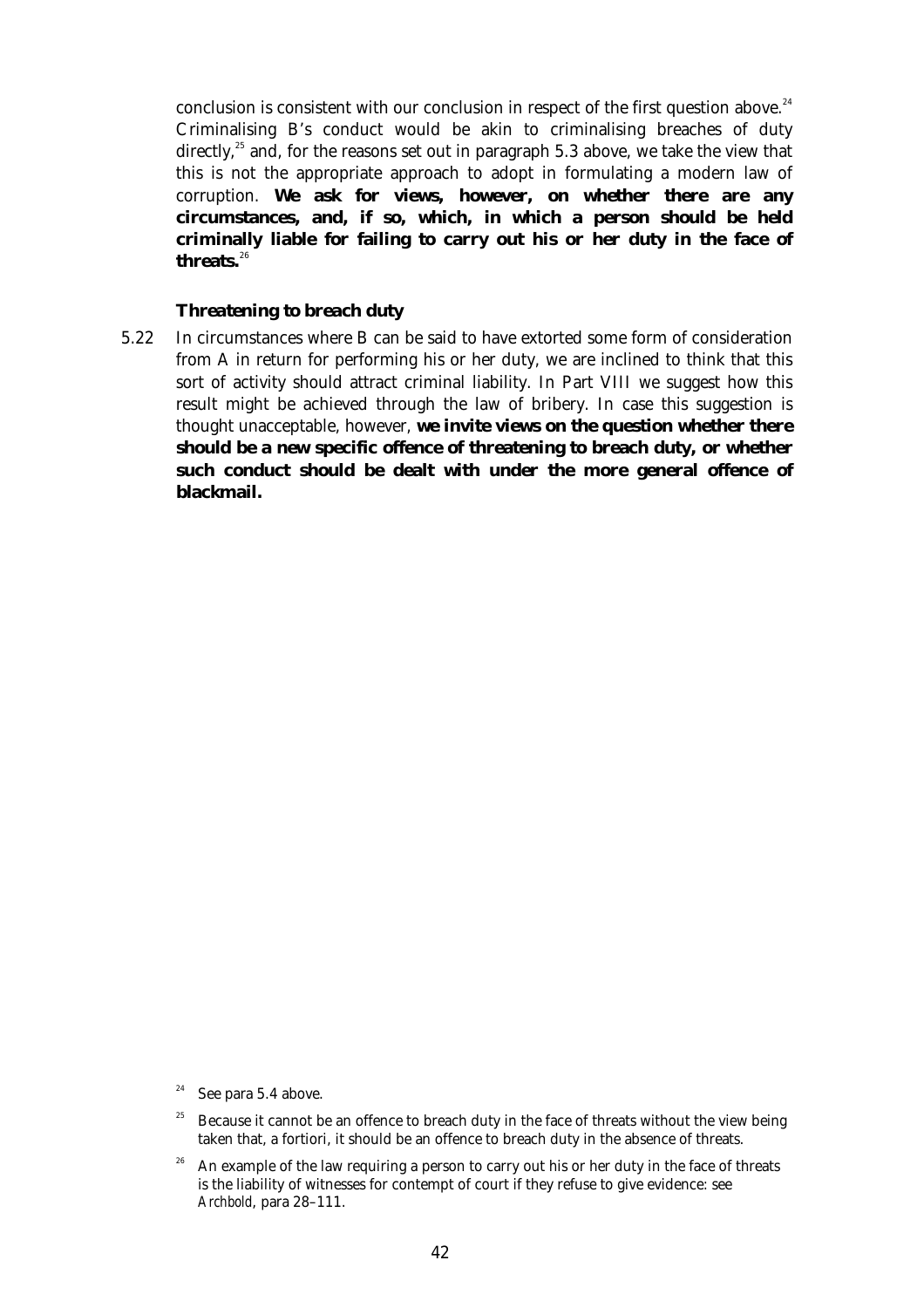conclusion is consistent with our conclusion in respect of the first question above.[24] Criminalising B's conduct would be akin to criminalising breaches of duty directly,[25] and, for the reasons set out in paragraph 5.3 above, we take the view that this is not the appropriate approach to adopt in formulating a modern law of corruption. **We ask for views, however, on whether there are any circumstances, and, if so, which, in which a person should be held criminally liable for failing to carry out his or her duty in the face of threats.**[26]

### Threatening to breach duty

5.22 In circumstances where B can be said to have extorted some form of consideration from A in return for performing his or her duty, we are inclined to think that this sort of activity should attract criminal liability. In Part VIII we suggest how this result might be achieved through the law of bribery. In case this suggestion is thought unacceptable, however, **we invite views on the question whether there should be a new specific offence of threatening to breach duty, or whether such conduct should be dealt with under the more general offence of blackmail.**

---

[24] See para 5.4 above.

[25] Because it cannot be an offence to breach duty in the face of threats without the view being taken that, a fortiori, it should be an offence to breach duty in the absence of threats.

[26] An example of the law requiring a person to carry out his or her duty in the face of threats is the liability of witnesses for contempt of court if they refuse to give evidence: see *Archbold*, para 28–111.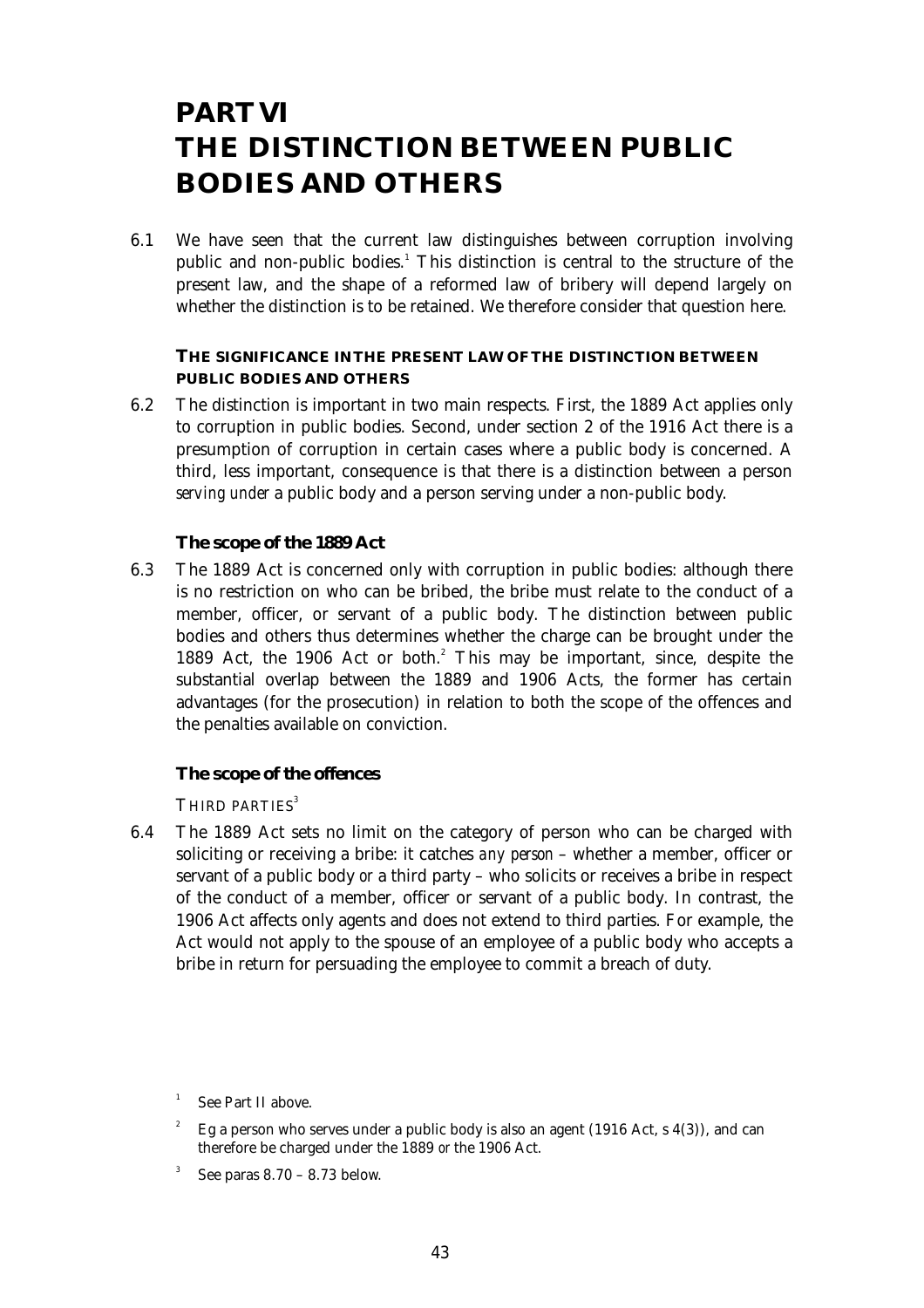# PART VI
# THE DISTINCTION BETWEEN PUBLIC BODIES AND OTHERS

6.1 We have seen that the current law distinguishes between corruption involving public and non-public bodies.[1] This distinction is central to the structure of the present law, and the shape of a reformed law of bribery will depend largely on whether the distinction is to be retained. We therefore consider that question here.

## THE SIGNIFICANCE IN THE PRESENT LAW OF THE DISTINCTION BETWEEN PUBLIC BODIES AND OTHERS

6.2 The distinction is important in two main respects. First, the 1889 Act applies only to corruption in public bodies. Second, under section 2 of the 1916 Act there is a presumption of corruption in certain cases where a public body is concerned. A third, less important, consequence is that there is a distinction between a person *serving under* a public body and a person serving under a non-public body.

### The scope of the 1889 Act

6.3 The 1889 Act is concerned only with corruption in public bodies: although there is no restriction on who can be bribed, the bribe must relate to the conduct of a member, officer, or servant of a public body. The distinction between public bodies and others thus determines whether the charge can be brought under the 1889 Act, the 1906 Act or both.[2] This may be important, since, despite the substantial overlap between the 1889 and 1906 Acts, the former has certain advantages (for the prosecution) in relation to both the scope of the offences and the penalties available on conviction.

### The scope of the offences

THIRD PARTIES[3]

6.4 The 1889 Act sets no limit on the category of person who can be charged with soliciting or receiving a bribe: it catches *any person* – whether a member, officer or servant of a public body *or* a third party – who solicits or receives a bribe in respect of the conduct of a member, officer or servant of a public body. In contrast, the 1906 Act affects only agents and does not extend to third parties. For example, the Act would not apply to the spouse of an employee of a public body who accepts a bribe in return for persuading the employee to commit a breach of duty.

[1] See Part II above.

[2] Eg a person who serves under a public body is also an agent (1916 Act, s 4(3)), and can therefore be charged under the 1889 *or* the 1906 Act.

[3] See paras 8.70 – 8.73 below.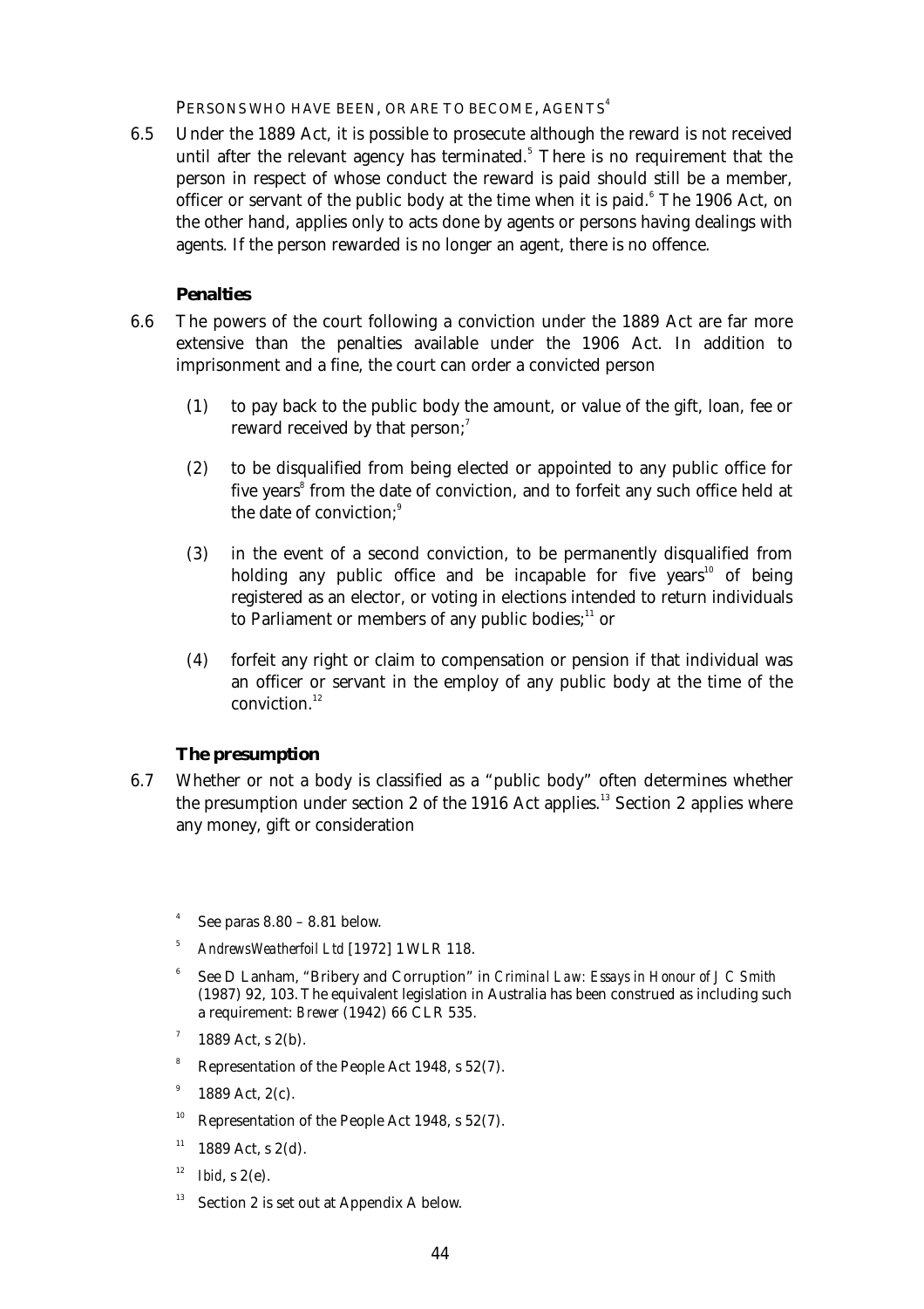PERSONS WHO HAVE BEEN, OR ARE TO BECOME, AGENTS[4]

6.5 Under the 1889 Act, it is possible to prosecute although the reward is not received until after the relevant agency has terminated.[5] There is no requirement that the person in respect of whose conduct the reward is paid should still be a member, officer or servant of the public body at the time when it is paid.[6] The 1906 Act, on the other hand, applies only to acts done by agents or persons having dealings with agents. If the person rewarded is no longer an agent, there is no offence.

### Penalties

6.6 The powers of the court following a conviction under the 1889 Act are far more extensive than the penalties available under the 1906 Act. In addition to imprisonment and a fine, the court can order a convicted person

(1) to pay back to the public body the amount, or value of the gift, loan, fee or reward received by that person;[7]

(2) to be disqualified from being elected or appointed to any public office for five years[8] from the date of conviction, and to forfeit any such office held at the date of conviction;[9]

(3) in the event of a second conviction, to be permanently disqualified from holding any public office and be incapable for five years[10] of being registered as an elector, or voting in elections intended to return individuals to Parliament or members of any public bodies;[11] or

(4) forfeit any right or claim to compensation or pension if that individual was an officer or servant in the employ of any public body at the time of the conviction.[12]

### The presumption

6.7 Whether or not a body is classified as a "public body" often determines whether the presumption under section 2 of the 1916 Act applies.[13] Section 2 applies where any money, gift or consideration

---

[4] See paras 8.80 – 8.81 below.

[5] *Andrews Weatherfoil Ltd* [1972] 1 WLR 118.

[6] See D Lanham, "Bribery and Corruption" in *Criminal Law: Essays in Honour of J C Smith* (1987) 92, 103. The equivalent legislation in Australia has been construed as including such a requirement: *Brewer* (1942) 66 CLR 535.

[7] 1889 Act, s 2(b).

[8] Representation of the People Act 1948, s 52(7).

[9] 1889 Act, 2(c).

[10] Representation of the People Act 1948, s 52(7).

[11] 1889 Act, s 2(d).

[12] *Ibid*, s 2(e).

[13] Section 2 is set out at Appendix A below.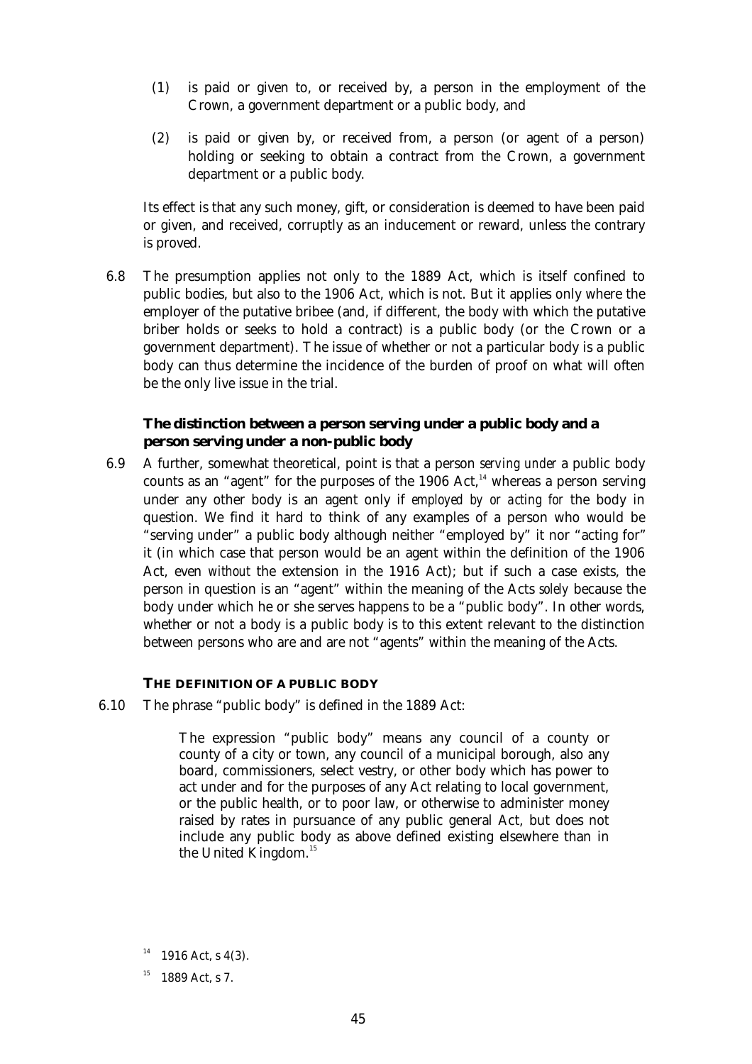(1) is paid or given to, or received by, a person in the employment of the Crown, a government department or a public body, and

(2) is paid or given by, or received from, a person (or agent of a person) holding or seeking to obtain a contract from the Crown, a government department or a public body.

Its effect is that any such money, gift, or consideration is deemed to have been paid or given, and received, corruptly as an inducement or reward, unless the contrary is proved.

6.8 The presumption applies not only to the 1889 Act, which is itself confined to public bodies, but also to the 1906 Act, which is not. But it applies only where the employer of the putative bribee (and, if different, the body with which the putative briber holds or seeks to hold a contract) is a public body (or the Crown or a government department). The issue of whether or not a particular body is a public body can thus determine the incidence of the burden of proof on what will often be the only live issue in the trial.

### The distinction between a person serving under a public body and a person serving under a non-public body

6.9 A further, somewhat theoretical, point is that a person *serving under* a public body counts as an "agent" for the purposes of the 1906 Act,[14] whereas a person serving under any other body is an agent only if *employed by or acting for* the body in question. We find it hard to think of any examples of a person who would be "serving under" a public body although neither "employed by" it nor "acting for" it (in which case that person would be an agent within the definition of the 1906 Act, even *without* the extension in the 1916 Act); but if such a case exists, the person in question is an "agent" within the meaning of the Acts *solely* because the body under which he or she serves happens to be a "public body". In other words, whether or not a body is a public body is to this extent relevant to the distinction between persons who are and are not "agents" within the meaning of the Acts.

## THE DEFINITION OF A PUBLIC BODY

6.10 The phrase "public body" is defined in the 1889 Act:

> The expression "public body" means any council of a county or county of a city or town, any council of a municipal borough, also any board, commissioners, select vestry, or other body which has power to act under and for the purposes of any Act relating to local government, or the public health, or to poor law, or otherwise to administer money raised by rates in pursuance of any public general Act, but does not include any public body as above defined existing elsewhere than in the United Kingdom.[15]

[14] 1916 Act, s 4(3).

[15] 1889 Act, s 7.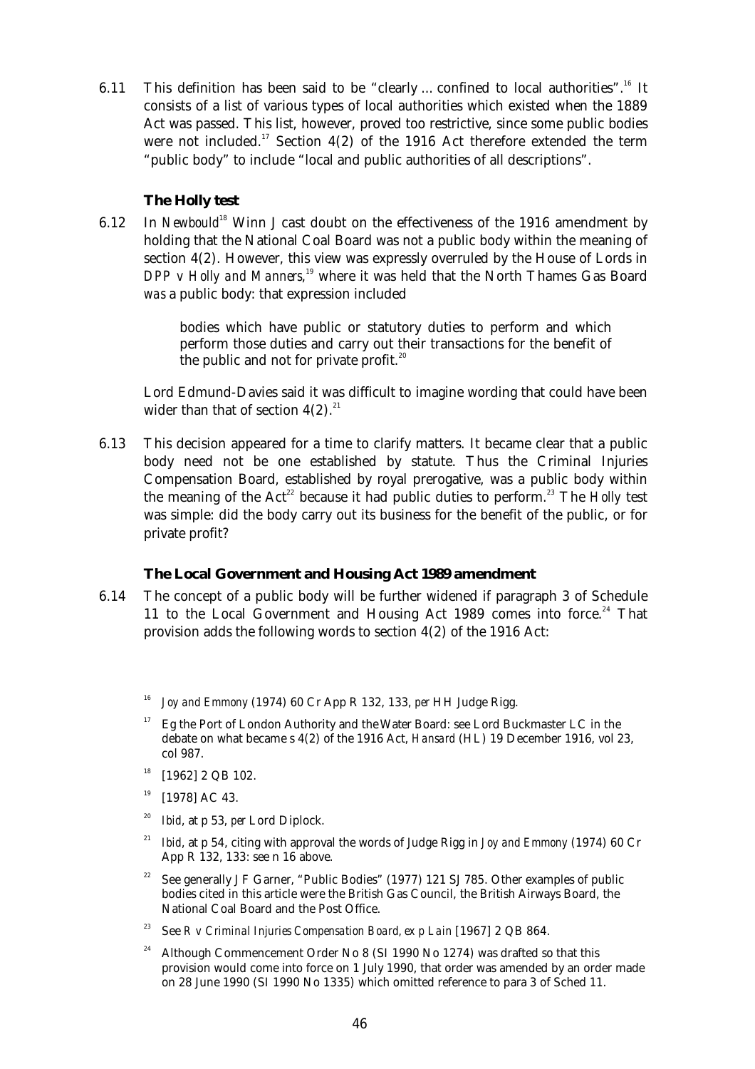6.11 This definition has been said to be "clearly ... confined to local authorities".[16] It consists of a list of various types of local authorities which existed when the 1889 Act was passed. This list, however, proved too restrictive, since some public bodies were not included.[17] Section 4(2) of the 1916 Act therefore extended the term "public body" to include "local and public authorities of all descriptions".

### The Holly test

6.12 In *Newbould*[18] Winn J cast doubt on the effectiveness of the 1916 amendment by holding that the National Coal Board was not a public body within the meaning of section 4(2). However, this view was expressly overruled by the House of Lords in *DPP v Holly and Manners*,[19] where it was held that the North Thames Gas Board *was* a public body: that expression included

> bodies which have public or statutory duties to perform and which perform those duties and carry out their transactions for the benefit of the public and not for private profit.[20]

Lord Edmund-Davies said it was difficult to imagine wording that could have been wider than that of section 4(2).[21]

6.13 This decision appeared for a time to clarify matters. It became clear that a public body need not be one established by statute. Thus the Criminal Injuries Compensation Board, established by royal prerogative, was a public body within the meaning of the Act[22] because it had public duties to perform.[23] The *Holly* test was simple: did the body carry out its business for the benefit of the public, or for private profit?

### The Local Government and Housing Act 1989 amendment

6.14 The concept of a public body will be further widened if paragraph 3 of Schedule 11 to the Local Government and Housing Act 1989 comes into force.[24] That provision adds the following words to section 4(2) of the 1916 Act:

---

[16] *Joy and Emmony* (1974) 60 Cr App R 132, 133, *per* HH Judge Rigg.

[17] Eg the Port of London Authority and the Water Board: see Lord Buckmaster LC in the debate on what became s 4(2) of the 1916 Act, *Hansard* (HL) 19 December 1916, vol 23, col 987.

[18] [1962] 2 QB 102.

[19] [1978] AC 43.

[20] *Ibid*, at p 53, *per* Lord Diplock.

[21] *Ibid*, at p 54, citing with approval the words of Judge Rigg in *Joy and Emmony* (1974) 60 Cr App R 132, 133: see n 16 above.

[22] See generally J F Garner, "Public Bodies" (1977) 121 SJ 785. Other examples of public bodies cited in this article were the British Gas Council, the British Airways Board, the National Coal Board and the Post Office.

[23] See *R v Criminal Injuries Compensation Board, ex p Lain* [1967] 2 QB 864.

[24] Although Commencement Order No 8 (SI 1990 No 1274) was drafted so that this provision would come into force on 1 July 1990, that order was amended by an order made on 28 June 1990 (SI 1990 No 1335) which omitted reference to para 3 of Sched 11.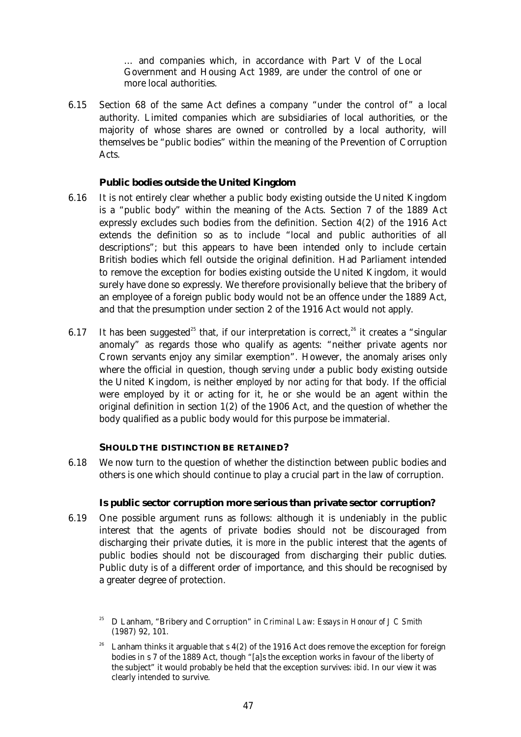… and companies which, in accordance with Part V of the Local Government and Housing Act 1989, are under the control of one or more local authorities.

6.15 Section 68 of the same Act defines a company "under the control of" a local authority. Limited companies which are subsidiaries of local authorities, or the majority of whose shares are owned or controlled by a local authority, will themselves be "public bodies" within the meaning of the Prevention of Corruption Acts.

### Public bodies outside the United Kingdom

6.16 It is not entirely clear whether a public body existing outside the United Kingdom is a "public body" within the meaning of the Acts. Section 7 of the 1889 Act expressly excludes such bodies from the definition. Section 4(2) of the 1916 Act extends the definition so as to include "local and public authorities of all descriptions"; but this appears to have been intended only to include certain British bodies which fell outside the original definition. Had Parliament intended to remove the exception for bodies existing outside the United Kingdom, it would surely have done so expressly. We therefore provisionally believe that the bribery of an employee of a foreign public body would not be an offence under the 1889 Act, and that the presumption under section 2 of the 1916 Act would not apply.

6.17 It has been suggested[25] that, if our interpretation is correct,[26] it creates a "singular anomaly" as regards those who qualify as agents: "neither private agents nor Crown servants enjoy any similar exemption". However, the anomaly arises only where the official in question, though *serving under* a public body existing outside the United Kingdom, is neither *employed by* nor *acting for* that body. If the official were employed by it or acting for it, he or she would be an agent within the original definition in section 1(2) of the 1906 Act, and the question of whether the body qualified as a public body would for this purpose be immaterial.

## SHOULD THE DISTINCTION BE RETAINED?

6.18 We now turn to the question of whether the distinction between public bodies and others is one which should continue to play a crucial part in the law of corruption.

### Is public sector corruption more serious than private sector corruption?

6.19 One possible argument runs as follows: although it is undeniably in the public interest that the agents of private bodies should not be discouraged from discharging their private duties, it is *more* in the public interest that the agents of public bodies should not be discouraged from discharging their public duties. Public duty is of a different order of importance, and this should be recognised by a greater degree of protection.

[25] D Lanham, "Bribery and Corruption" in *Criminal Law: Essays in Honour of J C Smith* (1987) 92, 101.

[26] Lanham thinks it arguable that s 4(2) of the 1916 Act does remove the exception for foreign bodies in s 7 of the 1889 Act, though "[a]s the exception works in favour of the liberty of the subject" it would probably be held that the exception survives: *ibid*. In our view it was clearly intended to survive.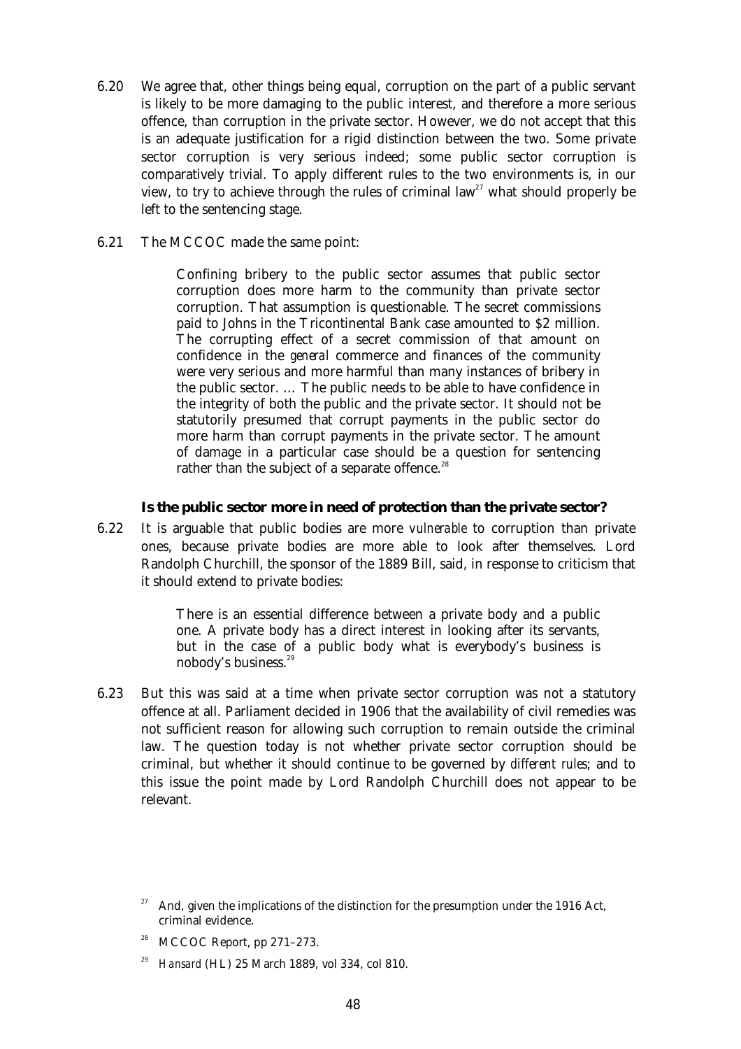6.20 We agree that, other things being equal, corruption on the part of a public servant is likely to be more damaging to the public interest, and therefore a more serious offence, than corruption in the private sector. However, we do not accept that this is an adequate justification for a rigid distinction between the two. Some private sector corruption is very serious indeed; some public sector corruption is comparatively trivial. To apply different rules to the two environments is, in our view, to try to achieve through the rules of criminal law[27] what should properly be left to the sentencing stage.

6.21 The MCCOC made the same point:

> Confining bribery to the public sector assumes that public sector corruption does more harm to the community than private sector corruption. That assumption is questionable. The secret commissions paid to Johns in the Tricontinental Bank case amounted to $2 million. The corrupting effect of a secret commission of that amount on confidence in the *general* commerce and finances of the community were very serious and more harmful than many instances of bribery in the public sector. … The public needs to be able to have confidence in the integrity of both the public and the private sector. It should not be statutorily presumed that corrupt payments in the public sector do more harm than corrupt payments in the private sector. The amount of damage in a particular case should be a question for sentencing rather than the subject of a separate offence.[28]

### Is the public sector more in need of protection than the private sector?

6.22 It is arguable that public bodies are more *vulnerable* to corruption than private ones, because private bodies are more able to look after themselves. Lord Randolph Churchill, the sponsor of the 1889 Bill, said, in response to criticism that it should extend to private bodies:

> There is an essential difference between a private body and a public one. A private body has a direct interest in looking after its servants, but in the case of a public body what is everybody's business is nobody's business.[29]

6.23 But this was said at a time when private sector corruption was not a statutory offence at all. Parliament decided in 1906 that the availability of civil remedies was not sufficient reason for allowing such corruption to remain outside the criminal law. The question today is not whether private sector corruption should be criminal, but whether it should continue to be governed by *different rules*; and to this issue the point made by Lord Randolph Churchill does not appear to be relevant.

---

[27] And, given the implications of the distinction for the presumption under the 1916 Act, criminal evidence.

[28] MCCOC Report, pp 271–273.

[29] *Hansard* (HL) 25 March 1889, vol 334, col 810.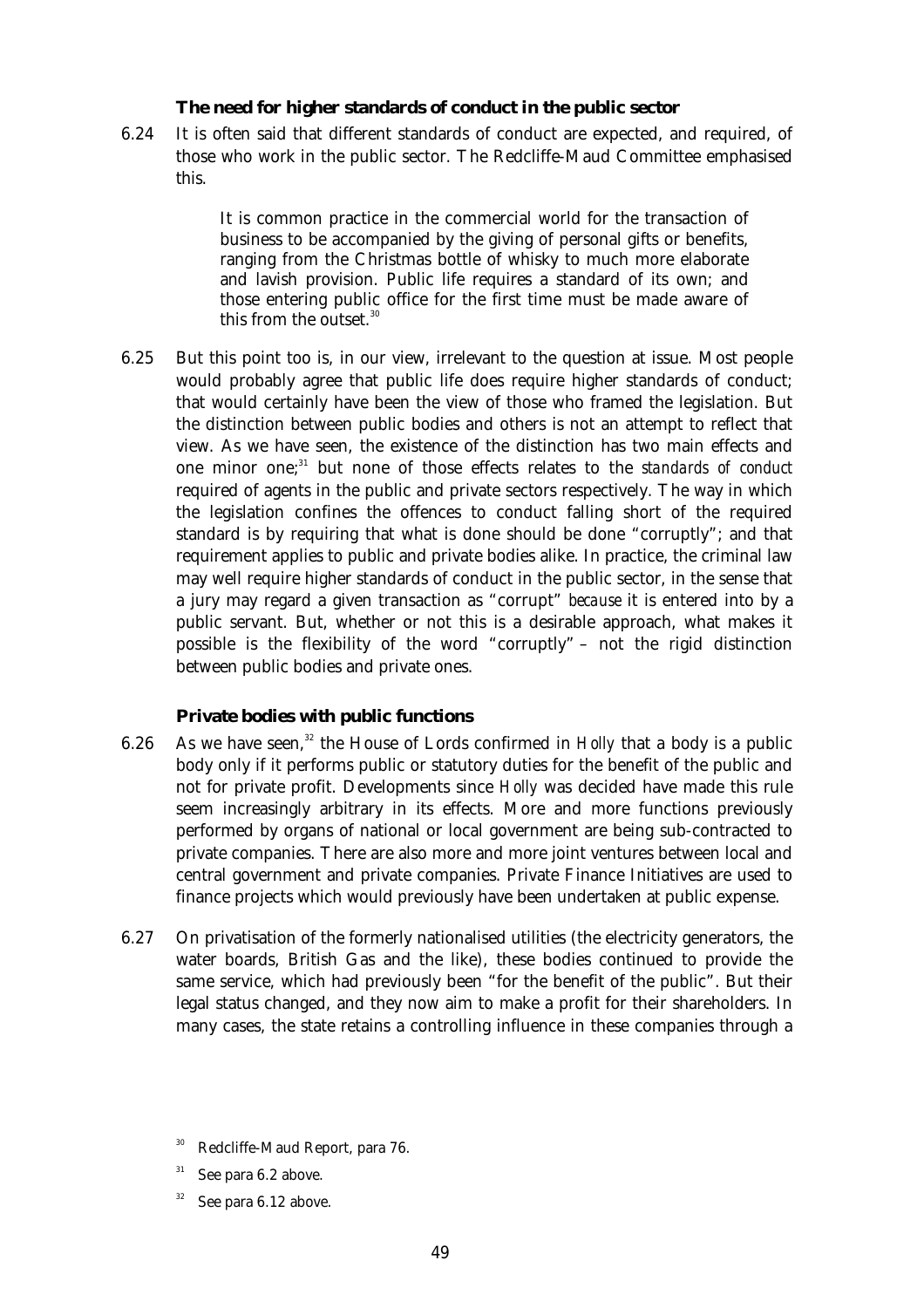### The need for higher standards of conduct in the public sector

6.24 It is often said that different standards of conduct are expected, and required, of those who work in the public sector. The Redcliffe-Maud Committee emphasised this.

> It is common practice in the commercial world for the transaction of business to be accompanied by the giving of personal gifts or benefits, ranging from the Christmas bottle of whisky to much more elaborate and lavish provision. Public life requires a standard of its own; and those entering public office for the first time must be made aware of this from the outset.[30]

6.25 But this point too is, in our view, irrelevant to the question at issue. Most people would probably agree that public life does require higher standards of conduct; that would certainly have been the view of those who framed the legislation. But the distinction between public bodies and others is not an attempt to reflect that view. As we have seen, the existence of the distinction has two main effects and one minor one;[31] but none of those effects relates to the *standards of conduct* required of agents in the public and private sectors respectively. The way in which the legislation confines the offences to conduct falling short of the required standard is by requiring that what is done should be done "corruptly"; and that requirement applies to public and private bodies alike. In practice, the criminal law may well require higher standards of conduct in the public sector, in the sense that a jury may regard a given transaction as "corrupt" *because* it is entered into by a public servant. But, whether or not this is a desirable approach, what makes it possible is the flexibility of the word "corruptly" – not the rigid distinction between public bodies and private ones.

### Private bodies with public functions

6.26 As we have seen,[32] the House of Lords confirmed in *Holly* that a body is a public body only if it performs public or statutory duties for the benefit of the public and not for private profit. Developments since *Holly* was decided have made this rule seem increasingly arbitrary in its effects. More and more functions previously performed by organs of national or local government are being sub-contracted to private companies. There are also more and more joint ventures between local and central government and private companies. Private Finance Initiatives are used to finance projects which would previously have been undertaken at public expense.

6.27 On privatisation of the formerly nationalised utilities (the electricity generators, the water boards, British Gas and the like), these bodies continued to provide the same service, which had previously been "for the benefit of the public". But their legal status changed, and they now aim to make a profit for their shareholders. In many cases, the state retains a controlling influence in these companies through a

---

[30] Redcliffe-Maud Report, para 76.

[31] See para 6.2 above.

[32] See para 6.12 above.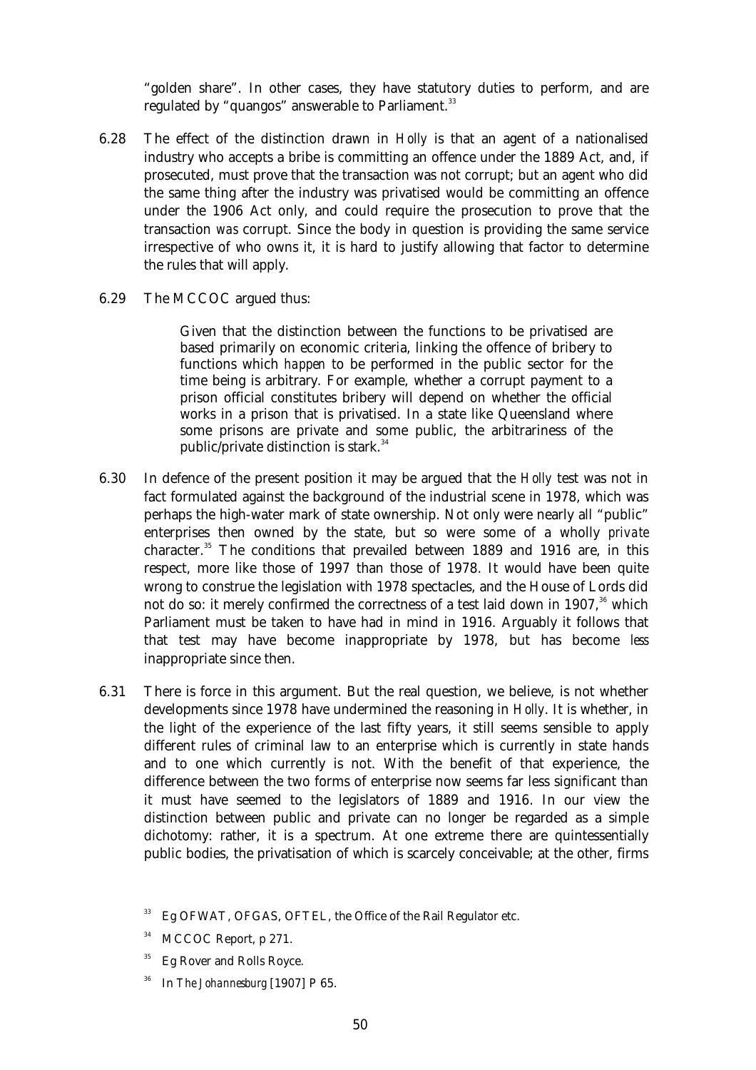"golden share". In other cases, they have statutory duties to perform, and are regulated by "quangos" answerable to Parliament.[33]

6.28 The effect of the distinction drawn in *Holly* is that an agent of a nationalised industry who accepts a bribe is committing an offence under the 1889 Act, and, if prosecuted, must prove that the transaction was not corrupt; but an agent who did the same thing after the industry was privatised would be committing an offence under the 1906 Act only, and could require the prosecution to prove that the transaction *was* corrupt. Since the body in question is providing the same service irrespective of who owns it, it is hard to justify allowing that factor to determine the rules that will apply.

6.29 The MCCOC argued thus:

> Given that the distinction between the functions to be privatised are based primarily on economic criteria, linking the offence of bribery to functions which *happen* to be performed in the public sector for the time being is arbitrary. For example, whether a corrupt payment to a prison official constitutes bribery will depend on whether the official works in a prison that is privatised. In a state like Queensland where some prisons are private and some public, the arbitrariness of the public/private distinction is stark.[34]

6.30 In defence of the present position it may be argued that the *Holly* test was not in fact formulated against the background of the industrial scene in 1978, which was perhaps the high-water mark of state ownership. Not only were nearly all "public" enterprises then owned by the state, but so were some of a wholly *private* character.[35] The conditions that prevailed between 1889 and 1916 are, in this respect, more like those of 1997 than those of 1978. It would have been quite wrong to construe the legislation with 1978 spectacles, and the House of Lords did not do so: it merely confirmed the correctness of a test laid down in 1907,[36] which Parliament must be taken to have had in mind in 1916. Arguably it follows that that test may have become inappropriate by 1978, but has become *less* inappropriate since then.

6.31 There is force in this argument. But the real question, we believe, is not whether developments since 1978 have undermined the reasoning in *Holly*. It is whether, in the light of the experience of the last fifty years, it still seems sensible to apply different rules of criminal law to an enterprise which is currently in state hands and to one which currently is not. With the benefit of that experience, the difference between the two forms of enterprise now seems far less significant than it must have seemed to the legislators of 1889 and 1916. In our view the distinction between public and private can no longer be regarded as a simple dichotomy: rather, it is a spectrum. At one extreme there are quintessentially public bodies, the privatisation of which is scarcely conceivable; at the other, firms

---

[33] Eg OFWAT, OFGAS, OFTEL, the Office of the Rail Regulator etc.

[34] MCCOC Report, p 271.

[35] Eg Rover and Rolls Royce.

[36] In *The Johannesburg* [1907] P 65.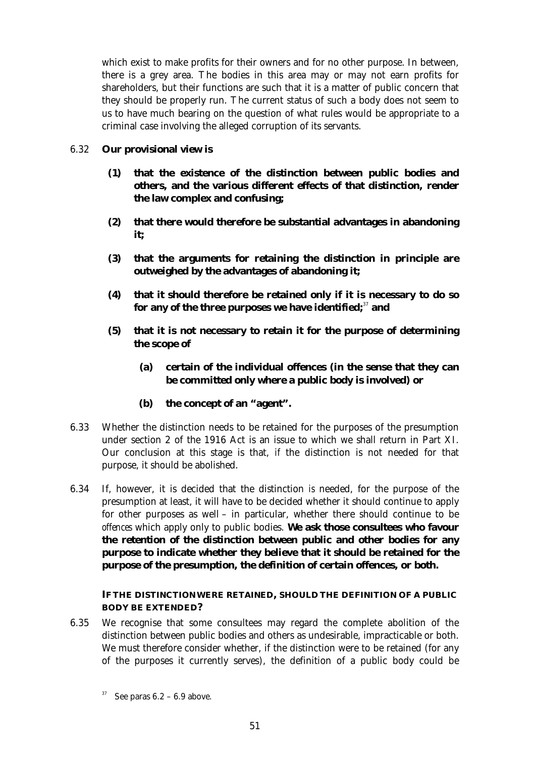which exist to make profits for their owners and for no other purpose. In between, there is a grey area. The bodies in this area may or may not earn profits for shareholders, but their functions are such that it is a matter of public concern that they should be properly run. The current status of such a body does not seem to us to have much bearing on the question of what rules would be appropriate to a criminal case involving the alleged corruption of its servants.

6.32 **Our provisional view is**

**(1) that the existence of the distinction between public bodies and others, and the various different effects of that distinction, render the law complex and confusing;**

**(2) that there would therefore be substantial advantages in abandoning it;**

**(3) that the arguments for retaining the distinction in principle are outweighed by the advantages of abandoning it;**

**(4) that it should therefore be retained only if it is necessary to do so for any of the three purposes we have identified;**[37] **and**

**(5) that it is not necessary to retain it for the purpose of determining the scope of**

**(a) certain of the individual offences (in the sense that they can be committed only where a public body is involved) or**

**(b) the concept of an "agent".**

6.33 Whether the distinction needs to be retained for the purposes of the presumption under section 2 of the 1916 Act is an issue to which we shall return in Part XI. Our conclusion at this stage is that, if the distinction is not needed for that purpose, it should be abolished.

6.34 If, however, it is decided that the distinction *is* needed, for the purpose of the presumption at least, it will have to be decided whether it should continue to apply for other purposes as well – in particular, whether there should continue to be *offences* which apply only to public bodies. **We ask those consultees who favour the retention of the distinction between public and other bodies for any purpose to indicate whether they believe that it should be retained for the purpose of the presumption, the definition of certain offences, or both.**

### IF THE DISTINCTION WERE RETAINED, SHOULD THE DEFINITION OF A PUBLIC BODY BE EXTENDED?

6.35 We recognise that some consultees may regard the complete abolition of the distinction between public bodies and others as undesirable, impracticable or both. We must therefore consider whether, if the distinction were to be retained (for any of the purposes it currently serves), the definition of a public body could be

[37] See paras 6.2 – 6.9 above.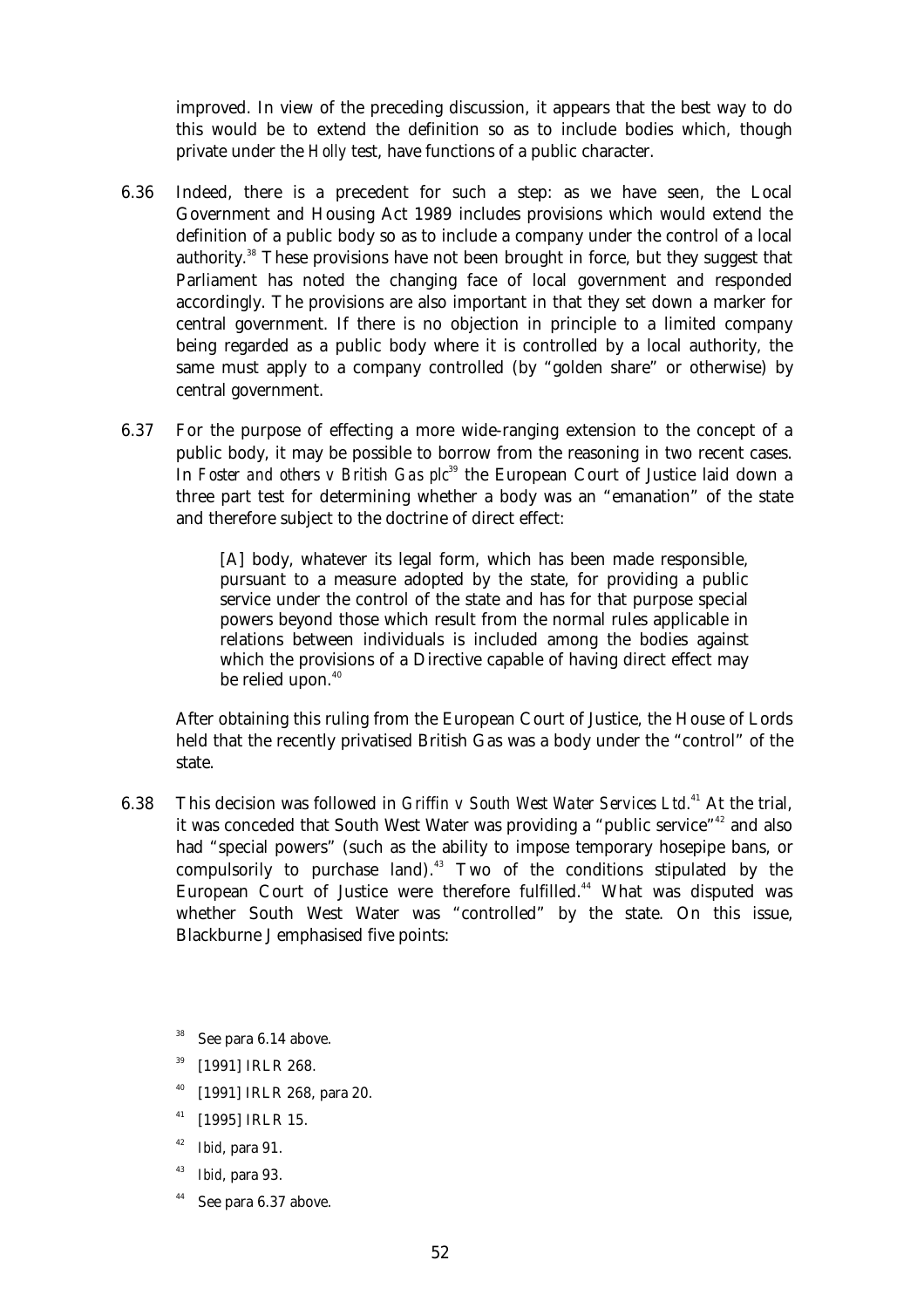improved. In view of the preceding discussion, it appears that the best way to do this would be to extend the definition so as to include bodies which, though private under the *Holly* test, have functions of a public character.

6.36 Indeed, there is a precedent for such a step: as we have seen, the Local Government and Housing Act 1989 includes provisions which would extend the definition of a public body so as to include a company under the control of a local authority.[38] These provisions have not been brought in force, but they suggest that Parliament has noted the changing face of local government and responded accordingly. The provisions are also important in that they set down a marker for central government. If there is no objection in principle to a limited company being regarded as a public body where it is controlled by a local authority, the same must apply to a company controlled (by "golden share" or otherwise) by central government.

6.37 For the purpose of effecting a more wide-ranging extension to the concept of a public body, it may be possible to borrow from the reasoning in two recent cases. In *Foster and others v British Gas plc*[39] the European Court of Justice laid down a three part test for determining whether a body was an "emanation" of the state and therefore subject to the doctrine of direct effect:

> [A] body, whatever its legal form, which has been made responsible, pursuant to a measure adopted by the state, for providing a public service under the control of the state and has for that purpose special powers beyond those which result from the normal rules applicable in relations between individuals is included among the bodies against which the provisions of a Directive capable of having direct effect may be relied upon.[40]

After obtaining this ruling from the European Court of Justice, the House of Lords held that the recently privatised British Gas was a body under the "control" of the state.

6.38 This decision was followed in *Griffin v South West Water Services Ltd*.[41] At the trial, it was conceded that South West Water was providing a "public service"[42] and also had "special powers" (such as the ability to impose temporary hosepipe bans, or compulsorily to purchase land).[43] Two of the conditions stipulated by the European Court of Justice were therefore fulfilled.[44] What was disputed was whether South West Water was "controlled" by the state. On this issue, Blackburne J emphasised five points:

[38] See para 6.14 above.

[39] [1991] IRLR 268.

[40] [1991] IRLR 268, para 20.

[41] [1995] IRLR 15.

[42] *Ibid*, para 91.

[43] *Ibid*, para 93.

[44] See para 6.37 above.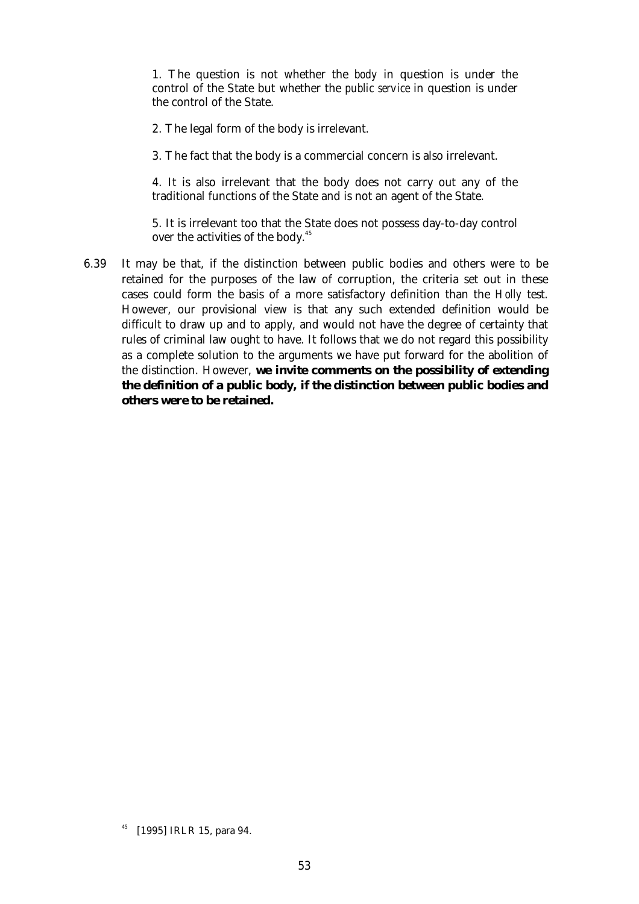> 1. The question is not whether the *body* in question is under the control of the State but whether the *public service* in question is under the control of the State.
>
> 2. The legal form of the body is irrelevant.
>
> 3. The fact that the body is a commercial concern is also irrelevant.
>
> 4. It is also irrelevant that the body does not carry out any of the traditional functions of the State and is not an agent of the State.
>
> 5. It is irrelevant too that the State does not possess day-to-day control over the activities of the body.[45]

6.39 It may be that, if the distinction between public bodies and others were to be retained for the purposes of the law of corruption, the criteria set out in these cases could form the basis of a more satisfactory definition than the *Holly* test. However, our provisional view is that any such extended definition would be difficult to draw up and to apply, and would not have the degree of certainty that rules of criminal law ought to have. It follows that we do not regard this possibility as a complete solution to the arguments we have put forward for the abolition of the distinction. However, **we invite comments on the possibility of extending the definition of a public body, if the distinction between public bodies and others were to be retained.**

---

[45] [1995] IRLR 15, para 94.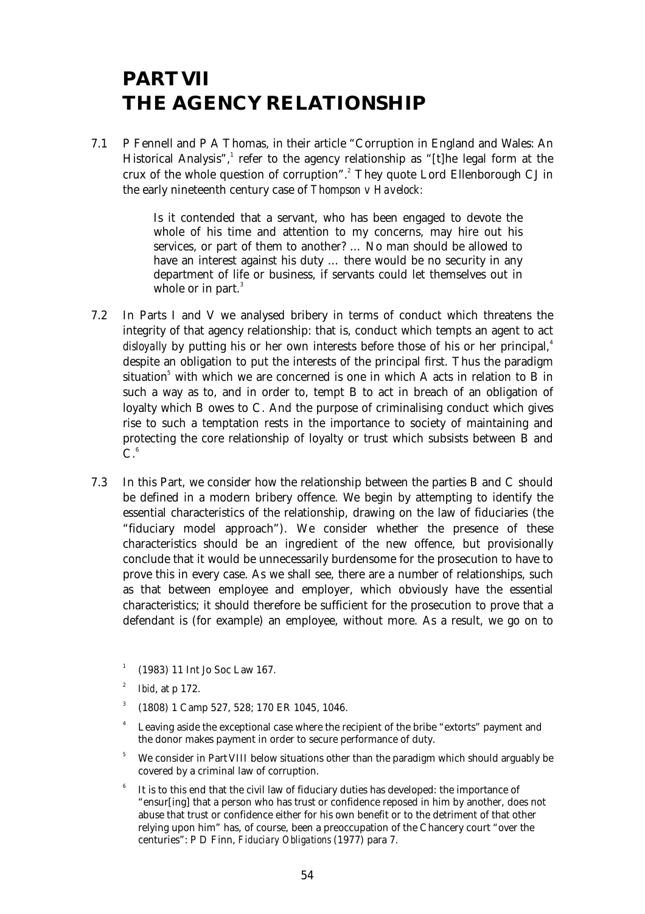# PART VII
# THE AGENCY RELATIONSHIP

7.1 P Fennell and P A Thomas, in their article "Corruption in England and Wales: An Historical Analysis",[1] refer to the agency relationship as "[t]he legal form at the crux of the whole question of corruption".[2] They quote Lord Ellenborough CJ in the early nineteenth century case of *Thompson v Havelock*:

> Is it contended that a servant, who has been engaged to devote the whole of his time and attention to my concerns, may hire out his services, or part of them to another? … No man should be allowed to have an interest against his duty … there would be no security in any department of life or business, if servants could let themselves out in whole or in part.[3]

7.2 In Parts I and V we analysed bribery in terms of conduct which threatens the integrity of that agency relationship: that is, conduct which tempts an agent to act *disloyally* by putting his or her own interests before those of his or her principal,[4] despite an obligation to put the interests of the principal first. Thus the paradigm situation[5] with which we are concerned is one in which A acts in relation to B in such a way as to, and in order to, tempt B to act in breach of an obligation of loyalty which B owes to C. And the purpose of criminalising conduct which gives rise to such a temptation rests in the importance to society of maintaining and protecting the core relationship of loyalty or trust which subsists between B and C.[6]

7.3 In this Part, we consider how the relationship between the parties B and C should be defined in a modern bribery offence. We begin by attempting to identify the essential characteristics of the relationship, drawing on the law of fiduciaries (the "fiduciary model approach"). We consider whether the presence of these characteristics should be an ingredient of the new offence, but provisionally conclude that it would be unnecessarily burdensome for the prosecution to have to prove this in every case. As we shall see, there are a number of relationships, such as that between employee and employer, which obviously have the essential characteristics; it should therefore be sufficient for the prosecution to prove that a defendant is (for example) an employee, without more. As a result, we go on to

[1] (1983) 11 Int Jo Soc Law 167.

[2] *Ibid*, at p 172.

[3] (1808) 1 Camp 527, 528; 170 ER 1045, 1046.

[4] Leaving aside the exceptional case where the recipient of the bribe "extorts" payment and the donor makes payment in order to secure performance of duty.

[5] We consider in Part VIII below situations other than the paradigm which should arguably be covered by a criminal law of corruption.

[6] It is to this end that the civil law of fiduciary duties has developed: the importance of "ensur[ing] that a person who has trust or confidence reposed in him by another, does not abuse that trust or confidence either for his own benefit or to the detriment of that other relying upon him" has, of course, been a preoccupation of the Chancery court "over the centuries": P D Finn, *Fiduciary Obligations* (1977) para 7.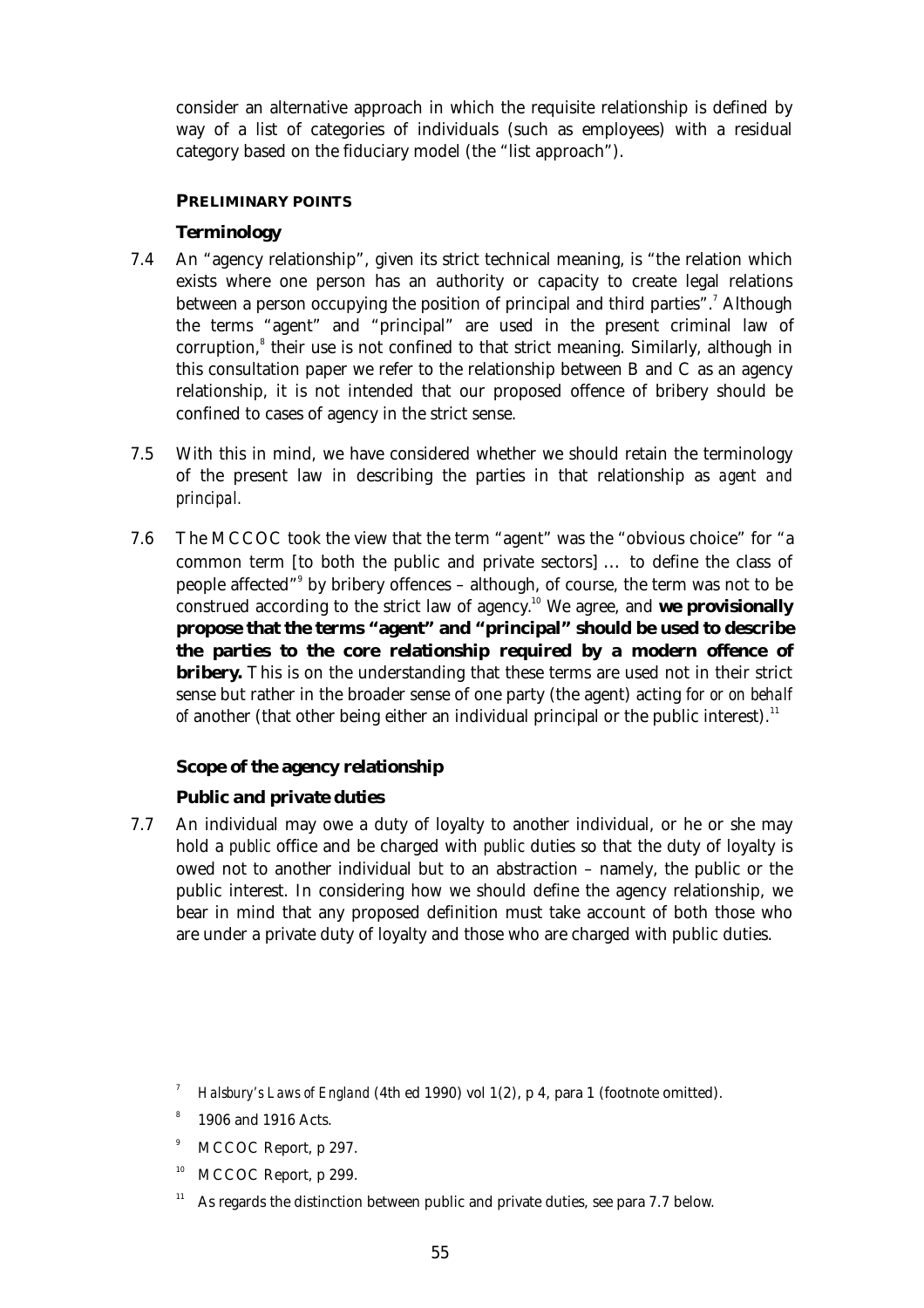consider an alternative approach in which the requisite relationship is defined by way of a list of categories of individuals (such as employees) with a residual category based on the fiduciary model (the "list approach").

## PRELIMINARY POINTS

### Terminology

7.4 An "agency relationship", given its strict technical meaning, is "the relation which exists where one person has an authority or capacity to create legal relations between a person occupying the position of principal and third parties".[7] Although the terms "agent" and "principal" are used in the present criminal law of corruption,[8] their use is not confined to that strict meaning. Similarly, although in this consultation paper we refer to the relationship between B and C as an agency relationship, it is not intended that our proposed offence of bribery should be confined to cases of agency in the strict sense.

7.5 With this in mind, we have considered whether we should retain the terminology of the present law in describing the parties in that relationship as *agent and principal.*

7.6 The MCCOC took the view that the term "agent" was the "obvious choice" for "a common term [to both the public and private sectors] ... to define the class of people affected"[9] by bribery offences – although, of course, the term was not to be construed according to the strict law of agency.[10] We agree, and **we provisionally propose that the terms "agent" and "principal" should be used to describe the parties to the core relationship required by a modern offence of bribery.** This is on the understanding that these terms are used not in their strict sense but rather in the broader sense of one party (the agent) acting *for or on behalf of* another (that other being either an individual principal or the public interest).[11]

### Scope of the agency relationship

#### Public and private duties

7.7 An individual may owe a duty of loyalty to another individual, or he or she may hold a *public* office and be charged with *public* duties so that the duty of loyalty is owed not to another individual but to an abstraction – namely, the public or the public interest. In considering how we should define the agency relationship, we bear in mind that any proposed definition must take account of both those who are under a private duty of loyalty and those who are charged with public duties.

---

[7] *Halsbury's Laws of England* (4th ed 1990) vol 1(2), p 4, para 1 (footnote omitted).

[8] 1906 and 1916 Acts.

[9] MCCOC Report, p 297.

[10] MCCOC Report, p 299.

[11] As regards the distinction between public and private duties, see para 7.7 below.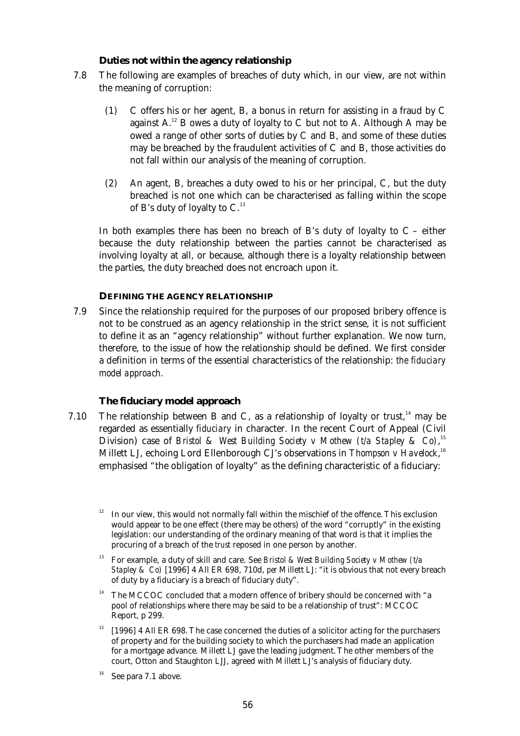### Duties not within the agency relationship

7.8 The following are examples of breaches of duty which, in our view, are *not* within the meaning of corruption:

(1) C offers his or her agent, B, a bonus in return for assisting in a fraud by C against A.[12] B owes a duty of loyalty to C but not to A. Although A may be owed a range of other sorts of duties by C and B, and some of these duties may be breached by the fraudulent activities of C and B, those activities do not fall within our analysis of the meaning of corruption.

(2) An agent, B, breaches a duty owed to his or her principal, C, but the duty breached is not one which can be characterised as falling within the scope of B's duty of loyalty to C.[13]

In both examples there has been no breach of B's duty of loyalty to C – either because the duty relationship between the parties cannot be characterised as involving loyalty at all, or because, although there is a loyalty relationship between the parties, the duty breached does not encroach upon it.

## DEFINING THE AGENCY RELATIONSHIP

7.9 Since the relationship required for the purposes of our proposed bribery offence is not to be construed as an agency relationship in the strict sense, it is not sufficient to define it as an "agency relationship" without further explanation. We now turn, therefore, to the issue of how the relationship should be defined. We first consider a definition in terms of the essential characteristics of the relationship: *the fiduciary model approach.*

### The fiduciary model approach

7.10 The relationship between B and C, as a relationship of loyalty or trust,[14] may be regarded as essentially *fiduciary* in character. In the recent Court of Appeal (Civil Division) case of *Bristol & West Building Society v Mothew (t/a Stapley & Co)*,[15] Millett LJ, echoing Lord Ellenborough CJ's observations in *Thompson v Havelock*,[16] emphasised "the obligation of loyalty" as the defining characteristic of a fiduciary:

---

[12] In our view, this would not normally fall within the mischief of the offence. This exclusion would appear to be one effect (there may be others) of the word "corruptly" in the existing legislation: our understanding of the ordinary meaning of that word is that it implies the procuring of a breach of the *trust* reposed in one person by another.

[13] For example, a duty of skill and care. See *Bristol & West Building Society v Mothew (t/a Stapley & Co)* [1996] 4 All ER 698, 710d, *per* Millett LJ: "it is obvious that not every breach of duty by a fiduciary is a breach of fiduciary duty".

[14] The MCCOC concluded that a modern offence of bribery should be concerned with "a pool of relationships where there may be said to be a relationship of trust": MCCOC Report, p 299.

[15] [1996] 4 All ER 698. The case concerned the duties of a solicitor acting for the purchasers of property and for the building society to which the purchasers had made an application for a mortgage advance. Millett LJ gave the leading judgment. The other members of the court, Otton and Staughton LJJ, agreed with Millett LJ's analysis of fiduciary duty.

[16] See para 7.1 above.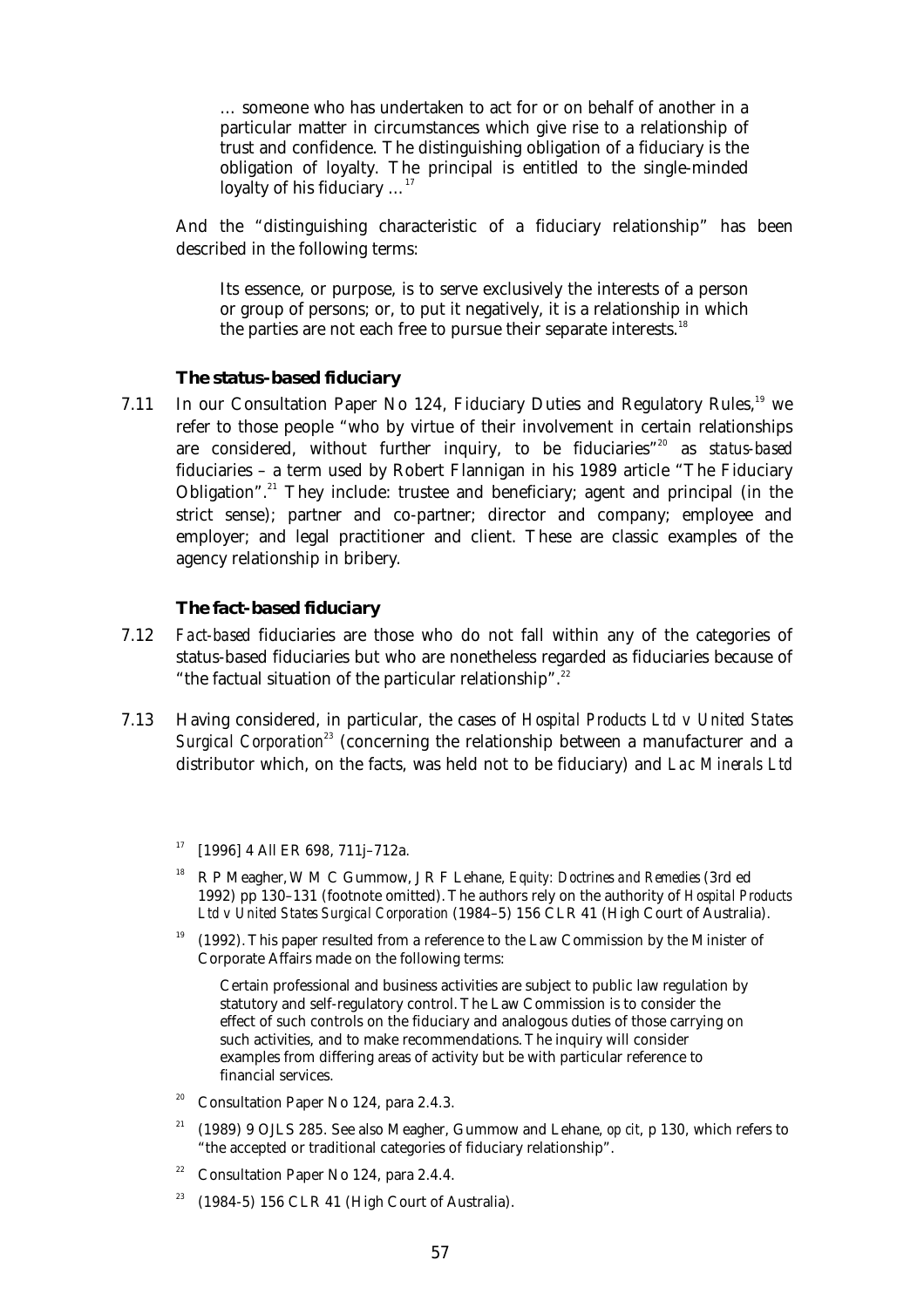… someone who has undertaken to act for or on behalf of another in a particular matter in circumstances which give rise to a relationship of trust and confidence. The distinguishing obligation of a fiduciary is the obligation of loyalty. The principal is entitled to the single-minded loyalty of his fiduciary …[17]

And the "distinguishing characteristic of a fiduciary relationship" has been described in the following terms:

> Its essence, or purpose, is to serve exclusively the interests of a person or group of persons; or, to put it negatively, it is a relationship in which the parties are not each free to pursue their separate interests.[18]

### The status-based fiduciary

7.11 In our Consultation Paper No 124, Fiduciary Duties and Regulatory Rules,[19] we refer to those people "who by virtue of their involvement in certain relationships are considered, without further inquiry, to be fiduciaries"[20] as *status-based* fiduciaries – a term used by Robert Flannigan in his 1989 article "The Fiduciary Obligation".[21] They include: trustee and beneficiary; agent and principal (in the strict sense); partner and co-partner; director and company; employee and employer; and legal practitioner and client. These are classic examples of the agency relationship in bribery.

### The fact-based fiduciary

7.12 *Fact-based* fiduciaries are those who do not fall within any of the categories of status-based fiduciaries but who are nonetheless regarded as fiduciaries because of "the factual situation of the particular relationship".[22]

7.13 Having considered, in particular, the cases of *Hospital Products Ltd v United States Surgical Corporation*[23] (concerning the relationship between a manufacturer and a distributor which, on the facts, was held not to be fiduciary) and *Lac Minerals Ltd*

---

[17] [1996] 4 All ER 698, 711j–712a.

[18] R P Meagher, W M C Gummow, J R F Lehane, *Equity: Doctrines and Remedies* (3rd ed 1992) pp 130–131 (footnote omitted). The authors rely on the authority of *Hospital Products Ltd v United States Surgical Corporation* (1984–5) 156 CLR 41 (High Court of Australia).

[19] (1992). This paper resulted from a reference to the Law Commission by the Minister of Corporate Affairs made on the following terms:

> Certain professional and business activities are subject to public law regulation by statutory and self-regulatory control. The Law Commission is to consider the effect of such controls on the fiduciary and analogous duties of those carrying on such activities, and to make recommendations. The inquiry will consider examples from differing areas of activity but be with particular reference to financial services.

[20] Consultation Paper No 124, para 2.4.3.

[21] (1989) 9 OJLS 285. See also Meagher, Gummow and Lehane, *op cit*, p 130, which refers to "the accepted or traditional categories of fiduciary relationship".

[22] Consultation Paper No 124, para 2.4.4.

[23] (1984-5) 156 CLR 41 (High Court of Australia).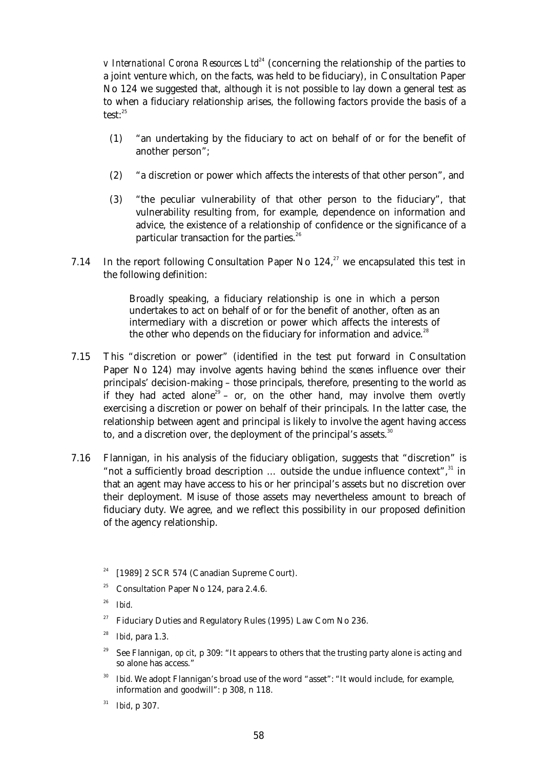*v International Corona Resources Ltd*[24] (concerning the relationship of the parties to a joint venture which, on the facts, was held to be fiduciary), in Consultation Paper No 124 we suggested that, although it is not possible to lay down a general test as to when a fiduciary relationship arises, the following factors provide the basis of a test:[25]

(1) "an undertaking by the fiduciary to act on behalf of or for the benefit of another person";

(2) "a discretion or power which affects the interests of that other person", and

(3) "the peculiar vulnerability of that other person to the fiduciary", that vulnerability resulting from, for example, dependence on information and advice, the existence of a relationship of confidence or the significance of a particular transaction for the parties.[26]

7.14 In the report following Consultation Paper No 124,[27] we encapsulated this test in the following definition:

> Broadly speaking, a fiduciary relationship is one in which a person undertakes to act on behalf of or for the benefit of another, often as an intermediary with a discretion or power which affects the interests of the other who depends on the fiduciary for information and advice.[28]

7.15 This "discretion or power" (identified in the test put forward in Consultation Paper No 124) may involve agents having *behind the scenes* influence over their principals' decision-making – those principals, therefore, presenting to the world as if they had acted alone[29] – or, on the other hand, may involve them *overtly* exercising a discretion or power on behalf of their principals. In the latter case, the relationship between agent and principal is likely to involve the agent having access to, and a discretion over, the deployment of the principal's assets.[30]

7.16 Flannigan, in his analysis of the fiduciary obligation, suggests that "discretion" is "not a sufficiently broad description … outside the undue influence context",[31] in that an agent may have access to his or her principal's assets but no discretion over their deployment. Misuse of those assets may nevertheless amount to breach of fiduciary duty. We agree, and we reflect this possibility in our proposed definition of the agency relationship.

---

[24] [1989] 2 SCR 574 (Canadian Supreme Court).

[25] Consultation Paper No 124, para 2.4.6.

[26] *Ibid.*

[27] Fiduciary Duties and Regulatory Rules (1995) Law Com No 236.

[28] *Ibid*, para 1.3.

[29] See Flannigan, *op cit*, p 309: "It appears to others that the trusting party alone is acting and so alone has access."

[30] *Ibid*. We adopt Flannigan's broad use of the word "asset": "It would include, for example, information and goodwill": p 308, n 118.

[31] *Ibid*, p 307.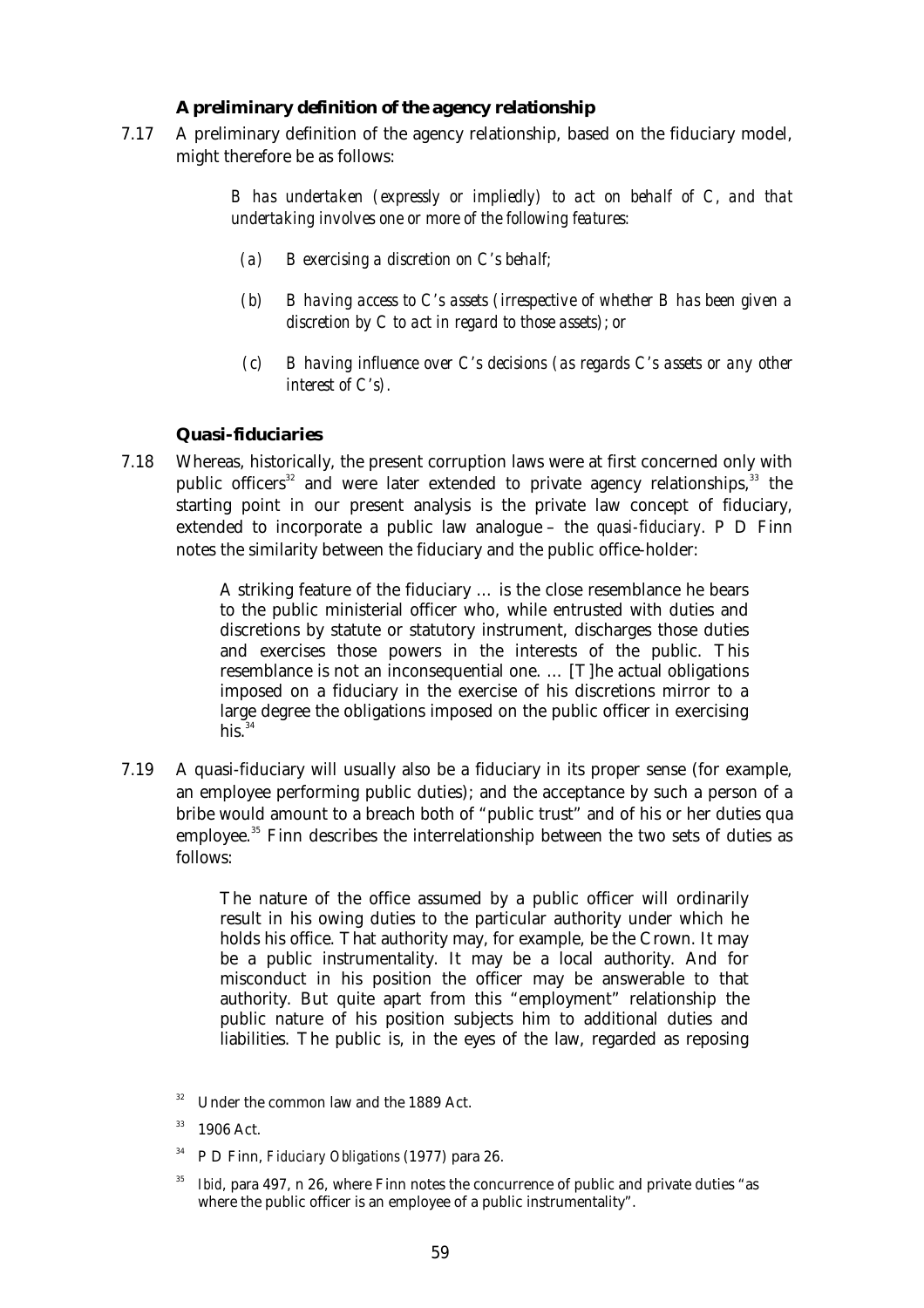### A preliminary definition of the agency relationship

7.17 A preliminary definition of the agency relationship, based on the fiduciary model, might therefore be as follows:

> *B has undertaken (expressly or impliedly) to act on behalf of C, and that undertaking involves one or more of the following features:*
>
> *(a) B exercising a discretion on C's behalf;*
>
> *(b) B having access to C's assets (irrespective of whether B has been given a discretion by C to act in regard to those assets); or*
>
> *(c) B having influence over C's decisions (as regards C's assets or any other interest of C's).*

### Quasi-fiduciaries

7.18 Whereas, historically, the present corruption laws were at first concerned only with public officers[32] and were later extended to private agency relationships,[33] the starting point in our present analysis is the private law concept of fiduciary, extended to incorporate a public law analogue – the *quasi-fiduciary*. P D Finn notes the similarity between the fiduciary and the public office-holder:

> A striking feature of the fiduciary … is the close resemblance he bears to the public ministerial officer who, while entrusted with duties and discretions by statute or statutory instrument, discharges those duties and exercises those powers in the interests of the public. This resemblance is not an inconsequential one. … [T]he actual obligations imposed on a fiduciary in the exercise of his discretions mirror to a large degree the obligations imposed on the public officer in exercising his.[34]

7.19 A quasi-fiduciary will usually also be a fiduciary in its proper sense (for example, an employee performing public duties); and the acceptance by such a person of a bribe would amount to a breach both of "public trust" and of his or her duties qua employee.[35] Finn describes the interrelationship between the two sets of duties as follows:

> The nature of the office assumed by a public officer will ordinarily result in his owing duties to the particular authority under which he holds his office. That authority may, for example, be the Crown. It may be a public instrumentality. It may be a local authority. And for misconduct in his position the officer may be answerable to that authority. But quite apart from this "employment" relationship the public nature of his position subjects him to additional duties and liabilities. The public is, in the eyes of the law, regarded as reposing

[32] Under the common law and the 1889 Act.

[33] 1906 Act.

[34] P D Finn, *Fiduciary Obligations* (1977) para 26.

[35] *Ibid*, para 497, n 26, where Finn notes the concurrence of public and private duties "as where the public officer is an employee of a public instrumentality".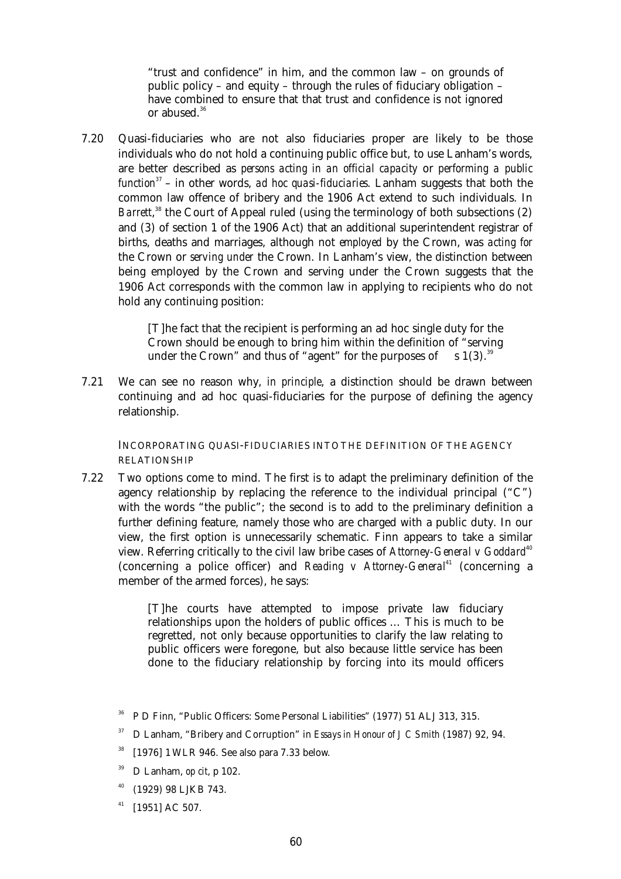> "trust and confidence" in him, and the common law – on grounds of public policy – and equity – through the rules of fiduciary obligation – have combined to ensure that that trust and confidence is not ignored or abused.[36]

7.20 Quasi-fiduciaries who are not also fiduciaries proper are likely to be those individuals who do not hold a continuing public office but, to use Lanham's words, are better described as *persons acting in an official capacity* or *performing a public function*[37] – in other words, *ad hoc quasi-fiduciaries*. Lanham suggests that both the common law offence of bribery and the 1906 Act extend to such individuals. In *Barrett*,[38] the Court of Appeal ruled (using the terminology of both subsections (2) and (3) of section 1 of the 1906 Act) that an additional superintendent registrar of births, deaths and marriages, although not *employed* by the Crown, was *acting for* the Crown or *serving under* the Crown. In Lanham's view, the distinction between being employed by the Crown and serving under the Crown suggests that the 1906 Act corresponds with the common law in applying to recipients who do not hold any continuing position:

> [T]he fact that the recipient is performing an ad hoc single duty for the Crown should be enough to bring him within the definition of "serving under the Crown" and thus of "agent" for the purposes of s 1(3).[39]

7.21 We can see no reason why, *in principle*, a distinction should be drawn between continuing and ad hoc quasi-fiduciaries for the purpose of defining the agency relationship.

#### INCORPORATING QUASI-FIDUCIARIES INTO THE DEFINITION OF THE AGENCY RELATIONSHIP

7.22 Two options come to mind. The first is to adapt the preliminary definition of the agency relationship by replacing the reference to the individual principal ("C") with the words "the public"; the second is to add to the preliminary definition a further defining feature, namely those who are charged with a public duty. In our view, the first option is unnecessarily schematic. Finn appears to take a similar view. Referring critically to the civil law bribe cases of *Attorney-General v Goddard*[40] (concerning a police officer) and *Reading v Attorney-General*[41] (concerning a member of the armed forces), he says:

> [T]he courts have attempted to impose private law fiduciary relationships upon the holders of public offices ... This is much to be regretted, not only because opportunities to clarify the law relating to public officers were foregone, but also because little service has been done to the fiduciary relationship by forcing into its mould officers

---

[36] P D Finn, "Public Officers: Some Personal Liabilities" (1977) 51 ALJ 313, 315.

[37] D Lanham, "Bribery and Corruption" in *Essays in Honour of J C Smith* (1987) 92, 94.

[38] [1976] 1 WLR 946. See also para 7.33 below.

[39] D Lanham, *op cit*, p 102.

[40] (1929) 98 LJKB 743.

[41] [1951] AC 507.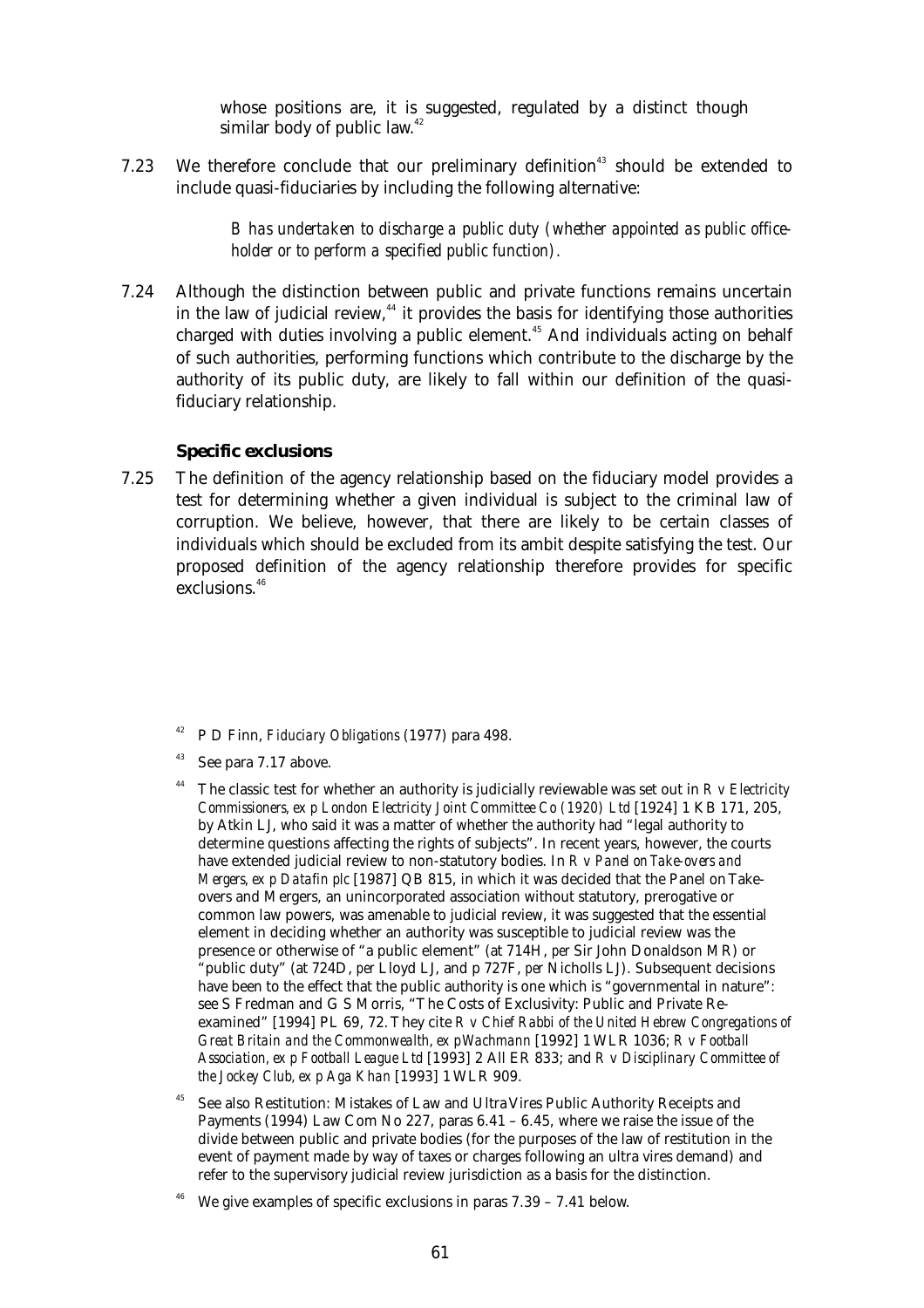whose positions are, it is suggested, regulated by a distinct though similar body of public law.[42]

7.23 We therefore conclude that our preliminary definition[43] should be extended to include quasi-fiduciaries by including the following alternative:

> *B has undertaken to discharge a public duty (whether appointed as public office-holder or to perform a specified public function).*

7.24 Although the distinction between public and private functions remains uncertain in the law of judicial review,[44] it provides the basis for identifying those authorities charged with duties involving a public element.[45] And individuals acting on behalf of such authorities, performing functions which contribute to the discharge by the authority of its public duty, are likely to fall within our definition of the quasi-fiduciary relationship.

### Specific exclusions

7.25 The definition of the agency relationship based on the fiduciary model provides a test for determining whether a given individual is subject to the criminal law of corruption. We believe, however, that there are likely to be certain classes of individuals which should be excluded from its ambit despite satisfying the test. Our proposed definition of the agency relationship therefore provides for specific exclusions.[46]

---

[42] P D Finn, *Fiduciary Obligations* (1977) para 498.

[43] See para 7.17 above.

[44] The classic test for whether an authority is judicially reviewable was set out in *R v Electricity Commissioners, ex p London Electricity Joint Committee Co (1920) Ltd* [1924] 1 KB 171, 205, by Atkin LJ, who said it was a matter of whether the authority had "legal authority to determine questions affecting the rights of subjects". In recent years, however, the courts have extended judicial review to non-statutory bodies. In *R v Panel on Take-overs and Mergers, ex p Datafin plc* [1987] QB 815, in which it was decided that the Panel on Take-overs and Mergers, an unincorporated association without statutory, prerogative or common law powers, was amenable to judicial review, it was suggested that the essential element in deciding whether an authority was susceptible to judicial review was the presence or otherwise of "a public element" (at 714H, *per* Sir John Donaldson MR) or "public duty" (at 724D, *per* Lloyd LJ, and p 727F, *per* Nicholls LJ). Subsequent decisions have been to the effect that the public authority is one which is "governmental in nature": see S Fredman and G S Morris, "The Costs of Exclusivity: Public and Private Re-examined" [1994] PL 69, 72. They cite *R v Chief Rabbi of the United Hebrew Congregations of Great Britain and the Commonwealth, ex p Wachmann* [1992] 1 WLR 1036; *R v Football Association, ex p Football League Ltd* [1993] 2 All ER 833; and *R v Disciplinary Committee of the Jockey Club, ex p Aga Khan* [1993] 1 WLR 909.

[45] See also Restitution: Mistakes of Law and Ultra Vires Public Authority Receipts and Payments (1994) Law Com No 227, paras 6.41 – 6.45, where we raise the issue of the divide between public and private bodies (for the purposes of the law of restitution in the event of payment made by way of taxes or charges following an ultra vires demand) and refer to the supervisory judicial review jurisdiction as a basis for the distinction.

[46] We give examples of specific exclusions in paras 7.39 – 7.41 below.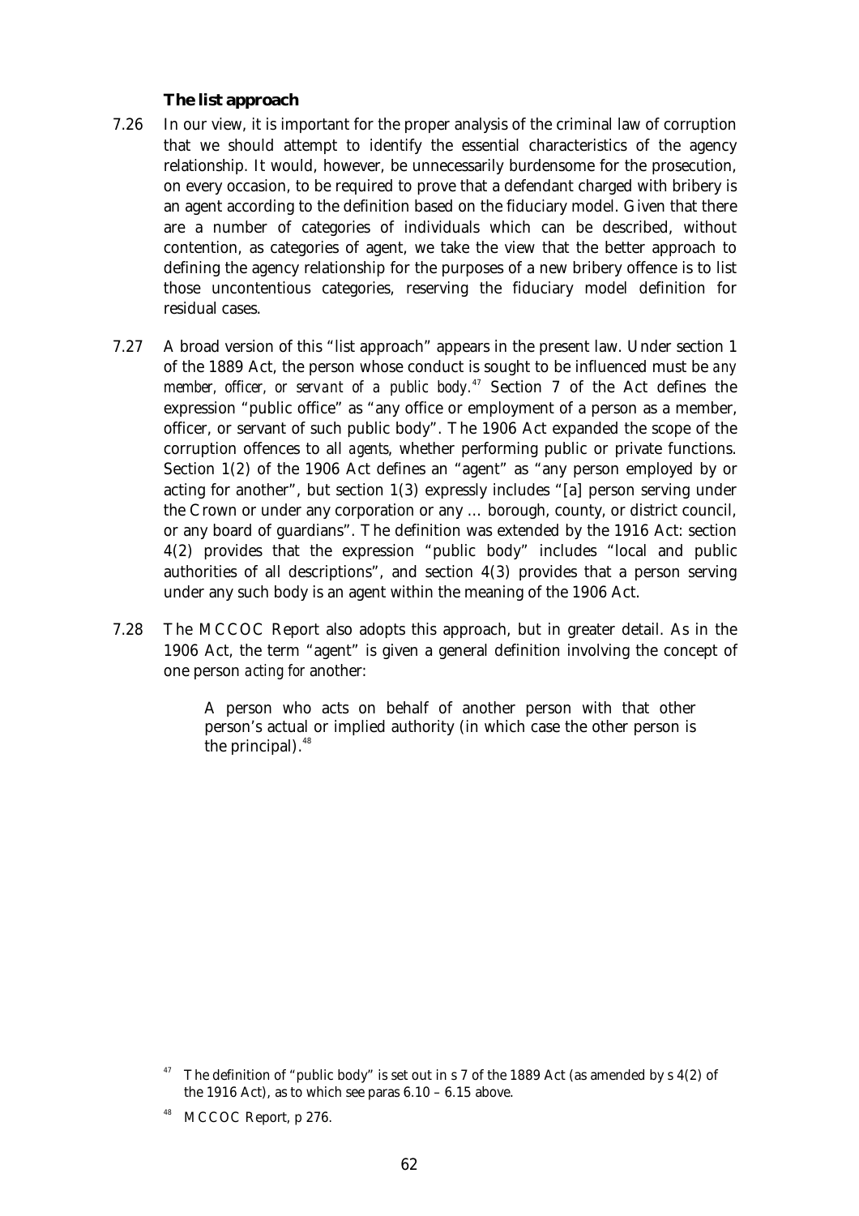### The list approach

7.26 In our view, it is important for the proper analysis of the criminal law of corruption that we should attempt to identify the essential characteristics of the agency relationship. It would, however, be unnecessarily burdensome for the prosecution, on every occasion, to be required to prove that a defendant charged with bribery is an agent according to the definition based on the fiduciary model. Given that there are a number of categories of individuals which can be described, without contention, as categories of agent, we take the view that the better approach to defining the agency relationship for the purposes of a new bribery offence is to list those uncontentious categories, reserving the fiduciary model definition for residual cases.

7.27 A broad version of this "list approach" appears in the present law. Under section 1 of the 1889 Act, the person whose conduct is sought to be influenced must be *any member, officer, or servant of a public body*.[47] Section 7 of the Act defines the expression "public office" as "any office or employment of a person as a member, officer, or servant of such public body". The 1906 Act expanded the scope of the corruption offences to all *agents*, whether performing public or private functions. Section 1(2) of the 1906 Act defines an "agent" as "any person employed by or acting for another", but section 1(3) expressly includes "[a] person serving under the Crown or under any corporation or any … borough, county, or district council, or any board of guardians". The definition was extended by the 1916 Act: section 4(2) provides that the expression "public body" includes "local and public authorities of all descriptions", and section 4(3) provides that a person serving under any such body is an agent within the meaning of the 1906 Act.

7.28 The MCCOC Report also adopts this approach, but in greater detail. As in the 1906 Act, the term "agent" is given a general definition involving the concept of one person *acting for* another:

> A person who acts on behalf of another person with that other person's actual or implied authority (in which case the other person is the principal).[48]

---

[47] The definition of "public body" is set out in s 7 of the 1889 Act (as amended by s 4(2) of the 1916 Act), as to which see paras 6.10 – 6.15 above.

[48] MCCOC Report, p 276.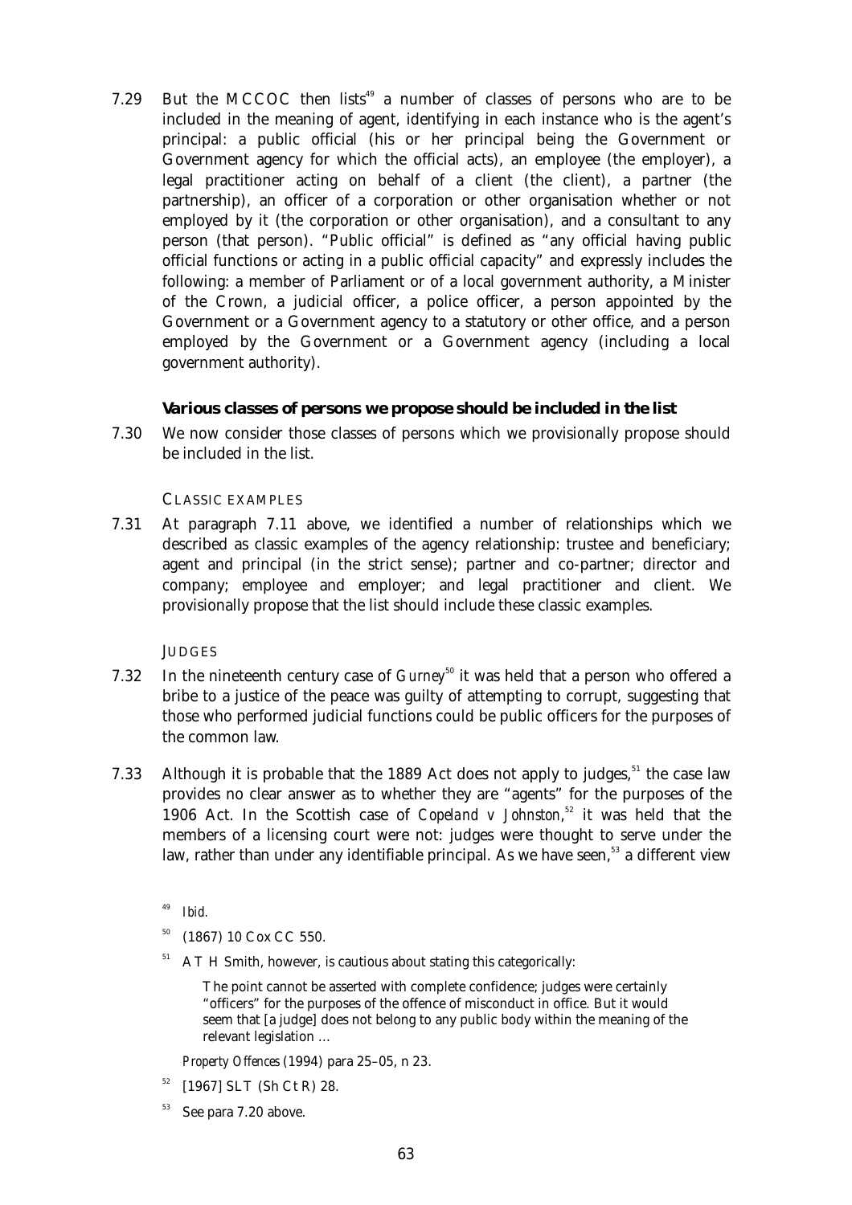7.29 But the MCCOC then lists[49] a number of classes of persons who are to be included in the meaning of agent, identifying in each instance who is the agent's principal: a public official (his or her principal being the Government or Government agency for which the official acts), an employee (the employer), a legal practitioner acting on behalf of a client (the client), a partner (the partnership), an officer of a corporation or other organisation whether or not employed by it (the corporation or other organisation), and a consultant to any person (that person). "Public official" is defined as "any official having public official functions or acting in a public official capacity" and expressly includes the following: a member of Parliament or of a local government authority, a Minister of the Crown, a judicial officer, a police officer, a person appointed by the Government or a Government agency to a statutory or other office, and a person employed by the Government or a Government agency (including a local government authority).

### Various classes of persons we propose should be included in the list

7.30 We now consider those classes of persons which we provisionally propose should be included in the list.

#### CLASSIC EXAMPLES

7.31 At paragraph 7.11 above, we identified a number of relationships which we described as classic examples of the agency relationship: trustee and beneficiary; agent and principal (in the strict sense); partner and co-partner; director and company; employee and employer; and legal practitioner and client. We provisionally propose that the list should include these classic examples.

#### JUDGES

7.32 In the nineteenth century case of *Gurney*[50] it was held that a person who offered a bribe to a justice of the peace was guilty of attempting to corrupt, suggesting that those who performed judicial functions could be public officers for the purposes of the common law.

7.33 Although it is probable that the 1889 Act does not apply to judges,[51] the case law provides no clear answer as to whether they are "agents" for the purposes of the 1906 Act. In the Scottish case of *Copeland v Johnston*,[52] it was held that the members of a licensing court were not: judges were thought to serve under the law, rather than under any identifiable principal. As we have seen,[53] a different view

---

[49] *Ibid.*

[50] (1867) 10 Cox CC 550.

[51] A T H Smith, however, is cautious about stating this categorically:

> The point cannot be asserted with complete confidence; judges were certainly "officers" for the purposes of the offence of misconduct in office. But it would seem that [a judge] does not belong to any public body within the meaning of the relevant legislation …

*Property Offences* (1994) para 25–05, n 23.

[52] [1967] SLT (Sh Ct R) 28.

[53] See para 7.20 above.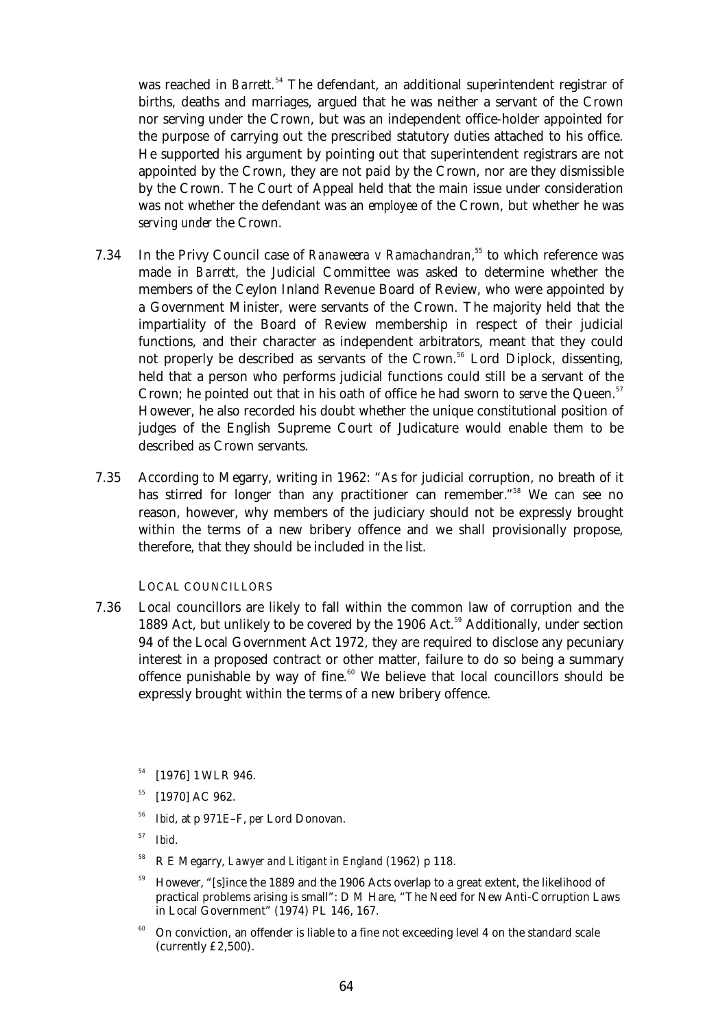was reached in *Barrett*.[54] The defendant, an additional superintendent registrar of births, deaths and marriages, argued that he was neither a servant of the Crown nor serving under the Crown, but was an independent office-holder appointed for the purpose of carrying out the prescribed statutory duties attached to his office. He supported his argument by pointing out that superintendent registrars are not appointed by the Crown, they are not paid by the Crown, nor are they dismissible by the Crown. The Court of Appeal held that the main issue under consideration was not whether the defendant was an *employee* of the Crown, but whether he was *serving under* the Crown.

7.34 In the Privy Council case of *Ranaweera v Ramachandran*,[55] to which reference was made in *Barrett*, the Judicial Committee was asked to determine whether the members of the Ceylon Inland Revenue Board of Review, who were appointed by a Government Minister, were servants of the Crown. The majority held that the impartiality of the Board of Review membership in respect of their judicial functions, and their character as independent arbitrators, meant that they could not properly be described as servants of the Crown.[56] Lord Diplock, dissenting, held that a person who performs judicial functions could still be a servant of the Crown; he pointed out that in his oath of office he had sworn to *serve* the Queen.[57] However, he also recorded his doubt whether the unique constitutional position of judges of the English Supreme Court of Judicature would enable them to be described as Crown servants.

7.35 According to Megarry, writing in 1962: "As for judicial corruption, no breath of it has stirred for longer than any practitioner can remember."[58] We can see no reason, however, why members of the judiciary should not be expressly brought within the terms of a new bribery offence and we shall provisionally propose, therefore, that they should be included in the list.

LOCAL COUNCILLORS

7.36 Local councillors are likely to fall within the common law of corruption and the 1889 Act, but unlikely to be covered by the 1906 Act.[59] Additionally, under section 94 of the Local Government Act 1972, they are required to disclose any pecuniary interest in a proposed contract or other matter, failure to do so being a summary offence punishable by way of fine.[60] We believe that local councillors should be expressly brought within the terms of a new bribery offence.

[54] [1976] 1 WLR 946.

[55] [1970] AC 962.

[56] *Ibid*, at p 971E–F, *per* Lord Donovan.

[57] *Ibid*.

[58] R E Megarry, *Lawyer and Litigant in England* (1962) p 118.

[59] However, "[s]ince the 1889 and the 1906 Acts overlap to a great extent, the likelihood of practical problems arising is small": D M Hare, "The Need for New Anti-Corruption Laws in Local Government" (1974) PL 146, 167.

[60] On conviction, an offender is liable to a fine not exceeding level 4 on the standard scale (currently £2,500).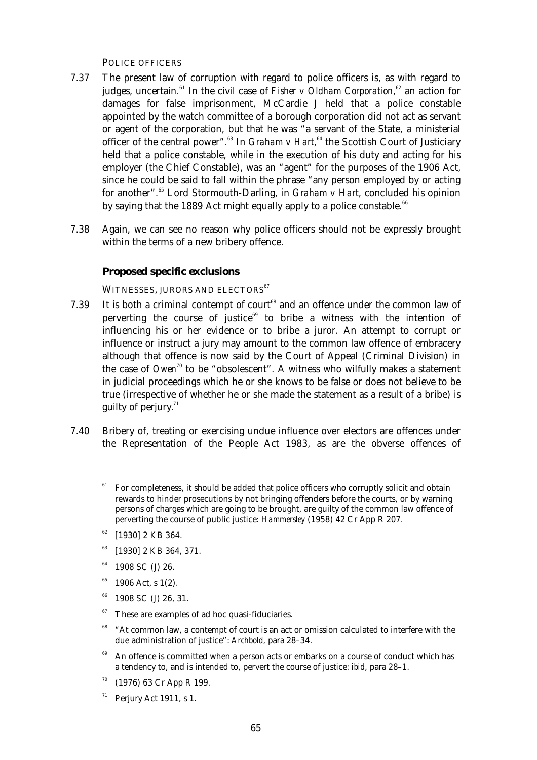POLICE OFFICERS

7.37 The present law of corruption with regard to police officers is, as with regard to judges, uncertain.[61] In the civil case of *Fisher v Oldham Corporation*,[62] an action for damages for false imprisonment, McCardie J held that a police constable appointed by the watch committee of a borough corporation did not act as servant or agent of the corporation, but that he was "a servant of the State, a ministerial officer of the central power".[63] In *Graham v Hart*,[64] the Scottish Court of Justiciary held that a police constable, while in the execution of his duty and acting for his employer (the Chief Constable), was an "agent" for the purposes of the 1906 Act, since he could be said to fall within the phrase "any person employed by or acting for another".[65] Lord Stormouth-Darling, in *Graham v Hart*, concluded his opinion by saying that the 1889 Act might equally apply to a police constable.[66]

7.38 Again, we can see no reason why police officers should not be expressly brought within the terms of a new bribery offence.

### Proposed specific exclusions

WITNESSES, JURORS AND ELECTORS[67]

7.39 It is both a criminal contempt of court[68] and an offence under the common law of perverting the course of justice[69] to bribe a witness with the intention of influencing his or her evidence or to bribe a juror. An attempt to corrupt or influence or instruct a jury may amount to the common law offence of embracery although that offence is now said by the Court of Appeal (Criminal Division) in the case of *Owen*[70] to be "obsolescent". A witness who wilfully makes a statement in judicial proceedings which he or she knows to be false or does not believe to be true (irrespective of whether he or she made the statement as a result of a bribe) is guilty of perjury.[71]

7.40 Bribery of, treating or exercising undue influence over electors are offences under the Representation of the People Act 1983, as are the obverse offences of

---

[61] For completeness, it should be added that police officers who corruptly solicit and obtain rewards to hinder prosecutions by not bringing offenders before the courts, or by warning persons of charges which are going to be brought, are guilty of the common law offence of perverting the course of public justice: *Hammersley* (1958) 42 Cr App R 207.

[62] [1930] 2 KB 364.

[63] [1930] 2 KB 364, 371.

[64] 1908 SC (J) 26.

[65] 1906 Act, s 1(2).

[66] 1908 SC (J) 26, 31.

[67] These are examples of ad hoc quasi-fiduciaries.

[68] "At common law, a contempt of court is an act or omission calculated to interfere with the due administration of justice": *Archbold*, para 28–34.

[69] An offence is committed when a person acts or embarks on a course of conduct which has a tendency to, and is intended to, pervert the course of justice: *ibid*, para 28–1.

[70] (1976) 63 Cr App R 199.

[71] Perjury Act 1911, s 1.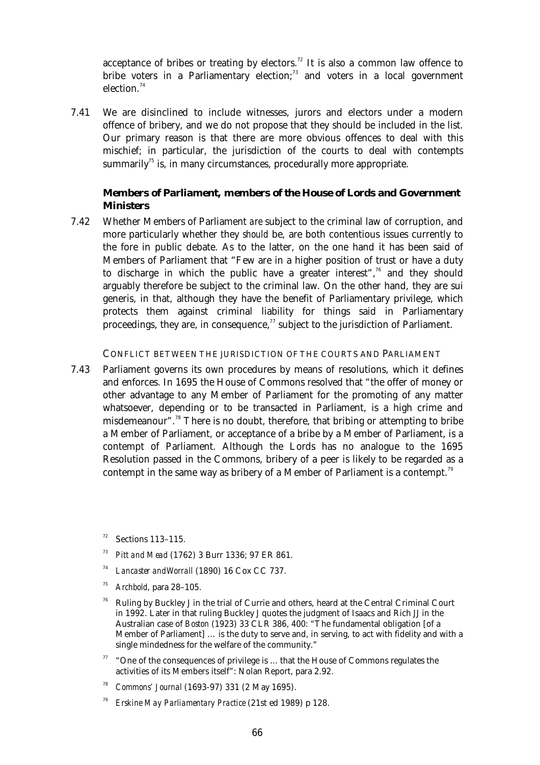acceptance of bribes or treating by electors.[72] It is also a common law offence to bribe voters in a Parliamentary election;[73] and voters in a local government election.[74]

7.41 We are disinclined to include witnesses, jurors and electors under a modern offence of bribery, and we do not propose that they should be included in the list. Our primary reason is that there are more obvious offences to deal with this mischief; in particular, the jurisdiction of the courts to deal with contempts summarily[75] is, in many circumstances, procedurally more appropriate.

### Members of Parliament, members of the House of Lords and Government Ministers

7.42 Whether Members of Parliament *are* subject to the criminal law of corruption, and more particularly whether they *should* be, are both contentious issues currently to the fore in public debate. As to the latter, on the one hand it has been said of Members of Parliament that "Few are in a higher position of trust or have a duty to discharge in which the public have a greater interest",[76] and they should arguably therefore be subject to the criminal law. On the other hand, they are sui generis, in that, although they have the benefit of Parliamentary privilege, which protects them against criminal liability for things said in Parliamentary proceedings, they are, in consequence,[77] subject to the jurisdiction of Parliament.

#### CONFLICT BETWEEN THE JURISDICTION OF THE COURTS AND PARLIAMENT

7.43 Parliament governs its own procedures by means of resolutions, which it defines and enforces. In 1695 the House of Commons resolved that "the offer of money or other advantage to any Member of Parliament for the promoting of any matter whatsoever, depending or to be transacted in Parliament, is a high crime and misdemeanour".[78] There is no doubt, therefore, that bribing or attempting to bribe a Member of Parliament, or acceptance of a bribe by a Member of Parliament, is a contempt of Parliament. Although the Lords has no analogue to the 1695 Resolution passed in the Commons, bribery of a peer is likely to be regarded as a contempt in the same way as bribery of a Member of Parliament is a contempt.[79]

---

[72] Sections 113–115.

[73] *Pitt and Mead* (1762) 3 Burr 1336; 97 ER 861.

[74] *Lancaster and Worrall* (1890) 16 Cox CC 737.

[75] *Archbold*, para 28–105.

[76] Ruling by Buckley J in the trial of Currie and others, heard at the Central Criminal Court in 1992. Later in that ruling Buckley J quotes the judgment of Isaacs and Rich JJ in the Australian case of *Boston* (1923) 33 CLR 386, 400: "The fundamental obligation [of a Member of Parliament] … is the duty to serve and, in serving, to act with fidelity and with a single mindedness for the welfare of the community."

[77] "One of the consequences of privilege is … that the House of Commons regulates the activities of its Members itself": Nolan Report, para 2.92.

[78] *Commons' Journal* (1693-97) 331 (2 May 1695).

[79] *Erskine May Parliamentary Practice* (21st ed 1989) p 128.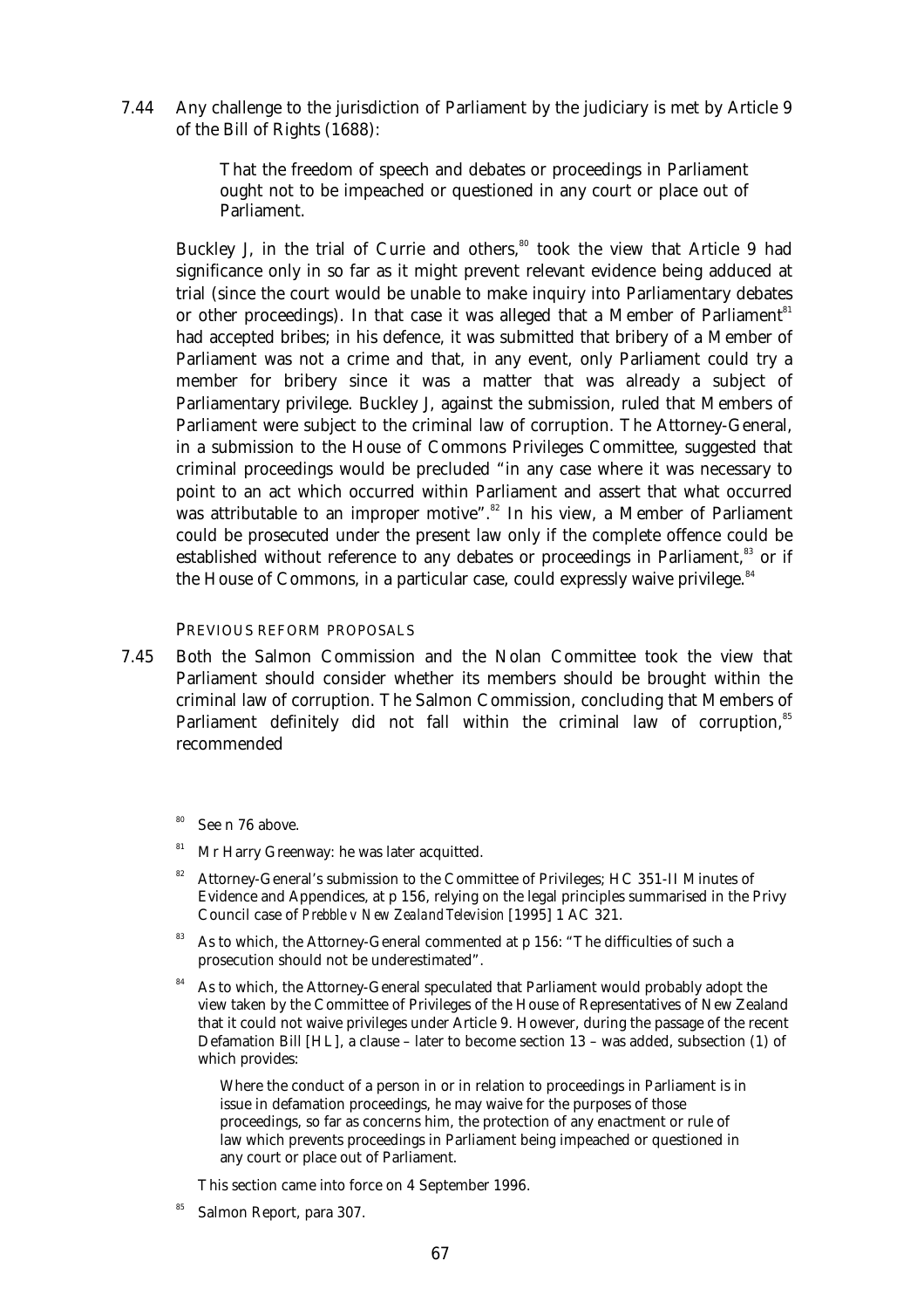7.44 Any challenge to the jurisdiction of Parliament by the judiciary is met by Article 9 of the Bill of Rights (1688):

> That the freedom of speech and debates or proceedings in Parliament ought not to be impeached or questioned in any court or place out of Parliament.

Buckley J, in the trial of Currie and others,[80] took the view that Article 9 had significance only in so far as it might prevent relevant evidence being adduced at trial (since the court would be unable to make inquiry into Parliamentary debates or other proceedings). In that case it was alleged that a Member of Parliament[81] had accepted bribes; in his defence, it was submitted that bribery of a Member of Parliament was not a crime and that, in any event, only Parliament could try a member for bribery since it was a matter that was already a subject of Parliamentary privilege. Buckley J, against the submission, ruled that Members of Parliament were subject to the criminal law of corruption. The Attorney-General, in a submission to the House of Commons Privileges Committee, suggested that criminal proceedings would be precluded "in any case where it was necessary to point to an act which occurred within Parliament and assert that what occurred was attributable to an improper motive".[82] In his view, a Member of Parliament could be prosecuted under the present law only if the complete offence could be established without reference to any debates or proceedings in Parliament,[83] or if the House of Commons, in a particular case, could expressly waive privilege.[84]

### PREVIOUS REFORM PROPOSALS

7.45 Both the Salmon Commission and the Nolan Committee took the view that Parliament should consider whether its members should be brought within the criminal law of corruption. The Salmon Commission, concluding that Members of Parliament definitely did not fall within the criminal law of corruption,[85] recommended

---

[80] See n 76 above.

[81] Mr Harry Greenway: he was later acquitted.

[82] Attorney-General's submission to the Committee of Privileges; HC 351-II Minutes of Evidence and Appendices, at p 156, relying on the legal principles summarised in the Privy Council case of *Prebble v New Zealand Television* [1995] 1 AC 321.

[83] As to which, the Attorney-General commented at p 156: "The difficulties of such a prosecution should not be underestimated".

[84] As to which, the Attorney-General speculated that Parliament would probably adopt the view taken by the Committee of Privileges of the House of Representatives of New Zealand that it could not waive privileges under Article 9. However, during the passage of the recent Defamation Bill [HL], a clause – later to become section 13 – was added, subsection (1) of which provides:

> Where the conduct of a person in or in relation to proceedings in Parliament is in issue in defamation proceedings, he may waive for the purposes of those proceedings, so far as concerns him, the protection of any enactment or rule of law which prevents proceedings in Parliament being impeached or questioned in any court or place out of Parliament.

This section came into force on 4 September 1996.

[85] Salmon Report, para 307.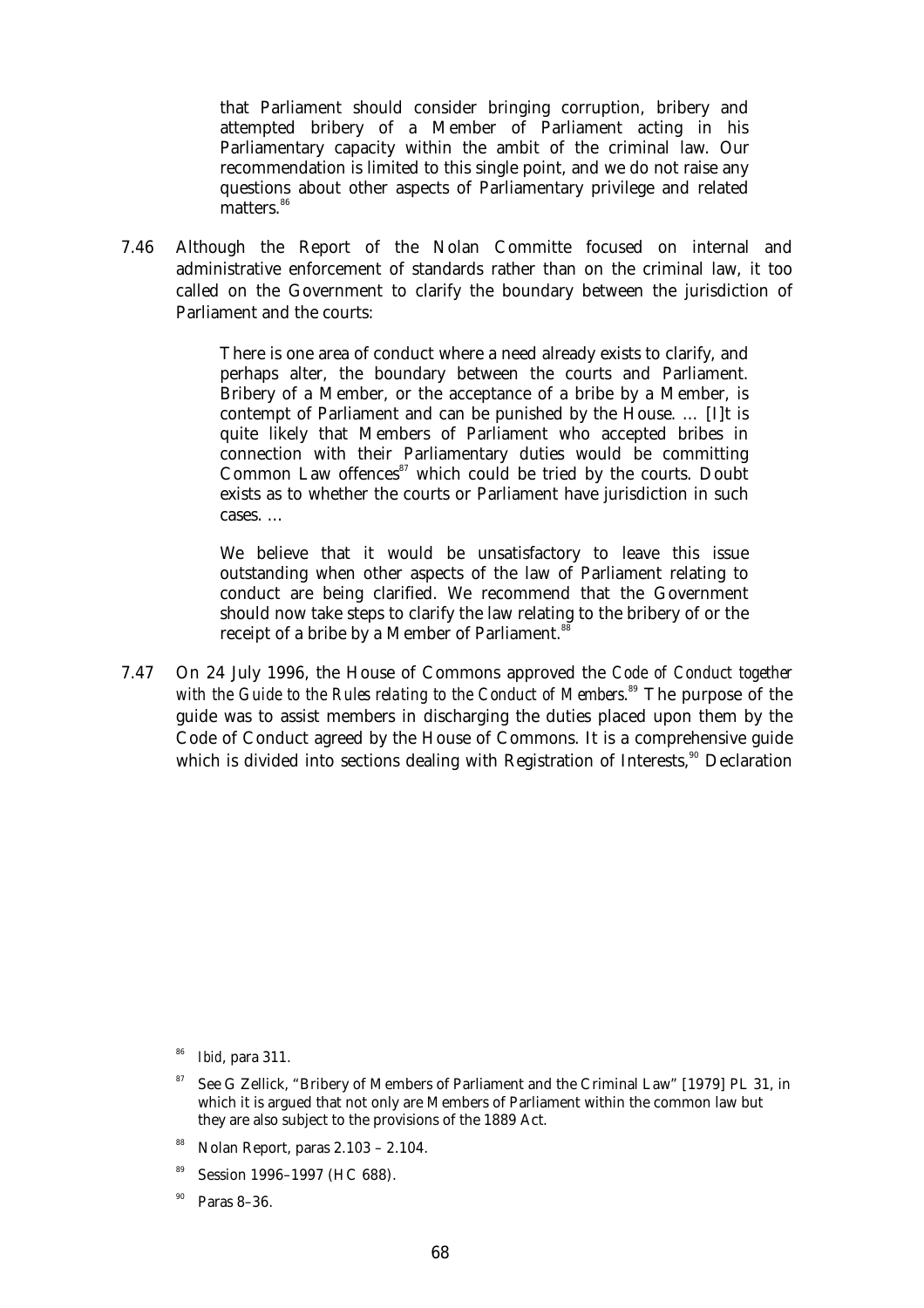> that Parliament should consider bringing corruption, bribery and attempted bribery of a Member of Parliament acting in his Parliamentary capacity within the ambit of the criminal law. Our recommendation is limited to this single point, and we do not raise any questions about other aspects of Parliamentary privilege and related matters.[86]

7.46 Although the Report of the Nolan Committe focused on internal and administrative enforcement of standards rather than on the criminal law, it too called on the Government to clarify the boundary between the jurisdiction of Parliament and the courts:

> There is one area of conduct where a need already exists to clarify, and perhaps alter, the boundary between the courts and Parliament. Bribery of a Member, or the acceptance of a bribe by a Member, is contempt of Parliament and can be punished by the House. … [I]t is quite likely that Members of Parliament who accepted bribes in connection with their Parliamentary duties would be committing Common Law offences[87] which could be tried by the courts. Doubt exists as to whether the courts or Parliament have jurisdiction in such cases. …
>
> We believe that it would be unsatisfactory to leave this issue outstanding when other aspects of the law of Parliament relating to conduct are being clarified. We recommend that the Government should now take steps to clarify the law relating to the bribery of or the receipt of a bribe by a Member of Parliament.[88]

7.47 On 24 July 1996, the House of Commons approved the *Code of Conduct together with the Guide to the Rules relating to the Conduct of Members*.[89] The purpose of the guide was to assist members in discharging the duties placed upon them by the Code of Conduct agreed by the House of Commons. It is a comprehensive guide which is divided into sections dealing with Registration of Interests,[90] Declaration

---

[86] *Ibid*, para 311.

[87] See G Zellick, "Bribery of Members of Parliament and the Criminal Law" [1979] PL 31, in which it is argued that not only are Members of Parliament within the common law but they are also subject to the provisions of the 1889 Act.

[88] Nolan Report, paras 2.103 – 2.104.

[89] Session 1996–1997 (HC 688).

[90] Paras 8–36.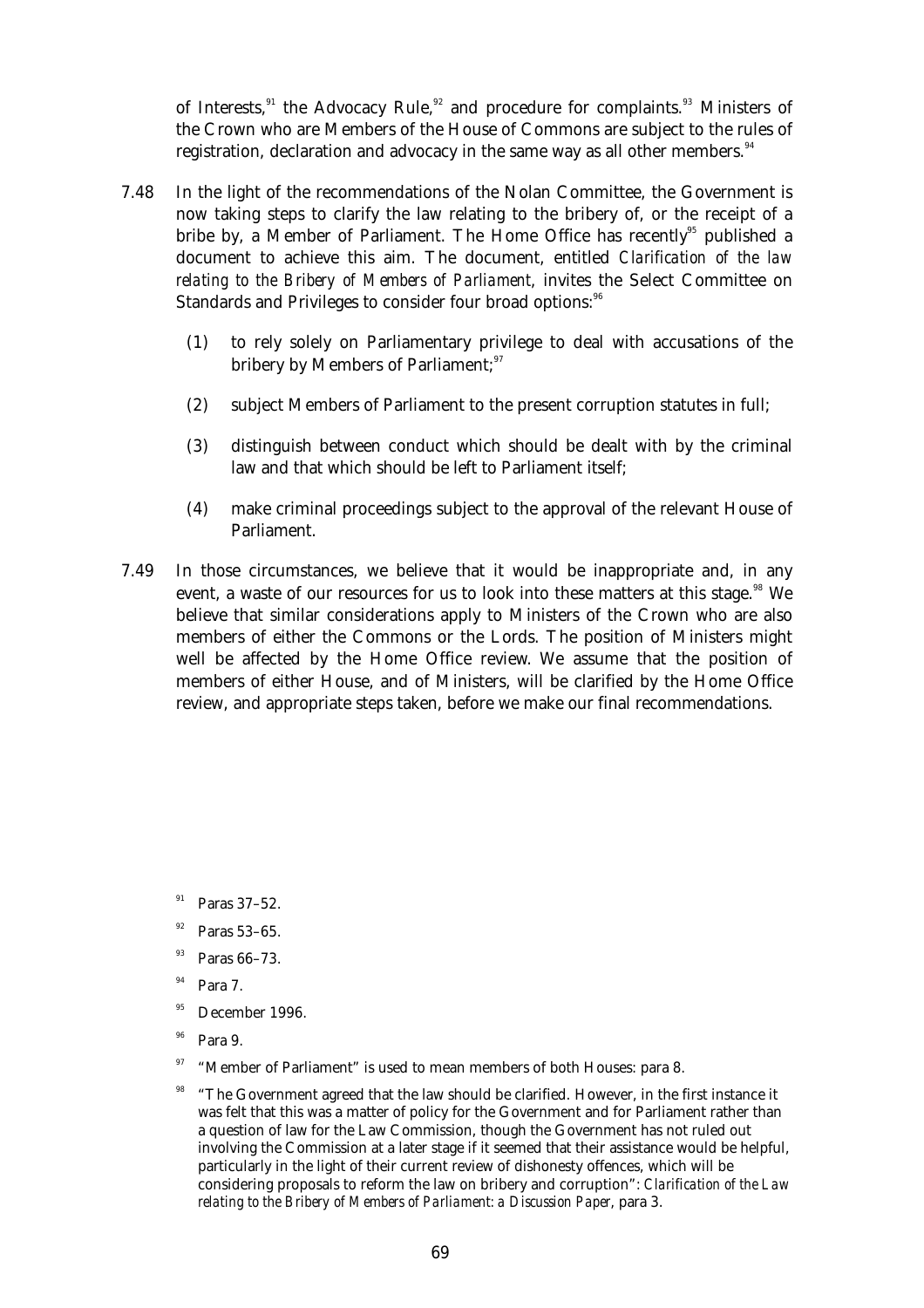of Interests,[91] the Advocacy Rule,[92] and procedure for complaints.[93] Ministers of the Crown who are Members of the House of Commons are subject to the rules of registration, declaration and advocacy in the same way as all other members.[94]

7.48 In the light of the recommendations of the Nolan Committee, the Government is now taking steps to clarify the law relating to the bribery of, or the receipt of a bribe by, a Member of Parliament. The Home Office has recently[95] published a document to achieve this aim. The document, entitled *Clarification of the law relating to the Bribery of Members of Parliament*, invites the Select Committee on Standards and Privileges to consider four broad options:[96]

(1) to rely solely on Parliamentary privilege to deal with accusations of the bribery by Members of Parliament;[97]

(2) subject Members of Parliament to the present corruption statutes in full;

(3) distinguish between conduct which should be dealt with by the criminal law and that which should be left to Parliament itself;

(4) make criminal proceedings subject to the approval of the relevant House of Parliament.

7.49 In those circumstances, we believe that it would be inappropriate and, in any event, a waste of our resources for us to look into these matters at this stage.[98] We believe that similar considerations apply to Ministers of the Crown who are also members of either the Commons or the Lords. The position of Ministers might well be affected by the Home Office review. We assume that the position of members of either House, and of Ministers, will be clarified by the Home Office review, and appropriate steps taken, before we make our final recommendations.

---

[91] Paras 37–52.

[92] Paras 53–65.

[93] Paras 66–73.

[94] Para 7.

[95] December 1996.

[96] Para 9.

[97] "Member of Parliament" is used to mean members of both Houses: para 8.

[98] "The Government agreed that the law should be clarified. However, in the first instance it was felt that this was a matter of policy for the Government and for Parliament rather than a question of law for the Law Commission, though the Government has not ruled out involving the Commission at a later stage if it seemed that their assistance would be helpful, particularly in the light of their current review of dishonesty offences, which will be considering proposals to reform the law on bribery and corruption": *Clarification of the Law relating to the Bribery of Members of Parliament: a Discussion Paper*, para 3.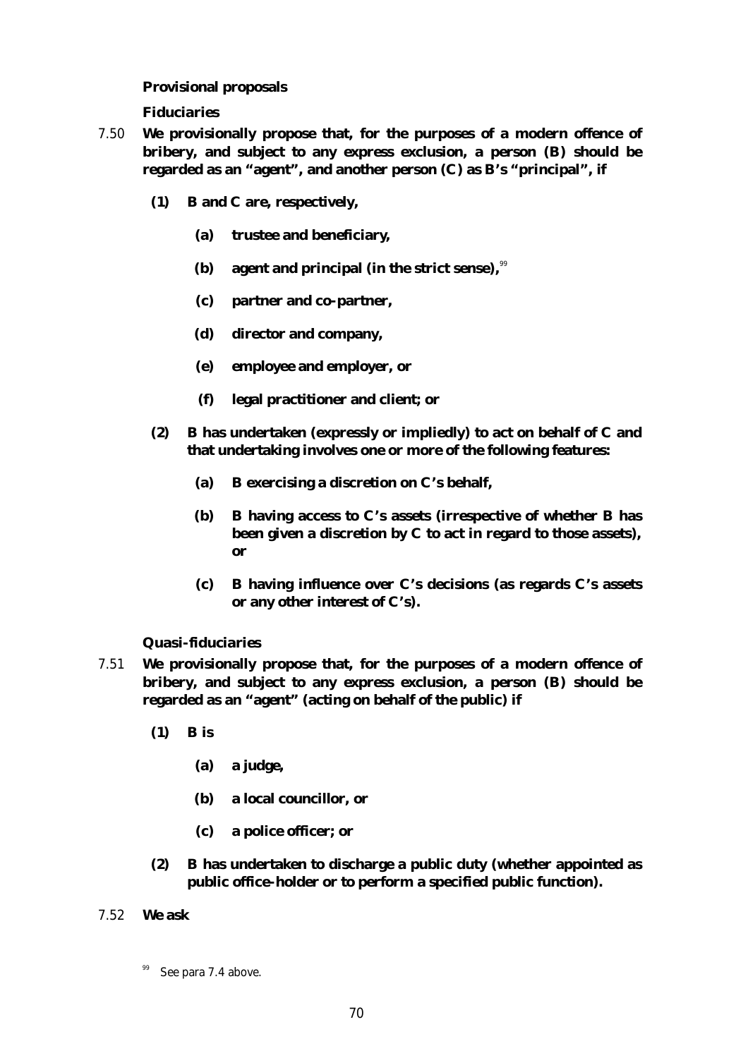**Provisional proposals**

***Fiduciaries***

7.50 **We provisionally propose that, for the purposes of a modern offence of bribery, and subject to any express exclusion, a person (B) should be regarded as an "agent", and another person (C) as B's "principal", if**

**(1) B and C are, respectively,**

**(a) trustee and beneficiary,**

**(b) agent and principal (in the strict sense),**[99]

**(c) partner and co-partner,**

**(d) director and company,**

**(e) employee and employer, or**

**(f) legal practitioner and client; or**

**(2) B has undertaken (expressly or impliedly) to act on behalf of C and that undertaking involves one or more of the following features:**

**(a) B exercising a discretion on C's behalf,**

**(b) B having access to C's assets (irrespective of whether B has been given a discretion by C to act in regard to those assets), or**

**(c) B having influence over C's decisions (as regards C's assets or any other interest of C's).**

***Quasi-fiduciaries***

7.51 **We provisionally propose that, for the purposes of a modern offence of bribery, and subject to any express exclusion, a person (B) should be regarded as an "agent" (acting on behalf of the public) if**

**(1) B is**

**(a) a judge,**

**(b) a local councillor, or**

**(c) a police officer; or**

**(2) B has undertaken to discharge a public duty (whether appointed as public office-holder or to perform a specified public function).**

7.52 **We ask**

[99] See para 7.4 above.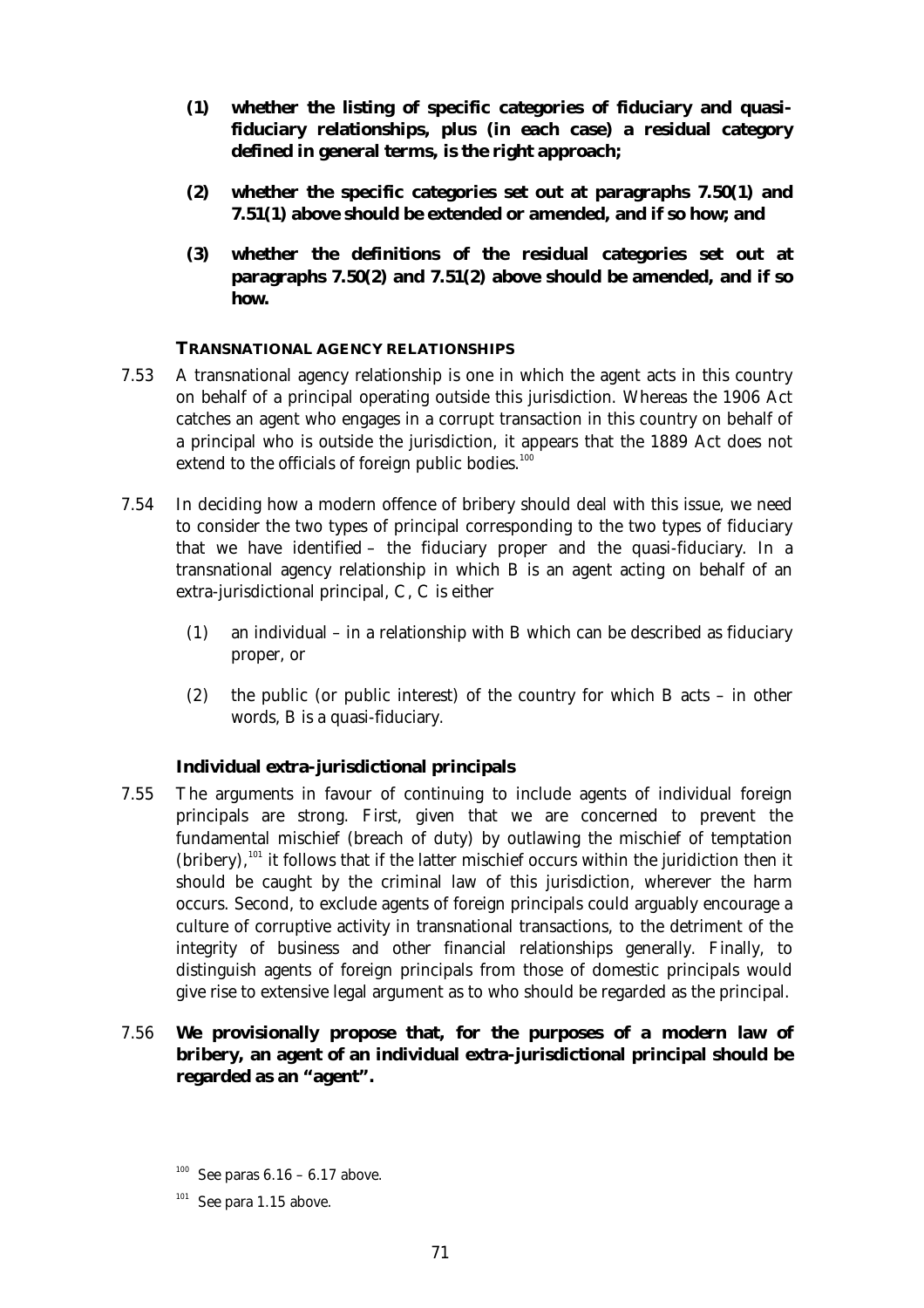**(1) whether the listing of specific categories of fiduciary and quasi-fiduciary relationships, plus (in each case) a residual category defined in general terms, is the right approach;**

**(2) whether the specific categories set out at paragraphs 7.50(1) and 7.51(1) above should be extended or amended, and if so how; and**

**(3) whether the definitions of the residual categories set out at paragraphs 7.50(2) and 7.51(2) above should be amended, and if so how.**

### TRANSNATIONAL AGENCY RELATIONSHIPS

7.53 A transnational agency relationship is one in which the agent acts in this country on behalf of a principal operating outside this jurisdiction. Whereas the 1906 Act catches an agent who engages in a corrupt transaction in this country on behalf of a principal who is outside the jurisdiction, it appears that the 1889 Act does not extend to the officials of foreign public bodies.[100]

7.54 In deciding how a modern offence of bribery should deal with this issue, we need to consider the two types of principal corresponding to the two types of fiduciary that we have identified – the fiduciary proper and the quasi-fiduciary. In a transnational agency relationship in which B is an agent acting on behalf of an extra-jurisdictional principal, C, C is either

(1) an individual – in a relationship with B which can be described as fiduciary proper, or

(2) the public (or public interest) of the country for which B acts – in other words, B is a quasi-fiduciary.

#### Individual extra-jurisdictional principals

7.55 The arguments in favour of continuing to include agents of individual foreign principals are strong. First, given that we are concerned to prevent the fundamental mischief (breach of duty) by outlawing the mischief of temptation (bribery),[101] it follows that if the latter mischief occurs within the juridiction then it should be caught by the criminal law of this jurisdiction, wherever the harm occurs. Second, to exclude agents of foreign principals could arguably encourage a culture of corruptive activity in transnational transactions, to the detriment of the integrity of business and other financial relationships generally. Finally, to distinguish agents of foreign principals from those of domestic principals would give rise to extensive legal argument as to who should be regarded as the principal.

7.56 **We provisionally propose that, for the purposes of a modern law of bribery, an agent of an individual extra-jurisdictional principal should be regarded as an "agent".**

[100] See paras 6.16 – 6.17 above.

[101] See para 1.15 above.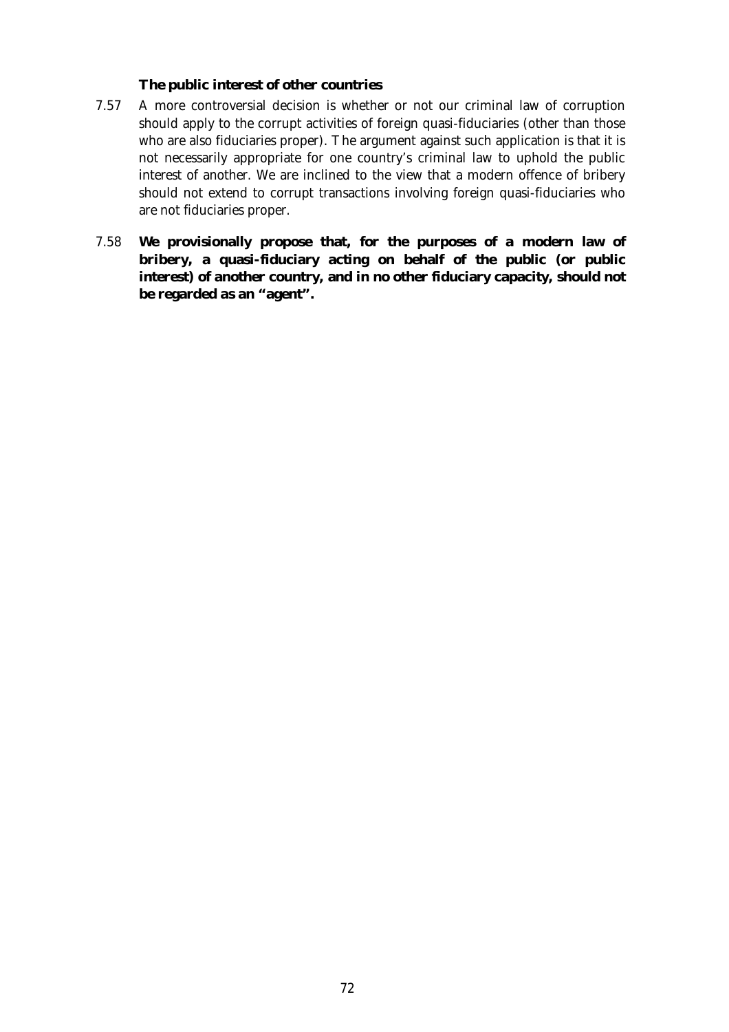### The public interest of other countries

7.57 A more controversial decision is whether or not our criminal law of corruption should apply to the corrupt activities of foreign quasi-fiduciaries (other than those who are also fiduciaries proper). The argument against such application is that it is not necessarily appropriate for one country's criminal law to uphold the public interest of another. We are inclined to the view that a modern offence of bribery should not extend to corrupt transactions involving foreign quasi-fiduciaries who are not fiduciaries proper.

7.58 **We provisionally propose that, for the purposes of a modern law of bribery, a quasi-fiduciary acting on behalf of the public (or public interest) of another country, and in no other fiduciary capacity, should not be regarded as an "agent".**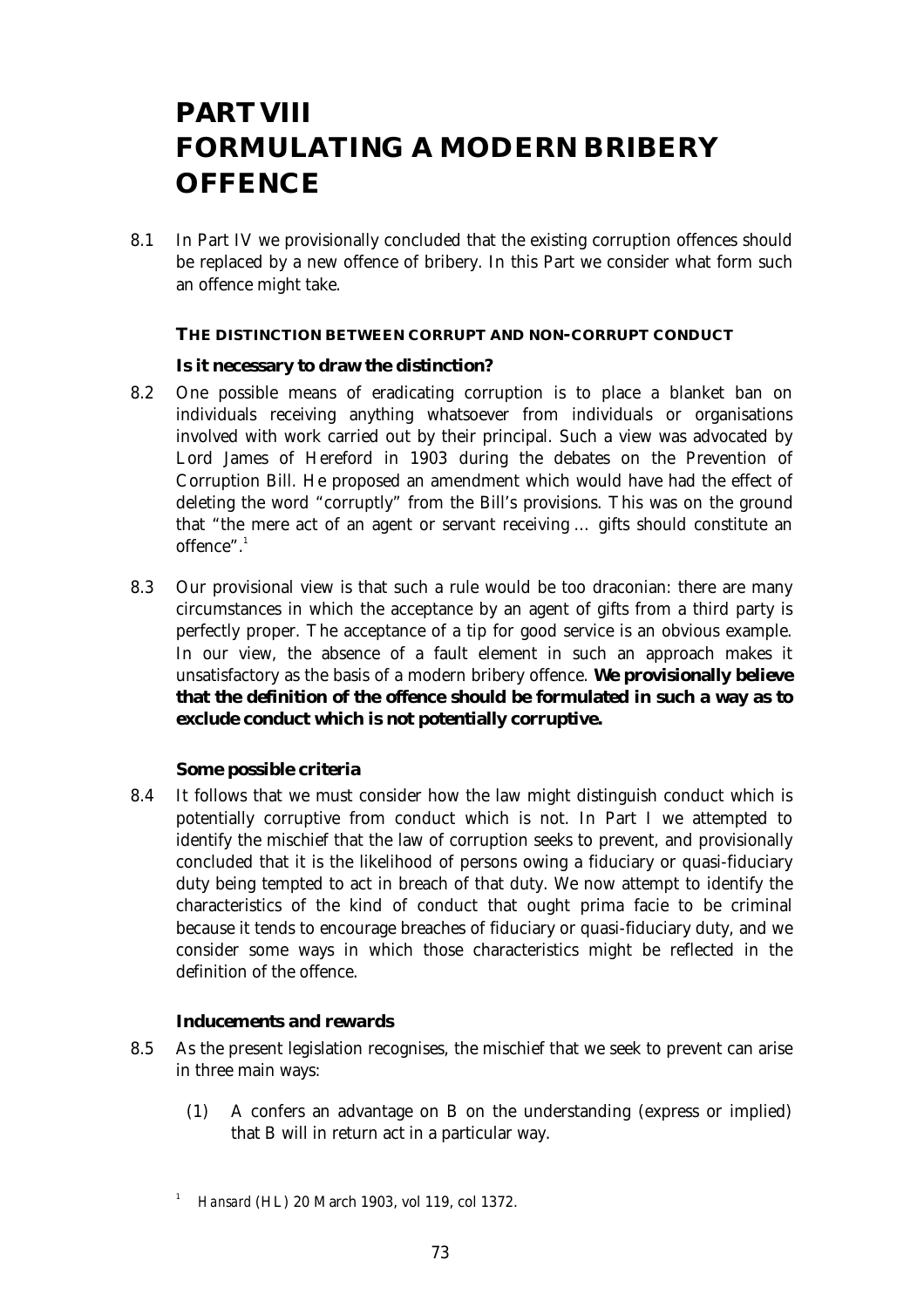# PART VIII FORMULATING A MODERN BRIBERY OFFENCE

8.1 In Part IV we provisionally concluded that the existing corruption offences should be replaced by a new offence of bribery. In this Part we consider what form such an offence might take.

## THE DISTINCTION BETWEEN CORRUPT AND NON-CORRUPT CONDUCT

### Is it necessary to draw the distinction?

8.2 One possible means of eradicating corruption is to place a blanket ban on individuals receiving anything whatsoever from individuals or organisations involved with work carried out by their principal. Such a view was advocated by Lord James of Hereford in 1903 during the debates on the Prevention of Corruption Bill. He proposed an amendment which would have had the effect of deleting the word "corruptly" from the Bill's provisions. This was on the ground that "the mere act of an agent or servant receiving … gifts should constitute an offence".[1]

8.3 Our provisional view is that such a rule would be too draconian: there are many circumstances in which the acceptance by an agent of gifts from a third party is perfectly proper. The acceptance of a tip for good service is an obvious example. In our view, the absence of a fault element in such an approach makes it unsatisfactory as the basis of a modern bribery offence. **We provisionally believe that the definition of the offence should be formulated in such a way as to exclude conduct which is not potentially corruptive.**

### Some possible criteria

8.4 It follows that we must consider how the law might distinguish conduct which is potentially corruptive from conduct which is not. In Part I we attempted to identify the mischief that the law of corruption seeks to prevent, and provisionally concluded that it is the likelihood of persons owing a fiduciary or quasi-fiduciary duty being tempted to act in breach of that duty. We now attempt to identify the characteristics of the kind of conduct that ought prima facie to be criminal because it tends to encourage breaches of fiduciary or quasi-fiduciary duty, and we consider some ways in which those characteristics might be reflected in the definition of the offence.

### Inducements and rewards

8.5 As the present legislation recognises, the mischief that we seek to prevent can arise in three main ways:

(1) A confers an advantage on B on the understanding (express or implied) that B will in return act in a particular way.

[1] *Hansard* (HL) 20 March 1903, vol 119, col 1372.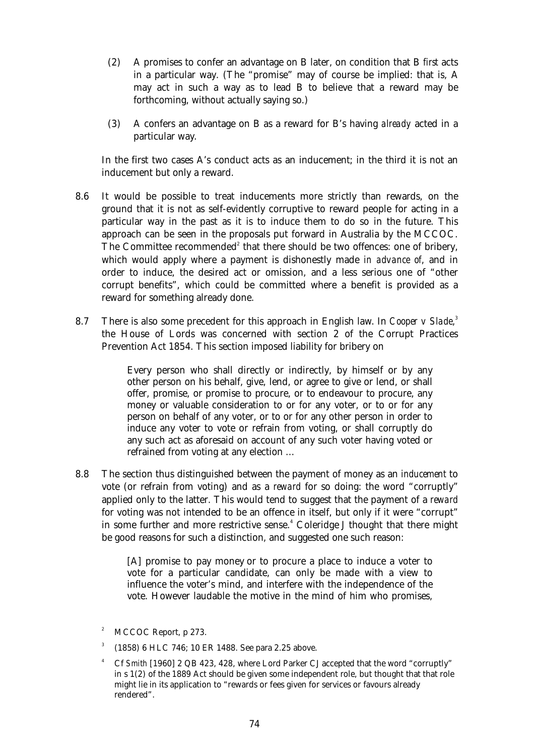(2) A promises to confer an advantage on B later, on condition that B *first* acts in a particular way. (The "promise" may of course be implied: that is, A may act in such a way as to lead B to believe that a reward may be forthcoming, without actually saying so.)

(3) A confers an advantage on B as a reward for B's having *already* acted in a particular way.

In the first two cases A's conduct acts as an inducement; in the third it is not an inducement but only a reward.

8.6 It would be possible to treat inducements more strictly than rewards, on the ground that it is not as self-evidently corruptive to reward people for acting in a particular way in the past as it is to induce them to do so in the future. This approach can be seen in the proposals put forward in Australia by the MCCOC. The Committee recommended[2] that there should be two offences: one of bribery, which would apply where a payment is dishonestly made *in advance of*, and in order to induce, the desired act or omission, and a less serious one of "other corrupt benefits", which could be committed where a benefit is provided as a reward for something already done.

8.7 There is also some precedent for this approach in English law. In *Cooper v Slade*,[3] the House of Lords was concerned with section 2 of the Corrupt Practices Prevention Act 1854. This section imposed liability for bribery on

> Every person who shall directly or indirectly, by himself or by any other person on his behalf, give, lend, or agree to give or lend, or shall offer, promise, or promise to procure, or to endeavour to procure, any money or valuable consideration to or for any voter, or to or for any person on behalf of any voter, or to or for any other person in order to induce any voter to vote or refrain from voting, or shall corruptly do any such act as aforesaid on account of any such voter having voted or refrained from voting at any election …

8.8 The section thus distinguished between the payment of money as an *inducement* to vote (or refrain from voting) and as a *reward* for so doing: the word "corruptly" applied only to the latter. This would tend to suggest that the payment of a *reward* for voting was not intended to be an offence in itself, but only if it were "corrupt" in some further and more restrictive sense.[4] Coleridge J thought that there might be good reasons for such a distinction, and suggested one such reason:

> [A] promise to pay money or to procure a place to induce a voter to vote for a particular candidate, can only be made with a view to influence the voter's mind, and interfere with the independence of the vote. However laudable the motive in the mind of him who promises,

[2] MCCOC Report, p 273.

[3] (1858) 6 HLC 746; 10 ER 1488. See para 2.25 above.

[4] Cf *Smith* [1960] 2 QB 423, 428, where Lord Parker CJ accepted that the word "corruptly" in s 1(2) of the 1889 Act should be given some independent role, but thought that that role might lie in its application to "rewards or fees given for services or favours already rendered".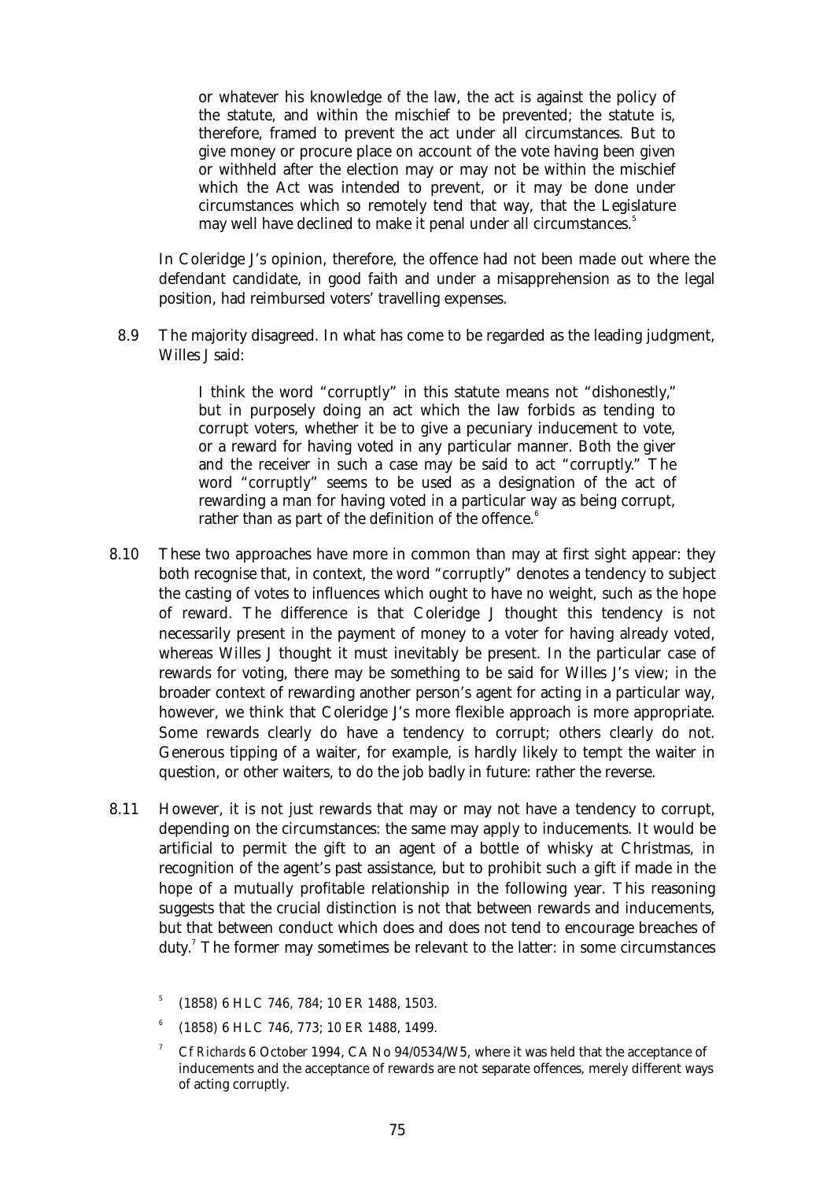> or whatever his knowledge of the law, the act is against the policy of the statute, and within the mischief to be prevented; the statute is, therefore, framed to prevent the act under all circumstances. But to give money or procure place on account of the vote having been given or withheld after the election may or may not be within the mischief which the Act was intended to prevent, or it may be done under circumstances which so remotely tend that way, that the Legislature may well have declined to make it penal under all circumstances.[5]

In Coleridge J's opinion, therefore, the offence had not been made out where the defendant candidate, in good faith and under a misapprehension as to the legal position, had reimbursed voters' travelling expenses.

8.9 The majority disagreed. In what has come to be regarded as the leading judgment, Willes J said:

> I think the word "corruptly" in this statute means not "dishonestly," but in purposely doing an act which the law forbids as tending to corrupt voters, whether it be to give a pecuniary inducement to vote, or a reward for having voted in any particular manner. Both the giver and the receiver in such a case may be said to act "corruptly." The word "corruptly" seems to be used as a designation of the act of rewarding a man for having voted in a particular way as being corrupt, rather than as part of the definition of the offence.[6]

8.10 These two approaches have more in common than may at first sight appear: they both recognise that, in context, the word "corruptly" denotes a tendency to subject the casting of votes to influences which ought to have no weight, such as the hope of reward. The difference is that Coleridge J thought this tendency is not necessarily present in the payment of money to a voter for having already voted, whereas Willes J thought it must inevitably be present. In the particular case of rewards for voting, there may be something to be said for Willes J's view; in the broader context of rewarding another person's agent for acting in a particular way, however, we think that Coleridge J's more flexible approach is more appropriate. Some rewards clearly do have a tendency to corrupt; others clearly do not. Generous tipping of a waiter, for example, is hardly likely to tempt the waiter in question, or other waiters, to do the job badly in future: rather the reverse.

8.11 However, it is not just rewards that may or may not have a tendency to corrupt, depending on the circumstances: the same may apply to inducements. It would be artificial to permit the gift to an agent of a bottle of whisky at Christmas, in recognition of the agent's past assistance, but to prohibit such a gift if made in the hope of a mutually profitable relationship in the following year. This reasoning suggests that the crucial distinction is not that between rewards and inducements, but that between conduct which does and does not tend to encourage breaches of duty.[7] The former may sometimes be relevant to the latter: in some circumstances

---

[5] (1858) 6 HLC 746, 784; 10 ER 1488, 1503.

[6] (1858) 6 HLC 746, 773; 10 ER 1488, 1499.

[7] Cf *Richards* 6 October 1994, CA No 94/0534/W5, where it was held that the acceptance of inducements and the acceptance of rewards are not separate offences, merely different ways of acting corruptly.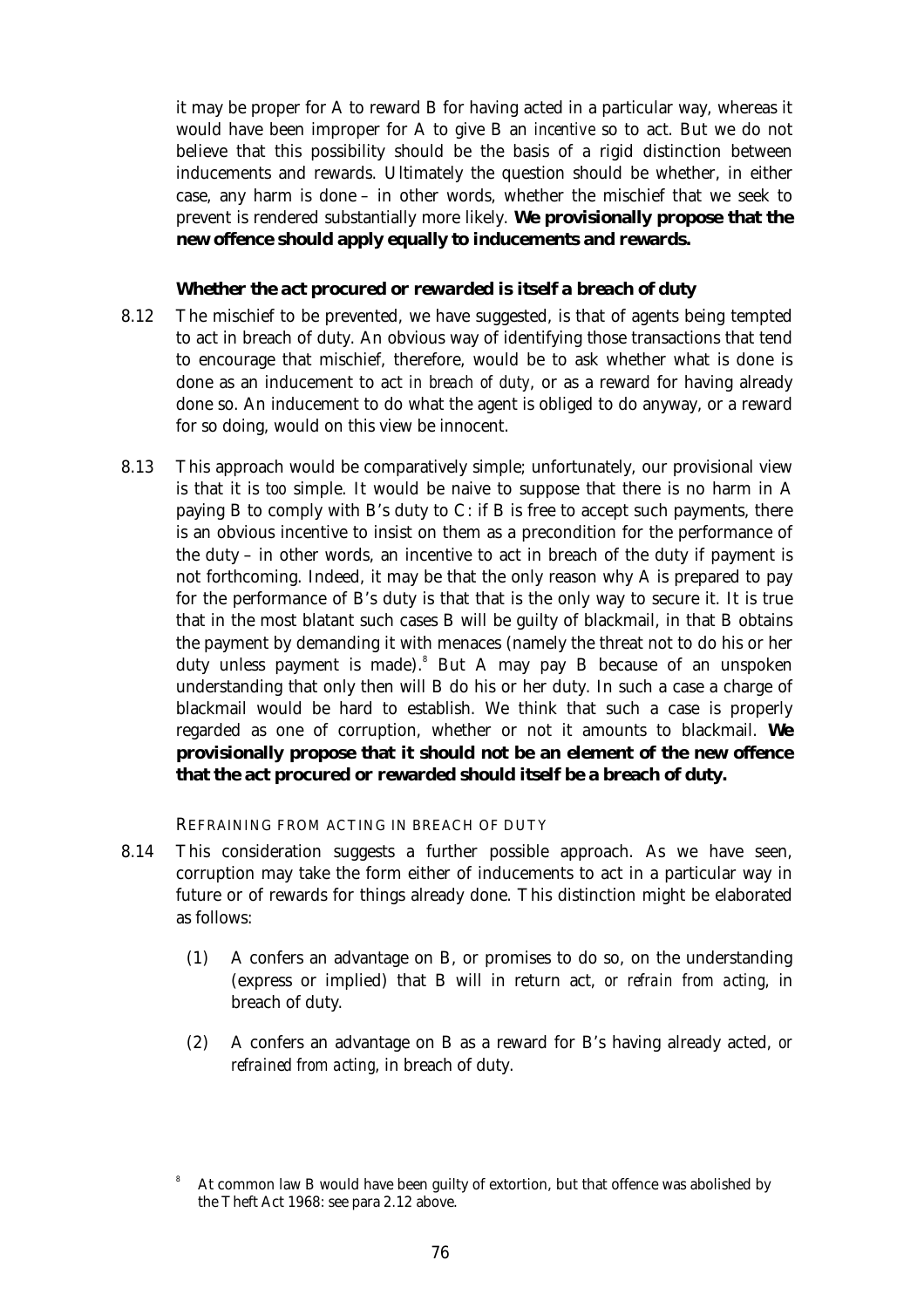it may be proper for A to reward B for having acted in a particular way, whereas it would have been improper for A to give B an *incentive* so to act. But we do not believe that this possibility should be the basis of a rigid distinction between inducements and rewards. Ultimately the question should be whether, in either case, any harm is done – in other words, whether the mischief that we seek to prevent is rendered substantially more likely. **We provisionally propose that the new offence should apply equally to inducements and rewards.**

### Whether the act procured or rewarded is itself a breach of duty

8.12 The mischief to be prevented, we have suggested, is that of agents being tempted to act in breach of duty. An obvious way of identifying those transactions that tend to encourage that mischief, therefore, would be to ask whether what is done is done as an inducement to act *in breach of duty*, or as a reward for having already done so. An inducement to do what the agent is obliged to do anyway, or a reward for so doing, would on this view be innocent.

8.13 This approach would be comparatively simple; unfortunately, our provisional view is that it is *too* simple. It would be naive to suppose that there is no harm in A paying B to comply with B's duty to C: if B is free to accept such payments, there is an obvious incentive to insist on them as a precondition for the performance of the duty – in other words, an incentive to act in breach of the duty if payment is not forthcoming. Indeed, it may be that the only reason why A is prepared to pay for the performance of B's duty is that that is the only way to secure it. It is true that in the most blatant such cases B will be guilty of blackmail, in that B obtains the payment by demanding it with menaces (namely the threat not to do his or her duty unless payment is made).[8] But A may pay B because of an unspoken understanding that only then will B do his or her duty. In such a case a charge of blackmail would be hard to establish. We think that such a case is properly regarded as one of corruption, whether or not it amounts to blackmail. **We provisionally propose that it should not be an element of the new offence that the act procured or rewarded should itself be a breach of duty.**

#### REFRAINING FROM ACTING IN BREACH OF DUTY

8.14 This consideration suggests a further possible approach. As we have seen, corruption may take the form either of inducements to act in a particular way in future or of rewards for things already done. This distinction might be elaborated as follows:

(1) A confers an advantage on B, or promises to do so, on the understanding (express or implied) that B will in return act, *or refrain from acting*, in breach of duty.

(2) A confers an advantage on B as a reward for B's having already acted, *or refrained from acting*, in breach of duty.

---

[8] At common law B would have been guilty of extortion, but that offence was abolished by the Theft Act 1968: see para 2.12 above.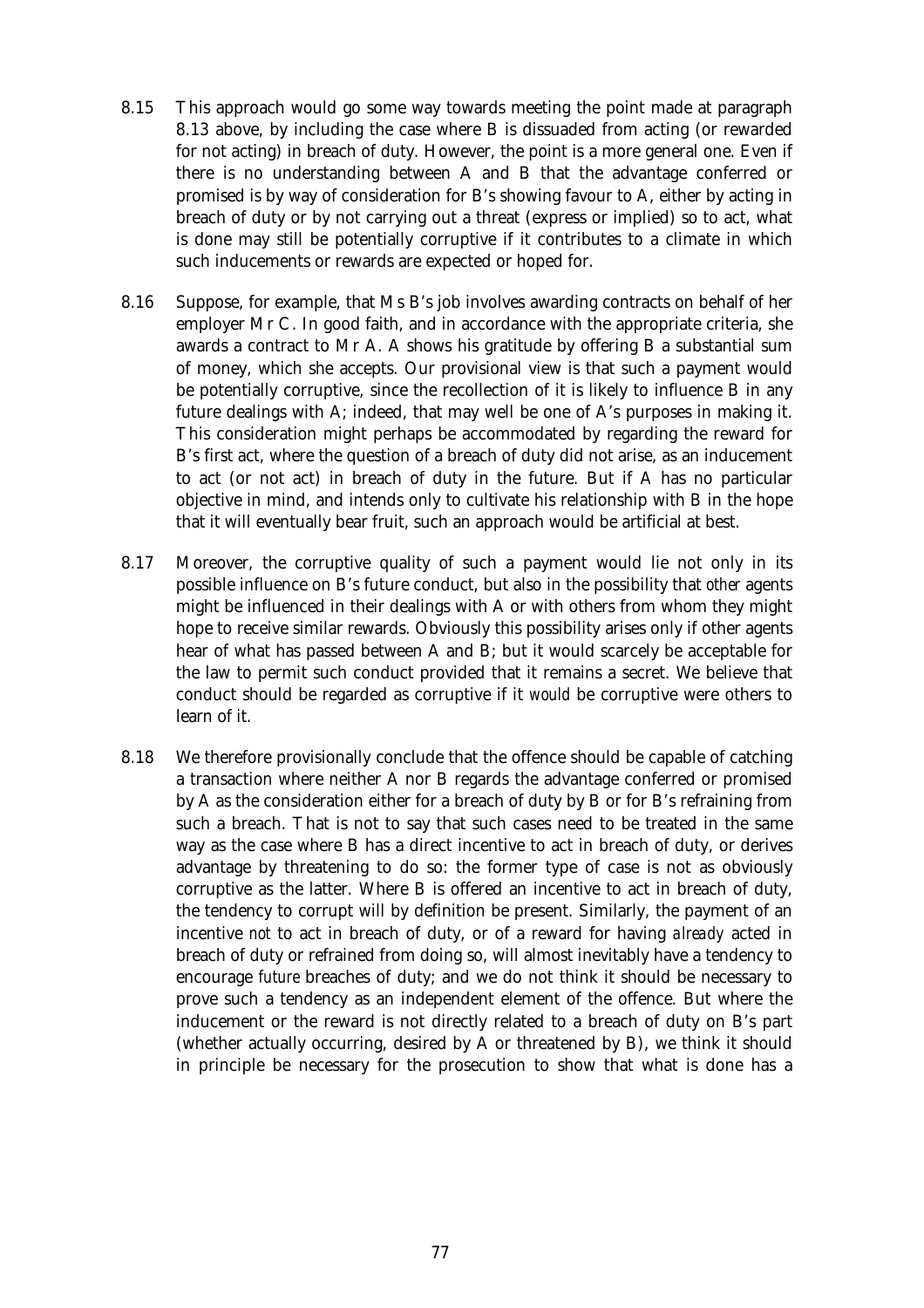8.15 This approach would go some way towards meeting the point made at paragraph 8.13 above, by including the case where B is dissuaded from acting (or rewarded for not acting) in breach of duty. However, the point is a more general one. Even if there is no understanding between A and B that the advantage conferred or promised is by way of consideration for B's showing favour to A, either by acting in breach of duty or by not carrying out a threat (express or implied) so to act, what is done may still be potentially corruptive if it contributes to a climate in which such inducements or rewards are expected or hoped for.

8.16 Suppose, for example, that Ms B's job involves awarding contracts on behalf of her employer Mr C. In good faith, and in accordance with the appropriate criteria, she awards a contract to Mr A. A shows his gratitude by offering B a substantial sum of money, which she accepts. Our provisional view is that such a payment would be potentially corruptive, since the recollection of it is likely to influence B in any future dealings with A; indeed, that may well be one of A's purposes in making it. This consideration might perhaps be accommodated by regarding the reward for B's first act, where the question of a breach of duty did not arise, as an inducement to act (or not act) in breach of duty in the future. But if A has no particular objective in mind, and intends only to cultivate his relationship with B in the hope that it will eventually bear fruit, such an approach would be artificial at best.

8.17 Moreover, the corruptive quality of such a payment would lie not only in its possible influence on B's future conduct, but also in the possibility that *other* agents might be influenced in their dealings with A or with others from whom they might hope to receive similar rewards. Obviously this possibility arises only if other agents hear of what has passed between A and B; but it would scarcely be acceptable for the law to permit such conduct provided that it remains a secret. We believe that conduct should be regarded as corruptive if it *would* be corruptive were others to learn of it.

8.18 We therefore provisionally conclude that the offence should be capable of catching a transaction where neither A nor B regards the advantage conferred or promised by A as the consideration either for a breach of duty by B or for B's refraining from such a breach. That is not to say that such cases need to be treated in the same way as the case where B has a direct incentive to act in breach of duty, or derives advantage by threatening to do so: the former type of case is not as obviously corruptive as the latter. Where B is offered an incentive to act in breach of duty, the tendency to corrupt will by definition be present. Similarly, the payment of an incentive *not* to act in breach of duty, or of a reward for having *already* acted in breach of duty or refrained from doing so, will almost inevitably have a tendency to encourage *future* breaches of duty; and we do not think it should be necessary to prove such a tendency as an independent element of the offence. But where the inducement or the reward is not directly related to a breach of duty on B's part (whether actually occurring, desired by A or threatened by B), we think it should in principle be necessary for the prosecution to show that what is done has a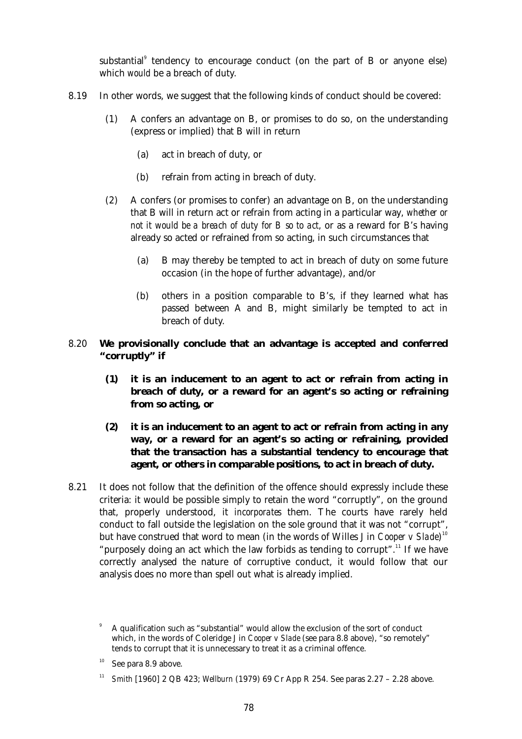substantial[9] tendency to encourage conduct (on the part of B or anyone else) which *would* be a breach of duty.

8.19 In other words, we suggest that the following kinds of conduct should be covered:

(1) A confers an advantage on B, or promises to do so, on the understanding (express or implied) that B will in return

(a) act in breach of duty, or

(b) refrain from acting in breach of duty.

(2) A confers (or promises to confer) an advantage on B, on the understanding that B will in return act or refrain from acting in a particular way, *whether or not it would be a breach of duty for B so to act*, or as a reward for B's having already so acted or refrained from so acting, in such circumstances that

(a) B may thereby be tempted to act in breach of duty on some future occasion (in the hope of further advantage), and/or

(b) others in a position comparable to B's, if they learned what has passed between A and B, might similarly be tempted to act in breach of duty.

8.20 **We provisionally conclude that an advantage is accepted and conferred "corruptly" if**

**(1) it is an inducement to an agent to act or refrain from acting in breach of duty, or a reward for an agent's so acting or refraining from so acting, or**

**(2) it is an inducement to an agent to act or refrain from acting in any way, or a reward for an agent's so acting or refraining, provided that the transaction has a substantial tendency to encourage that agent, or others in comparable positions, to act in breach of duty.**

8.21 It does not follow that the definition of the offence should expressly include these criteria: it would be possible simply to retain the word "corruptly", on the ground that, properly understood, it *incorporates* them. The courts have rarely held conduct to fall outside the legislation on the sole ground that it was not "corrupt", but have construed that word to mean (in the words of Willes J in *Cooper v Slade*)[10] "purposely doing an act which the law forbids as tending to corrupt".[11] If we have correctly analysed the nature of corruptive conduct, it would follow that our analysis does no more than spell out what is already implied.

---

[9] A qualification such as "substantial" would allow the exclusion of the sort of conduct which, in the words of Coleridge J in *Cooper v Slade* (see para 8.8 above), "so remotely" tends to corrupt that it is unnecessary to treat it as a criminal offence.

[10] See para 8.9 above.

[11] *Smith* [1960] 2 QB 423; *Wellburn* (1979) 69 Cr App R 254. See paras 2.27 – 2.28 above.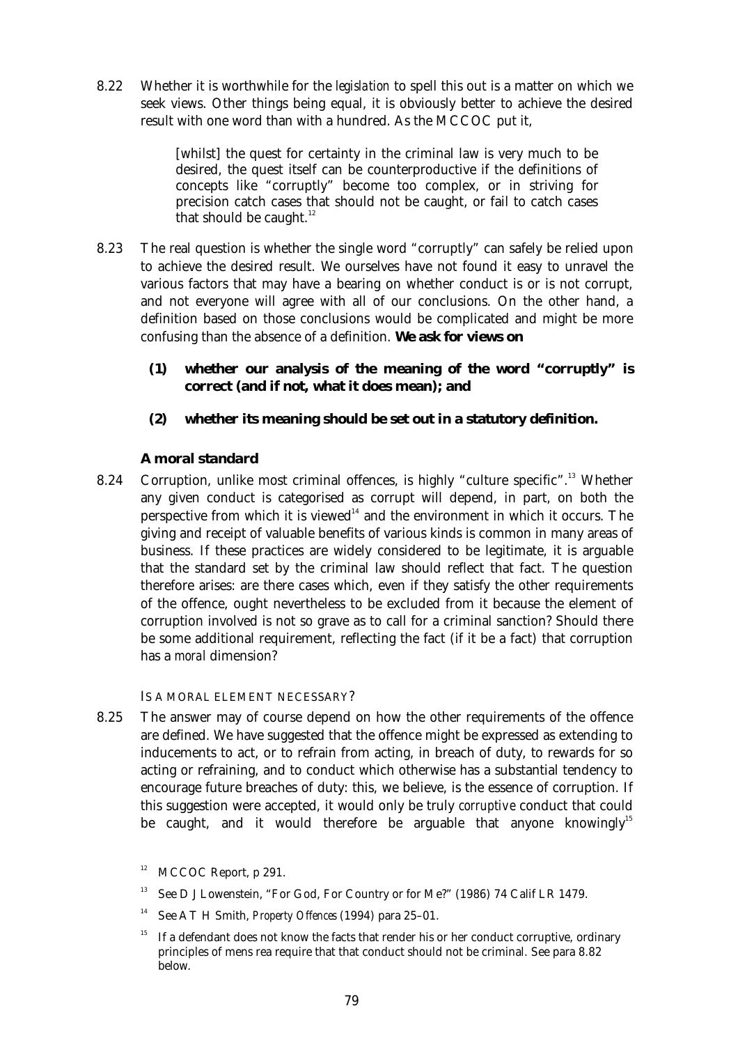8.22 Whether it is worthwhile for the *legislation* to spell this out is a matter on which we seek views. Other things being equal, it is obviously better to achieve the desired result with one word than with a hundred. As the MCCOC put it,

> [whilst] the quest for certainty in the criminal law is very much to be desired, the quest itself can be counterproductive if the definitions of concepts like "corruptly" become too complex, or in striving for precision catch cases that should not be caught, or fail to catch cases that should be caught.[12]

8.23 The real question is whether the single word "corruptly" can safely be relied upon to achieve the desired result. We ourselves have not found it easy to unravel the various factors that may have a bearing on whether conduct is or is not corrupt, and not everyone will agree with all of our conclusions. On the other hand, a definition based on those conclusions would be complicated and might be more confusing than the absence of a definition. **We ask for views on**

**(1) whether our analysis of the meaning of the word "corruptly" is correct (and if not, what it does mean); and**

**(2) whether its meaning should be set out in a statutory definition.**

### A moral standard

8.24 Corruption, unlike most criminal offences, is highly "culture specific".[13] Whether any given conduct is categorised as corrupt will depend, in part, on both the perspective from which it is viewed[14] and the environment in which it occurs. The giving and receipt of valuable benefits of various kinds is common in many areas of business. If these practices are widely considered to be legitimate, it is arguable that the standard set by the criminal law should reflect that fact. The question therefore arises: are there cases which, even if they satisfy the other requirements of the offence, ought nevertheless to be excluded from it because the element of corruption involved is not so grave as to call for a criminal sanction? Should there be some additional requirement, reflecting the fact (if it be a fact) that corruption has a *moral* dimension?

#### IS A MORAL ELEMENT NECESSARY?

8.25 The answer may of course depend on how the other requirements of the offence are defined. We have suggested that the offence might be expressed as extending to inducements to act, or to refrain from acting, in breach of duty, to rewards for so acting or refraining, and to conduct which otherwise has a substantial tendency to encourage future breaches of duty: this, we believe, is the essence of corruption. If this suggestion were accepted, it would only be truly *corruptive* conduct that could be caught, and it would therefore be arguable that anyone knowingly[15]

---

[12] MCCOC Report, p 291.

[13] See D J Lowenstein, "For God, For Country or for Me?" (1986) 74 Calif LR 1479.

[14] See A T H Smith, *Property Offences* (1994) para 25–01.

[15] If a defendant does not know the facts that render his or her conduct corruptive, ordinary principles of mens rea require that that conduct should not be criminal. See para 8.82 below.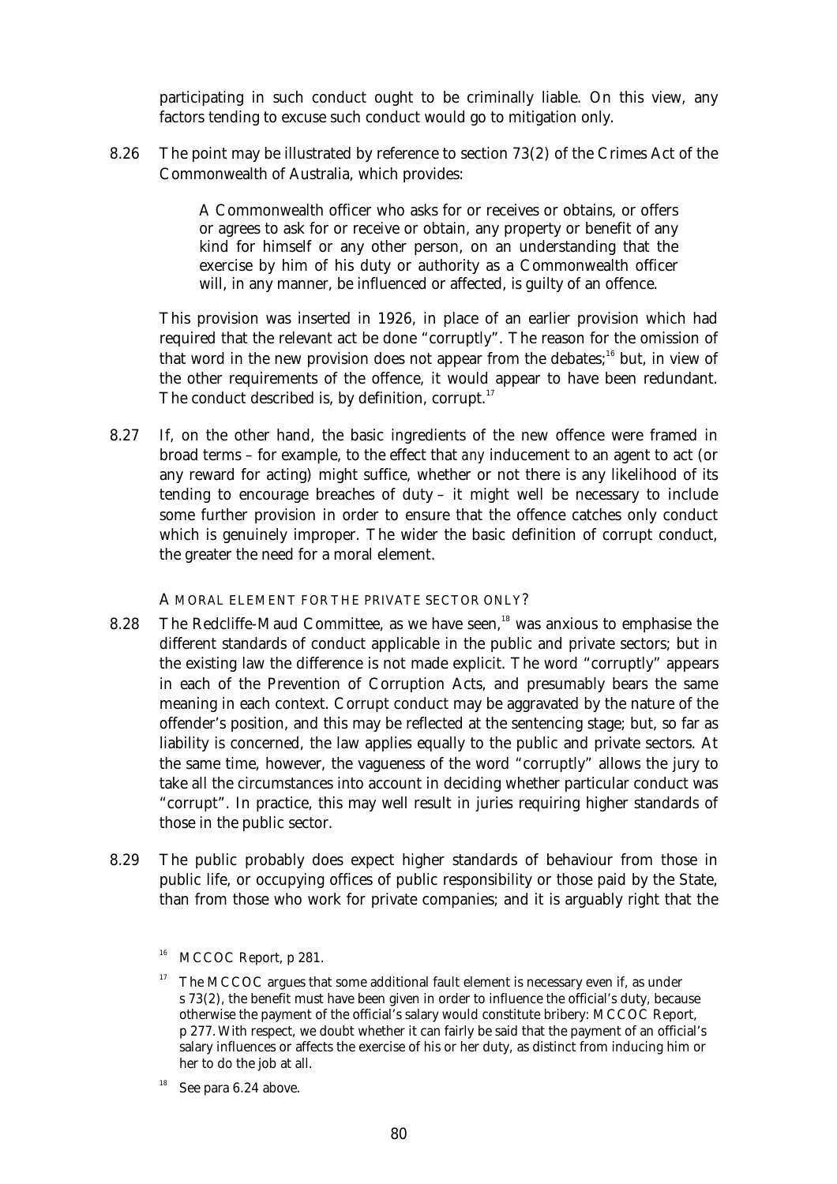participating in such conduct ought to be criminally liable. On this view, any factors tending to excuse such conduct would go to mitigation only.

8.26 The point may be illustrated by reference to section 73(2) of the Crimes Act of the Commonwealth of Australia, which provides:

> A Commonwealth officer who asks for or receives or obtains, or offers or agrees to ask for or receive or obtain, any property or benefit of any kind for himself or any other person, on an understanding that the exercise by him of his duty or authority as a Commonwealth officer will, in any manner, be influenced or affected, is guilty of an offence.

This provision was inserted in 1926, in place of an earlier provision which had required that the relevant act be done "corruptly". The reason for the omission of that word in the new provision does not appear from the debates;[16] but, in view of the other requirements of the offence, it would appear to have been redundant. The conduct described is, by definition, corrupt.[17]

8.27 If, on the other hand, the basic ingredients of the new offence were framed in broad terms – for example, to the effect that *any* inducement to an agent to act (or any reward for acting) might suffice, whether or not there is any likelihood of its tending to encourage breaches of duty – it might well be necessary to include some further provision in order to ensure that the offence catches only conduct which is genuinely improper. The wider the basic definition of corrupt conduct, the greater the need for a moral element.

### A MORAL ELEMENT FOR THE PRIVATE SECTOR ONLY?

8.28 The Redcliffe-Maud Committee, as we have seen,[18] was anxious to emphasise the different standards of conduct applicable in the public and private sectors; but in the existing law the difference is not made explicit. The word "corruptly" appears in each of the Prevention of Corruption Acts, and presumably bears the same meaning in each context. Corrupt conduct may be aggravated by the nature of the offender's position, and this may be reflected at the sentencing stage; but, so far as liability is concerned, the law applies equally to the public and private sectors. At the same time, however, the vagueness of the word "corruptly" allows the jury to take all the circumstances into account in deciding whether particular conduct was "corrupt". In practice, this may well result in juries requiring higher standards of those in the public sector.

8.29 The public probably does expect higher standards of behaviour from those in public life, or occupying offices of public responsibility or those paid by the State, than from those who work for private companies; and it is arguably right that the

---

[16] MCCOC Report, p 281.

[17] The MCCOC argues that some additional fault element is necessary even if, as under s 73(2), the benefit must have been given in order to influence the official's duty, because otherwise the payment of the official's salary would constitute bribery: MCCOC Report, p 277. With respect, we doubt whether it can fairly be said that the payment of an official's salary influences or affects the exercise of his or her duty, as distinct from inducing him or her to do the job at all.

[18] See para 6.24 above.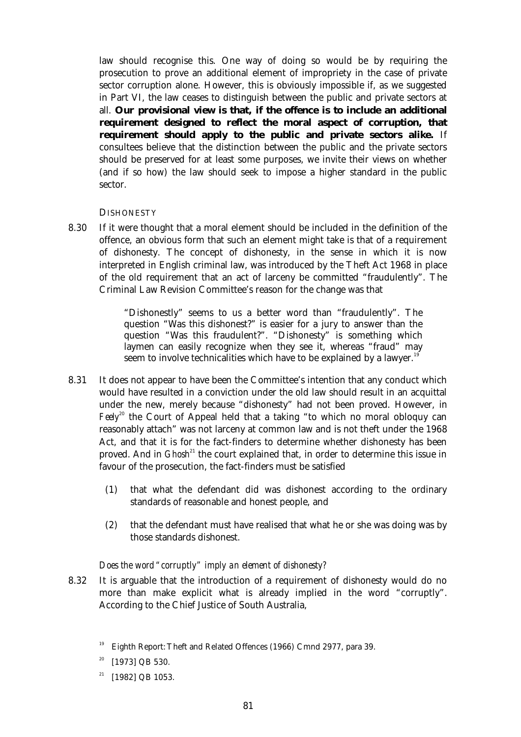law should recognise this. One way of doing so would be by requiring the prosecution to prove an additional element of impropriety in the case of private sector corruption alone. However, this is obviously impossible if, as we suggested in Part VI, the law ceases to distinguish between the public and private sectors at all. **Our provisional view is that, if the offence is to include an additional requirement designed to reflect the moral aspect of corruption, that requirement should apply to the public and private sectors alike.** If consultees believe that the distinction between the public and the private sectors should be preserved for at least some purposes, we invite their views on whether (and if so how) the law should seek to impose a higher standard in the public sector.

### DISHONESTY

8.30 If it were thought that a moral element should be included in the definition of the offence, an obvious form that such an element might take is that of a requirement of dishonesty. The concept of dishonesty, in the sense in which it is now interpreted in English criminal law, was introduced by the Theft Act 1968 in place of the old requirement that an act of larceny be committed "fraudulently". The Criminal Law Revision Committee's reason for the change was that

> "Dishonestly" seems to us a better word than "fraudulently". The question "Was this dishonest?" is easier for a jury to answer than the question "Was this fraudulent?". "Dishonesty" is something which laymen can easily recognize when they see it, whereas "fraud" may seem to involve technicalities which have to be explained by a lawyer.[19]

8.31 It does not appear to have been the Committee's intention that any conduct which would have resulted in a conviction under the old law should result in an acquittal under the new, merely because "dishonesty" had not been proved. However, in *Feely*[20] the Court of Appeal held that a taking "to which no moral obloquy can reasonably attach" was not larceny at common law and is not theft under the 1968 Act, and that it is for the fact-finders to determine whether dishonesty has been proved. And in *Ghosh*[21] the court explained that, in order to determine this issue in favour of the prosecution, the fact-finders must be satisfied

(1) that what the defendant did was dishonest according to the ordinary standards of reasonable and honest people, and

(2) that the defendant must have realised that what he or she was doing was by those standards dishonest.

#### *Does the word "corruptly" imply an element of dishonesty?*

8.32 It is arguable that the introduction of a requirement of dishonesty would do no more than make explicit what is already implied in the word "corruptly". According to the Chief Justice of South Australia,

---

[19] Eighth Report: Theft and Related Offences (1966) Cmnd 2977, para 39.

[20] [1973] QB 530.

[21] [1982] QB 1053.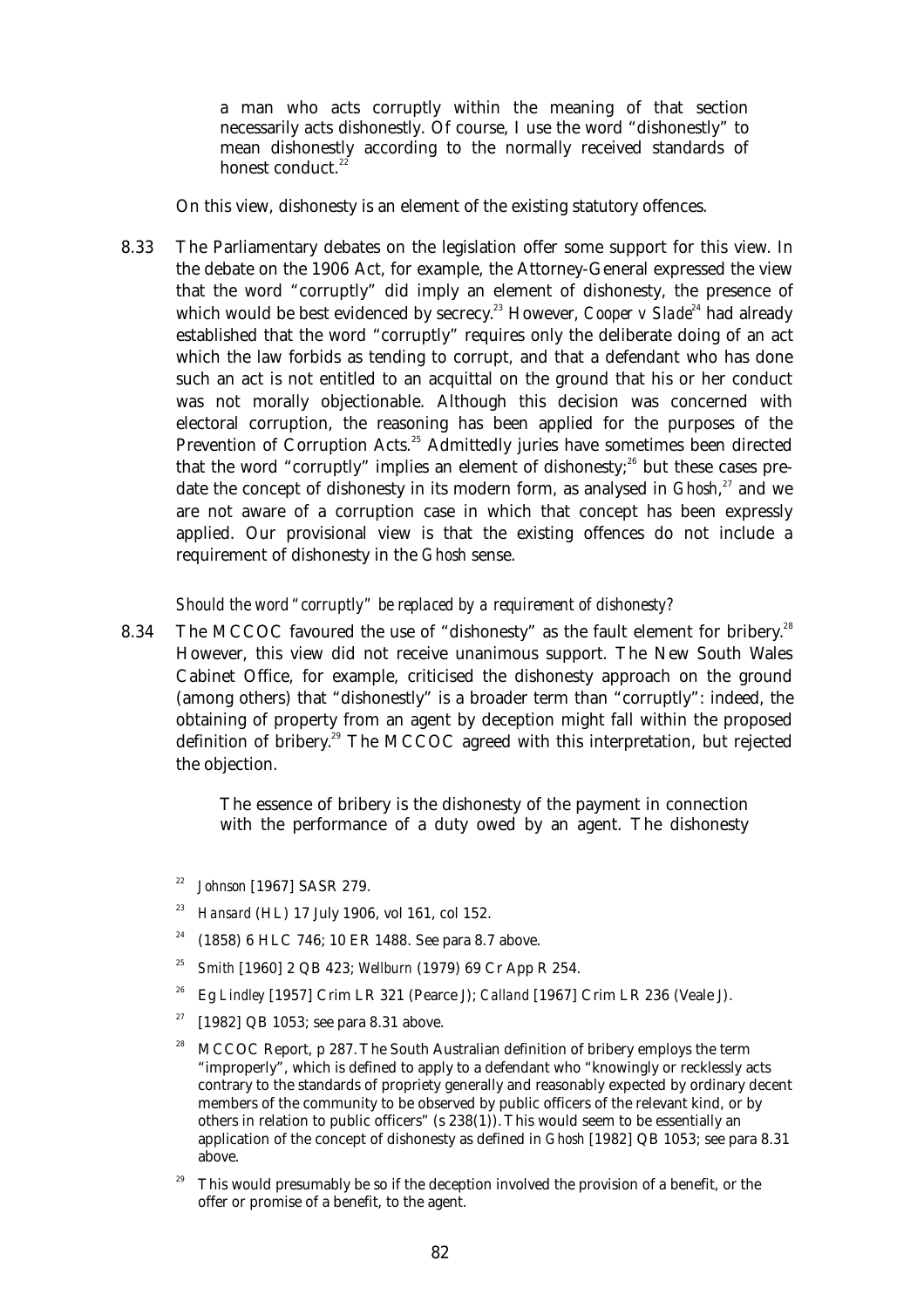> a man who acts corruptly within the meaning of that section necessarily acts dishonestly. Of course, I use the word "dishonestly" to mean dishonestly according to the normally received standards of honest conduct.[22]

On this view, dishonesty is an element of the existing statutory offences.

8.33 The Parliamentary debates on the legislation offer some support for this view. In the debate on the 1906 Act, for example, the Attorney-General expressed the view that the word "corruptly" did imply an element of dishonesty, the presence of which would be best evidenced by secrecy.[23] However, *Cooper v Slade*[24] had already established that the word "corruptly" requires only the deliberate doing of an act which the law forbids as tending to corrupt, and that a defendant who has done such an act is not entitled to an acquittal on the ground that his or her conduct was not morally objectionable. Although this decision was concerned with electoral corruption, the reasoning has been applied for the purposes of the Prevention of Corruption Acts.[25] Admittedly juries have sometimes been directed that the word "corruptly" implies an element of dishonesty;[26] but these cases pre-date the concept of dishonesty in its modern form, as analysed in *Ghosh*,[27] and we are not aware of a corruption case in which that concept has been expressly applied. Our provisional view is that the existing offences do not include a requirement of dishonesty in the *Ghosh* sense.

### *Should the word "corruptly" be replaced by a requirement of dishonesty?*

8.34 The MCCOC favoured the use of "dishonesty" as the fault element for bribery.[28] However, this view did not receive unanimous support. The New South Wales Cabinet Office, for example, criticised the dishonesty approach on the ground (among others) that "dishonestly" is a broader term than "corruptly": indeed, the obtaining of property from an agent by deception might fall within the proposed definition of bribery.[29] The MCCOC agreed with this interpretation, but rejected the objection.

> The essence of bribery is the dishonesty of the payment in connection with the performance of a duty owed by an agent. The dishonesty

---

[22] *Johnson* [1967] SASR 279.

[23] *Hansard* (HL) 17 July 1906, vol 161, col 152.

[24] (1858) 6 HLC 746; 10 ER 1488. See para 8.7 above.

[25] *Smith* [1960] 2 QB 423; *Wellburn* (1979) 69 Cr App R 254.

[26] Eg *Lindley* [1957] Crim LR 321 (Pearce J); *Calland* [1967] Crim LR 236 (Veale J).

[27] [1982] QB 1053; see para 8.31 above.

[28] MCCOC Report, p 287. The South Australian definition of bribery employs the term "improperly", which is defined to apply to a defendant who "knowingly or recklessly acts contrary to the standards of propriety generally and reasonably expected by ordinary decent members of the community to be observed by public officers of the relevant kind, or by others in relation to public officers" (s 238(1)). This would seem to be essentially an application of the concept of dishonesty as defined in *Ghosh* [1982] QB 1053; see para 8.31 above.

[29] This would presumably be so if the deception involved the provision of a benefit, or the offer or promise of a benefit, to the agent.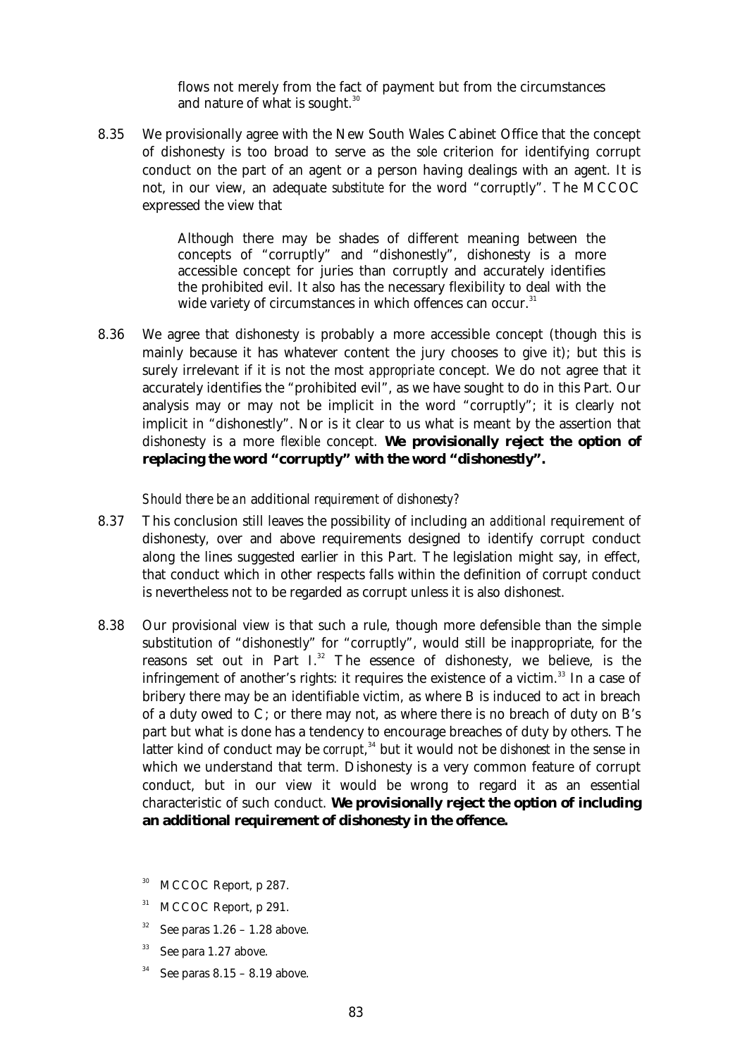> flows not merely from the fact of payment but from the circumstances and nature of what is sought.[30]

8.35 We provisionally agree with the New South Wales Cabinet Office that the concept of dishonesty is too broad to serve as the *sole* criterion for identifying corrupt conduct on the part of an agent or a person having dealings with an agent. It is not, in our view, an adequate *substitute* for the word "corruptly". The MCCOC expressed the view that

> Although there may be shades of different meaning between the concepts of "corruptly" and "dishonestly", dishonesty is a more accessible concept for juries than corruptly and accurately identifies the prohibited evil. It also has the necessary flexibility to deal with the wide variety of circumstances in which offences can occur.[31]

8.36 We agree that dishonesty is probably a more accessible concept (though this is mainly because it has whatever content the jury chooses to give it); but this is surely irrelevant if it is not the most *appropriate* concept. We do not agree that it accurately identifies the "prohibited evil", as we have sought to do in this Part. Our analysis may or may not be implicit in the word "corruptly"; it is clearly not implicit in "dishonestly". Nor is it clear to us what is meant by the assertion that dishonesty is a more *flexible* concept. **We provisionally reject the option of replacing the word "corruptly" with the word "dishonestly".**

*Should there be an* additional *requirement of dishonesty?*

8.37 This conclusion still leaves the possibility of including an *additional* requirement of dishonesty, over and above requirements designed to identify corrupt conduct along the lines suggested earlier in this Part. The legislation might say, in effect, that conduct which in other respects falls within the definition of corrupt conduct is nevertheless not to be regarded as corrupt unless it is also dishonest.

8.38 Our provisional view is that such a rule, though more defensible than the simple substitution of "dishonestly" for "corruptly", would still be inappropriate, for the reasons set out in Part I.[32] The essence of dishonesty, we believe, is the infringement of another's rights: it requires the existence of a victim.[33] In a case of bribery there may be an identifiable victim, as where B is induced to act in breach of a duty owed to C; or there may not, as where there is no breach of duty on B's part but what is done has a tendency to encourage breaches of duty by others. The latter kind of conduct may be *corrupt*,[34] but it would not be *dishonest* in the sense in which we understand that term. Dishonesty is a very common feature of corrupt conduct, but in our view it would be wrong to regard it as an essential characteristic of such conduct. **We provisionally reject the option of including an additional requirement of dishonesty in the offence.**

[30] MCCOC Report, p 287.

[31] MCCOC Report, p 291.

[32] See paras 1.26 – 1.28 above.

[33] See para 1.27 above.

[34] See paras 8.15 – 8.19 above.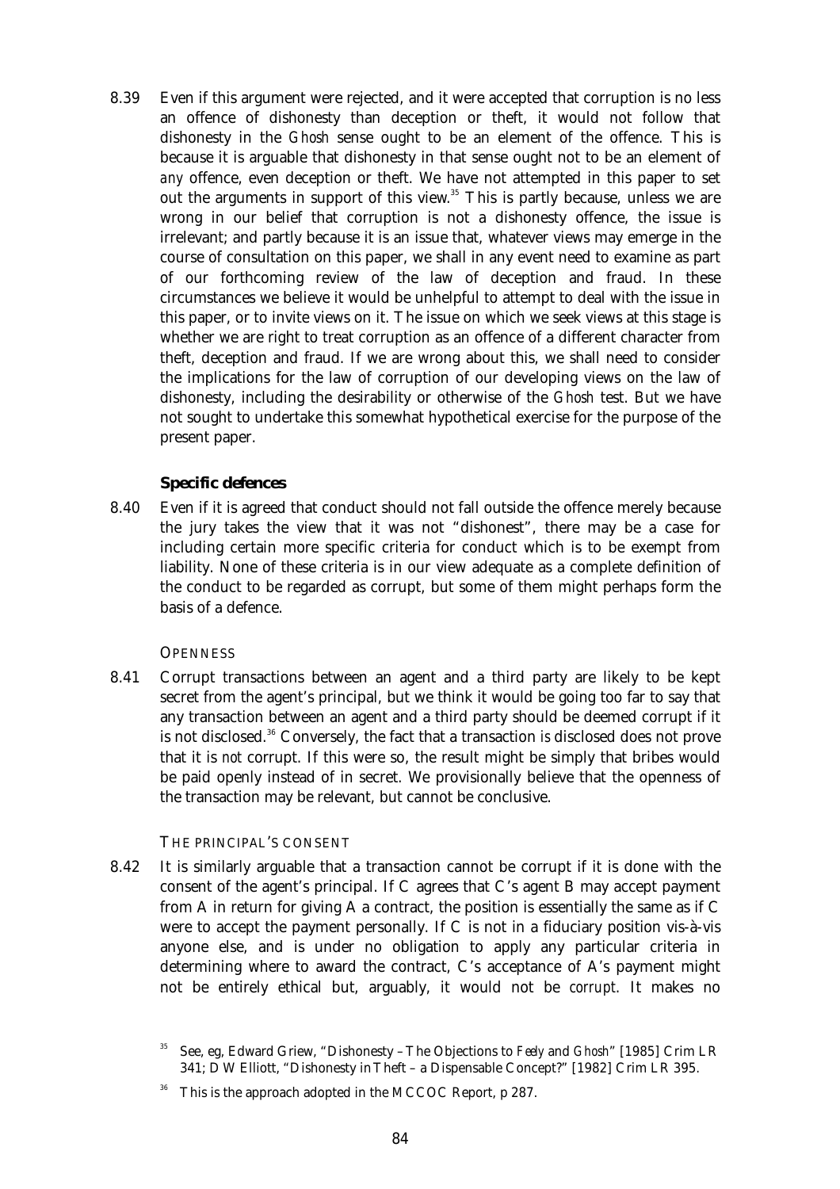8.39 Even if this argument were rejected, and it were accepted that corruption is no less an offence of dishonesty than deception or theft, it would not follow that dishonesty in the *Ghosh* sense ought to be an element of the offence. This is because it is arguable that dishonesty in that sense ought not to be an element of *any* offence, even deception or theft. We have not attempted in this paper to set out the arguments in support of this view.[35] This is partly because, unless we are wrong in our belief that corruption is not a dishonesty offence, the issue is irrelevant; and partly because it is an issue that, whatever views may emerge in the course of consultation on this paper, we shall in any event need to examine as part of our forthcoming review of the law of deception and fraud. In these circumstances we believe it would be unhelpful to attempt to deal with the issue in this paper, or to invite views on it. The issue on which we seek views at this stage is whether we are right to treat corruption as an offence of a different character from theft, deception and fraud. If we are wrong about this, we shall need to consider the implications for the law of corruption of our developing views on the law of dishonesty, including the desirability or otherwise of the *Ghosh* test. But we have not sought to undertake this somewhat hypothetical exercise for the purpose of the present paper.

### Specific defences

8.40 Even if it is agreed that conduct should not fall outside the offence merely because the jury takes the view that it was not "dishonest", there may be a case for including certain more specific criteria for conduct which is to be exempt from liability. None of these criteria is in our view adequate as a complete definition of the conduct to be regarded as corrupt, but some of them might perhaps form the basis of a defence.

#### OPENNESS

8.41 Corrupt transactions between an agent and a third party are likely to be kept secret from the agent's principal, but we think it would be going too far to say that any transaction between an agent and a third party should be deemed corrupt if it is not disclosed.[36] Conversely, the fact that a transaction *is* disclosed does not prove that it is *not* corrupt. If this were so, the result might be simply that bribes would be paid openly instead of in secret. We provisionally believe that the openness of the transaction may be relevant, but cannot be conclusive.

#### THE PRINCIPAL'S CONSENT

8.42 It is similarly arguable that a transaction cannot be corrupt if it is done with the consent of the agent's principal. If C agrees that C's agent B may accept payment from A in return for giving A a contract, the position is essentially the same as if C were to accept the payment personally. If C is not in a fiduciary position vis-à-vis anyone else, and is under no obligation to apply any particular criteria in determining where to award the contract, C's acceptance of A's payment might not be entirely ethical but, arguably, it would not be *corrupt*. It makes no

[35] See, eg, Edward Griew, "Dishonesty – The Objections to *Feely* and *Ghosh*" [1985] Crim LR 341; D W Elliott, "Dishonesty in Theft – a Dispensable Concept?" [1982] Crim LR 395.

[36] This is the approach adopted in the MCCOC Report, p 287.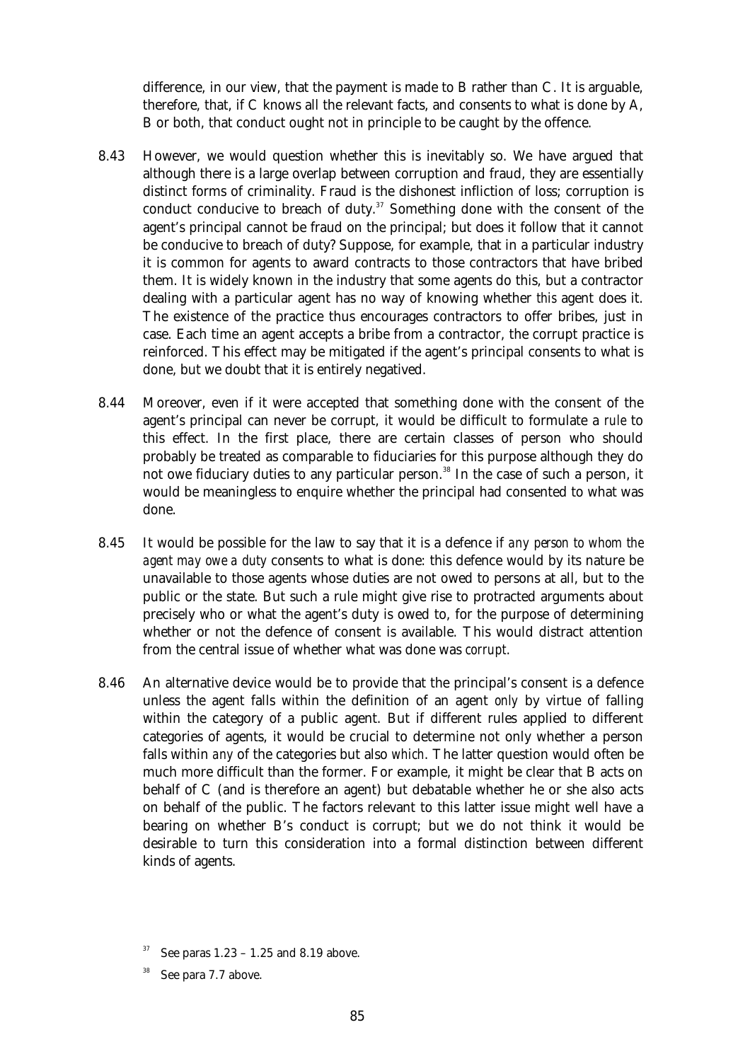difference, in our view, that the payment is made to B rather than C. It is arguable, therefore, that, if C knows all the relevant facts, and consents to what is done by A, B or both, that conduct ought not in principle to be caught by the offence.

8.43 However, we would question whether this is inevitably so. We have argued that although there is a large overlap between corruption and fraud, they are essentially distinct forms of criminality. Fraud is the dishonest infliction of loss; corruption is conduct conducive to breach of duty.[37] Something done with the consent of the agent's principal cannot be fraud on the principal; but does it follow that it cannot be conducive to breach of duty? Suppose, for example, that in a particular industry it is common for agents to award contracts to those contractors that have bribed them. It is widely known in the industry that some agents do this, but a contractor dealing with a particular agent has no way of knowing whether *this* agent does it. The existence of the practice thus encourages contractors to offer bribes, just in case. Each time an agent accepts a bribe from a contractor, the corrupt practice is reinforced. This effect may be mitigated if the agent's principal consents to what is done, but we doubt that it is entirely negatived.

8.44 Moreover, even if it were accepted that something done with the consent of the agent's principal can never be corrupt, it would be difficult to formulate a *rule* to this effect. In the first place, there are certain classes of person who should probably be treated as comparable to fiduciaries for this purpose although they do not owe fiduciary duties to any particular person.[38] In the case of such a person, it would be meaningless to enquire whether the principal had consented to what was done.

8.45 It would be possible for the law to say that it is a defence if *any person to whom the agent may owe a duty* consents to what is done: this defence would by its nature be unavailable to those agents whose duties are not owed to persons at all, but to the public or the state. But such a rule might give rise to protracted arguments about precisely who or what the agent's duty is owed to, for the purpose of determining whether or not the defence of consent is available. This would distract attention from the central issue of whether what was done was *corrupt*.

8.46 An alternative device would be to provide that the principal's consent is a defence unless the agent falls within the definition of an agent *only* by virtue of falling within the category of a public agent. But if different rules applied to different categories of agents, it would be crucial to determine not only whether a person falls within *any* of the categories but also *which*. The latter question would often be much more difficult than the former. For example, it might be clear that B acts on behalf of C (and is therefore an agent) but debatable whether he or she also acts on behalf of the public. The factors relevant to this latter issue might well have a bearing on whether B's conduct is corrupt; but we do not think it would be desirable to turn this consideration into a formal distinction between different kinds of agents.

[37] See paras 1.23 – 1.25 and 8.19 above.

[38] See para 7.7 above.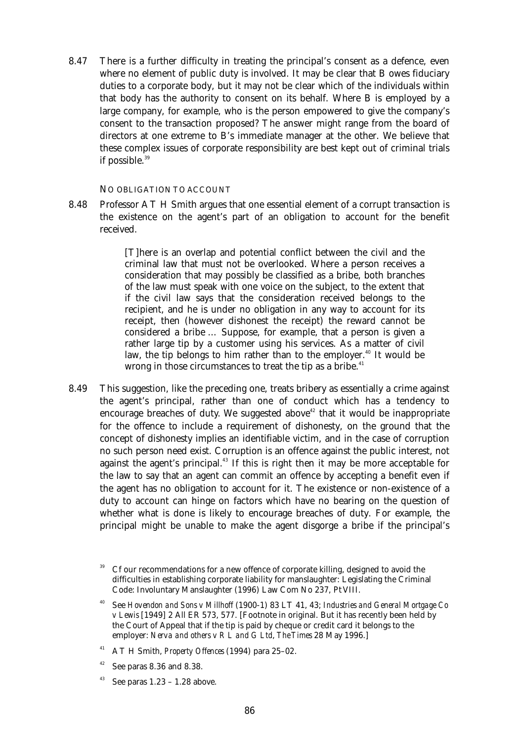8.47 There is a further difficulty in treating the principal's consent as a defence, even where no element of public duty is involved. It may be clear that B owes fiduciary duties to a corporate body, but it may not be clear which of the individuals within that body has the authority to consent on its behalf. Where B is employed by a large company, for example, who is the person empowered to give the company's consent to the transaction proposed? The answer might range from the board of directors at one extreme to B's immediate manager at the other. We believe that these complex issues of corporate responsibility are best kept out of criminal trials if possible.[39]

### NO OBLIGATION TO ACCOUNT

8.48 Professor A T H Smith argues that one essential element of a corrupt transaction is the existence on the agent's part of an obligation to account for the benefit received.

> [T]here is an overlap and potential conflict between the civil and the criminal law that must not be overlooked. Where a person receives a consideration that may possibly be classified as a bribe, both branches of the law must speak with one voice on the subject, to the extent that if the civil law says that the consideration received belongs to the recipient, and he is under no obligation in any way to account for its receipt, then (however dishonest the receipt) the reward cannot be considered a bribe … Suppose, for example, that a person is given a rather large tip by a customer using his services. As a matter of civil law, the tip belongs to him rather than to the employer.[40] It would be wrong in those circumstances to treat the tip as a bribe.[41]

8.49 This suggestion, like the preceding one, treats bribery as essentially a crime against the agent's principal, rather than one of conduct which has a tendency to encourage breaches of duty. We suggested above[42] that it would be inappropriate for the offence to include a requirement of dishonesty, on the ground that the concept of dishonesty implies an identifiable victim, and in the case of corruption no such person need exist. Corruption is an offence against the public interest, not against the agent's principal.[43] If this is right then it may be more acceptable for the law to say that an agent can commit an offence by accepting a benefit even if the agent has no obligation to account for it. The existence or non-existence of a duty to account can hinge on factors which have no bearing on the question of whether what is done is likely to encourage breaches of duty. For example, the principal might be unable to make the agent disgorge a bribe if the principal's

---

[39] Cf our recommendations for a new offence of corporate killing, designed to avoid the difficulties in establishing corporate liability for manslaughter: Legislating the Criminal Code: Involuntary Manslaughter (1996) Law Com No 237, Pt VIII.

[40] See *Hovendon and Sons v Millhoff* (1900-1) 83 LT 41, 43; *Industries and General Mortgage Co v Lewis* [1949] 2 All ER 573, 577. [Footnote in original. But it has recently been held by the Court of Appeal that if the tip is paid by cheque or credit card it belongs to the employer: *Nerva and others v R L and G Ltd*, *The Times* 28 May 1996.]

[41] A T H Smith, *Property Offences* (1994) para 25–02.

[42] See paras 8.36 and 8.38.

[43] See paras 1.23 – 1.28 above.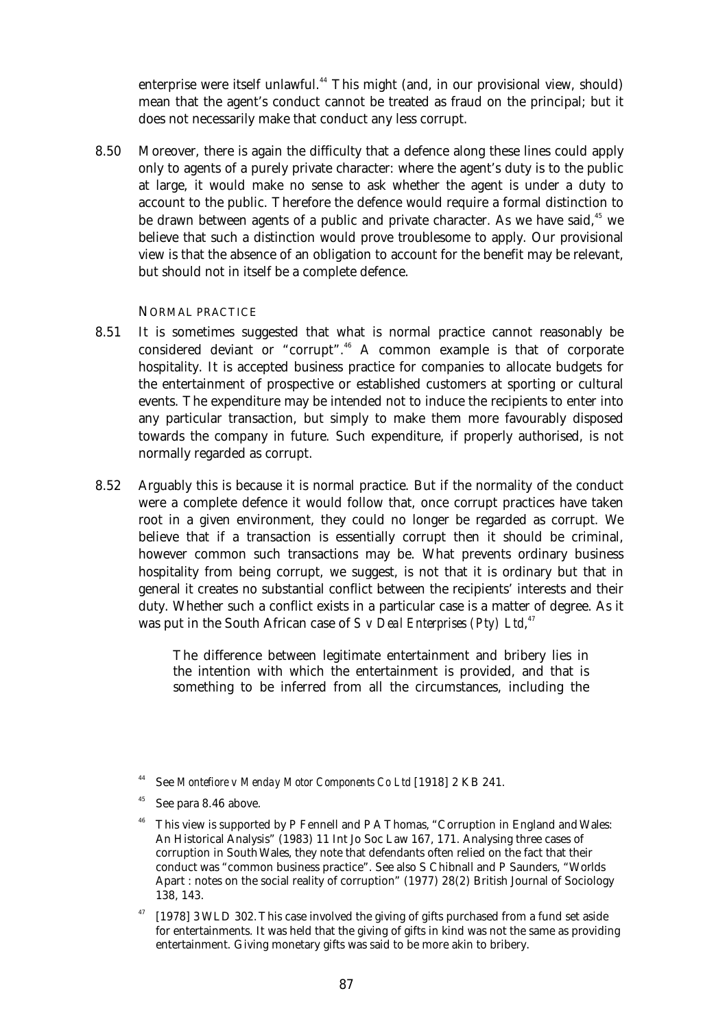enterprise were itself unlawful.[44] This might (and, in our provisional view, should) mean that the agent's conduct cannot be treated as fraud on the principal; but it does not necessarily make that conduct any less corrupt.

8.50 Moreover, there is again the difficulty that a defence along these lines could apply only to agents of a purely private character: where the agent's duty is to the public at large, it would make no sense to ask whether the agent is under a duty to account to the public. Therefore the defence would require a formal distinction to be drawn between agents of a public and private character. As we have said,[45] we believe that such a distinction would prove troublesome to apply. Our provisional view is that the absence of an obligation to account for the benefit may be relevant, but should not in itself be a complete defence.

### NORMAL PRACTICE

8.51 It is sometimes suggested that what is normal practice cannot reasonably be considered deviant or "corrupt".[46] A common example is that of corporate hospitality. It is accepted business practice for companies to allocate budgets for the entertainment of prospective or established customers at sporting or cultural events. The expenditure may be intended not to induce the recipients to enter into any particular transaction, but simply to make them more favourably disposed towards the company in future. Such expenditure, if properly authorised, is not normally regarded as corrupt.

8.52 Arguably this is because it is normal practice. But if the normality of the conduct were a complete defence it would follow that, once corrupt practices have taken root in a given environment, they could no longer be regarded as corrupt. We believe that if a transaction is essentially corrupt then it should be criminal, however common such transactions may be. What prevents ordinary business hospitality from being corrupt, we suggest, is not that it is ordinary but that in general it creates no substantial conflict between the recipients' interests and their duty. Whether such a conflict exists in a particular case is a matter of degree. As it was put in the South African case of *S v Deal Enterprises (Pty) Ltd*,[47]

> The difference between legitimate entertainment and bribery lies in the intention with which the entertainment is provided, and that is something to be inferred from all the circumstances, including the

---

[44] See *Montefiore v Menday Motor Components Co Ltd* [1918] 2 KB 241.

[45] See para 8.46 above.

[46] This view is supported by P Fennell and P A Thomas, "Corruption in England and Wales: An Historical Analysis" (1983) 11 Int Jo Soc Law 167, 171. Analysing three cases of corruption in South Wales, they note that defendants often relied on the fact that their conduct was "common business practice". See also S Chibnall and P Saunders, "Worlds Apart : notes on the social reality of corruption" (1977) 28(2) British Journal of Sociology 138, 143.

[47] [1978] 3 WLD 302. This case involved the giving of gifts purchased from a fund set aside for entertainments. It was held that the giving of gifts in kind was not the same as providing entertainment. Giving monetary gifts was said to be more akin to bribery.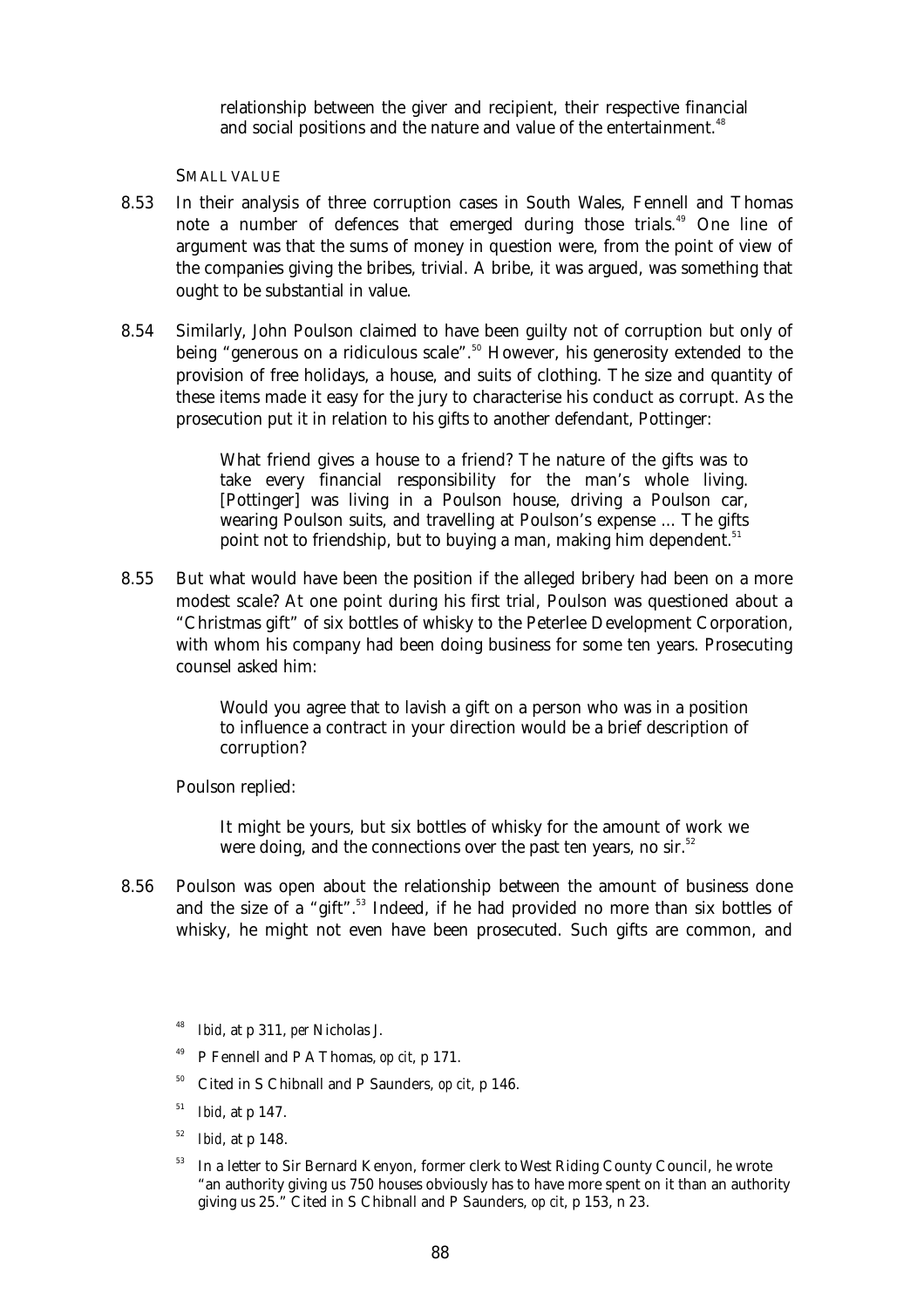relationship between the giver and recipient, their respective financial and social positions and the nature and value of the entertainment.[48]

SMALL VALUE

8.53 In their analysis of three corruption cases in South Wales, Fennell and Thomas note a number of defences that emerged during those trials.[49] One line of argument was that the sums of money in question were, from the point of view of the companies giving the bribes, trivial. A bribe, it was argued, was something that ought to be substantial in value.

8.54 Similarly, John Poulson claimed to have been guilty not of corruption but only of being "generous on a ridiculous scale".[50] However, his generosity extended to the provision of free holidays, a house, and suits of clothing. The size and quantity of these items made it easy for the jury to characterise his conduct as corrupt. As the prosecution put it in relation to his gifts to another defendant, Pottinger:

> What friend gives a house to a friend? The nature of the gifts was to take every financial responsibility for the man's whole living. [Pottinger] was living in a Poulson house, driving a Poulson car, wearing Poulson suits, and travelling at Poulson's expense ... The gifts point not to friendship, but to buying a man, making him dependent.[51]

8.55 But what would have been the position if the alleged bribery had been on a more modest scale? At one point during his first trial, Poulson was questioned about a "Christmas gift" of six bottles of whisky to the Peterlee Development Corporation, with whom his company had been doing business for some ten years. Prosecuting counsel asked him:

> Would you agree that to lavish a gift on a person who was in a position to influence a contract in your direction would be a brief description of corruption?

Poulson replied:

> It might be yours, but six bottles of whisky for the amount of work we were doing, and the connections over the past ten years, no sir.[52]

8.56 Poulson was open about the relationship between the amount of business done and the size of a "gift".[53] Indeed, if he had provided no more than six bottles of whisky, he might not even have been prosecuted. Such gifts are common, and

---

[48] *Ibid*, at p 311, *per* Nicholas J.

[49] P Fennell and P A Thomas, *op cit*, p 171.

[50] Cited in S Chibnall and P Saunders, *op cit*, p 146.

[51] *Ibid*, at p 147.

[52] *Ibid*, at p 148.

[53] In a letter to Sir Bernard Kenyon, former clerk to West Riding County Council, he wrote "an authority giving us 750 houses obviously has to have more spent on it than an authority giving us 25." Cited in S Chibnall and P Saunders, *op cit*, p 153, n 23.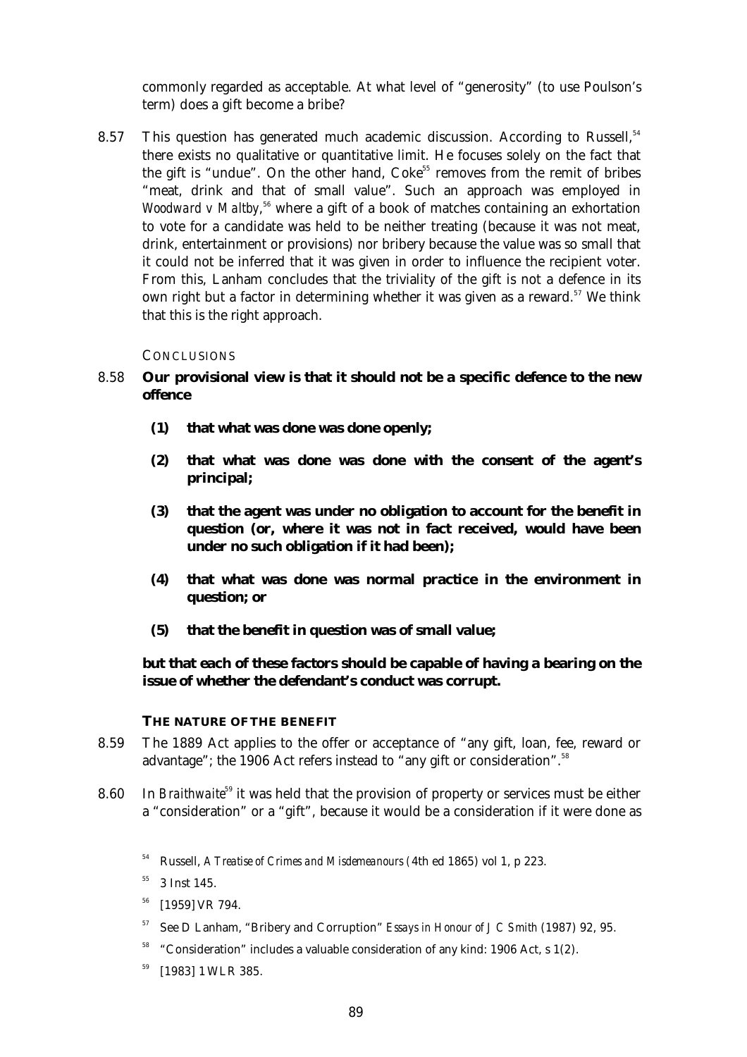commonly regarded as acceptable. At what level of "generosity" (to use Poulson's term) does a gift become a bribe?

8.57 This question has generated much academic discussion. According to Russell,[54] there exists no qualitative or quantitative limit. He focuses solely on the fact that the gift is "undue". On the other hand, Coke[55] removes from the remit of bribes "meat, drink and that of small value". Such an approach was employed in *Woodward v Maltby*,[56] where a gift of a book of matches containing an exhortation to vote for a candidate was held to be neither treating (because it was not meat, drink, entertainment or provisions) nor bribery because the value was so small that it could not be inferred that it was given in order to influence the recipient voter. From this, Lanham concludes that the triviality of the gift is not a defence in its own right but a factor in determining whether it was given as a reward.[57] We think that this is the right approach.

### CONCLUSIONS

8.58 **Our provisional view is that it should not be a specific defence to the new offence**

**(1) that what was done was done openly;**

**(2) that what was done was done with the consent of the agent's principal;**

**(3) that the agent was under no obligation to account for the benefit in question (or, where it was not in fact received, would have been under no such obligation if it had been);**

**(4) that what was done was normal practice in the environment in question; or**

**(5) that the benefit in question was of small value;**

**but that each of these factors should be capable of having a bearing on the issue of whether the defendant's conduct was corrupt.**

## THE NATURE OF THE BENEFIT

8.59 The 1889 Act applies to the offer or acceptance of "any gift, loan, fee, reward or advantage"; the 1906 Act refers instead to "any gift or consideration".[58]

8.60 In *Braithwaite*[59] it was held that the provision of property or services must be either a "consideration" or a "gift", because it would be a consideration if it were done as

[54] Russell, *A Treatise of Crimes and Misdemeanours* (4th ed 1865) vol 1, p 223.

[55] 3 Inst 145.

[56] [1959] VR 794.

[57] See D Lanham, "Bribery and Corruption" *Essays in Honour of J C Smith* (1987) 92, 95.

[58] "Consideration" includes a valuable consideration of any kind: 1906 Act, s 1(2).

[59] [1983] 1 WLR 385.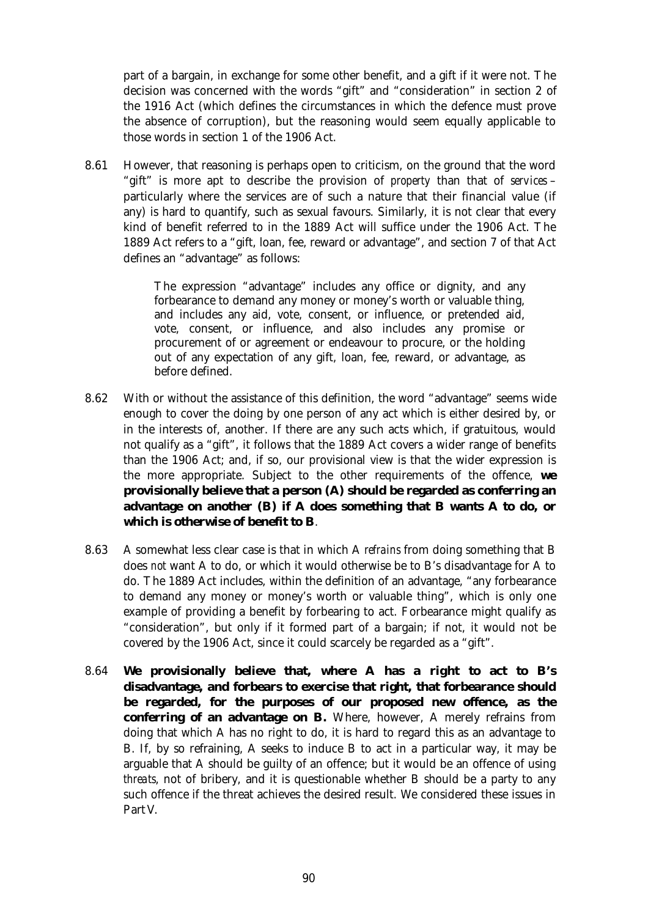part of a bargain, in exchange for some other benefit, and a gift if it were not. The decision was concerned with the words "gift" and "consideration" in section 2 of the 1916 Act (which defines the circumstances in which the defence must prove the absence of corruption), but the reasoning would seem equally applicable to those words in section 1 of the 1906 Act.

8.61 However, that reasoning is perhaps open to criticism, on the ground that the word "gift" is more apt to describe the provision of *property* than that of *services* – particularly where the services are of such a nature that their financial value (if any) is hard to quantify, such as sexual favours. Similarly, it is not clear that every kind of benefit referred to in the 1889 Act will suffice under the 1906 Act. The 1889 Act refers to a "gift, loan, fee, reward or advantage", and section 7 of that Act defines an "advantage" as follows:

> The expression "advantage" includes any office or dignity, and any forbearance to demand any money or money's worth or valuable thing, and includes any aid, vote, consent, or influence, or pretended aid, vote, consent, or influence, and also includes any promise or procurement of or agreement or endeavour to procure, or the holding out of any expectation of any gift, loan, fee, reward, or advantage, as before defined.

8.62 With or without the assistance of this definition, the word "advantage" seems wide enough to cover the doing by one person of any act which is either desired by, or in the interests of, another. If there are any such acts which, if gratuitous, would not qualify as a "gift", it follows that the 1889 Act covers a wider range of benefits than the 1906 Act; and, if so, our provisional view is that the wider expression is the more appropriate. Subject to the other requirements of the offence, **we provisionally believe that a person (A) should be regarded as conferring an advantage on another (B) if A does something that B wants A to do, or which is otherwise of benefit to B**.

8.63 A somewhat less clear case is that in which A *refrains* from doing something that B does *not* want A to do, or which it would otherwise be to B's disadvantage for A to do. The 1889 Act includes, within the definition of an advantage, "any forbearance to demand any money or money's worth or valuable thing", which is only one example of providing a benefit by forbearing to act. Forbearance might qualify as "consideration", but only if it formed part of a bargain; if not, it would not be covered by the 1906 Act, since it could scarcely be regarded as a "gift".

8.64 **We provisionally believe that, where A has a right to act to B's disadvantage, and forbears to exercise that right, that forbearance should be regarded, for the purposes of our proposed new offence, as the conferring of an advantage on B.** Where, however, A merely refrains from doing that which A has no right to do, it is hard to regard this as an advantage to B. If, by so refraining, A seeks to induce B to act in a particular way, it may be arguable that A should be guilty of an offence; but it would be an offence of using *threats*, not of bribery, and it is questionable whether B should be a party to any such offence if the threat achieves the desired result. We considered these issues in Part V.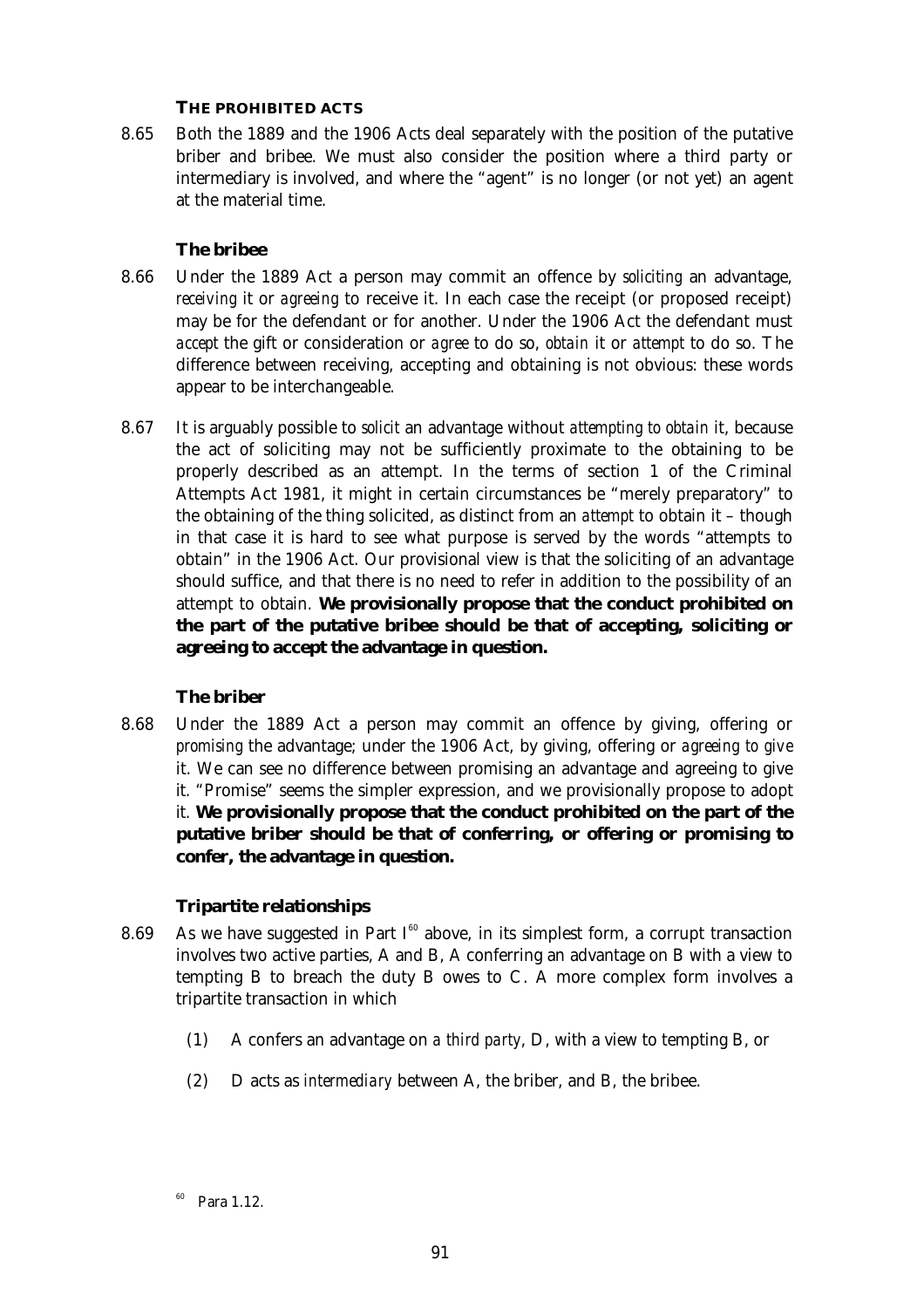### THE PROHIBITED ACTS

8.65 Both the 1889 and the 1906 Acts deal separately with the position of the putative briber and bribee. We must also consider the position where a third party or intermediary is involved, and where the "agent" is no longer (or not yet) an agent at the material time.

#### The bribee

8.66 Under the 1889 Act a person may commit an offence by *soliciting* an advantage, *receiving* it or *agreeing* to receive it. In each case the receipt (or proposed receipt) may be for the defendant or for another. Under the 1906 Act the defendant must *accept* the gift or consideration or *agree* to do so, *obtain* it or *attempt* to do so. The difference between receiving, accepting and obtaining is not obvious: these words appear to be interchangeable.

8.67 It is arguably possible to *solicit* an advantage without *attempting to obtain* it, because the act of soliciting may not be sufficiently proximate to the obtaining to be properly described as an attempt. In the terms of section 1 of the Criminal Attempts Act 1981, it might in certain circumstances be "merely preparatory" to the obtaining of the thing solicited, as distinct from an *attempt* to obtain it – though in that case it is hard to see what purpose is served by the words "attempts to obtain" in the 1906 Act. Our provisional view is that the soliciting of an advantage should suffice, and that there is no need to refer in addition to the possibility of an attempt to obtain. **We provisionally propose that the conduct prohibited on the part of the putative bribee should be that of accepting, soliciting or agreeing to accept the advantage in question.**

#### The briber

8.68 Under the 1889 Act a person may commit an offence by giving, offering or *promising* the advantage; under the 1906 Act, by giving, offering or *agreeing to give* it. We can see no difference between promising an advantage and agreeing to give it. "Promise" seems the simpler expression, and we provisionally propose to adopt it. **We provisionally propose that the conduct prohibited on the part of the putative briber should be that of conferring, or offering or promising to confer, the advantage in question.**

#### Tripartite relationships

8.69 As we have suggested in Part I[60] above, in its simplest form, a corrupt transaction involves two active parties, A and B, A conferring an advantage on B with a view to tempting B to breach the duty B owes to C. A more complex form involves a tripartite transaction in which

(1) A confers an advantage on *a third party*, D, with a view to tempting B, or

(2) D acts as *intermediary* between A, the briber, and B, the bribee.

[60] Para 1.12.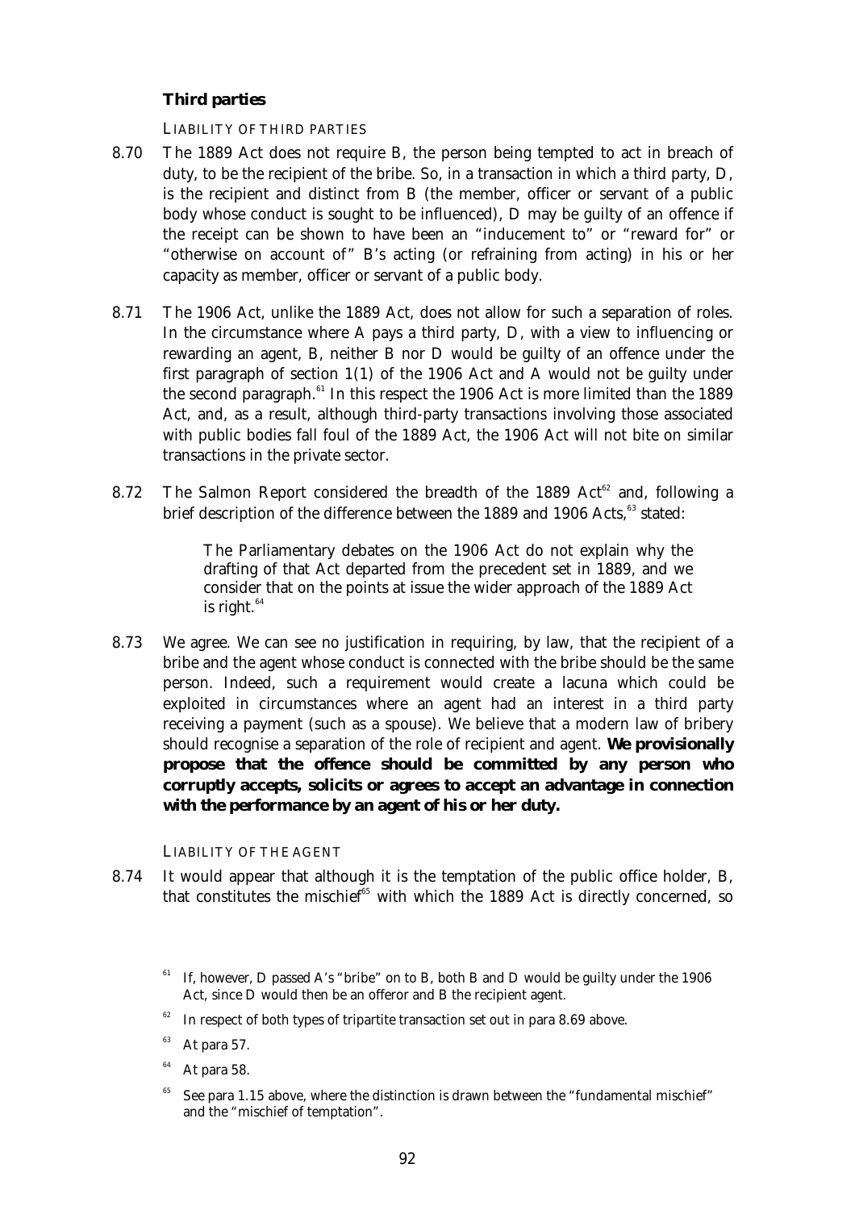### Third parties

LIABILITY OF THIRD PARTIES

8.70 The 1889 Act does not require B, the person being tempted to act in breach of duty, to be the recipient of the bribe. So, in a transaction in which a third party, D, is the recipient and distinct from B (the member, officer or servant of a public body whose conduct is sought to be influenced), D may be guilty of an offence if the receipt can be shown to have been an "inducement to" or "reward for" or "otherwise on account of" B's acting (or refraining from acting) in his or her capacity as member, officer or servant of a public body.

8.71 The 1906 Act, unlike the 1889 Act, does not allow for such a separation of roles. In the circumstance where A pays a third party, D, with a view to influencing or rewarding an agent, B, neither B nor D would be guilty of an offence under the first paragraph of section 1(1) of the 1906 Act and A would not be guilty under the second paragraph.[61] In this respect the 1906 Act is more limited than the 1889 Act, and, as a result, although third-party transactions involving those associated with public bodies fall foul of the 1889 Act, the 1906 Act will not bite on similar transactions in the private sector.

8.72 The Salmon Report considered the breadth of the 1889 Act[62] and, following a brief description of the difference between the 1889 and 1906 Acts,[63] stated:

> The Parliamentary debates on the 1906 Act do not explain why the drafting of that Act departed from the precedent set in 1889, and we consider that on the points at issue the wider approach of the 1889 Act is right.[64]

8.73 We agree. We can see no justification in requiring, by law, that the recipient of a bribe and the agent whose conduct is connected with the bribe should be the same person. Indeed, such a requirement would create a lacuna which could be exploited in circumstances where an agent had an interest in a third party receiving a payment (such as a spouse). We believe that a modern law of bribery should recognise a separation of the role of recipient and agent. **We provisionally propose that the offence should be committed by any person who corruptly accepts, solicits or agrees to accept an advantage in connection with the performance by an agent of his or her duty.**

LIABILITY OF THE AGENT

8.74 It would appear that although it is the temptation of the public office holder, B, that constitutes the mischief[65] with which the 1889 Act is directly concerned, so

[61] If, however, D passed A's "bribe" on to B, both B and D would be guilty under the 1906 Act, since D would then be an offeror and B the recipient agent.

[62] In respect of both types of tripartite transaction set out in para 8.69 above.

[63] At para 57.

[64] At para 58.

[65] See para 1.15 above, where the distinction is drawn between the "fundamental mischief" and the "mischief of temptation".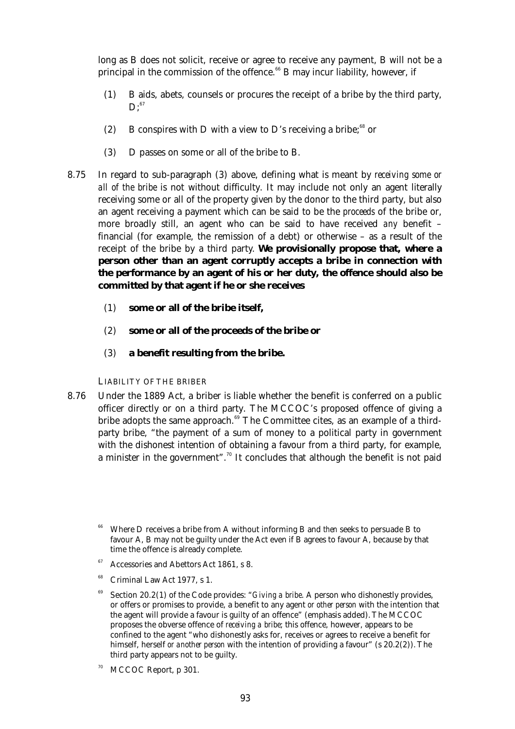long as B does not solicit, receive or agree to receive any payment, B will not be a principal in the commission of the offence.[66] B may incur liability, however, if

(1) B aids, abets, counsels or procures the receipt of a bribe by the third party, D;[67]

(2) B conspires with D with a view to D's receiving a bribe;[68] or

(3) D passes on some or all of the bribe to B.

8.75 In regard to sub-paragraph (3) above, defining what is meant by *receiving some or all of the bribe* is not without difficulty. It may include not only an agent literally receiving some or all of the property given by the donor to the third party, but also an agent receiving a payment which can be said to be the *proceeds* of the bribe or, more broadly still, an agent who can be said to have received *any* benefit – financial (for example, the remission of a debt) or otherwise – as a result of the receipt of the bribe by a third party. **We provisionally propose that, where a person other than an agent corruptly accepts a bribe in connection with the performance by an agent of his or her duty, the offence should also be committed by that agent if he or she receives**

**(1) some or all of the bribe itself,**

**(2) some or all of the proceeds of the bribe or**

**(3) a benefit resulting from the bribe.**

### LIABILITY OF THE BRIBER

8.76 Under the 1889 Act, a briber is liable whether the benefit is conferred on a public officer directly or on a third party. The MCCOC's proposed offence of giving a bribe adopts the same approach.[69] The Committee cites, as an example of a third-party bribe, "the payment of a sum of money to a political party in government with the dishonest intention of obtaining a favour from a third party, for example, a minister in the government".[70] It concludes that although the benefit is not paid

---

[66] Where D receives a bribe from A without informing B and *then* seeks to persuade B to favour A, B may not be guilty under the Act even if B agrees to favour A, because by that time the offence is already complete.

[67] Accessories and Abettors Act 1861, s 8.

[68] Criminal Law Act 1977, s 1.

[69] Section 20.2(1) of the Code provides: "*Giving a bribe*. A person who dishonestly provides, or offers or promises to provide, a benefit to any agent *or other person* with the intention that the agent will provide a favour is guilty of an offence" (emphasis added). The MCCOC proposes the obverse offence of *receiving a bribe*; this offence, however, appears to be confined to the agent "who dishonestly asks for, receives or agrees to receive a benefit for himself, herself *or another person* with the intention of providing a favour" (s 20.2(2)). The third party appears not to be guilty.

[70] MCCOC Report, p 301.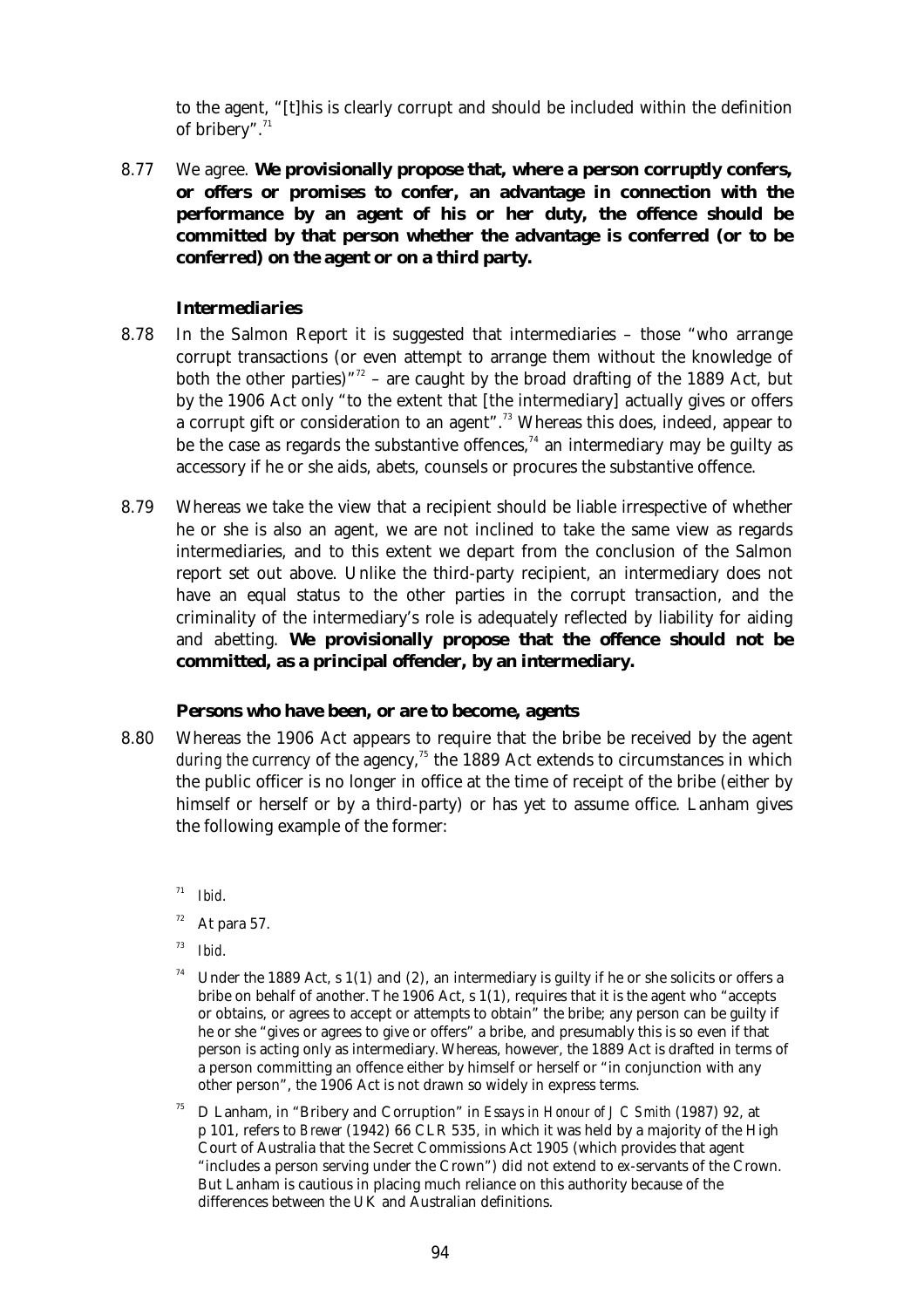to the agent, "[t]his is clearly corrupt and should be included within the definition of bribery".[71]

8.77 We agree. **We provisionally propose that, where a person corruptly confers, or offers or promises to confer, an advantage in connection with the performance by an agent of his or her duty, the offence should be committed by that person whether the advantage is conferred (or to be conferred) on the agent or on a third party.**

### Intermediaries

8.78 In the Salmon Report it is suggested that intermediaries – those "who arrange corrupt transactions (or even attempt to arrange them without the knowledge of both the other parties)"[72] – are caught by the broad drafting of the 1889 Act, but by the 1906 Act only "to the extent that [the intermediary] actually gives or offers a corrupt gift or consideration to an agent".[73] Whereas this does, indeed, appear to be the case as regards the substantive offences,[74] an intermediary may be guilty as accessory if he or she aids, abets, counsels or procures the substantive offence.

8.79 Whereas we take the view that a recipient should be liable irrespective of whether he or she is also an agent, we are not inclined to take the same view as regards intermediaries, and to this extent we depart from the conclusion of the Salmon report set out above. Unlike the third-party recipient, an intermediary does not have an equal status to the other parties in the corrupt transaction, and the criminality of the intermediary's role is adequately reflected by liability for aiding and abetting. **We provisionally propose that the offence should not be committed, as a principal offender, by an intermediary.**

### Persons who have been, or are to become, agents

8.80 Whereas the 1906 Act appears to require that the bribe be received by the agent *during the currency* of the agency,[75] the 1889 Act extends to circumstances in which the public officer is no longer in office at the time of receipt of the bribe (either by himself or herself or by a third-party) or has yet to assume office. Lanham gives the following example of the former:

---

[71] *Ibid.*

[72] At para 57.

[73] *Ibid.*

[74] Under the 1889 Act, s 1(1) and (2), an intermediary is guilty if he or she solicits or offers a bribe on behalf of another. The 1906 Act, s 1(1), requires that it is the agent who "accepts or obtains, or agrees to accept or attempts to obtain" the bribe; any person can be guilty if he or she "gives or agrees to give or offers" a bribe, and presumably this is so even if that person is acting only as intermediary. Whereas, however, the 1889 Act is drafted in terms of a person committing an offence either by himself or herself or "in conjunction with any other person", the 1906 Act is not drawn so widely in express terms.

[75] D Lanham, in "Bribery and Corruption" in *Essays in Honour of J C Smith* (1987) 92, at p 101, refers to *Brewer* (1942) 66 CLR 535, in which it was held by a majority of the High Court of Australia that the Secret Commissions Act 1905 (which provides that agent "includes a person serving under the Crown") did not extend to ex-servants of the Crown. But Lanham is cautious in placing much reliance on this authority because of the differences between the UK and Australian definitions.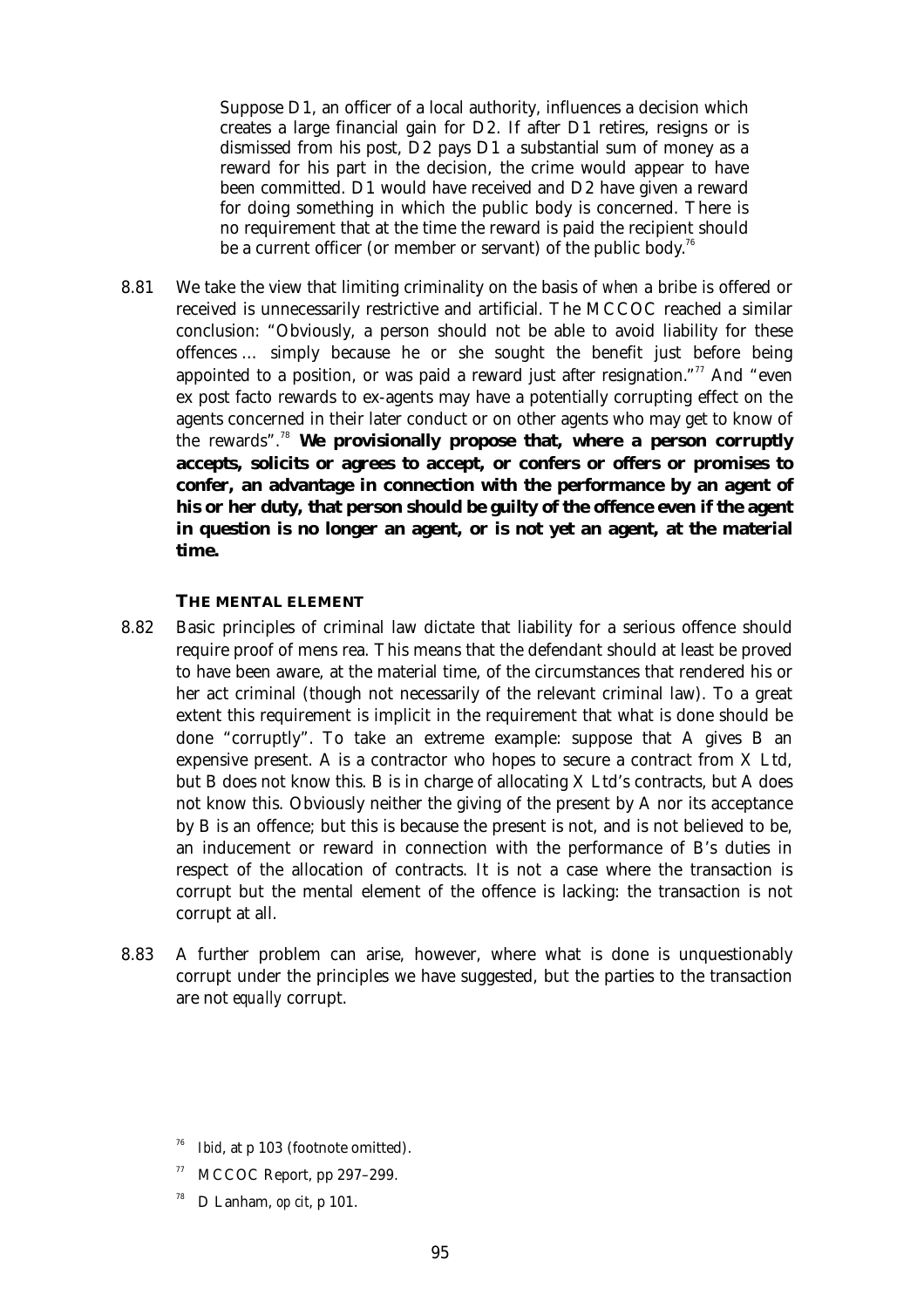> Suppose D1, an officer of a local authority, influences a decision which creates a large financial gain for D2. If after D1 retires, resigns or is dismissed from his post, D2 pays D1 a substantial sum of money as a reward for his part in the decision, the crime would appear to have been committed. D1 would have received and D2 have given a reward for doing something in which the public body is concerned. There is no requirement that at the time the reward is paid the recipient should be a current officer (or member or servant) of the public body.[76]

8.81 We take the view that limiting criminality on the basis of *when* a bribe is offered or received is unnecessarily restrictive and artificial. The MCCOC reached a similar conclusion: "Obviously, a person should not be able to avoid liability for these offences … simply because he or she sought the benefit just before being appointed to a position, or was paid a reward just after resignation."[77] And "even ex post facto rewards to ex-agents may have a potentially corrupting effect on the agents concerned in their later conduct or on other agents who may get to know of the rewards".[78] **We provisionally propose that, where a person corruptly accepts, solicits or agrees to accept, or confers or offers or promises to confer, an advantage in connection with the performance by an agent of his or her duty, that person should be guilty of the offence even if the agent in question is no longer an agent, or is not yet an agent, at the material time.**

### THE MENTAL ELEMENT

8.82 Basic principles of criminal law dictate that liability for a serious offence should require proof of mens rea. This means that the defendant should at least be proved to have been aware, at the material time, of the circumstances that rendered his or her act criminal (though not necessarily of the relevant criminal law). To a great extent this requirement is implicit in the requirement that what is done should be done "corruptly". To take an extreme example: suppose that A gives B an expensive present. A is a contractor who hopes to secure a contract from X Ltd, but B does not know this. B is in charge of allocating X Ltd's contracts, but A does not know this. Obviously neither the giving of the present by A nor its acceptance by B is an offence; but this is because the present is not, and is not believed to be, an inducement or reward in connection with the performance of B's duties in respect of the allocation of contracts. It is not a case where the transaction is corrupt but the mental element of the offence is lacking: the transaction is not corrupt at all.

8.83 A further problem can arise, however, where what is done is unquestionably corrupt under the principles we have suggested, but the parties to the transaction are not *equally* corrupt.

---

[76] *Ibid*, at p 103 (footnote omitted).

[77] MCCOC Report, pp 297–299.

[78] D Lanham, *op cit*, p 101.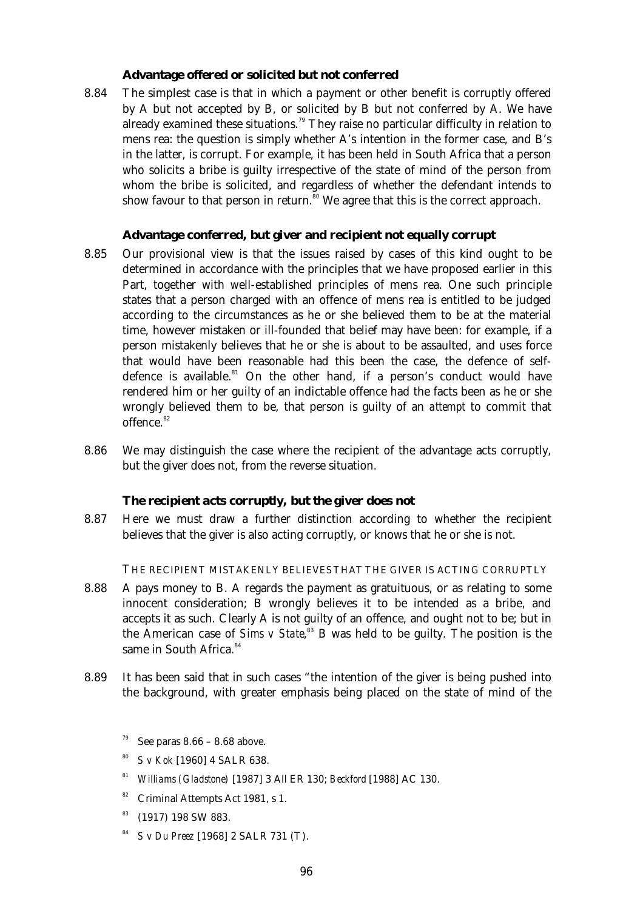### Advantage offered or solicited but not conferred

8.84 The simplest case is that in which a payment or other benefit is corruptly offered by A but not accepted by B, or solicited by B but not conferred by A. We have already examined these situations.[79] They raise no particular difficulty in relation to mens rea: the question is simply whether A's intention in the former case, and B's in the latter, is corrupt. For example, it has been held in South Africa that a person who solicits a bribe is guilty irrespective of the state of mind of the person from whom the bribe is solicited, and regardless of whether the defendant intends to show favour to that person in return.[80] We agree that this is the correct approach.

### Advantage conferred, but giver and recipient not equally corrupt

8.85 Our provisional view is that the issues raised by cases of this kind ought to be determined in accordance with the principles that we have proposed earlier in this Part, together with well-established principles of mens rea. One such principle states that a person charged with an offence of mens rea is entitled to be judged according to the circumstances as he or she believed them to be at the material time, however mistaken or ill-founded that belief may have been: for example, if a person mistakenly believes that he or she is about to be assaulted, and uses force that would have been reasonable had this been the case, the defence of self-defence is available.[81] On the other hand, if a person's conduct would have rendered him or her guilty of an indictable offence had the facts been as he or she wrongly believed them to be, that person is guilty of an *attempt* to commit that offence.[82]

8.86 We may distinguish the case where the recipient of the advantage acts corruptly, but the giver does not, from the reverse situation.

#### The recipient acts corruptly, but the giver does not

8.87 Here we must draw a further distinction according to whether the recipient believes that the giver is also acting corruptly, or knows that he or she is not.

THE RECIPIENT MISTAKENLY BELIEVES THAT THE GIVER IS ACTING CORRUPTLY

8.88 A pays money to B. A regards the payment as gratuitous, or as relating to some innocent consideration; B wrongly believes it to be intended as a bribe, and accepts it as such. Clearly A is not guilty of an offence, and ought not to be; but in the American case of *Sims v State*,[83] B was held to be guilty. The position is the same in South Africa.[84]

8.89 It has been said that in such cases "the intention of the giver is being pushed into the background, with greater emphasis being placed on the state of mind of the

---

[79] See paras 8.66 – 8.68 above.

[80] *S v Kok* [1960] 4 SALR 638.

[81] *Williams (Gladstone)* [1987] 3 All ER 130; *Beckford* [1988] AC 130.

[82] Criminal Attempts Act 1981, s 1.

[83] (1917) 198 SW 883.

[84] *S v Du Preez* [1968] 2 SALR 731 (T).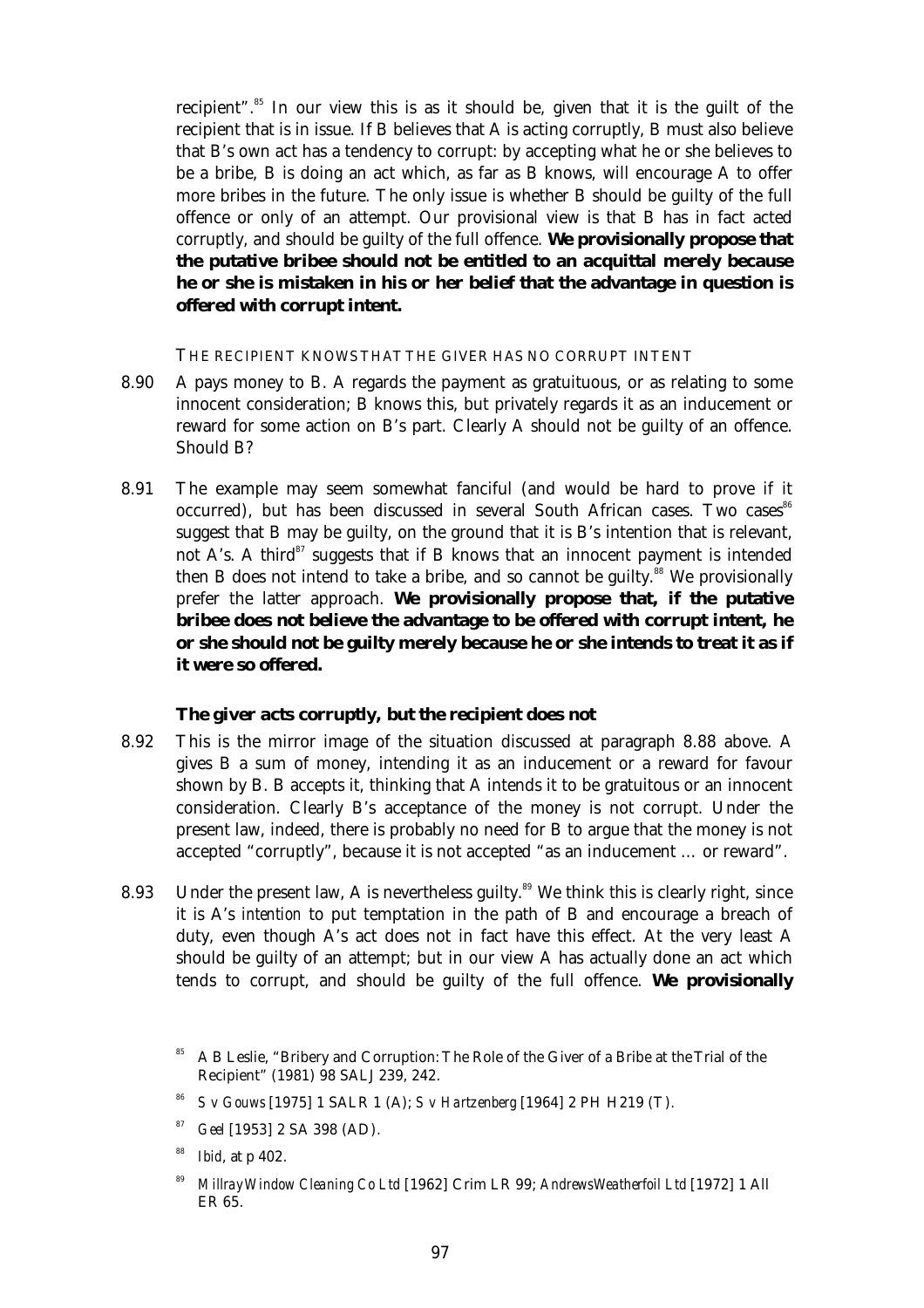recipient".[85] In our view this is as it should be, given that it is the guilt of the recipient that is in issue. If B believes that A is acting corruptly, B must also believe that B's own act has a tendency to corrupt: by accepting what he or she believes to be a bribe, B is doing an act which, as far as B knows, will encourage A to offer more bribes in the future. The only issue is whether B should be guilty of the full offence or only of an attempt. Our provisional view is that B has in fact acted corruptly, and should be guilty of the full offence. **We provisionally propose that the putative bribee should not be entitled to an acquittal merely because he or she is mistaken in his or her belief that the advantage in question is offered with corrupt intent.**

THE RECIPIENT KNOWS THAT THE GIVER HAS NO CORRUPT INTENT

8.90 A pays money to B. A regards the payment as gratuituous, or as relating to some innocent consideration; B knows this, but privately regards it as an inducement or reward for some action on B's part. Clearly A should not be guilty of an offence. Should B?

8.91 The example may seem somewhat fanciful (and would be hard to prove if it occurred), but has been discussed in several South African cases. Two cases[86] suggest that B may be guilty, on the ground that it is B's intention that is relevant, not A's. A third[87] suggests that if B knows that an innocent payment is intended then B does not intend to take a bribe, and so cannot be guilty.[88] We provisionally prefer the latter approach. **We provisionally propose that, if the putative bribee does not believe the advantage to be offered with corrupt intent, he or she should not be guilty merely because he or she intends to treat it as if it were so offered.**

### The giver acts corruptly, but the recipient does not

8.92 This is the mirror image of the situation discussed at paragraph 8.88 above. A gives B a sum of money, intending it as an inducement or a reward for favour shown by B. B accepts it, thinking that A intends it to be gratuitous or an innocent consideration. Clearly B's acceptance of the money is not corrupt. Under the present law, indeed, there is probably no need for B to argue that the money is not accepted "corruptly", because it is not accepted "as an inducement … or reward".

8.93 Under the present law, A is nevertheless guilty.[89] We think this is clearly right, since it is A's *intention* to put temptation in the path of B and encourage a breach of duty, even though A's act does not in fact have this effect. At the very least A should be guilty of an attempt; but in our view A has actually done an act which tends to corrupt, and should be guilty of the full offence. **We provisionally**

---

[85] A B Leslie, "Bribery and Corruption: The Role of the Giver of a Bribe at the Trial of the Recipient" (1981) 98 SALJ 239, 242.

[86] *S v Gouws* [1975] 1 SALR 1 (A); *S v Hartzenberg* [1964] 2 PH H219 (T).

[87] *Geel* [1953] 2 SA 398 (AD).

[88] *Ibid*, at p 402.

[89] *Millray Window Cleaning Co Ltd* [1962] Crim LR 99; *Andrews Weatherfoil Ltd* [1972] 1 All ER 65.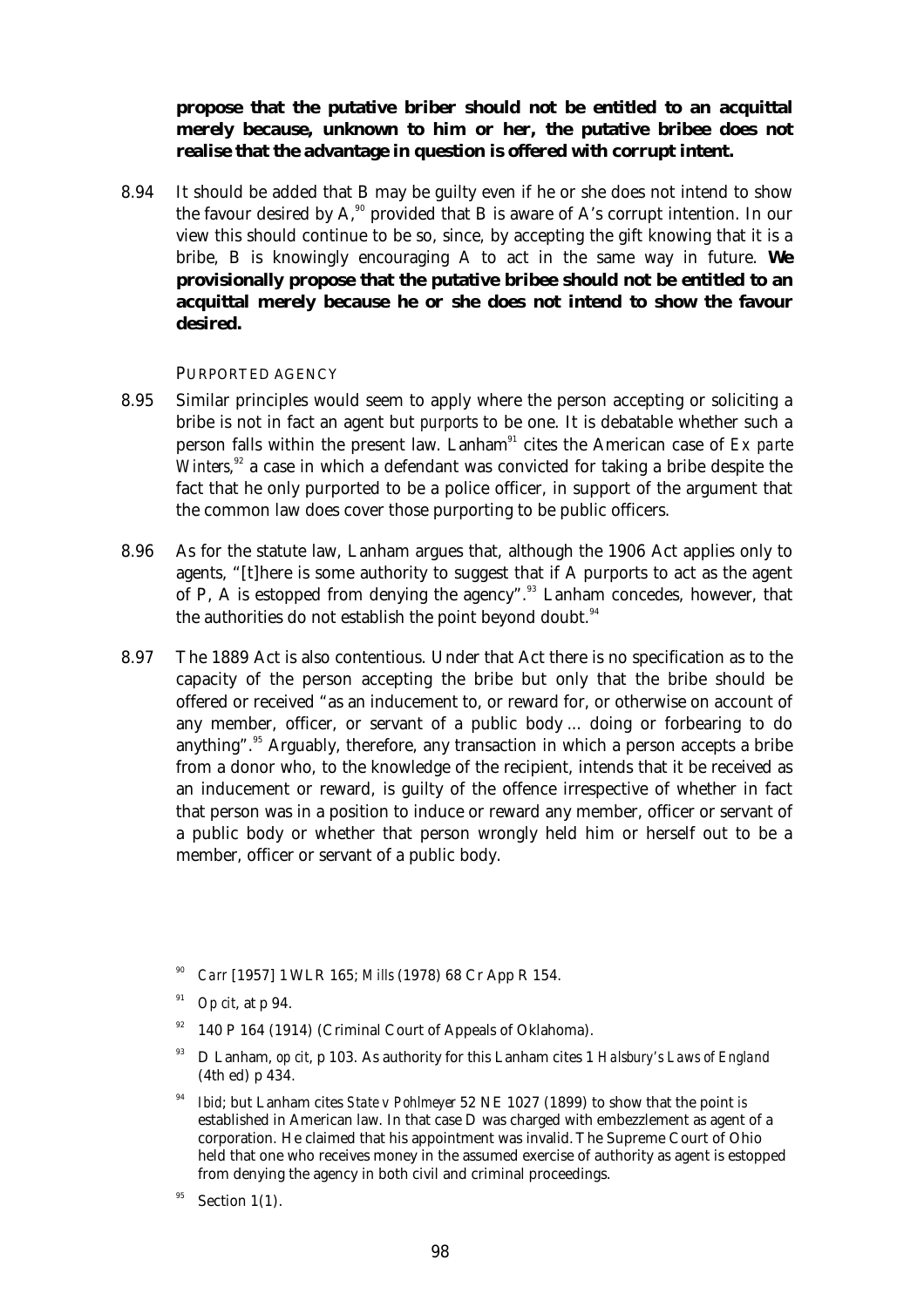**propose that the putative briber should not be entitled to an acquittal merely because, unknown to him or her, the putative bribee does not realise that the advantage in question is offered with corrupt intent.**

8.94 It should be added that B may be guilty even if he or she does not intend to show the favour desired by A,[90] provided that B is aware of A's corrupt intention. In our view this should continue to be so, since, by accepting the gift knowing that it is a bribe, B is knowingly encouraging A to act in the same way in future. **We provisionally propose that the putative bribee should not be entitled to an acquittal merely because he or she does not intend to show the favour desired.**

PURPORTED AGENCY

8.95 Similar principles would seem to apply where the person accepting or soliciting a bribe is not in fact an agent but *purports* to be one. It is debatable whether such a person falls within the present law. Lanham[91] cites the American case of *Ex parte Winters*,[92] a case in which a defendant was convicted for taking a bribe despite the fact that he only purported to be a police officer, in support of the argument that the common law does cover those purporting to be public officers.

8.96 As for the statute law, Lanham argues that, although the 1906 Act applies only to agents, "[t]here is some authority to suggest that if A purports to act as the agent of P, A is estopped from denying the agency".[93] Lanham concedes, however, that the authorities do not establish the point beyond doubt.[94]

8.97 The 1889 Act is also contentious. Under that Act there is no specification as to the capacity of the person accepting the bribe but only that the bribe should be offered or received "as an inducement to, or reward for, or otherwise on account of any member, officer, or servant of a public body ... doing or forbearing to do anything".[95] Arguably, therefore, any transaction in which a person accepts a bribe from a donor who, to the knowledge of the recipient, intends that it be received as an inducement or reward, is guilty of the offence irrespective of whether in fact that person was in a position to induce or reward any member, officer or servant of a public body or whether that person wrongly held him or herself out to be a member, officer or servant of a public body.

[90] *Carr* [1957] 1 WLR 165; *Mills* (1978) 68 Cr App R 154.

[91] *Op cit*, at p 94.

[92] 140 P 164 (1914) (Criminal Court of Appeals of Oklahoma).

[93] D Lanham, *op cit*, p 103. As authority for this Lanham cites 1 *Halsbury's Laws of England* (4th ed) p 434.

[94] *Ibid*; but Lanham cites *State v Pohlmeyer* 52 NE 1027 (1899) to show that the point *is* established in American law. In that case D was charged with embezzlement as agent of a corporation. He claimed that his appointment was invalid. The Supreme Court of Ohio held that one who receives money in the assumed exercise of authority as agent is estopped from denying the agency in both civil and criminal proceedings.

[95] Section 1(1).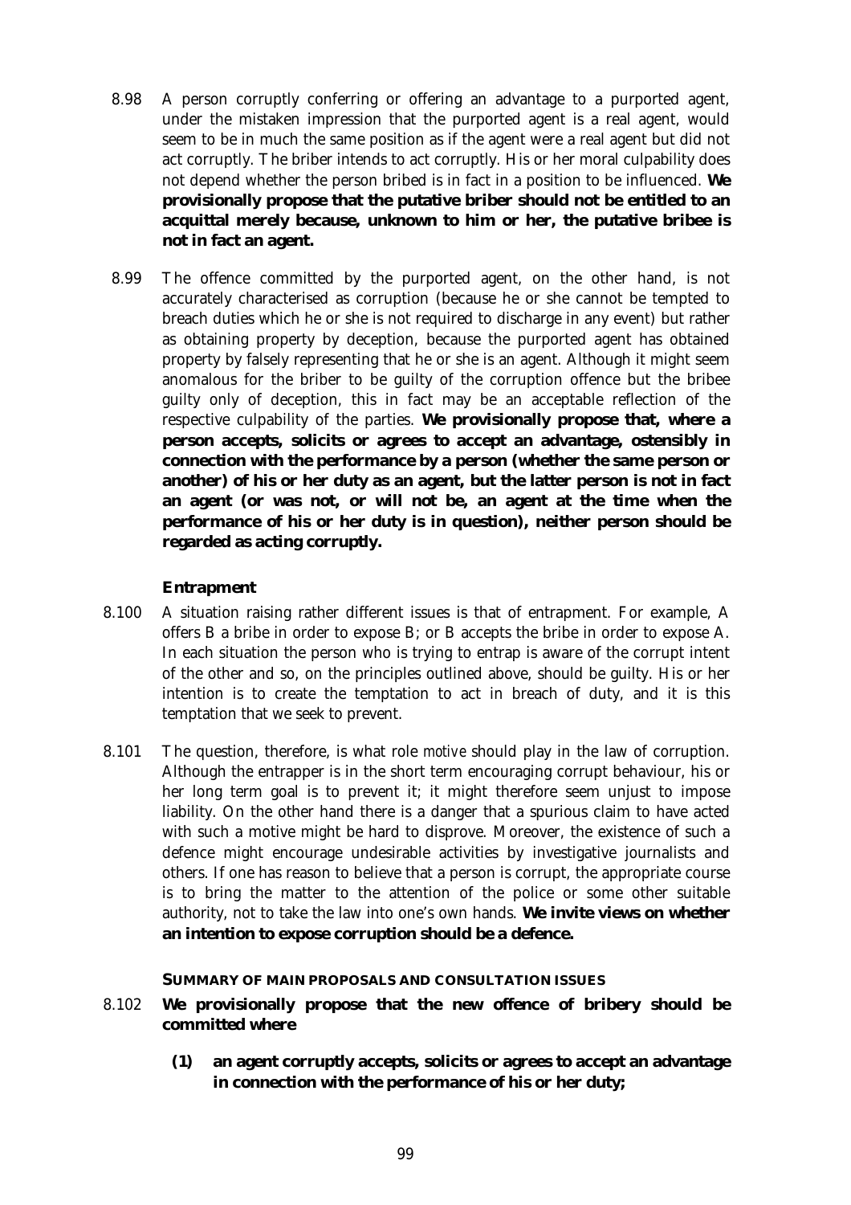8.98 A person corruptly conferring or offering an advantage to a purported agent, under the mistaken impression that the purported agent is a real agent, would seem to be in much the same position as if the agent were a real agent but did not act corruptly. The briber intends to act corruptly. His or her moral culpability does not depend whether the person bribed is in fact in a position to be influenced. **We provisionally propose that the putative briber should not be entitled to an acquittal merely because, unknown to him or her, the putative bribee is not in fact an agent.**

8.99 The offence committed by the purported agent, on the other hand, is not accurately characterised as corruption (because he or she cannot be tempted to breach duties which he or she is not required to discharge in any event) but rather as obtaining property by deception, because the purported agent has obtained property by falsely representing that he or she is an agent. Although it might seem anomalous for the briber to be guilty of the corruption offence but the bribee guilty only of deception, this in fact may be an acceptable reflection of the respective culpability of the parties. **We provisionally propose that, where a person accepts, solicits or agrees to accept an advantage, ostensibly in connection with the performance by a person (whether the same person or another) of his or her duty as an agent, but the latter person is not in fact an agent (or was not, or will not be, an agent at the time when the performance of his or her duty is in question), neither person should be regarded as acting corruptly.**

### Entrapment

8.100 A situation raising rather different issues is that of entrapment. For example, A offers B a bribe in order to expose B; or B accepts the bribe in order to expose A. In each situation the person who is trying to entrap is aware of the corrupt intent of the other and so, on the principles outlined above, should be guilty. His or her intention is to create the temptation to act in breach of duty, and it is this temptation that we seek to prevent.

8.101 The question, therefore, is what role *motive* should play in the law of corruption. Although the entrapper is in the short term encouraging corrupt behaviour, his or her long term goal is to prevent it; it might therefore seem unjust to impose liability. On the other hand there is a danger that a spurious claim to have acted with such a motive might be hard to disprove. Moreover, the existence of such a defence might encourage undesirable activities by investigative journalists and others. If one has reason to believe that a person is corrupt, the appropriate course is to bring the matter to the attention of the police or some other suitable authority, not to take the law into one's own hands. **We invite views on whether an intention to expose corruption should be a defence.**

## SUMMARY OF MAIN PROPOSALS AND CONSULTATION ISSUES

8.102 **We provisionally propose that the new offence of bribery should be committed where**

**(1) an agent corruptly accepts, solicits or agrees to accept an advantage in connection with the performance of his or her duty;**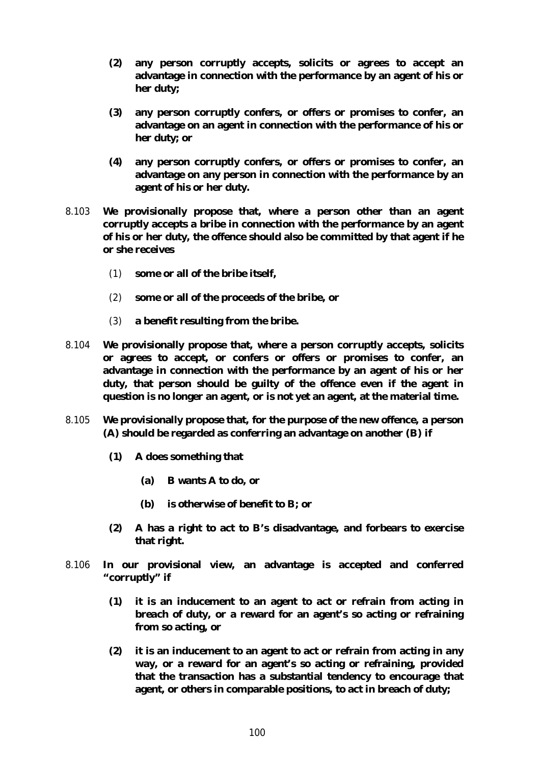**(2) any person corruptly accepts, solicits or agrees to accept an advantage in connection with the performance by an agent of his or her duty;**

**(3) any person corruptly confers, or offers or promises to confer, an advantage on an agent in connection with the performance of his or her duty; or**

**(4) any person corruptly confers, or offers or promises to confer, an advantage on any person in connection with the performance by an agent of his or her duty.**

8.103 **We provisionally propose that, where a person other than an agent corruptly accepts a bribe in connection with the performance by an agent of his or her duty, the offence should also be committed by that agent if he or she receives**

(1) **some or all of the bribe itself,**

(2) **some or all of the proceeds of the bribe, or**

(3) **a benefit resulting from the bribe.**

8.104 **We provisionally propose that, where a person corruptly accepts, solicits or agrees to accept, or confers or offers or promises to confer, an advantage in connection with the performance by an agent of his or her duty, that person should be guilty of the offence even if the agent in question is no longer an agent, or is not yet an agent, at the material time.**

8.105 **We provisionally propose that, for the purpose of the new offence, a person (A) should be regarded as conferring an advantage on another (B) if**

**(1) A does something that**

**(a) B wants A to do, or**

**(b) is otherwise of benefit to B; or**

**(2) A has a right to act to B's disadvantage, and forbears to exercise that right.**

8.106 **In our provisional view, an advantage is accepted and conferred "corruptly" if**

**(1) it is an inducement to an agent to act or refrain from acting in breach of duty, or a reward for an agent's so acting or refraining from so acting, or**

**(2) it is an inducement to an agent to act or refrain from acting in any way, or a reward for an agent's so acting or refraining, provided that the transaction has a substantial tendency to encourage that agent, or others in comparable positions, to act in breach of duty;**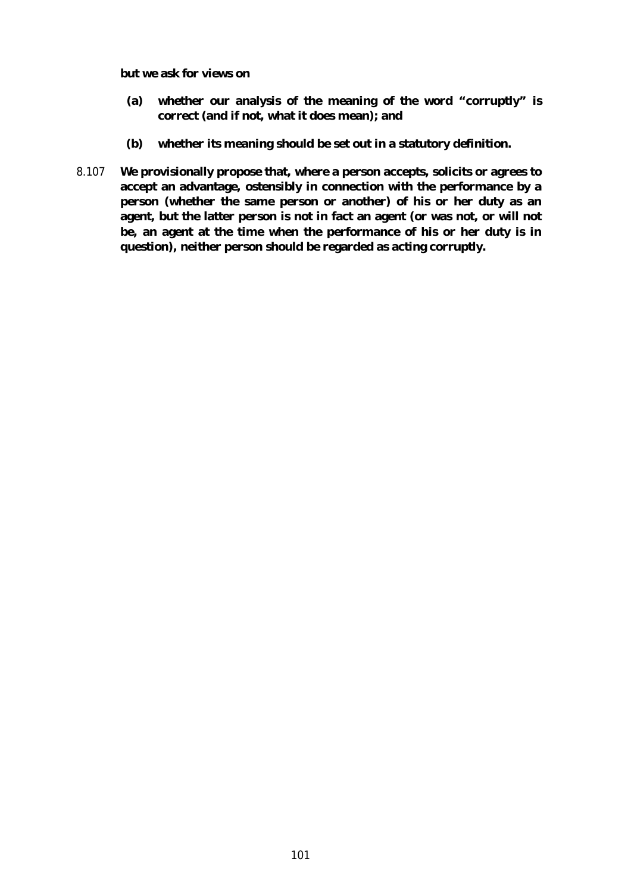**but we ask for views on**

**(a) whether our analysis of the meaning of the word "corruptly" is correct (and if not, what it does mean); and**

**(b) whether its meaning should be set out in a statutory definition.**

8.107 **We provisionally propose that, where a person accepts, solicits or agrees to accept an advantage, ostensibly in connection with the performance by a person (whether the same person or another) of his or her duty as an agent, but the latter person is not in fact an agent (or was not, or will not be, an agent at the time when the performance of his or her duty is in question), neither person should be regarded as acting corruptly.**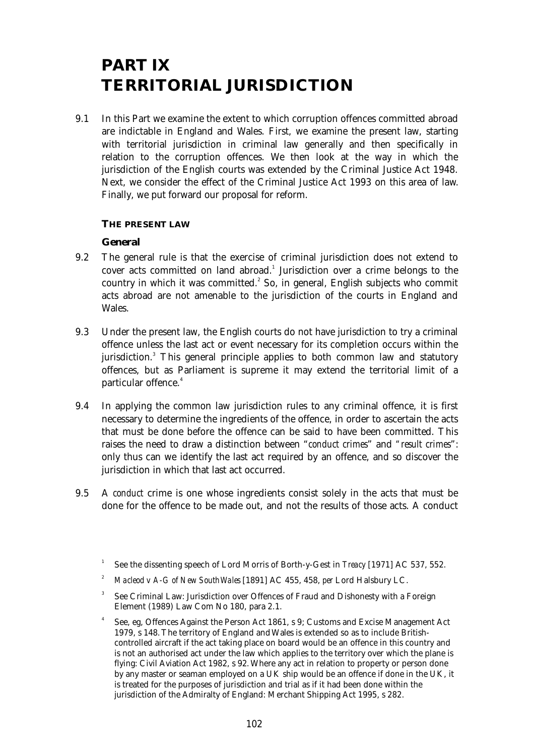# PART IX
# TERRITORIAL JURISDICTION

9.1 In this Part we examine the extent to which corruption offences committed abroad are indictable in England and Wales. First, we examine the present law, starting with territorial jurisdiction in criminal law generally and then specifically in relation to the corruption offences. We then look at the way in which the jurisdiction of the English courts was extended by the Criminal Justice Act 1948. Next, we consider the effect of the Criminal Justice Act 1993 on this area of law. Finally, we put forward our proposal for reform.

## THE PRESENT LAW

### General

9.2 The general rule is that the exercise of criminal jurisdiction does not extend to cover acts committed on land abroad.[1] Jurisdiction over a crime belongs to the country in which it was committed.[2] So, in general, English subjects who commit acts abroad are not amenable to the jurisdiction of the courts in England and Wales.

9.3 Under the present law, the English courts do not have jurisdiction to try a criminal offence unless the last act or event necessary for its completion occurs within the jurisdiction.[3] This general principle applies to both common law and statutory offences, but as Parliament is supreme it may extend the territorial limit of a particular offence.[4]

9.4 In applying the common law jurisdiction rules to any criminal offence, it is first necessary to determine the ingredients of the offence, in order to ascertain the acts that must be done before the offence can be said to have been committed. This raises the need to draw a distinction between "*conduct crimes*" and "*result crimes*": only thus can we identify the last act required by an offence, and so discover the jurisdiction in which that last act occurred.

9.5 A *conduct* crime is one whose ingredients consist solely in the acts that must be done for the offence to be made out, and not the results of those acts. A conduct

---

[1] See the dissenting speech of Lord Morris of Borth-y-Gest in *Treacy* [1971] AC 537, 552.

[2] *Macleod v A-G of New South Wales* [1891] AC 455, 458, *per* Lord Halsbury LC.

[3] See Criminal Law: Jurisdiction over Offences of Fraud and Dishonesty with a Foreign Element (1989) Law Com No 180, para 2.1.

[4] See, eg, Offences Against the Person Act 1861, s 9; Customs and Excise Management Act 1979, s 148. The territory of England and Wales is extended so as to include British-controlled aircraft if the act taking place on board would be an offence in this country and is not an authorised act under the law which applies to the territory over which the plane is flying: Civil Aviation Act 1982, s 92. Where any act in relation to property or person done by any master or seaman employed on a UK ship would be an offence if done in the UK, it is treated for the purposes of jurisdiction and trial as if it had been done within the jurisdiction of the Admiralty of England: Merchant Shipping Act 1995, s 282.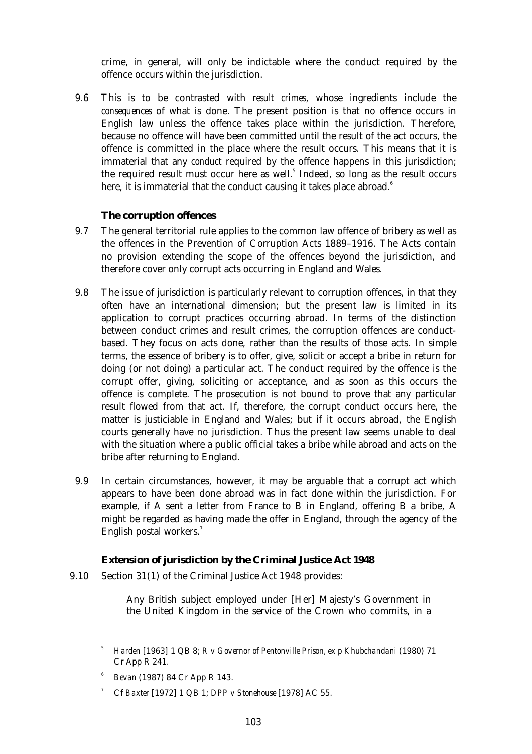crime, in general, will only be indictable where the conduct required by the offence occurs within the jurisdiction.

9.6 This is to be contrasted with *result crimes*, whose ingredients include the *consequences* of what is done. The present position is that no offence occurs in English law unless the offence takes place within the jurisdiction. Therefore, because no offence will have been committed until the result of the act occurs, the offence is committed in the place where the result occurs. This means that it is immaterial that any *conduct* required by the offence happens in this jurisdiction; the required result must occur here as well.[5] Indeed, so long as the result occurs here, it is immaterial that the conduct causing it takes place abroad.[6]

### The corruption offences

9.7 The general territorial rule applies to the common law offence of bribery as well as the offences in the Prevention of Corruption Acts 1889–1916. The Acts contain no provision extending the scope of the offences beyond the jurisdiction, and therefore cover only corrupt acts occurring in England and Wales.

9.8 The issue of jurisdiction is particularly relevant to corruption offences, in that they often have an international dimension; but the present law is limited in its application to corrupt practices occurring abroad. In terms of the distinction between conduct crimes and result crimes, the corruption offences are conduct-based. They focus on acts done, rather than the results of those acts. In simple terms, the essence of bribery is to offer, give, solicit or accept a bribe in return for doing (or not doing) a particular act. The conduct required by the offence is the corrupt offer, giving, soliciting or acceptance, and as soon as this occurs the offence is complete. The prosecution is not bound to prove that any particular result flowed from that act. If, therefore, the corrupt conduct occurs here, the matter is justiciable in England and Wales; but if it occurs abroad, the English courts generally have no jurisdiction. Thus the present law seems unable to deal with the situation where a public official takes a bribe while abroad and acts on the bribe after returning to England.

9.9 In certain circumstances, however, it may be arguable that a corrupt act which appears to have been done abroad was in fact done within the jurisdiction. For example, if A sent a letter from France to B in England, offering B a bribe, A might be regarded as having made the offer in England, through the agency of the English postal workers.[7]

### Extension of jurisdiction by the Criminal Justice Act 1948

9.10 Section 31(1) of the Criminal Justice Act 1948 provides:

> Any British subject employed under [Her] Majesty's Government in the United Kingdom in the service of the Crown who commits, in a

---

[5] *Harden* [1963] 1 QB 8; *R v Governor of Pentonville Prison, ex p Khubchandani* (1980) 71 Cr App R 241.

[6] *Bevan* (1987) 84 Cr App R 143.

[7] Cf *Baxter* [1972] 1 QB 1; *DPP v Stonehouse* [1978] AC 55.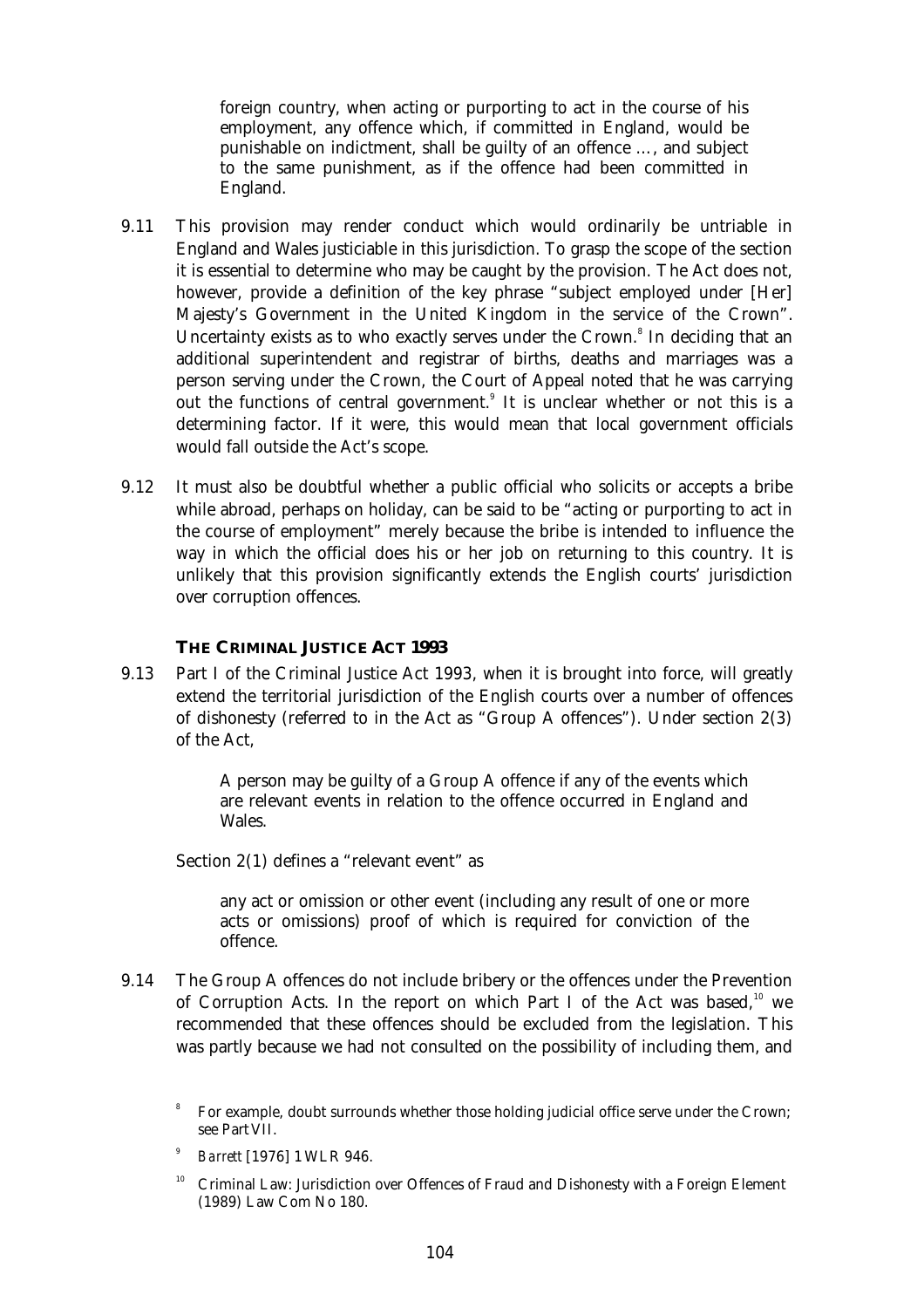> foreign country, when acting or purporting to act in the course of his employment, any offence which, if committed in England, would be punishable on indictment, shall be guilty of an offence ..., and subject to the same punishment, as if the offence had been committed in England.

9.11 This provision may render conduct which would ordinarily be untriable in England and Wales justiciable in this jurisdiction. To grasp the scope of the section it is essential to determine who may be caught by the provision. The Act does not, however, provide a definition of the key phrase "subject employed under [Her] Majesty's Government in the United Kingdom in the service of the Crown". Uncertainty exists as to who exactly serves under the Crown.[8] In deciding that an additional superintendent and registrar of births, deaths and marriages was a person serving under the Crown, the Court of Appeal noted that he was carrying out the functions of central government.[9] It is unclear whether or not this is a determining factor. If it were, this would mean that local government officials would fall outside the Act's scope.

9.12 It must also be doubtful whether a public official who solicits or accepts a bribe while abroad, perhaps on holiday, can be said to be "acting or purporting to act in the course of employment" merely because the bribe is intended to influence the way in which the official does his or her job on returning to this country. It is unlikely that this provision significantly extends the English courts' jurisdiction over corruption offences.

### THE CRIMINAL JUSTICE ACT 1993

9.13 Part I of the Criminal Justice Act 1993, when it is brought into force, will greatly extend the territorial jurisdiction of the English courts over a number of offences of dishonesty (referred to in the Act as "Group A offences"). Under section 2(3) of the Act,

> A person may be guilty of a Group A offence if any of the events which are relevant events in relation to the offence occurred in England and Wales.

Section 2(1) defines a "relevant event" as

> any act or omission or other event (including any result of one or more acts or omissions) proof of which is required for conviction of the offence.

9.14 The Group A offences do not include bribery or the offences under the Prevention of Corruption Acts. In the report on which Part I of the Act was based,[10] we recommended that these offences should be excluded from the legislation. This was partly because we had not consulted on the possibility of including them, and

[8] For example, doubt surrounds whether those holding judicial office serve under the Crown; see Part VII.

[9] *Barrett* [1976] 1 WLR 946.

[10] Criminal Law: Jurisdiction over Offences of Fraud and Dishonesty with a Foreign Element (1989) Law Com No 180.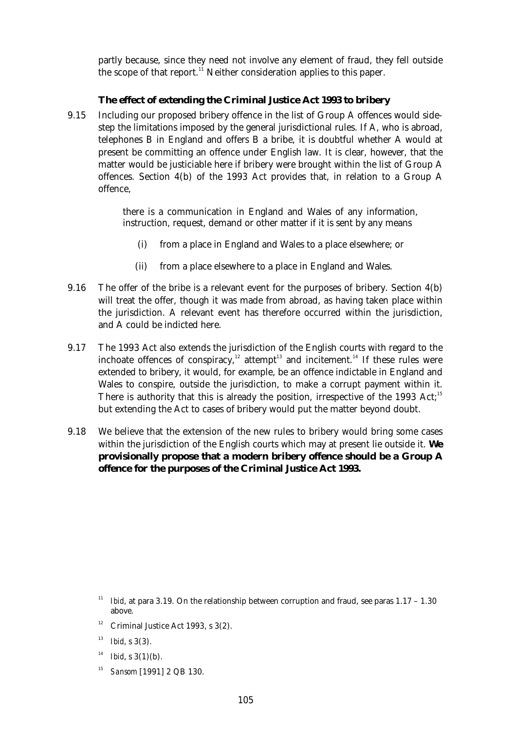partly because, since they need not involve any element of fraud, they fell outside the scope of that report.[11] Neither consideration applies to this paper.

### The effect of extending the Criminal Justice Act 1993 to bribery

9.15 Including our proposed bribery offence in the list of Group A offences would side-step the limitations imposed by the general jurisdictional rules. If A, who is abroad, telephones B in England and offers B a bribe, it is doubtful whether A would at present be committing an offence under English law. It is clear, however, that the matter would be justiciable here if bribery were brought within the list of Group A offences. Section 4(b) of the 1993 Act provides that, in relation to a Group A offence,

> there is a communication in England and Wales of any information, instruction, request, demand or other matter if it is sent by any means
>
> (i) from a place in England and Wales to a place elsewhere; or
>
> (ii) from a place elsewhere to a place in England and Wales.

9.16 The offer of the bribe is a relevant event for the purposes of bribery. Section 4(b) will treat the offer, though it was made from abroad, as having taken place within the jurisdiction. A relevant event has therefore occurred within the jurisdiction, and A could be indicted here.

9.17 The 1993 Act also extends the jurisdiction of the English courts with regard to the inchoate offences of conspiracy,[12] attempt[13] and incitement.[14] If these rules were extended to bribery, it would, for example, be an offence indictable in England and Wales to conspire, outside the jurisdiction, to make a corrupt payment within it. There is authority that this is already the position, irrespective of the 1993 Act;[15] but extending the Act to cases of bribery would put the matter beyond doubt.

9.18 We believe that the extension of the new rules to bribery would bring some cases within the jurisdiction of the English courts which may at present lie outside it. **We provisionally propose that a modern bribery offence should be a Group A offence for the purposes of the Criminal Justice Act 1993.**

---

[11] *Ibid*, at para 3.19. On the relationship between corruption and fraud, see paras 1.17 – 1.30 above.

[12] Criminal Justice Act 1993, s 3(2).

[13] *Ibid*, s 3(3).

[14] *Ibid*, s 3(1)(b).

[15] *Sansom* [1991] 2 QB 130.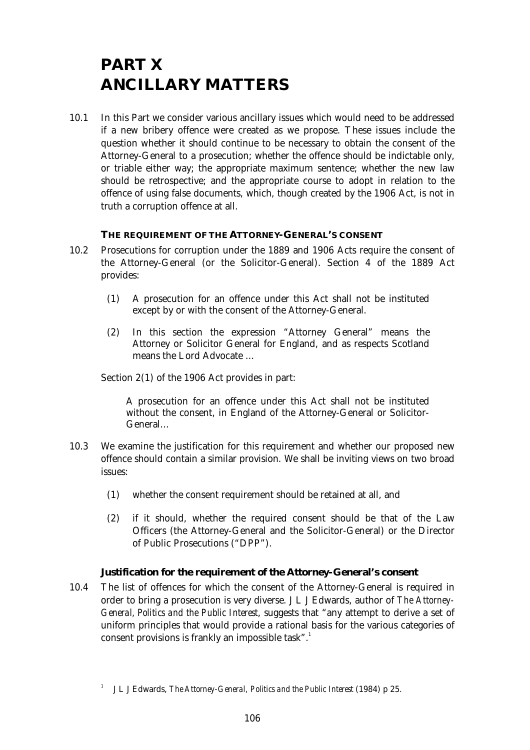# PART X
# ANCILLARY MATTERS

10.1 In this Part we consider various ancillary issues which would need to be addressed if a new bribery offence were created as we propose. These issues include the question whether it should continue to be necessary to obtain the consent of the Attorney-General to a prosecution; whether the offence should be indictable only, or triable either way; the appropriate maximum sentence; whether the new law should be retrospective; and the appropriate course to adopt in relation to the offence of using false documents, which, though created by the 1906 Act, is not in truth a corruption offence at all.

### THE REQUIREMENT OF THE ATTORNEY-GENERAL'S CONSENT

10.2 Prosecutions for corruption under the 1889 and 1906 Acts require the consent of the Attorney-General (or the Solicitor-General). Section 4 of the 1889 Act provides:

> (1) A prosecution for an offence under this Act shall not be instituted except by or with the consent of the Attorney-General.
>
> (2) In this section the expression "Attorney General" means the Attorney or Solicitor General for England, and as respects Scotland means the Lord Advocate …

Section 2(1) of the 1906 Act provides in part:

> A prosecution for an offence under this Act shall not be instituted without the consent, in England of the Attorney-General or Solicitor-General…

10.3 We examine the justification for this requirement and whether our proposed new offence should contain a similar provision. We shall be inviting views on two broad issues:

(1) whether the consent requirement should be retained at all, and

(2) if it should, whether the required consent should be that of the Law Officers (the Attorney-General and the Solicitor-General) or the Director of Public Prosecutions ("DPP").

#### Justification for the requirement of the Attorney-General's consent

10.4 The list of offences for which the consent of the Attorney-General is required in order to bring a prosecution is very diverse. J L J Edwards, author of *The Attorney-General, Politics and the Public Interest*, suggests that "any attempt to derive a set of uniform principles that would provide a rational basis for the various categories of consent provisions is frankly an impossible task".[1]

[1] J L J Edwards, *The Attorney-General, Politics and the Public Interest* (1984) p 25.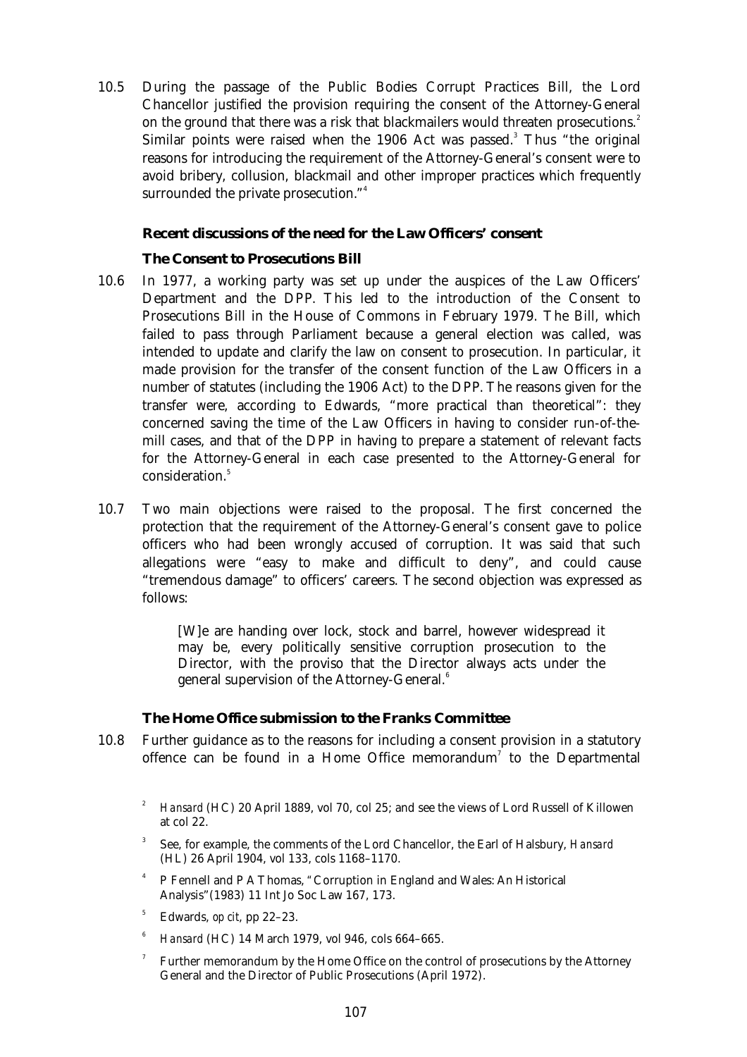10.5 During the passage of the Public Bodies Corrupt Practices Bill, the Lord Chancellor justified the provision requiring the consent of the Attorney-General on the ground that there was a risk that blackmailers would threaten prosecutions.[2] Similar points were raised when the 1906 Act was passed.[3] Thus "the original reasons for introducing the requirement of the Attorney-General's consent were to avoid bribery, collusion, blackmail and other improper practices which frequently surrounded the private prosecution."[4]

### Recent discussions of the need for the Law Officers' consent

#### The Consent to Prosecutions Bill

10.6 In 1977, a working party was set up under the auspices of the Law Officers' Department and the DPP. This led to the introduction of the Consent to Prosecutions Bill in the House of Commons in February 1979. The Bill, which failed to pass through Parliament because a general election was called, was intended to update and clarify the law on consent to prosecution. In particular, it made provision for the transfer of the consent function of the Law Officers in a number of statutes (including the 1906 Act) to the DPP. The reasons given for the transfer were, according to Edwards, "more practical than theoretical": they concerned saving the time of the Law Officers in having to consider run-of-the-mill cases, and that of the DPP in having to prepare a statement of relevant facts for the Attorney-General in each case presented to the Attorney-General for consideration.[5]

10.7 Two main objections were raised to the proposal. The first concerned the protection that the requirement of the Attorney-General's consent gave to police officers who had been wrongly accused of corruption. It was said that such allegations were "easy to make and difficult to deny", and could cause "tremendous damage" to officers' careers. The second objection was expressed as follows:

> [W]e are handing over lock, stock and barrel, however widespread it may be, every politically sensitive corruption prosecution to the Director, with the proviso that the Director always acts under the general supervision of the Attorney-General.[6]

#### The Home Office submission to the Franks Committee

10.8 Further guidance as to the reasons for including a consent provision in a statutory offence can be found in a Home Office memorandum[7] to the Departmental

---

[2] *Hansard* (HC) 20 April 1889, vol 70, col 25; and see the views of Lord Russell of Killowen at col 22.

[3] See, for example, the comments of the Lord Chancellor, the Earl of Halsbury, *Hansard* (HL) 26 April 1904, vol 133, cols 1168–1170.

[4] P Fennell and P A Thomas, "Corruption in England and Wales: An Historical Analysis"(1983) 11 Int Jo Soc Law 167, 173.

[5] Edwards, *op cit*, pp 22–23.

[6] *Hansard* (HC) 14 March 1979, vol 946, cols 664–665.

[7] Further memorandum by the Home Office on the control of prosecutions by the Attorney General and the Director of Public Prosecutions (April 1972).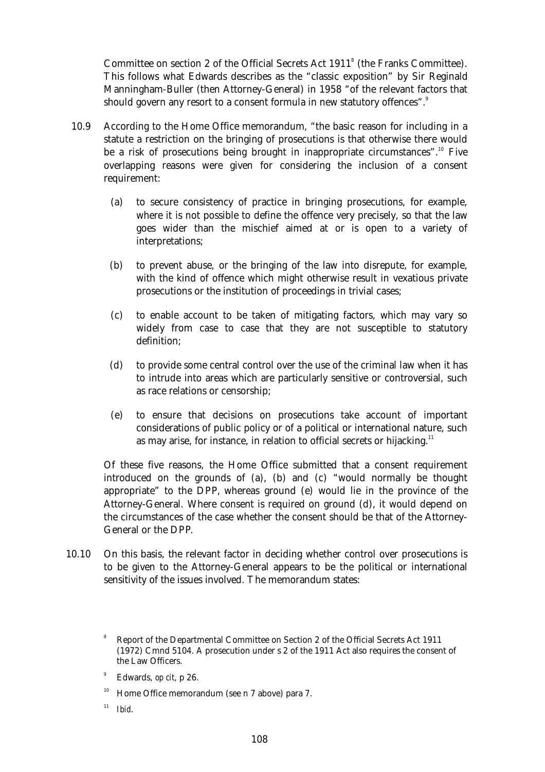Committee on section 2 of the Official Secrets Act 1911[8] (the Franks Committee). This follows what Edwards describes as the "classic exposition" by Sir Reginald Manningham-Buller (then Attorney-General) in 1958 "of the relevant factors that should govern any resort to a consent formula in new statutory offences".[9]

10.9 According to the Home Office memorandum, "the basic reason for including in a statute a restriction on the bringing of prosecutions is that otherwise there would be a risk of prosecutions being brought in inappropriate circumstances".[10] Five overlapping reasons were given for considering the inclusion of a consent requirement:

(a) to secure consistency of practice in bringing prosecutions, for example, where it is not possible to define the offence very precisely, so that the law goes wider than the mischief aimed at or is open to a variety of interpretations;

(b) to prevent abuse, or the bringing of the law into disrepute, for example, with the kind of offence which might otherwise result in vexatious private prosecutions or the institution of proceedings in trivial cases;

(c) to enable account to be taken of mitigating factors, which may vary so widely from case to case that they are not susceptible to statutory definition;

(d) to provide some central control over the use of the criminal law when it has to intrude into areas which are particularly sensitive or controversial, such as race relations or censorship;

(e) to ensure that decisions on prosecutions take account of important considerations of public policy or of a political or international nature, such as may arise, for instance, in relation to official secrets or hijacking.[11]

Of these five reasons, the Home Office submitted that a consent requirement introduced on the grounds of (a), (b) and (c) "would normally be thought appropriate" to the DPP, whereas ground (e) would lie in the province of the Attorney-General. Where consent is required on ground (d), it would depend on the circumstances of the case whether the consent should be that of the Attorney-General or the DPP.

10.10 On this basis, the relevant factor in deciding whether control over prosecutions is to be given to the Attorney-General appears to be the political or international sensitivity of the issues involved. The memorandum states:

---

8 Report of the Departmental Committee on Section 2 of the Official Secrets Act 1911 (1972) Cmnd 5104. A prosecution under s 2 of the 1911 Act also requires the consent of the Law Officers.

9 Edwards, *op cit*, p 26.

10 Home Office memorandum (see n 7 above) para 7.

11 *Ibid*.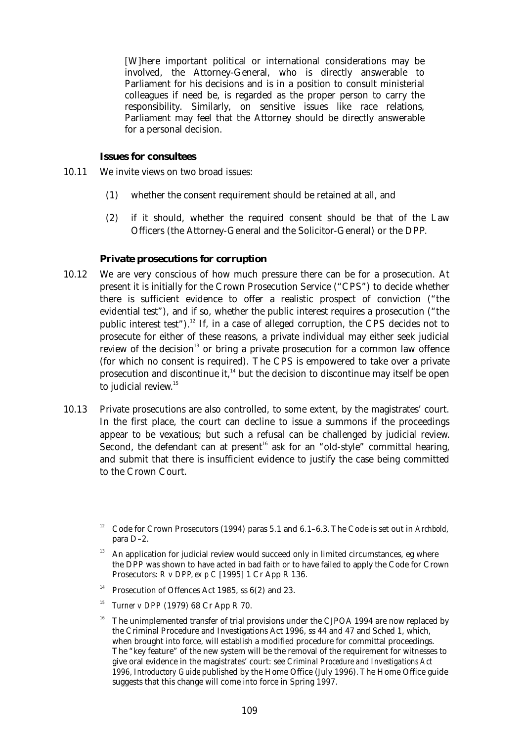> [W]here important political or international considerations may be involved, the Attorney-General, who is directly answerable to Parliament for his decisions and is in a position to consult ministerial colleagues if need be, is regarded as the proper person to carry the responsibility. Similarly, on sensitive issues like race relations, Parliament may feel that the Attorney should be directly answerable for a personal decision.

### Issues for consultees

10.11 We invite views on two broad issues:

(1) whether the consent requirement should be retained at all, and

(2) if it should, whether the required consent should be that of the Law Officers (the Attorney-General and the Solicitor-General) or the DPP.

### Private prosecutions for corruption

10.12 We are very conscious of how much pressure there can be for a prosecution. At present it is initially for the Crown Prosecution Service ("CPS") to decide whether there is sufficient evidence to offer a realistic prospect of conviction ("the evidential test"), and if so, whether the public interest requires a prosecution ("the public interest test").[12] If, in a case of alleged corruption, the CPS decides not to prosecute for either of these reasons, a private individual may either seek judicial review of the decision[13] or bring a private prosecution for a common law offence (for which no consent is required). The CPS is empowered to take over a private prosecution and discontinue it,[14] but the decision to discontinue may itself be open to judicial review.[15]

10.13 Private prosecutions are also controlled, to some extent, by the magistrates' court. In the first place, the court can decline to issue a summons if the proceedings appear to be vexatious; but such a refusal can be challenged by judicial review. Second, the defendant can at present[16] ask for an "old-style" committal hearing, and submit that there is insufficient evidence to justify the case being committed to the Crown Court.

---

[12] Code for Crown Prosecutors (1994) paras 5.1 and 6.1–6.3. The Code is set out in *Archbold*, para D–2.

[13] An application for judicial review would succeed only in limited circumstances, eg where the DPP was shown to have acted in bad faith or to have failed to apply the Code for Crown Prosecutors: *R v DPP, ex p C* [1995] 1 Cr App R 136.

[14] Prosecution of Offences Act 1985, ss 6(2) and 23.

[15] *Turner v DPP* (1979) 68 Cr App R 70.

[16] The unimplemented transfer of trial provisions under the CJPOA 1994 are now replaced by the Criminal Procedure and Investigations Act 1996, ss 44 and 47 and Sched 1, which, when brought into force, will establish a modified procedure for committal proceedings. The "key feature" of the new system will be the removal of the requirement for witnesses to give oral evidence in the magistrates' court: see *Criminal Procedure and Investigations Act 1996, Introductory Guide* published by the Home Office (July 1996). The Home Office guide suggests that this change will come into force in Spring 1997.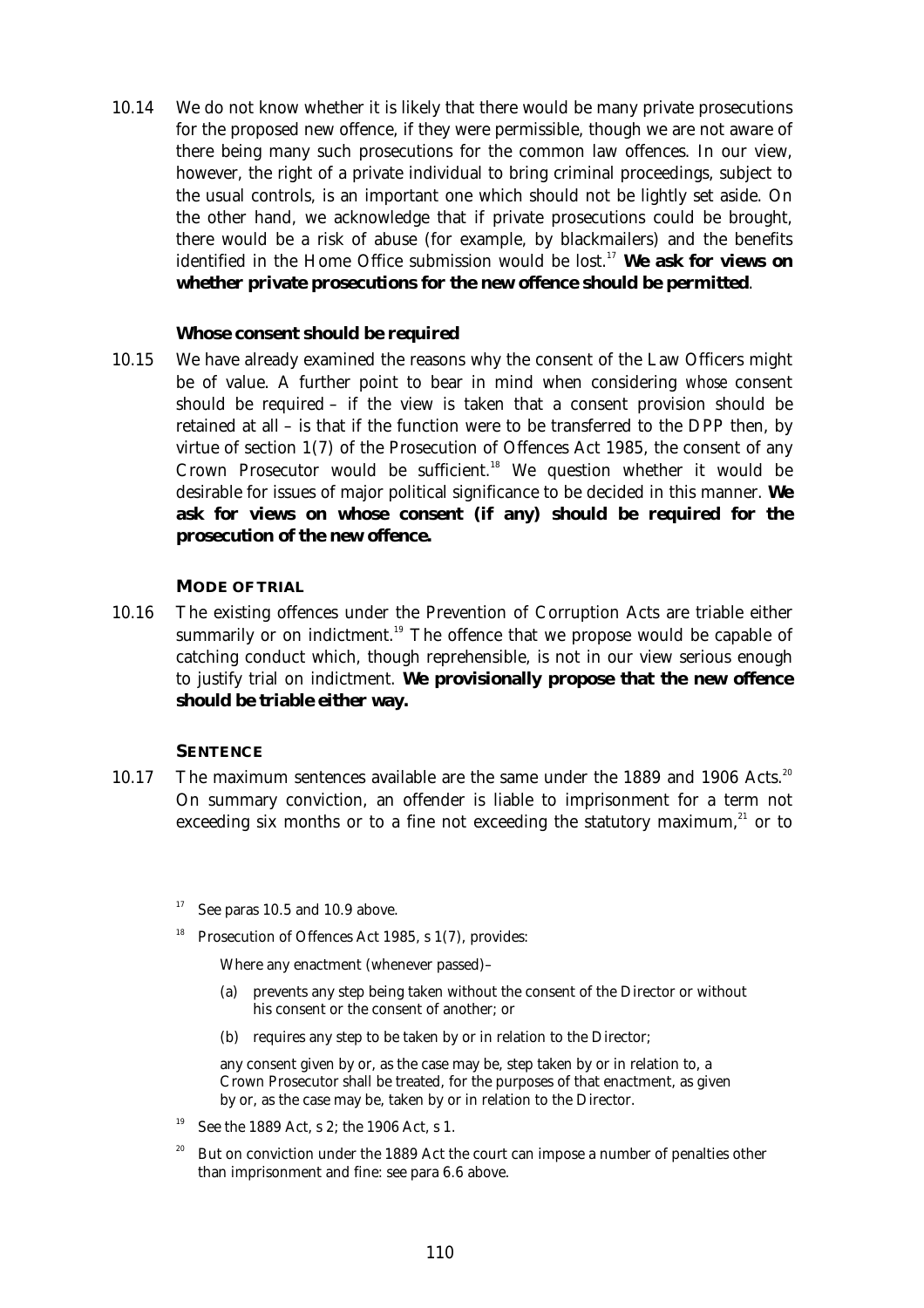10.14 We do not know whether it is likely that there would be many private prosecutions for the proposed new offence, if they were permissible, though we are not aware of there being many such prosecutions for the common law offences. In our view, however, the right of a private individual to bring criminal proceedings, subject to the usual controls, is an important one which should not be lightly set aside. On the other hand, we acknowledge that if private prosecutions could be brought, there would be a risk of abuse (for example, by blackmailers) and the benefits identified in the Home Office submission would be lost.[17] **We ask for views on whether private prosecutions for the new offence should be permitted**.

### Whose consent should be required

10.15 We have already examined the reasons why the consent of the Law Officers might be of value. A further point to bear in mind when considering *whose* consent should be required – if the view is taken that a consent provision should be retained at all – is that if the function were to be transferred to the DPP then, by virtue of section 1(7) of the Prosecution of Offences Act 1985, the consent of any Crown Prosecutor would be sufficient.[18] We question whether it would be desirable for issues of major political significance to be decided in this manner. **We ask for views on whose consent (if any) should be required for the prosecution of the new offence.**

## MODE OF TRIAL

10.16 The existing offences under the Prevention of Corruption Acts are triable either summarily or on indictment.[19] The offence that we propose would be capable of catching conduct which, though reprehensible, is not in our view serious enough to justify trial on indictment. **We provisionally propose that the new offence should be triable either way.**

## SENTENCE

10.17 The maximum sentences available are the same under the 1889 and 1906 Acts.[20] On summary conviction, an offender is liable to imprisonment for a term not exceeding six months or to a fine not exceeding the statutory maximum,[21] or to

---

[17] See paras 10.5 and 10.9 above.

[18] Prosecution of Offences Act 1985, s 1(7), provides:

> Where any enactment (whenever passed)–
>
> (a) prevents any step being taken without the consent of the Director or without his consent or the consent of another; or
>
> (b) requires any step to be taken by or in relation to the Director;
>
> any consent given by or, as the case may be, step taken by or in relation to, a Crown Prosecutor shall be treated, for the purposes of that enactment, as given by or, as the case may be, taken by or in relation to the Director.

[19] See the 1889 Act, s 2; the 1906 Act, s 1.

[20] But on conviction under the 1889 Act the court can impose a number of penalties other than imprisonment and fine: see para 6.6 above.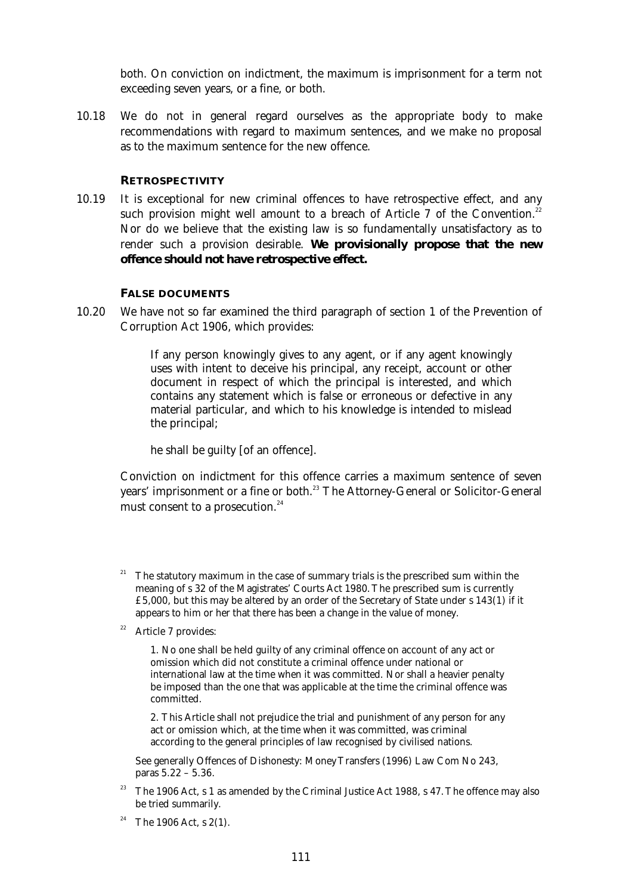both. On conviction on indictment, the maximum is imprisonment for a term not exceeding seven years, or a fine, or both.

10.18 We do not in general regard ourselves as the appropriate body to make recommendations with regard to maximum sentences, and we make no proposal as to the maximum sentence for the new offence.

### RETROSPECTIVITY

10.19 It is exceptional for new criminal offences to have retrospective effect, and any such provision might well amount to a breach of Article 7 of the Convention.[22] Nor do we believe that the existing law is so fundamentally unsatisfactory as to render such a provision desirable. **We provisionally propose that the new offence should not have retrospective effect.**

### FALSE DOCUMENTS

10.20 We have not so far examined the third paragraph of section 1 of the Prevention of Corruption Act 1906, which provides:

> If any person knowingly gives to any agent, or if any agent knowingly uses with intent to deceive his principal, any receipt, account or other document in respect of which the principal is interested, and which contains any statement which is false or erroneous or defective in any material particular, and which to his knowledge is intended to mislead the principal;
>
> he shall be guilty [of an offence].

Conviction on indictment for this offence carries a maximum sentence of seven years' imprisonment or a fine or both.[23] The Attorney-General or Solicitor-General must consent to a prosecution.[24]

---

[21] The statutory maximum in the case of summary trials is the prescribed sum within the meaning of s 32 of the Magistrates' Courts Act 1980. The prescribed sum is currently £5,000, but this may be altered by an order of the Secretary of State under s 143(1) if it appears to him or her that there has been a change in the value of money.

[22] Article 7 provides:

> 1. No one shall be held guilty of any criminal offence on account of any act or omission which did not constitute a criminal offence under national or international law at the time when it was committed. Nor shall a heavier penalty be imposed than the one that was applicable at the time the criminal offence was committed.
>
> 2. This Article shall not prejudice the trial and punishment of any person for any act or omission which, at the time when it was committed, was criminal according to the general principles of law recognised by civilised nations.

See generally Offences of Dishonesty: Money Transfers (1996) Law Com No 243, paras 5.22 – 5.36.

[23] The 1906 Act, s 1 as amended by the Criminal Justice Act 1988, s 47. The offence may also be tried summarily.

[24] The 1906 Act, s 2(1).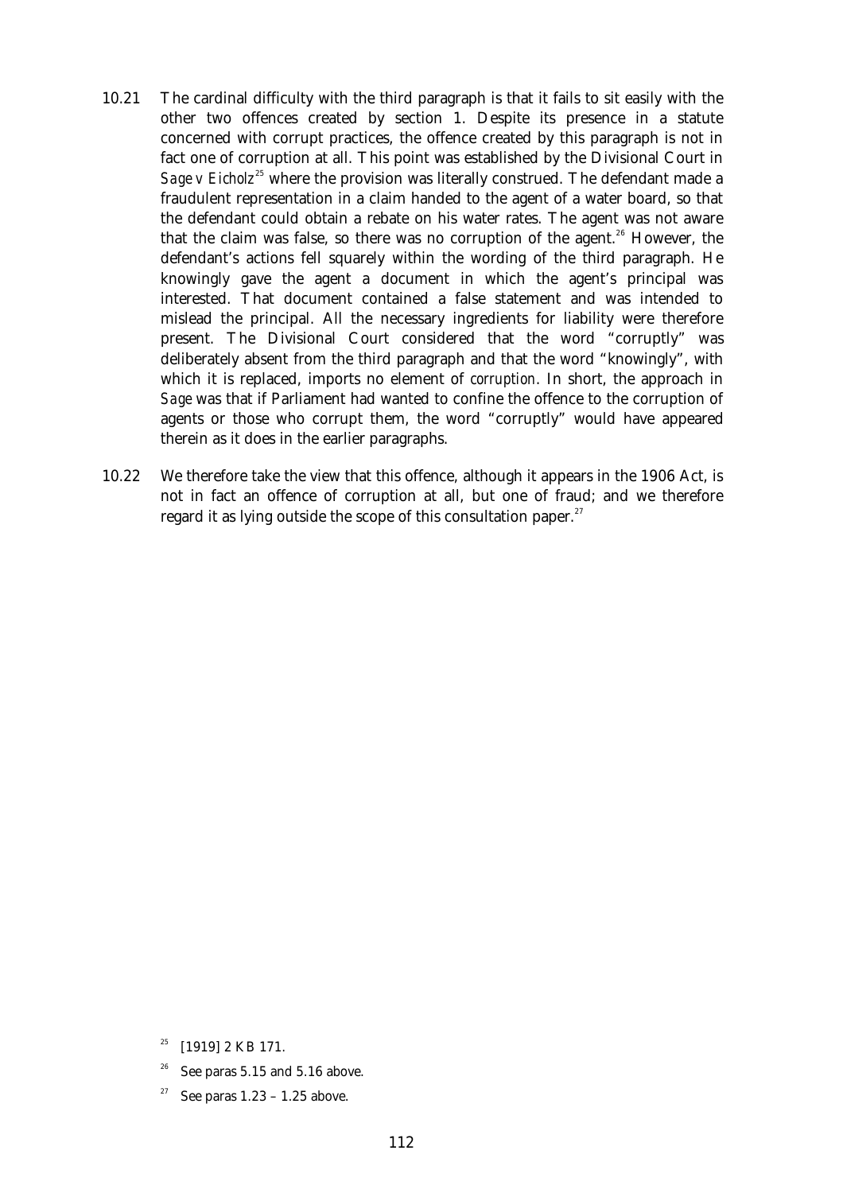10.21 The cardinal difficulty with the third paragraph is that it fails to sit easily with the other two offences created by section 1. Despite its presence in a statute concerned with corrupt practices, the offence created by this paragraph is not in fact one of corruption at all. This point was established by the Divisional Court in *Sage v Eicholz*[25] where the provision was literally construed. The defendant made a fraudulent representation in a claim handed to the agent of a water board, so that the defendant could obtain a rebate on his water rates. The agent was not aware that the claim was false, so there was no corruption of the agent.[26] However, the defendant's actions fell squarely within the wording of the third paragraph. He knowingly gave the agent a document in which the agent's principal was interested. That document contained a false statement and was intended to mislead the principal. All the necessary ingredients for liability were therefore present. The Divisional Court considered that the word "corruptly" was deliberately absent from the third paragraph and that the word "knowingly", with which it is replaced, imports no element of *corruption*. In short, the approach in *Sage* was that if Parliament had wanted to confine the offence to the corruption of agents or those who corrupt them, the word "corruptly" would have appeared therein as it does in the earlier paragraphs.

10.22 We therefore take the view that this offence, although it appears in the 1906 Act, is not in fact an offence of corruption at all, but one of fraud; and we therefore regard it as lying outside the scope of this consultation paper.[27]

[25] [1919] 2 KB 171.

[26] See paras 5.15 and 5.16 above.

[27] See paras 1.23 – 1.25 above.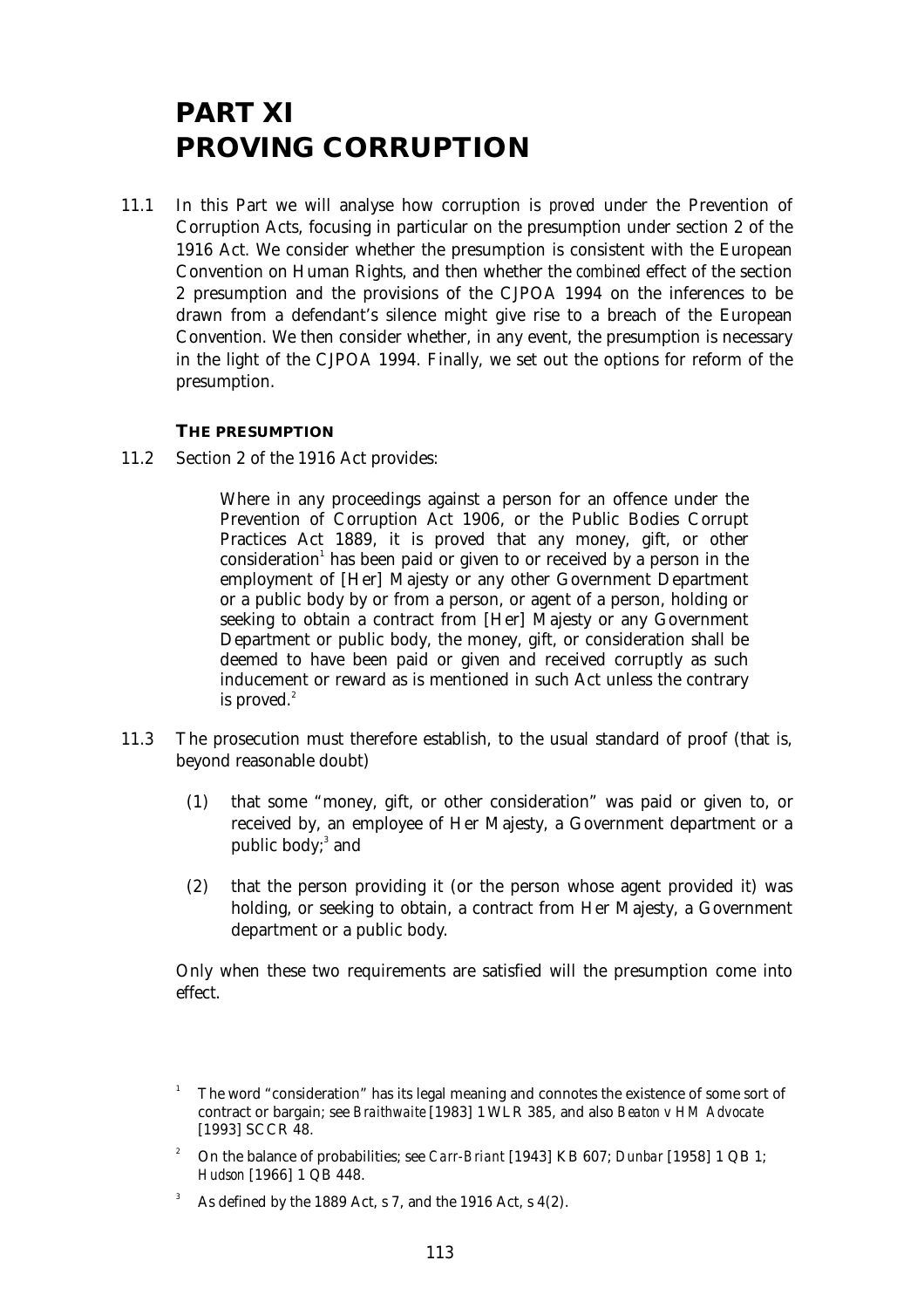# PART XI
# PROVING CORRUPTION

11.1 In this Part we will analyse how corruption is *proved* under the Prevention of Corruption Acts, focusing in particular on the presumption under section 2 of the 1916 Act. We consider whether the presumption is consistent with the European Convention on Human Rights, and then whether the *combined* effect of the section 2 presumption and the provisions of the CJPOA 1994 on the inferences to be drawn from a defendant's silence might give rise to a breach of the European Convention. We then consider whether, in any event, the presumption is necessary in the light of the CJPOA 1994. Finally, we set out the options for reform of the presumption.

### THE PRESUMPTION

11.2 Section 2 of the 1916 Act provides:

> Where in any proceedings against a person for an offence under the Prevention of Corruption Act 1906, or the Public Bodies Corrupt Practices Act 1889, it is proved that any money, gift, or other consideration[1] has been paid or given to or received by a person in the employment of [Her] Majesty or any other Government Department or a public body by or from a person, or agent of a person, holding or seeking to obtain a contract from [Her] Majesty or any Government Department or public body, the money, gift, or consideration shall be deemed to have been paid or given and received corruptly as such inducement or reward as is mentioned in such Act unless the contrary is proved.[2]

11.3 The prosecution must therefore establish, to the usual standard of proof (that is, beyond reasonable doubt)

(1) that some "money, gift, or other consideration" was paid or given to, or received by, an employee of Her Majesty, a Government department or a public body;[3] and

(2) that the person providing it (or the person whose agent provided it) was holding, or seeking to obtain, a contract from Her Majesty, a Government department or a public body.

Only when these two requirements are satisfied will the presumption come into effect.

---

[1] The word "consideration" has its legal meaning and connotes the existence of some sort of contract or bargain; see *Braithwaite* [1983] 1 WLR 385, and also *Beaton v HM Advocate* [1993] SCCR 48.

[2] On the balance of probabilities; see *Carr-Briant* [1943] KB 607; *Dunbar* [1958] 1 QB 1; *Hudson* [1966] 1 QB 448.

[3] As defined by the 1889 Act, s 7, and the 1916 Act, s 4(2).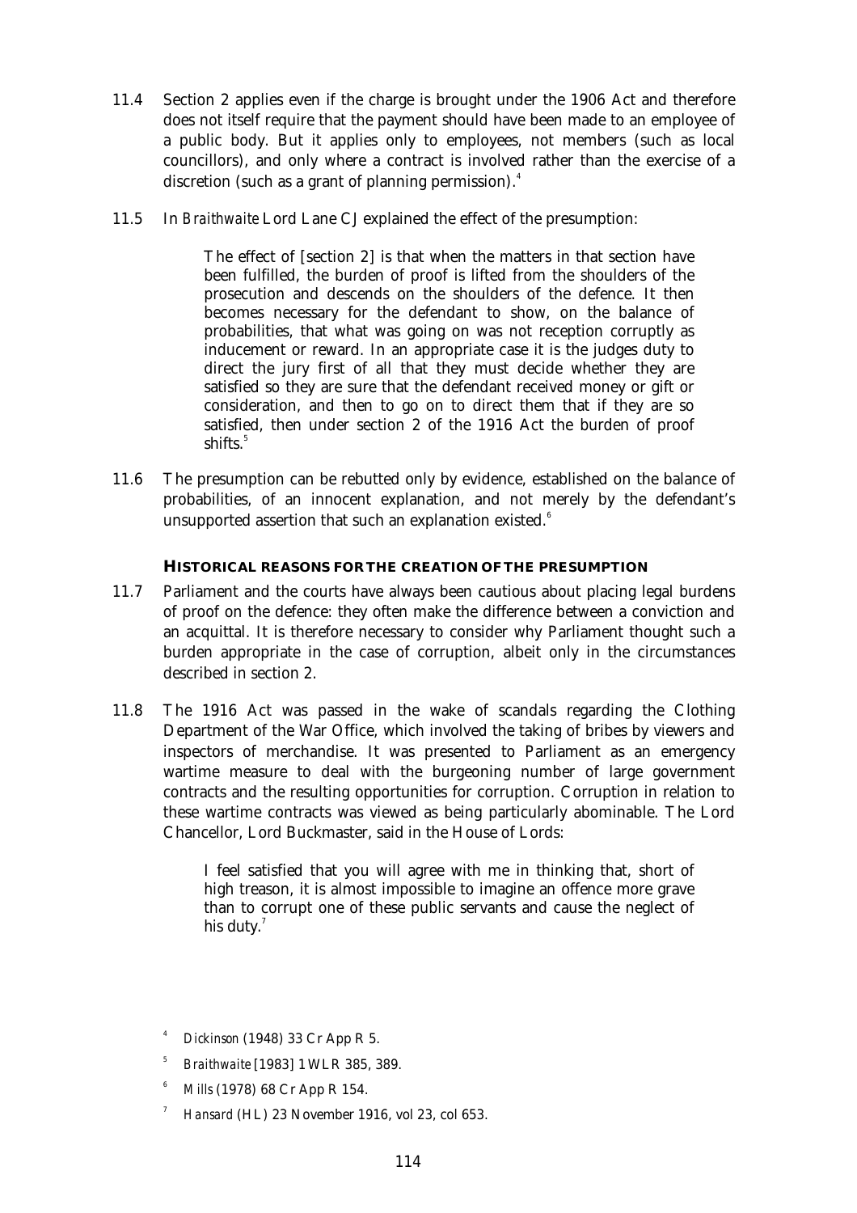11.4 Section 2 applies even if the charge is brought under the 1906 Act and therefore does not itself require that the payment should have been made to an employee of a public body. But it applies only to employees, not members (such as local councillors), and only where a contract is involved rather than the exercise of a discretion (such as a grant of planning permission).[4]

11.5 In *Braithwaite* Lord Lane CJ explained the effect of the presumption:

> The effect of [section 2] is that when the matters in that section have been fulfilled, the burden of proof is lifted from the shoulders of the prosecution and descends on the shoulders of the defence. It then becomes necessary for the defendant to show, on the balance of probabilities, that what was going on was not reception corruptly as inducement or reward. In an appropriate case it is the judges duty to direct the jury first of all that they must decide whether they are satisfied so they are sure that the defendant received money or gift or consideration, and then to go on to direct them that if they are so satisfied, then under section 2 of the 1916 Act the burden of proof shifts.[5]

11.6 The presumption can be rebutted only by evidence, established on the balance of probabilities, of an innocent explanation, and not merely by the defendant's unsupported assertion that such an explanation existed.[6]

### HISTORICAL REASONS FOR THE CREATION OF THE PRESUMPTION

11.7 Parliament and the courts have always been cautious about placing legal burdens of proof on the defence: they often make the difference between a conviction and an acquittal. It is therefore necessary to consider why Parliament thought such a burden appropriate in the case of corruption, albeit only in the circumstances described in section 2.

11.8 The 1916 Act was passed in the wake of scandals regarding the Clothing Department of the War Office, which involved the taking of bribes by viewers and inspectors of merchandise. It was presented to Parliament as an emergency wartime measure to deal with the burgeoning number of large government contracts and the resulting opportunities for corruption. Corruption in relation to these wartime contracts was viewed as being particularly abominable. The Lord Chancellor, Lord Buckmaster, said in the House of Lords:

> I feel satisfied that you will agree with me in thinking that, short of high treason, it is almost impossible to imagine an offence more grave than to corrupt one of these public servants and cause the neglect of his duty.[7]

[4] *Dickinson* (1948) 33 Cr App R 5.

[5] *Braithwaite* [1983] 1 WLR 385, 389.

[6] *Mills* (1978) 68 Cr App R 154.

[7] *Hansard* (HL) 23 November 1916, vol 23, col 653.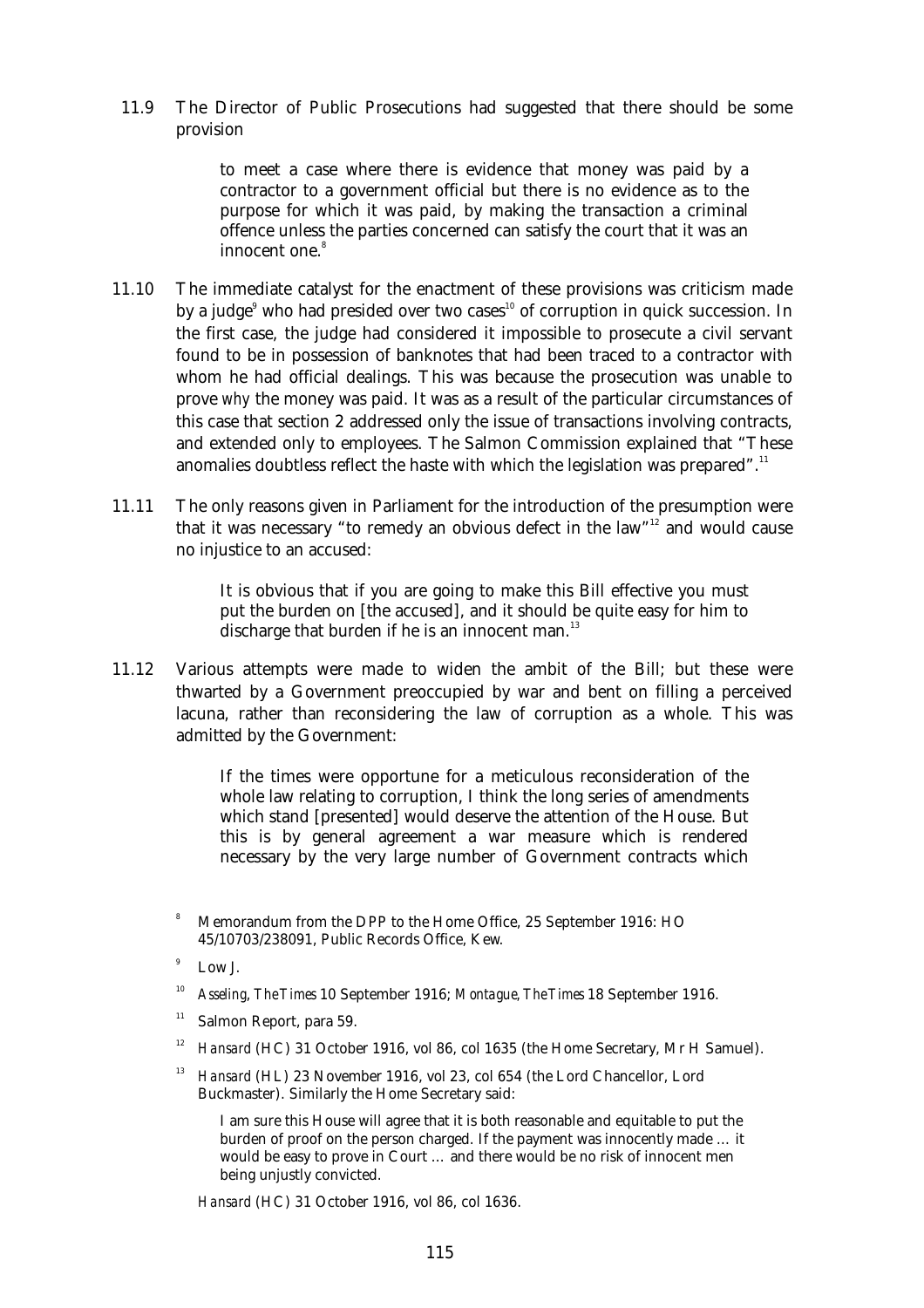11.9 The Director of Public Prosecutions had suggested that there should be some provision

> to meet a case where there is evidence that money was paid by a contractor to a government official but there is no evidence as to the purpose for which it was paid, by making the transaction a criminal offence unless the parties concerned can satisfy the court that it was an innocent one.[8]

11.10 The immediate catalyst for the enactment of these provisions was criticism made by a judge[9] who had presided over two cases[10] of corruption in quick succession. In the first case, the judge had considered it impossible to prosecute a civil servant found to be in possession of banknotes that had been traced to a contractor with whom he had official dealings. This was because the prosecution was unable to prove *why* the money was paid. It was as a result of the particular circumstances of this case that section 2 addressed only the issue of transactions involving contracts, and extended only to employees. The Salmon Commission explained that "These anomalies doubtless reflect the haste with which the legislation was prepared".[11]

11.11 The only reasons given in Parliament for the introduction of the presumption were that it was necessary "to remedy an obvious defect in the law"[12] and would cause no injustice to an accused:

> It is obvious that if you are going to make this Bill effective you must put the burden on [the accused], and it should be quite easy for him to discharge that burden if he is an innocent man.[13]

11.12 Various attempts were made to widen the ambit of the Bill; but these were thwarted by a Government preoccupied by war and bent on filling a perceived lacuna, rather than reconsidering the law of corruption as a whole. This was admitted by the Government:

> If the times were opportune for a meticulous reconsideration of the whole law relating to corruption, I think the long series of amendments which stand [presented] would deserve the attention of the House. But this is by general agreement a war measure which is rendered necessary by the very large number of Government contracts which

---

[8] Memorandum from the DPP to the Home Office, 25 September 1916: HO 45/10703/238091, Public Records Office, Kew.

[9] Low J.

[10] *Asseling*, *The Times* 10 September 1916; *Montague*, *The Times* 18 September 1916.

[11] Salmon Report, para 59.

[12] *Hansard* (HC) 31 October 1916, vol 86, col 1635 (the Home Secretary, Mr H Samuel).

[13] *Hansard* (HL) 23 November 1916, vol 23, col 654 (the Lord Chancellor, Lord Buckmaster). Similarly the Home Secretary said:

> I am sure this House will agree that it is both reasonable and equitable to put the burden of proof on the person charged. If the payment was innocently made … it would be easy to prove in Court … and there would be no risk of innocent men being unjustly convicted.

*Hansard* (HC) 31 October 1916, vol 86, col 1636.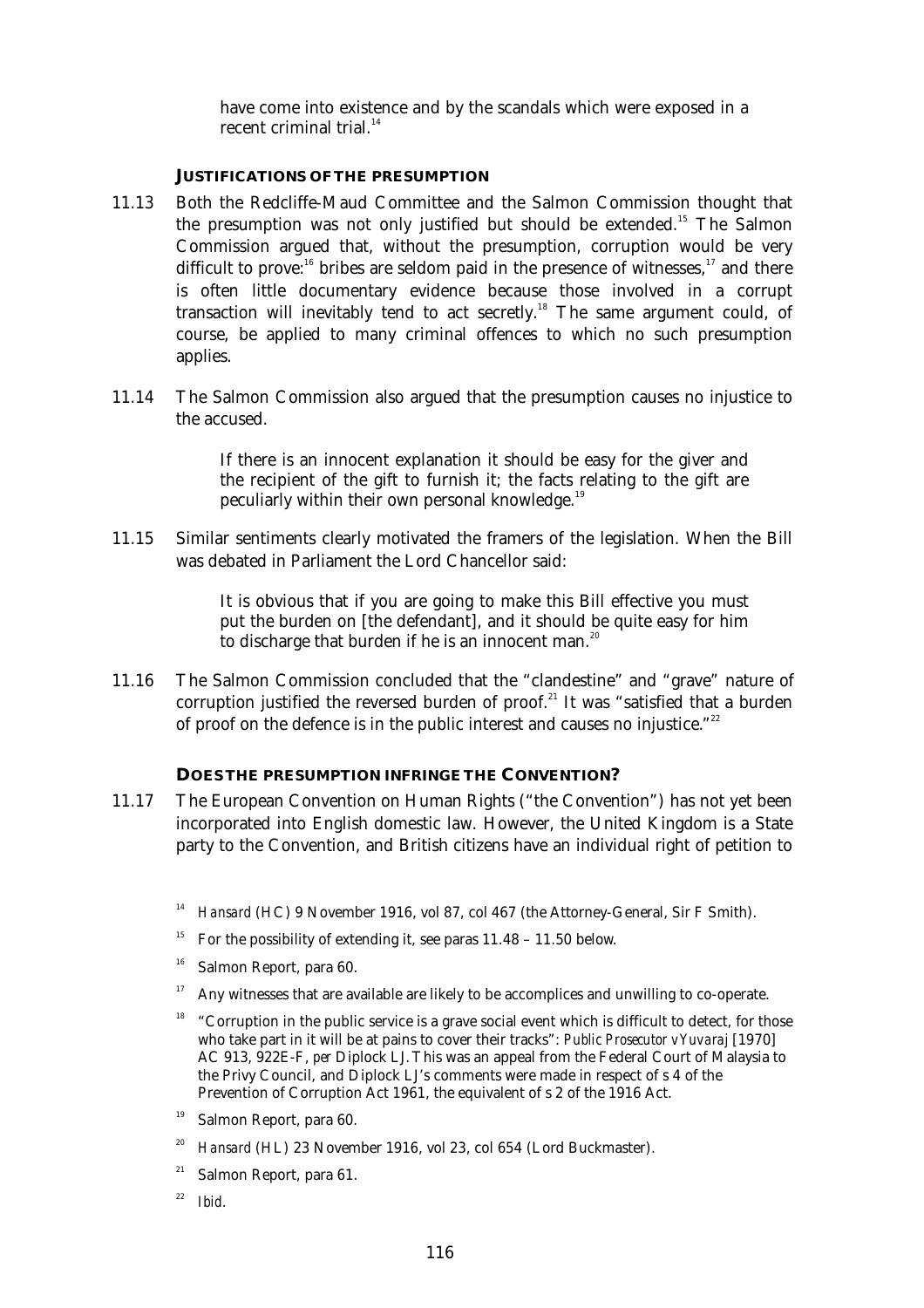have come into existence and by the scandals which were exposed in a recent criminal trial.[14]

### JUSTIFICATIONS OF THE PRESUMPTION

11.13 Both the Redcliffe-Maud Committee and the Salmon Commission thought that the presumption was not only justified but should be extended.[15] The Salmon Commission argued that, without the presumption, corruption would be very difficult to prove:[16] bribes are seldom paid in the presence of witnesses,[17] and there is often little documentary evidence because those involved in a corrupt transaction will inevitably tend to act secretly.[18] The same argument could, of course, be applied to many criminal offences to which no such presumption applies.

11.14 The Salmon Commission also argued that the presumption causes no injustice to the accused.

> If there is an innocent explanation it should be easy for the giver and the recipient of the gift to furnish it; the facts relating to the gift are peculiarly within their own personal knowledge.[19]

11.15 Similar sentiments clearly motivated the framers of the legislation. When the Bill was debated in Parliament the Lord Chancellor said:

> It is obvious that if you are going to make this Bill effective you must put the burden on [the defendant], and it should be quite easy for him to discharge that burden if he is an innocent man.[20]

11.16 The Salmon Commission concluded that the "clandestine" and "grave" nature of corruption justified the reversed burden of proof.[21] It was "satisfied that a burden of proof on the defence is in the public interest and causes no injustice."[22]

### DOES THE PRESUMPTION INFRINGE THE CONVENTION?

11.17 The European Convention on Human Rights ("the Convention") has not yet been incorporated into English domestic law. However, the United Kingdom is a State party to the Convention, and British citizens have an individual right of petition to

---

[14] *Hansard* (HC) 9 November 1916, vol 87, col 467 (the Attorney-General, Sir F Smith).

[15] For the possibility of extending it, see paras 11.48 – 11.50 below.

[16] Salmon Report, para 60.

[17] Any witnesses that are available are likely to be accomplices and unwilling to co-operate.

[18] "Corruption in the public service is a grave social event which is difficult to detect, for those who take part in it will be at pains to cover their tracks": *Public Prosecutor v Yuvaraj* [1970] AC 913, 922E-F, *per* Diplock LJ. This was an appeal from the Federal Court of Malaysia to the Privy Council, and Diplock LJ's comments were made in respect of s 4 of the Prevention of Corruption Act 1961, the equivalent of s 2 of the 1916 Act.

[19] Salmon Report, para 60.

[20] *Hansard* (HL) 23 November 1916, vol 23, col 654 (Lord Buckmaster).

[21] Salmon Report, para 61.

[22] *Ibid*.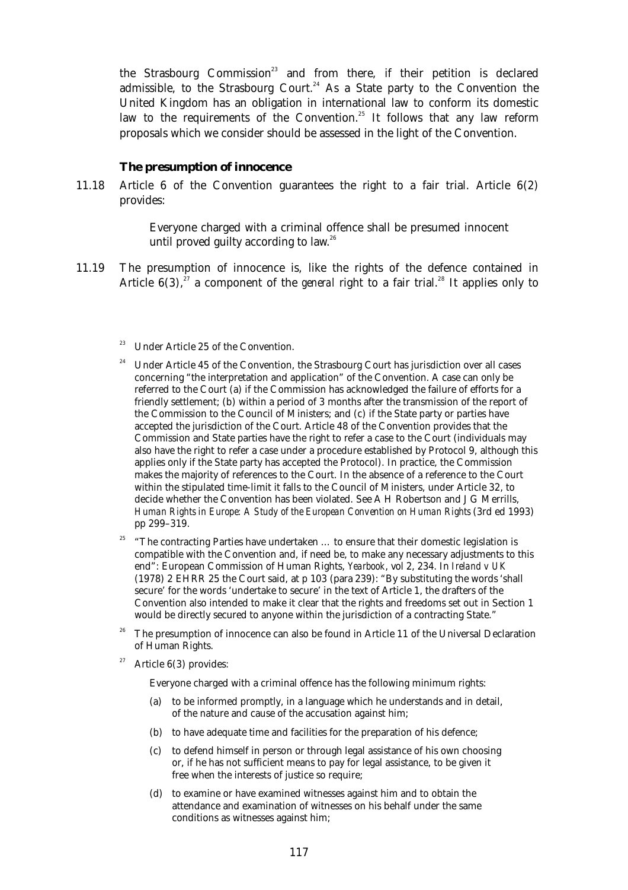the Strasbourg Commission[23] and from there, if their petition is declared admissible, to the Strasbourg Court.[24] As a State party to the Convention the United Kingdom has an obligation in international law to conform its domestic law to the requirements of the Convention.[25] It follows that any law reform proposals which we consider should be assessed in the light of the Convention.

### The presumption of innocence

11.18 Article 6 of the Convention guarantees the right to a fair trial. Article 6(2) provides:

> Everyone charged with a criminal offence shall be presumed innocent until proved guilty according to law.[26]

11.19 The presumption of innocence is, like the rights of the defence contained in Article 6(3),[27] a component of the *general* right to a fair trial.[28] It applies only to

---

[23] Under Article 25 of the Convention.

[24] Under Article 45 of the Convention, the Strasbourg Court has jurisdiction over all cases concerning "the interpretation and application" of the Convention. A case can only be referred to the Court (a) if the Commission has acknowledged the failure of efforts for a friendly settlement; (b) within a period of 3 months after the transmission of the report of the Commission to the Council of Ministers; and (c) if the State party or parties have accepted the jurisdiction of the Court. Article 48 of the Convention provides that the Commission and State parties have the right to refer a case to the Court (individuals may also have the right to refer a case under a procedure established by Protocol 9, although this applies only if the State party has accepted the Protocol). In practice, the Commission makes the majority of references to the Court. In the absence of a reference to the Court within the stipulated time-limit it falls to the Council of Ministers, under Article 32, to decide whether the Convention has been violated. See A H Robertson and J G Merrills, *Human Rights in Europe: A Study of the European Convention on Human Rights* (3rd ed 1993) pp 299–319.

[25] "The contracting Parties have undertaken … to ensure that their domestic legislation is compatible with the Convention and, if need be, to make any necessary adjustments to this end": European Commission of Human Rights, *Yearbook*, vol 2, 234. In *Ireland v UK* (1978) 2 EHRR 25 the Court said, at p 103 (para 239): "By substituting the words 'shall secure' for the words 'undertake to secure' in the text of Article 1, the drafters of the Convention also intended to make it clear that the rights and freedoms set out in Section 1 would be directly secured to anyone within the jurisdiction of a contracting State."

[26] The presumption of innocence can also be found in Article 11 of the Universal Declaration of Human Rights.

[27] Article 6(3) provides:

> Everyone charged with a criminal offence has the following minimum rights:
>
> (a) to be informed promptly, in a language which he understands and in detail, of the nature and cause of the accusation against him;
>
> (b) to have adequate time and facilities for the preparation of his defence;
>
> (c) to defend himself in person or through legal assistance of his own choosing or, if he has not sufficient means to pay for legal assistance, to be given it free when the interests of justice so require;
>
> (d) to examine or have examined witnesses against him and to obtain the attendance and examination of witnesses on his behalf under the same conditions as witnesses against him;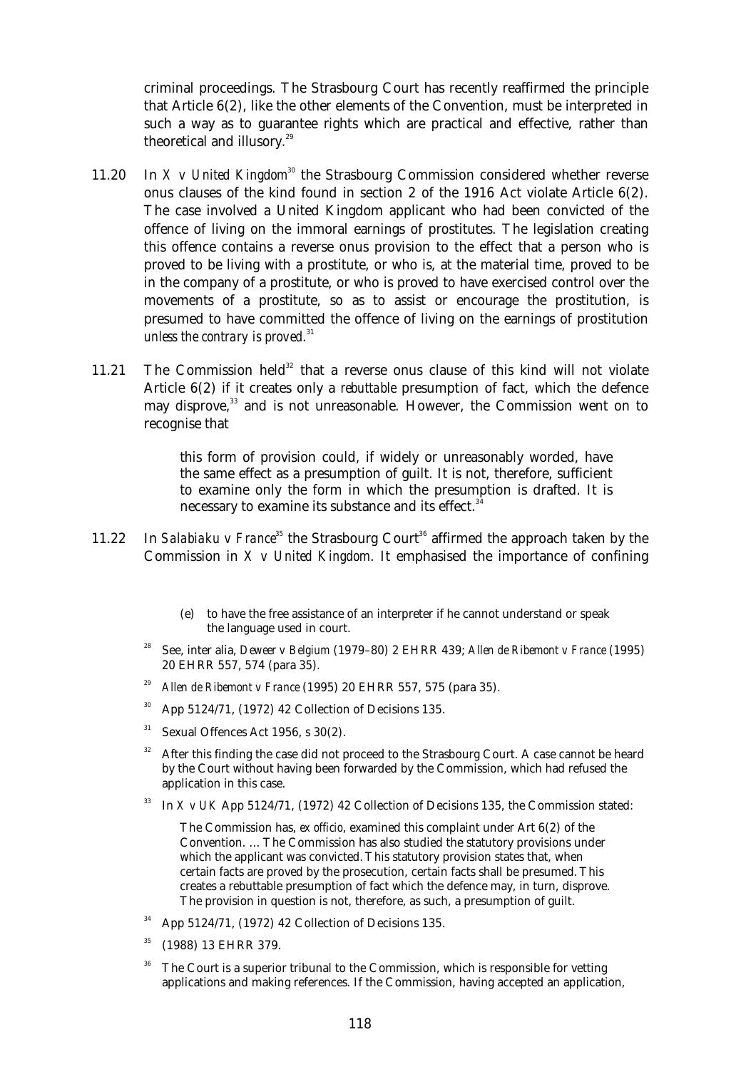criminal proceedings. The Strasbourg Court has recently reaffirmed the principle that Article 6(2), like the other elements of the Convention, must be interpreted in such a way as to guarantee rights which are practical and effective, rather than theoretical and illusory.[29]

11.20 In *X v United Kingdom*[30] the Strasbourg Commission considered whether reverse onus clauses of the kind found in section 2 of the 1916 Act violate Article 6(2). The case involved a United Kingdom applicant who had been convicted of the offence of living on the immoral earnings of prostitutes. The legislation creating this offence contains a reverse onus provision to the effect that a person who is proved to be living with a prostitute, or who is, at the material time, proved to be in the company of a prostitute, or who is proved to have exercised control over the movements of a prostitute, so as to assist or encourage the prostitution, is presumed to have committed the offence of living on the earnings of prostitution *unless the contrary is proved*.[31]

11.21 The Commission held[32] that a reverse onus clause of this kind will not violate Article 6(2) if it creates only a *rebuttable* presumption of fact, which the defence may disprove,[33] and is not unreasonable. However, the Commission went on to recognise that

> this form of provision could, if widely or unreasonably worded, have the same effect as a presumption of guilt. It is not, therefore, sufficient to examine only the form in which the presumption is drafted. It is necessary to examine its substance and its effect.[34]

11.22 In *Salabiaku v France*[35] the Strasbourg Court[36] affirmed the approach taken by the Commission in *X v United Kingdom*. It emphasised the importance of confining

> (e) to have the free assistance of an interpreter if he cannot understand or speak the language used in court.

[28] See, inter alia, *Deweer v Belgium* (1979–80) 2 EHRR 439; *Allen de Ribemont v France* (1995) 20 EHRR 557, 574 (para 35).

[29] *Allen de Ribemont v France* (1995) 20 EHRR 557, 575 (para 35).

[30] App 5124/71, (1972) 42 Collection of Decisions 135.

[31] Sexual Offences Act 1956, s 30(2).

[32] After this finding the case did not proceed to the Strasbourg Court. A case cannot be heard by the Court without having been forwarded by the Commission, which had refused the application in this case.

[33] In *X v UK* App 5124/71, (1972) 42 Collection of Decisions 135, the Commission stated:

> The Commission has, *ex officio*, examined this complaint under Art 6(2) of the Convention. … The Commission has also studied the statutory provisions under which the applicant was convicted. This statutory provision states that, when certain facts are proved by the prosecution, certain facts shall be presumed. This creates a rebuttable presumption of fact which the defence may, in turn, disprove. The provision in question is not, therefore, as such, a presumption of guilt.

[34] App 5124/71, (1972) 42 Collection of Decisions 135.

[35] (1988) 13 EHRR 379.

[36] The Court is a superior tribunal to the Commission, which is responsible for vetting applications and making references. If the Commission, having accepted an application,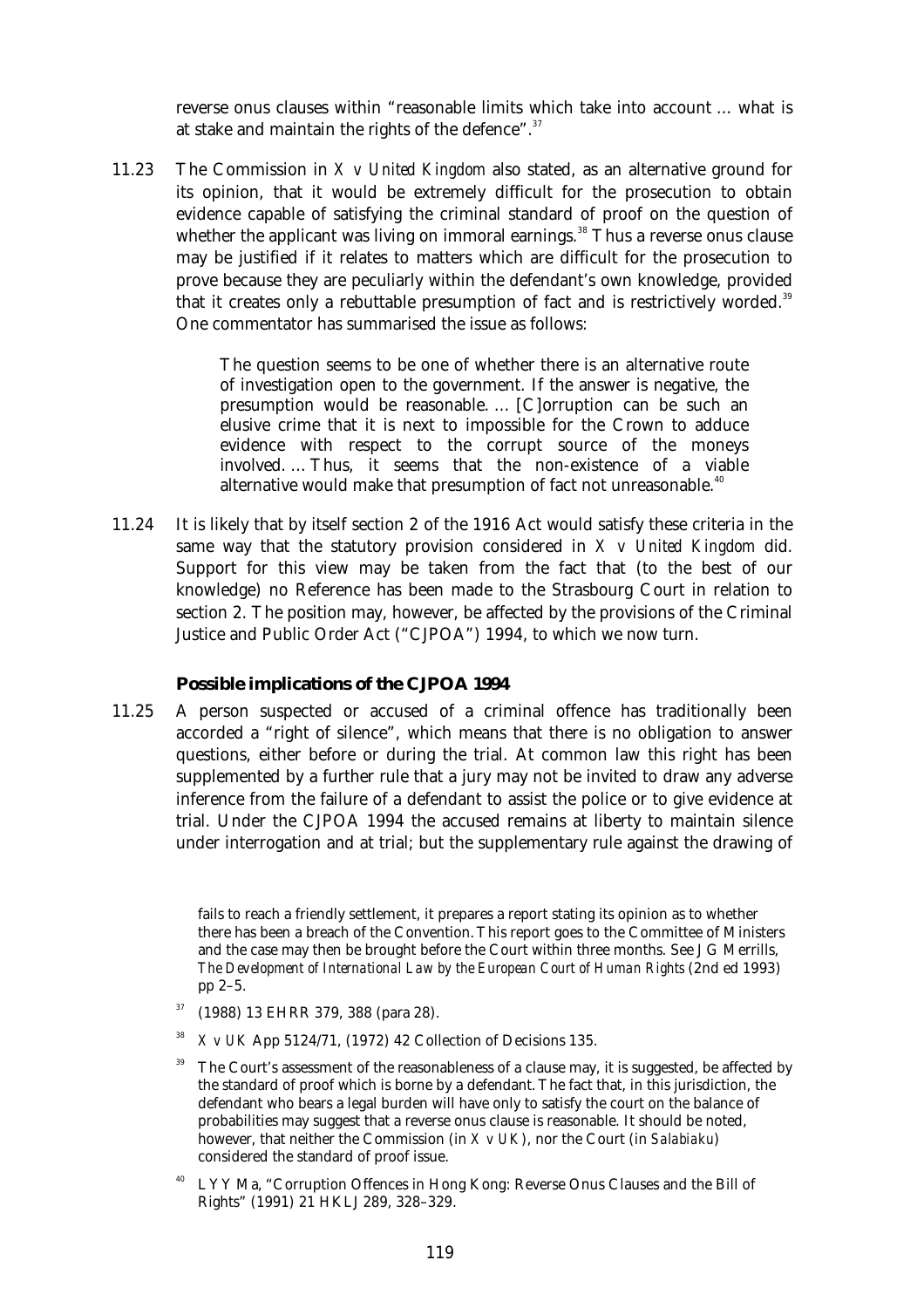reverse onus clauses within "reasonable limits which take into account … what is at stake and maintain the rights of the defence".[37]

11.23 The Commission in *X v United Kingdom* also stated, as an alternative ground for its opinion, that it would be extremely difficult for the prosecution to obtain evidence capable of satisfying the criminal standard of proof on the question of whether the applicant was living on immoral earnings.[38] Thus a reverse onus clause may be justified if it relates to matters which are difficult for the prosecution to prove because they are peculiarly within the defendant's own knowledge, provided that it creates only a rebuttable presumption of fact and is restrictively worded.[39] One commentator has summarised the issue as follows:

> The question seems to be one of whether there is an alternative route of investigation open to the government. If the answer is negative, the presumption would be reasonable. … [C]orruption can be such an elusive crime that it is next to impossible for the Crown to adduce evidence with respect to the corrupt source of the moneys involved. … Thus, it seems that the non-existence of a viable alternative would make that presumption of fact not unreasonable.[40]

11.24 It is likely that by itself section 2 of the 1916 Act would satisfy these criteria in the same way that the statutory provision considered in *X v United Kingdom* did. Support for this view may be taken from the fact that (to the best of our knowledge) no Reference has been made to the Strasbourg Court in relation to section 2. The position may, however, be affected by the provisions of the Criminal Justice and Public Order Act ("CJPOA") 1994, to which we now turn.

### Possible implications of the CJPOA 1994

11.25 A person suspected or accused of a criminal offence has traditionally been accorded a "right of silence", which means that there is no obligation to answer questions, either before or during the trial. At common law this right has been supplemented by a further rule that a jury may not be invited to draw any adverse inference from the failure of a defendant to assist the police or to give evidence at trial. Under the CJPOA 1994 the accused remains at liberty to maintain silence under interrogation and at trial; but the supplementary rule against the drawing of

---

fails to reach a friendly settlement, it prepares a report stating its opinion as to whether there has been a breach of the Convention. This report goes to the Committee of Ministers and the case may then be brought before the Court within three months. See J G Merrills, *The Development of International Law by the European Court of Human Rights* (2nd ed 1993) pp 2–5.

[37] (1988) 13 EHRR 379, 388 (para 28).

[38] *X v UK* App 5124/71, (1972) 42 Collection of Decisions 135.

[39] The Court's assessment of the reasonableness of a clause may, it is suggested, be affected by the standard of proof which is borne by a defendant. The fact that, in this jurisdiction, the defendant who bears a legal burden will have only to satisfy the court on the balance of probabilities may suggest that a reverse onus clause is reasonable. It should be noted, however, that neither the Commission (in *X v UK*), nor the Court (in *Salabiaku*) considered the standard of proof issue.

[40] L Y Y Ma, "Corruption Offences in Hong Kong: Reverse Onus Clauses and the Bill of Rights" (1991) 21 HKLJ 289, 328–329.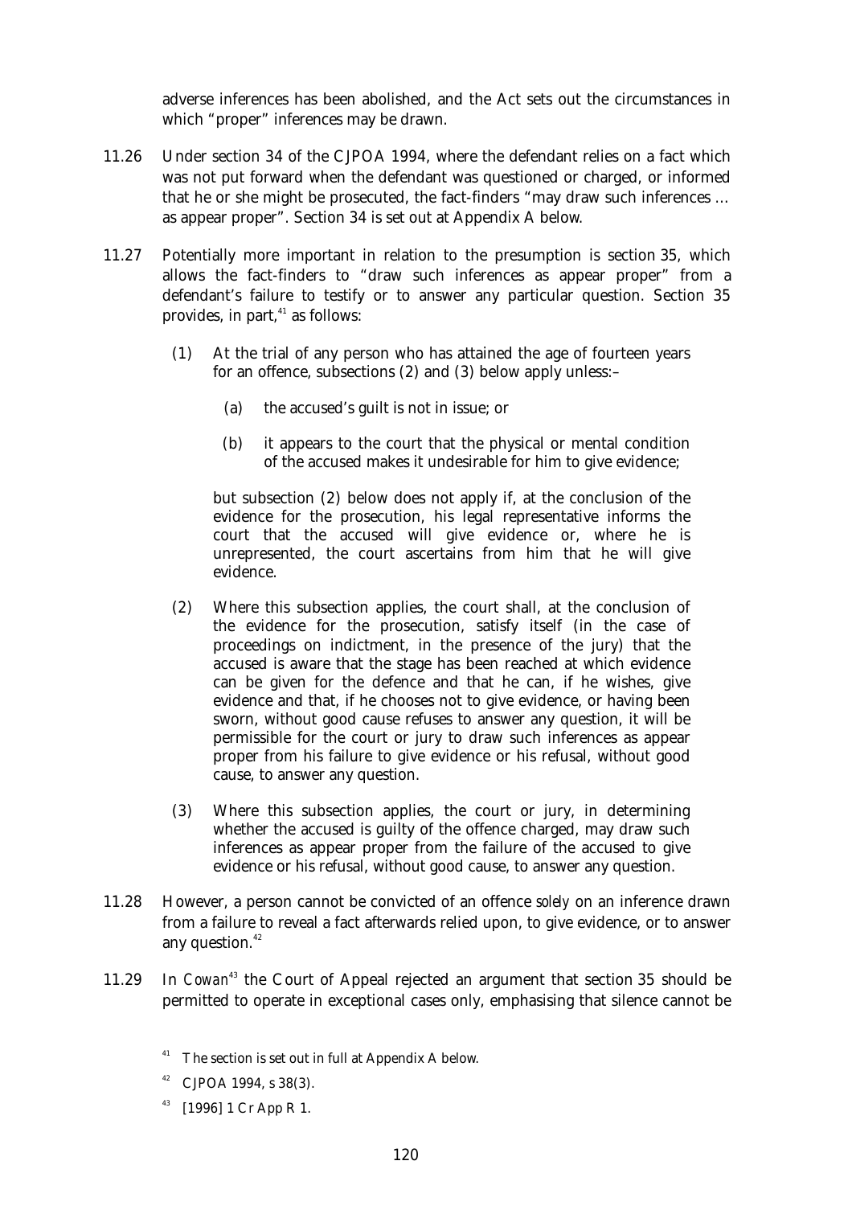adverse inferences has been abolished, and the Act sets out the circumstances in which "proper" inferences may be drawn.

11.26 Under section 34 of the CJPOA 1994, where the defendant relies on a fact which was not put forward when the defendant was questioned or charged, or informed that he or she might be prosecuted, the fact-finders "may draw such inferences ... as appear proper". Section 34 is set out at Appendix A below.

11.27 Potentially more important in relation to the presumption is section 35, which allows the fact-finders to "draw such inferences as appear proper" from a defendant's failure to testify or to answer any particular question. Section 35 provides, in part,[41] as follows:

> (1) At the trial of any person who has attained the age of fourteen years for an offence, subsections (2) and (3) below apply unless:–
>
> (a) the accused's guilt is not in issue; or
>
> (b) it appears to the court that the physical or mental condition of the accused makes it undesirable for him to give evidence;
>
> but subsection (2) below does not apply if, at the conclusion of the evidence for the prosecution, his legal representative informs the court that the accused will give evidence or, where he is unrepresented, the court ascertains from him that he will give evidence.
>
> (2) Where this subsection applies, the court shall, at the conclusion of the evidence for the prosecution, satisfy itself (in the case of proceedings on indictment, in the presence of the jury) that the accused is aware that the stage has been reached at which evidence can be given for the defence and that he can, if he wishes, give evidence and that, if he chooses not to give evidence, or having been sworn, without good cause refuses to answer any question, it will be permissible for the court or jury to draw such inferences as appear proper from his failure to give evidence or his refusal, without good cause, to answer any question.
>
> (3) Where this subsection applies, the court or jury, in determining whether the accused is guilty of the offence charged, may draw such inferences as appear proper from the failure of the accused to give evidence or his refusal, without good cause, to answer any question.

11.28 However, a person cannot be convicted of an offence *solely* on an inference drawn from a failure to reveal a fact afterwards relied upon, to give evidence, or to answer any question.[42]

11.29 In *Cowan*[43] the Court of Appeal rejected an argument that section 35 should be permitted to operate in exceptional cases only, emphasising that silence cannot be

[41] The section is set out in full at Appendix A below.

[42] CJPOA 1994, s 38(3).

[43] [1996] 1 Cr App R 1.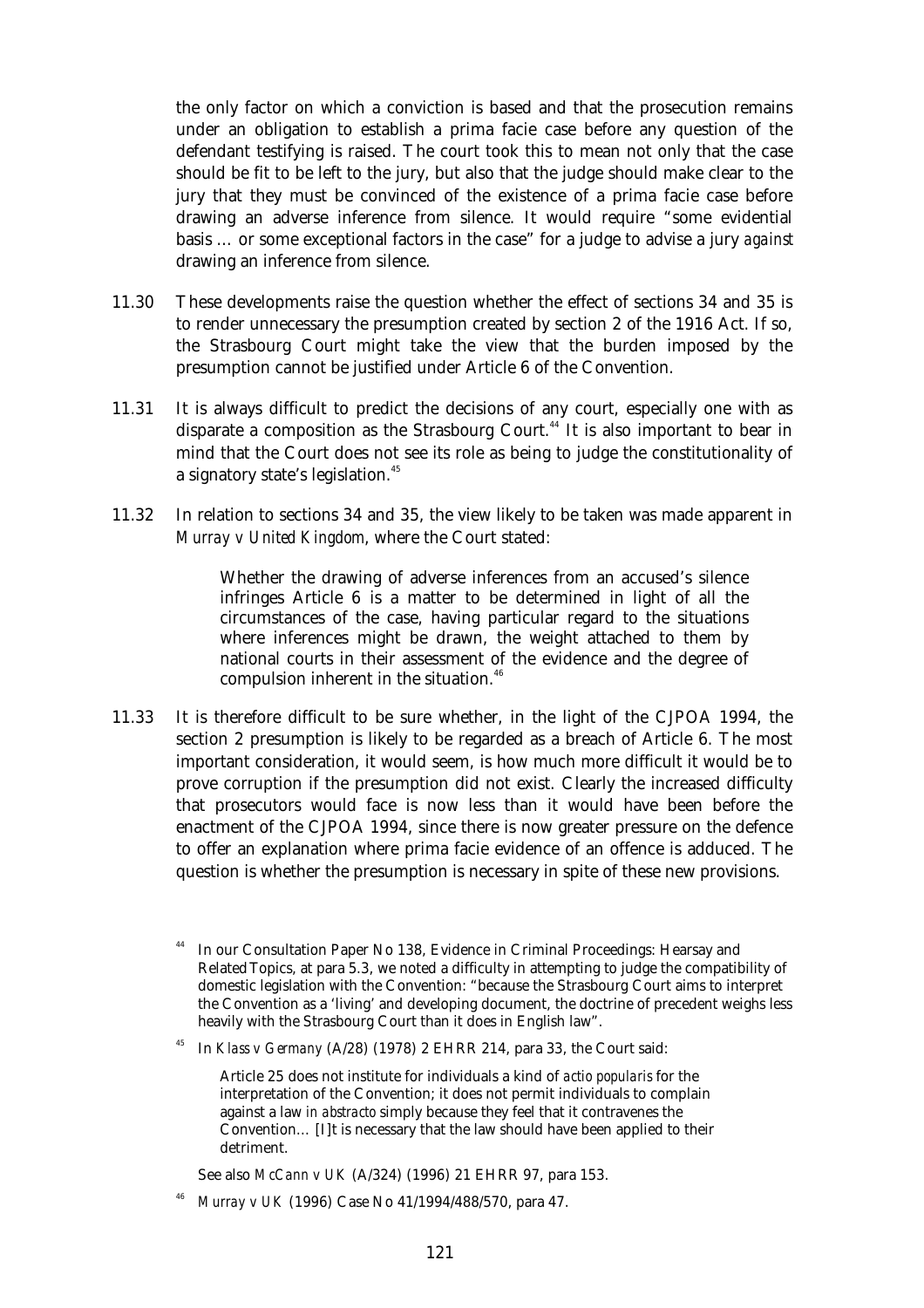the only factor on which a conviction is based and that the prosecution remains under an obligation to establish a prima facie case before any question of the defendant testifying is raised. The court took this to mean not only that the case should be fit to be left to the jury, but also that the judge should make clear to the jury that they must be convinced of the existence of a prima facie case before drawing an adverse inference from silence. It would require "some evidential basis ... or some exceptional factors in the case" for a judge to advise a jury *against* drawing an inference from silence.

11.30 These developments raise the question whether the effect of sections 34 and 35 is to render unnecessary the presumption created by section 2 of the 1916 Act. If so, the Strasbourg Court might take the view that the burden imposed by the presumption cannot be justified under Article 6 of the Convention.

11.31 It is always difficult to predict the decisions of any court, especially one with as disparate a composition as the Strasbourg Court.[44] It is also important to bear in mind that the Court does not see its role as being to judge the constitutionality of a signatory state's legislation.[45]

11.32 In relation to sections 34 and 35, the view likely to be taken was made apparent in *Murray v United Kingdom*, where the Court stated:

> Whether the drawing of adverse inferences from an accused's silence infringes Article 6 is a matter to be determined in light of all the circumstances of the case, having particular regard to the situations where inferences might be drawn, the weight attached to them by national courts in their assessment of the evidence and the degree of compulsion inherent in the situation.[46]

11.33 It is therefore difficult to be sure whether, in the light of the CJPOA 1994, the section 2 presumption is likely to be regarded as a breach of Article 6. The most important consideration, it would seem, is how much more difficult it would be to prove corruption if the presumption did not exist. Clearly the increased difficulty that prosecutors would face is now less than it would have been before the enactment of the CJPOA 1994, since there is now greater pressure on the defence to offer an explanation where prima facie evidence of an offence is adduced. The question is whether the presumption is necessary in spite of these new provisions.

---

[44] In our Consultation Paper No 138, Evidence in Criminal Proceedings: Hearsay and Related Topics, at para 5.3, we noted a difficulty in attempting to judge the compatibility of domestic legislation with the Convention: "because the Strasbourg Court aims to interpret the Convention as a 'living' and developing document, the doctrine of precedent weighs less heavily with the Strasbourg Court than it does in English law".

[45] In *Klass v Germany* (A/28) (1978) 2 EHRR 214, para 33, the Court said:

> Article 25 does not institute for individuals a kind of *actio popularis* for the interpretation of the Convention; it does not permit individuals to complain against a law *in abstracto* simply because they feel that it contravenes the Convention... [I]t is necessary that the law should have been applied to their detriment.

See also *McCann v UK* (A/324) (1996) 21 EHRR 97, para 153.

[46] *Murray v UK* (1996) Case No 41/1994/488/570, para 47.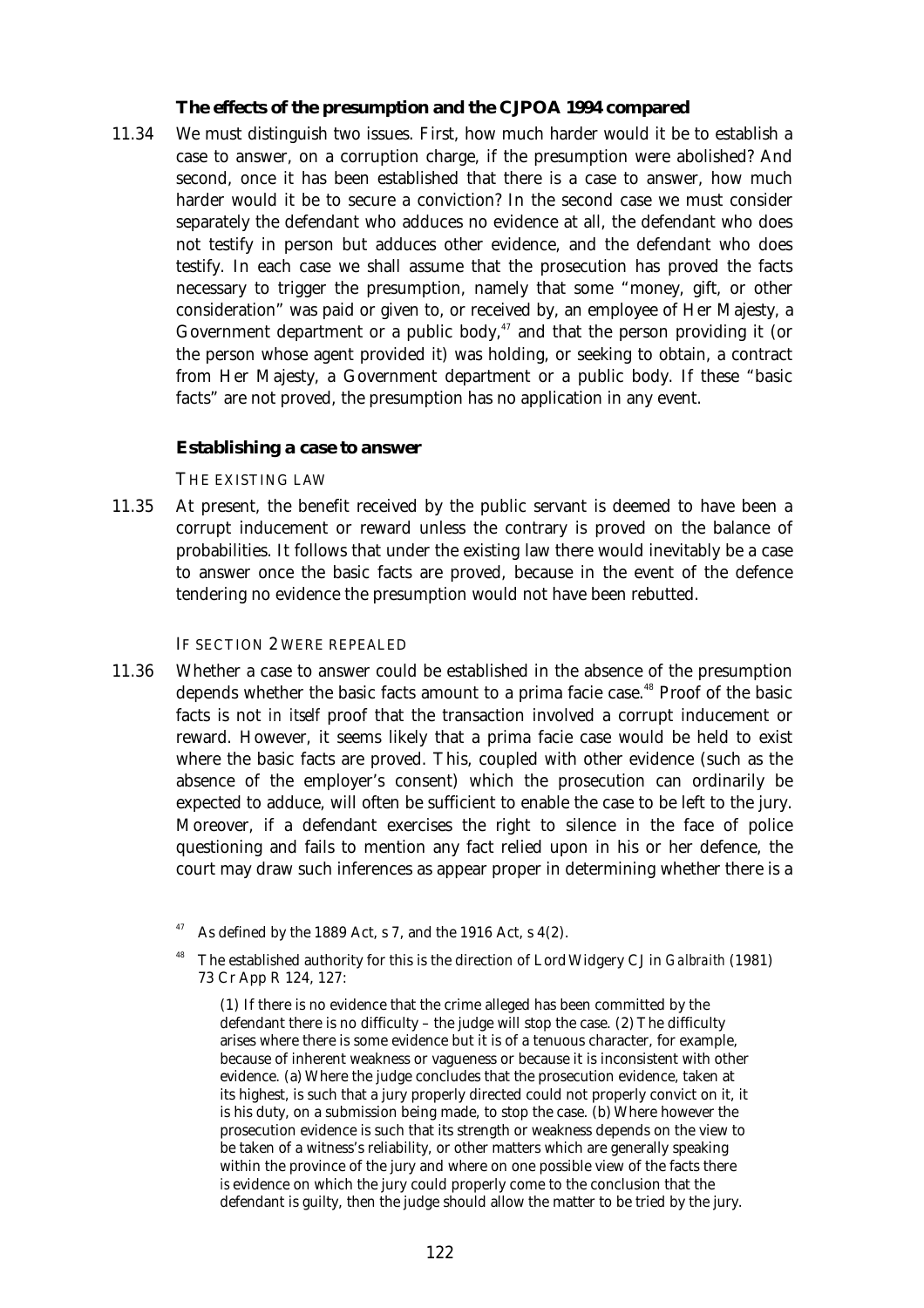### The effects of the presumption and the CJPOA 1994 compared

11.34 We must distinguish two issues. First, how much harder would it be to establish a case to answer, on a corruption charge, if the presumption were abolished? And second, once it has been established that there is a case to answer, how much harder would it be to secure a conviction? In the second case we must consider separately the defendant who adduces no evidence at all, the defendant who does not testify in person but adduces other evidence, and the defendant who does testify. In each case we shall assume that the prosecution has proved the facts necessary to trigger the presumption, namely that some "money, gift, or other consideration" was paid or given to, or received by, an employee of Her Majesty, a Government department or a public body,[47] and that the person providing it (or the person whose agent provided it) was holding, or seeking to obtain, a contract from Her Majesty, a Government department or a public body. If these "basic facts" are not proved, the presumption has no application in any event.

### Establishing a case to answer

THE EXISTING LAW

11.35 At present, the benefit received by the public servant is deemed to have been a corrupt inducement or reward unless the contrary is proved on the balance of probabilities. It follows that under the existing law there would inevitably be a case to answer once the basic facts are proved, because in the event of the defence tendering no evidence the presumption would not have been rebutted.

IF SECTION 2 WERE REPEALED

11.36 Whether a case to answer could be established in the absence of the presumption depends whether the basic facts amount to a prima facie case.[48] Proof of the basic facts is not *in itself* proof that the transaction involved a corrupt inducement or reward. However, it seems likely that a prima facie case would be held to exist where the basic facts are proved. This, coupled with other evidence (such as the absence of the employer's consent) which the prosecution can ordinarily be expected to adduce, will often be sufficient to enable the case to be left to the jury. Moreover, if a defendant exercises the right to silence in the face of police questioning and fails to mention any fact relied upon in his or her defence, the court may draw such inferences as appear proper in determining whether there is a

---

[47] As defined by the 1889 Act, s 7, and the 1916 Act, s 4(2).

[48] The established authority for this is the direction of Lord Widgery CJ in *Galbraith* (1981) 73 Cr App R 124, 127:

> (1) If there is no evidence that the crime alleged has been committed by the defendant there is no difficulty – the judge will stop the case. (2) The difficulty arises where there is some evidence but it is of a tenuous character, for example, because of inherent weakness or vagueness or because it is inconsistent with other evidence. (a) Where the judge concludes that the prosecution evidence, taken at its highest, is such that a jury properly directed could not properly convict on it, it is his duty, on a submission being made, to stop the case. (b) Where however the prosecution evidence is such that its strength or weakness depends on the view to be taken of a witness's reliability, or other matters which are generally speaking within the province of the jury and where on one possible view of the facts there is evidence on which the jury could properly come to the conclusion that the defendant is guilty, then the judge should allow the matter to be tried by the jury.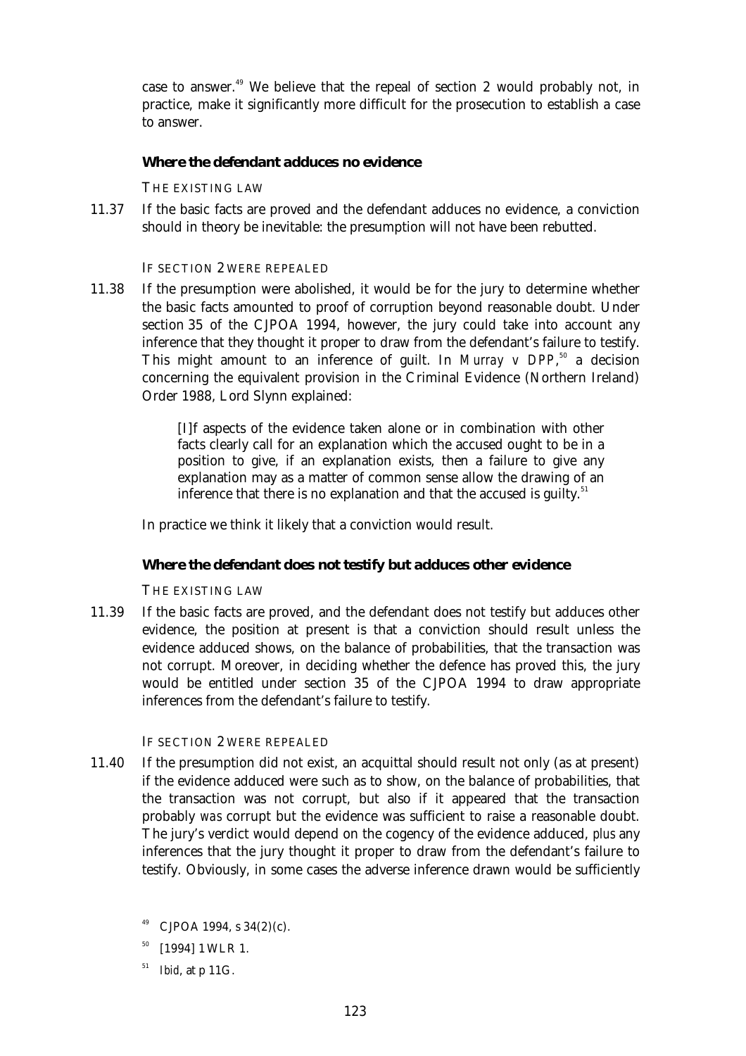case to answer.[49] We believe that the repeal of section 2 would probably not, in practice, make it significantly more difficult for the prosecution to establish a case to answer.

### Where the defendant adduces no evidence

THE EXISTING LAW

11.37 If the basic facts are proved and the defendant adduces no evidence, a conviction should in theory be inevitable: the presumption will not have been rebutted.

IF SECTION 2 WERE REPEALED

11.38 If the presumption were abolished, it would be for the jury to determine whether the basic facts amounted to proof of corruption beyond reasonable doubt. Under section 35 of the CJPOA 1994, however, the jury could take into account any inference that they thought it proper to draw from the defendant's failure to testify. This might amount to an inference of guilt. In *Murray v DPP*,[50] a decision concerning the equivalent provision in the Criminal Evidence (Northern Ireland) Order 1988, Lord Slynn explained:

> [I]f aspects of the evidence taken alone or in combination with other facts clearly call for an explanation which the accused ought to be in a position to give, if an explanation exists, then a failure to give any explanation may as a matter of common sense allow the drawing of an inference that there is no explanation and that the accused is guilty.[51]

In practice we think it likely that a conviction would result.

### Where the defendant does not testify but adduces other evidence

THE EXISTING LAW

11.39 If the basic facts are proved, and the defendant does not testify but adduces other evidence, the position at present is that a conviction should result unless the evidence adduced shows, on the balance of probabilities, that the transaction was not corrupt. Moreover, in deciding whether the defence has proved this, the jury would be entitled under section 35 of the CJPOA 1994 to draw appropriate inferences from the defendant's failure to testify.

IF SECTION 2 WERE REPEALED

11.40 If the presumption did not exist, an acquittal should result not only (as at present) if the evidence adduced were such as to show, on the balance of probabilities, that the transaction was not corrupt, but also if it appeared that the transaction probably *was* corrupt but the evidence was sufficient to raise a reasonable doubt. The jury's verdict would depend on the cogency of the evidence adduced, *plus* any inferences that the jury thought it proper to draw from the defendant's failure to testify. Obviously, in some cases the adverse inference drawn would be sufficiently

---

[49] CJPOA 1994, s 34(2)(c).

[50] [1994] 1 WLR 1.

[51] *Ibid*, at p 11G.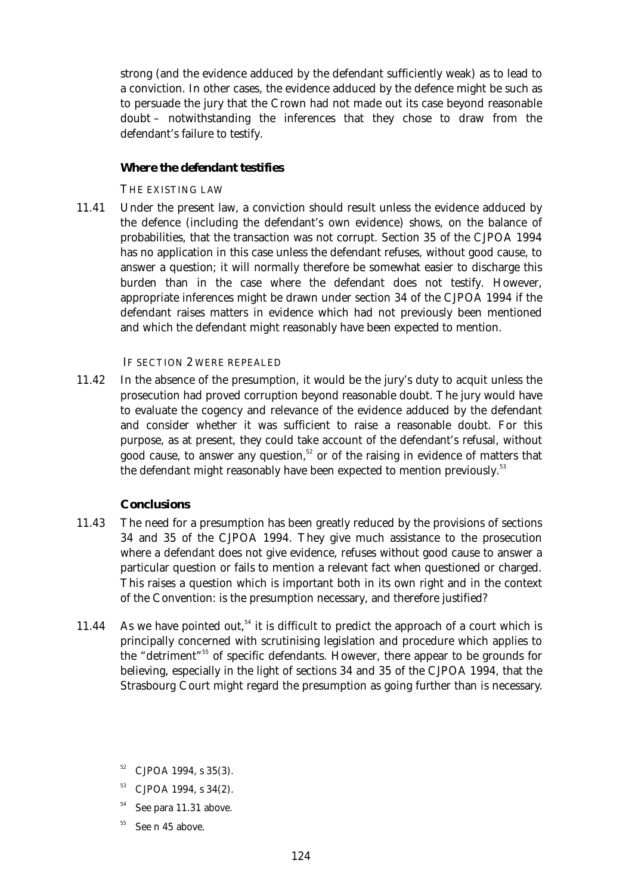strong (and the evidence adduced by the defendant sufficiently weak) as to lead to a conviction. In other cases, the evidence adduced by the defence might be such as to persuade the jury that the Crown had not made out its case beyond reasonable doubt – notwithstanding the inferences that they chose to draw from the defendant's failure to testify.

### Where the defendant testifies

THE EXISTING LAW

11.41 Under the present law, a conviction should result unless the evidence adduced by the defence (including the defendant's own evidence) shows, on the balance of probabilities, that the transaction was not corrupt. Section 35 of the CJPOA 1994 has no application in this case unless the defendant refuses, without good cause, to answer a question; it will normally therefore be somewhat easier to discharge this burden than in the case where the defendant does not testify. However, appropriate inferences might be drawn under section 34 of the CJPOA 1994 if the defendant raises matters in evidence which had not previously been mentioned and which the defendant might reasonably have been expected to mention.

IF SECTION 2 WERE REPEALED

11.42 In the absence of the presumption, it would be the jury's duty to acquit unless the prosecution had proved corruption beyond reasonable doubt. The jury would have to evaluate the cogency and relevance of the evidence adduced by the defendant and consider whether it was sufficient to raise a reasonable doubt. For this purpose, as at present, they could take account of the defendant's refusal, without good cause, to answer any question,[52] or of the raising in evidence of matters that the defendant might reasonably have been expected to mention previously.[53]

### Conclusions

11.43 The need for a presumption has been greatly reduced by the provisions of sections 34 and 35 of the CJPOA 1994. They give much assistance to the prosecution where a defendant does not give evidence, refuses without good cause to answer a particular question or fails to mention a relevant fact when questioned or charged. This raises a question which is important both in its own right and in the context of the Convention: is the presumption necessary, and therefore justified?

11.44 As we have pointed out,[54] it is difficult to predict the approach of a court which is principally concerned with scrutinising legislation and procedure which applies to the "detriment"[55] of specific defendants. However, there appear to be grounds for believing, especially in the light of sections 34 and 35 of the CJPOA 1994, that the Strasbourg Court might regard the presumption as going further than is necessary.

[52] CJPOA 1994, s 35(3).

[53] CJPOA 1994, s 34(2).

[54] See para 11.31 above.

[55] See n 45 above.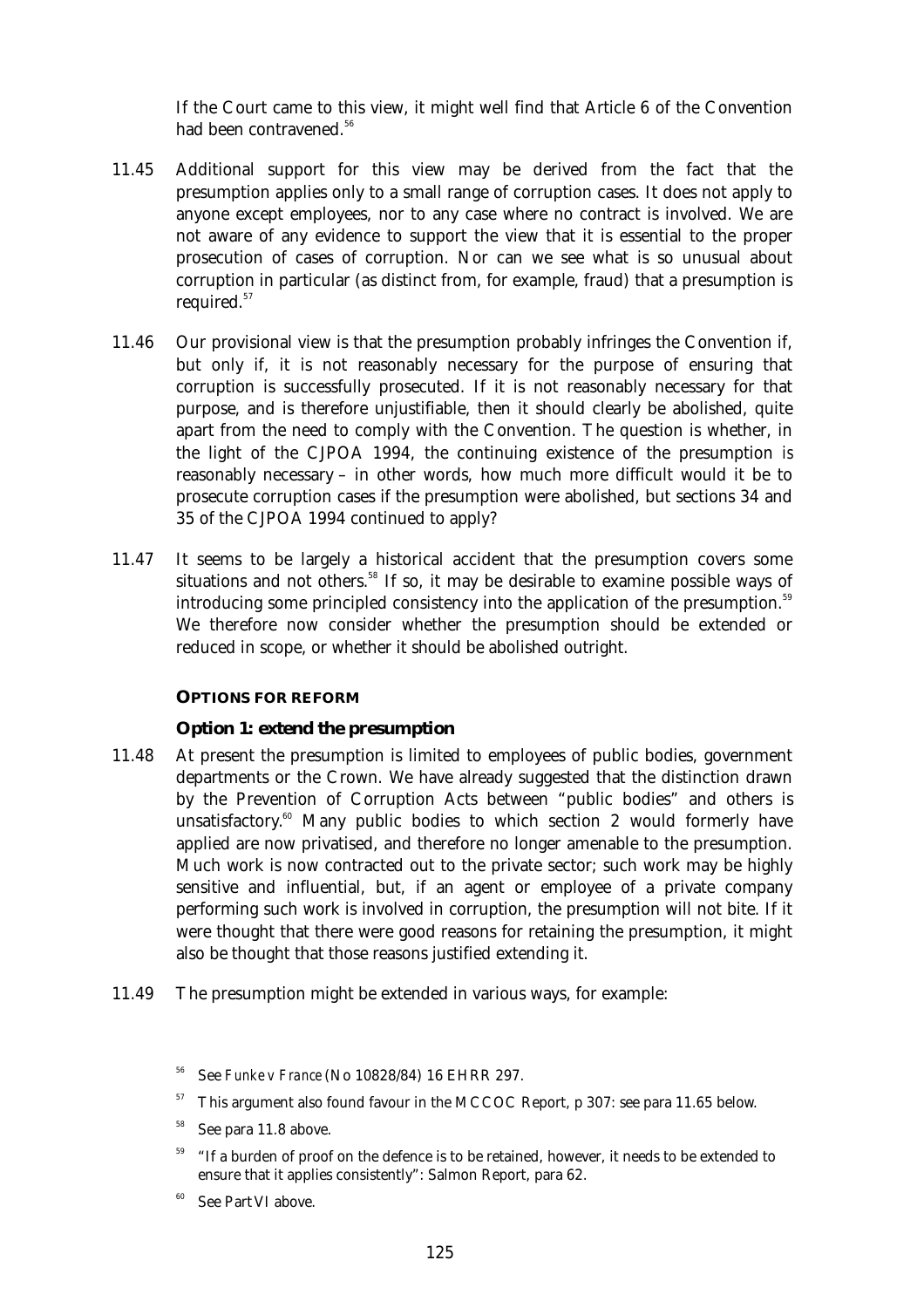If the Court came to this view, it might well find that Article 6 of the Convention had been contravened.[56]

11.45 Additional support for this view may be derived from the fact that the presumption applies only to a small range of corruption cases. It does not apply to anyone except employees, nor to any case where no contract is involved. We are not aware of any evidence to support the view that it is essential to the proper prosecution of cases of corruption. Nor can we see what is so unusual about corruption in particular (as distinct from, for example, fraud) that a presumption is required.[57]

11.46 Our provisional view is that the presumption probably infringes the Convention if, but only if, it is not reasonably necessary for the purpose of ensuring that corruption is successfully prosecuted. If it is not reasonably necessary for that purpose, and is therefore unjustifiable, then it should clearly be abolished, quite apart from the need to comply with the Convention. The question is whether, in the light of the CJPOA 1994, the continuing existence of the presumption is reasonably necessary – in other words, how much more difficult would it be to prosecute corruption cases if the presumption were abolished, but sections 34 and 35 of the CJPOA 1994 continued to apply?

11.47 It seems to be largely a historical accident that the presumption covers some situations and not others.[58] If so, it may be desirable to examine possible ways of introducing some principled consistency into the application of the presumption.[59] We therefore now consider whether the presumption should be extended or reduced in scope, or whether it should be abolished outright.

## OPTIONS FOR REFORM

### Option 1: extend the presumption

11.48 At present the presumption is limited to employees of public bodies, government departments or the Crown. We have already suggested that the distinction drawn by the Prevention of Corruption Acts between "public bodies" and others is unsatisfactory.[60] Many public bodies to which section 2 would formerly have applied are now privatised, and therefore no longer amenable to the presumption. Much work is now contracted out to the private sector; such work may be highly sensitive and influential, but, if an agent or employee of a private company performing such work is involved in corruption, the presumption will not bite. If it were thought that there were good reasons for retaining the presumption, it might also be thought that those reasons justified extending it.

11.49 The presumption might be extended in various ways, for example:

---

[56] See *Funke v France* (No 10828/84) 16 EHRR 297.

[57] This argument also found favour in the MCCOC Report, p 307: see para 11.65 below.

[58] See para 11.8 above.

[59] "If a burden of proof on the defence is to be retained, however, it needs to be extended to ensure that it applies consistently": Salmon Report, para 62.

[60] See Part VI above.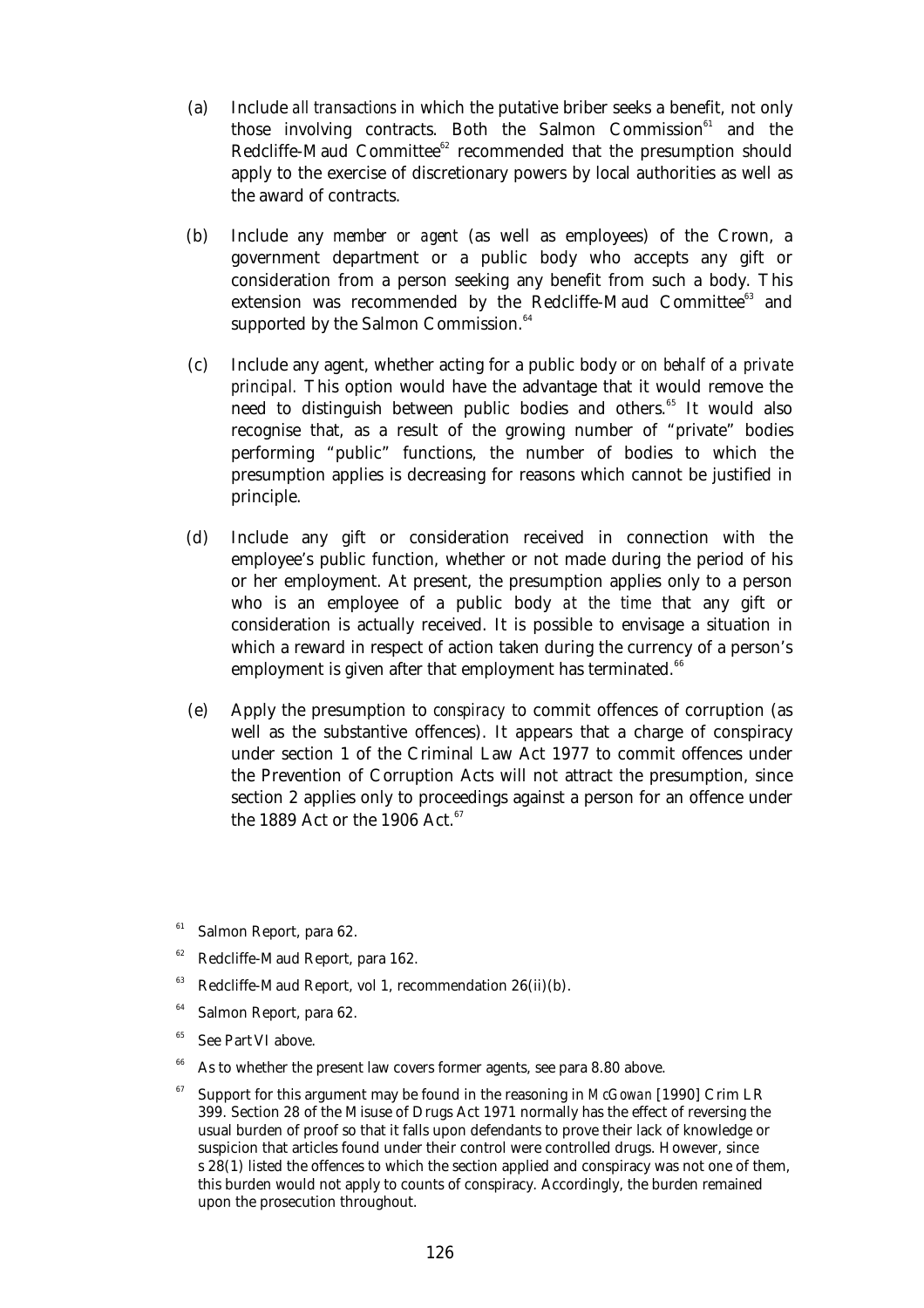(a) Include *all transactions* in which the putative briber seeks a benefit, not only those involving contracts. Both the Salmon Commission[61] and the Redcliffe-Maud Committee[62] recommended that the presumption should apply to the exercise of discretionary powers by local authorities as well as the award of contracts.

(b) Include any *member or agent* (as well as employees) of the Crown, a government department or a public body who accepts any gift or consideration from a person seeking any benefit from such a body. This extension was recommended by the Redcliffe-Maud Committee[63] and supported by the Salmon Commission.[64]

(c) Include any agent, whether acting for a public body *or on behalf of a private principal*. This option would have the advantage that it would remove the need to distinguish between public bodies and others.[65] It would also recognise that, as a result of the growing number of "private" bodies performing "public" functions, the number of bodies to which the presumption applies is decreasing for reasons which cannot be justified in principle.

(d) Include any gift or consideration received in connection with the employee's public function, whether or not made during the period of his or her employment. At present, the presumption applies only to a person who is an employee of a public body *at the time* that any gift or consideration is actually received. It is possible to envisage a situation in which a reward in respect of action taken during the currency of a person's employment is given after that employment has terminated.[66]

(e) Apply the presumption to *conspiracy* to commit offences of corruption (as well as the substantive offences). It appears that a charge of conspiracy under section 1 of the Criminal Law Act 1977 to commit offences under the Prevention of Corruption Acts will not attract the presumption, since section 2 applies only to proceedings against a person for an offence under the 1889 Act or the 1906 Act.[67]

---

[61] Salmon Report, para 62.

[62] Redcliffe-Maud Report, para 162.

[63] Redcliffe-Maud Report, vol 1, recommendation 26(ii)(b).

[64] Salmon Report, para 62.

[65] See Part VI above.

[66] As to whether the present law covers former agents, see para 8.80 above.

[67] Support for this argument may be found in the reasoning in *McGowan* [1990] Crim LR 399. Section 28 of the Misuse of Drugs Act 1971 normally has the effect of reversing the usual burden of proof so that it falls upon defendants to prove their lack of knowledge or suspicion that articles found under their control were controlled drugs. However, since s 28(1) listed the offences to which the section applied and conspiracy was not one of them, this burden would not apply to counts of conspiracy. Accordingly, the burden remained upon the prosecution throughout.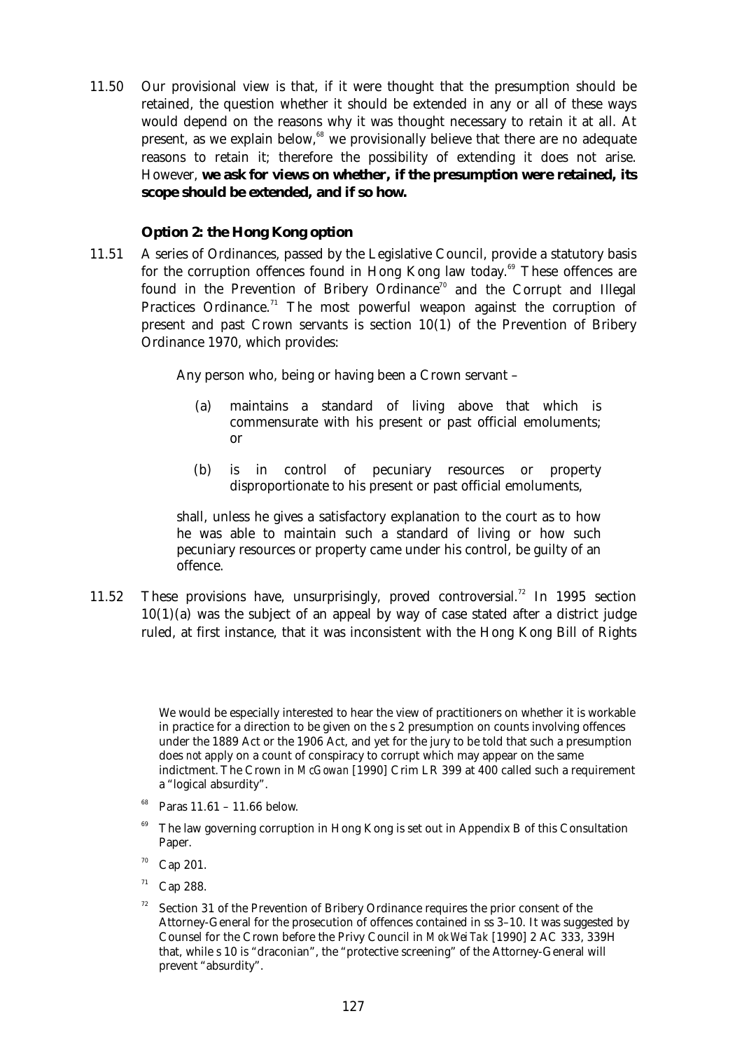11.50 Our provisional view is that, if it were thought that the presumption should be retained, the question whether it should be extended in any or all of these ways would depend on the reasons why it was thought necessary to retain it at all. At present, as we explain below,[68] we provisionally believe that there are no adequate reasons to retain it; therefore the possibility of extending it does not arise. However, **we ask for views on whether, if the presumption were retained, its scope should be extended, and if so how.**

### Option 2: the Hong Kong option

11.51 A series of Ordinances, passed by the Legislative Council, provide a statutory basis for the corruption offences found in Hong Kong law today.[69] These offences are found in the Prevention of Bribery Ordinance[70] and the Corrupt and Illegal Practices Ordinance.[71] The most powerful weapon against the corruption of present and past Crown servants is section 10(1) of the Prevention of Bribery Ordinance 1970, which provides:

> Any person who, being or having been a Crown servant –
>
> (a) maintains a standard of living above that which is commensurate with his present or past official emoluments; or
>
> (b) is in control of pecuniary resources or property disproportionate to his present or past official emoluments,
>
> shall, unless he gives a satisfactory explanation to the court as to how he was able to maintain such a standard of living or how such pecuniary resources or property came under his control, be guilty of an offence.

11.52 These provisions have, unsurprisingly, proved controversial.[72] In 1995 section 10(1)(a) was the subject of an appeal by way of case stated after a district judge ruled, at first instance, that it was inconsistent with the Hong Kong Bill of Rights

---

We would be especially interested to hear the view of practitioners on whether it is workable in practice for a direction to be given on the s 2 presumption on counts involving offences under the 1889 Act or the 1906 Act, and yet for the jury to be told that such a presumption does *not* apply on a count of conspiracy to corrupt which may appear on the same indictment. The Crown in *McGowan* [1990] Crim LR 399 at 400 called such a requirement a "logical absurdity".

[68] Paras 11.61 – 11.66 below.

[69] The law governing corruption in Hong Kong is set out in Appendix B of this Consultation Paper.

[70] Cap 201.

[71] Cap 288.

[72] Section 31 of the Prevention of Bribery Ordinance requires the prior consent of the Attorney-General for the prosecution of offences contained in ss 3–10. It was suggested by Counsel for the Crown before the Privy Council in *Mok Wei Tak* [1990] 2 AC 333, 339H that, while s 10 is "draconian", the "protective screening" of the Attorney-General will prevent "absurdity".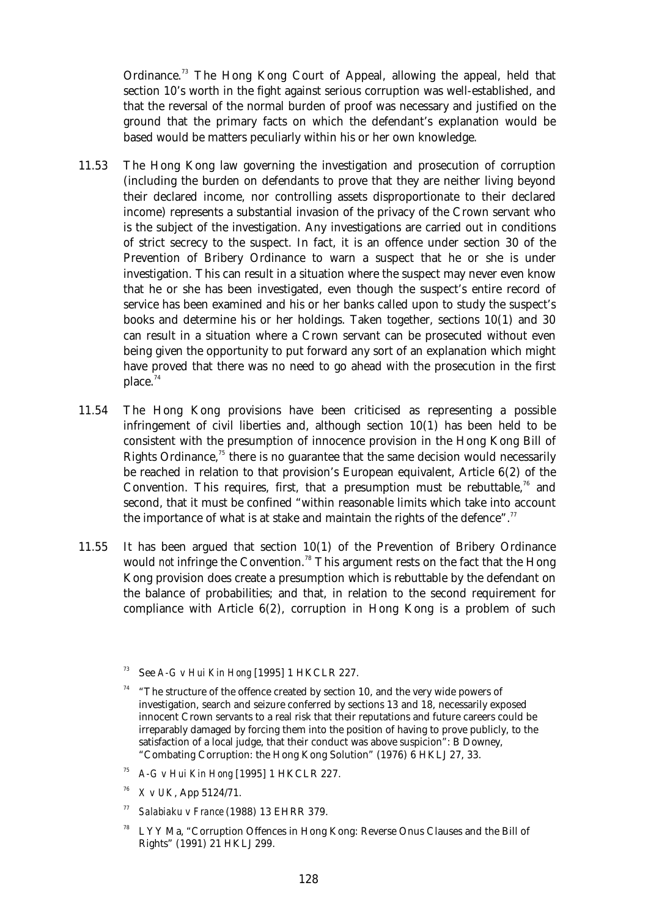Ordinance.[73] The Hong Kong Court of Appeal, allowing the appeal, held that section 10's worth in the fight against serious corruption was well-established, and that the reversal of the normal burden of proof was necessary and justified on the ground that the primary facts on which the defendant's explanation would be based would be matters peculiarly within his or her own knowledge.

11.53 The Hong Kong law governing the investigation and prosecution of corruption (including the burden on defendants to prove that they are neither living beyond their declared income, nor controlling assets disproportionate to their declared income) represents a substantial invasion of the privacy of the Crown servant who is the subject of the investigation. Any investigations are carried out in conditions of strict secrecy to the suspect. In fact, it is an offence under section 30 of the Prevention of Bribery Ordinance to warn a suspect that he or she is under investigation. This can result in a situation where the suspect may never even know that he or she has been investigated, even though the suspect's entire record of service has been examined and his or her banks called upon to study the suspect's books and determine his or her holdings. Taken together, sections 10(1) and 30 can result in a situation where a Crown servant can be prosecuted without even being given the opportunity to put forward any sort of an explanation which might have proved that there was no need to go ahead with the prosecution in the first place.[74]

11.54 The Hong Kong provisions have been criticised as representing a possible infringement of civil liberties and, although section 10(1) has been held to be consistent with the presumption of innocence provision in the Hong Kong Bill of Rights Ordinance,[75] there is no guarantee that the same decision would necessarily be reached in relation to that provision's European equivalent, Article 6(2) of the Convention. This requires, first, that a presumption must be rebuttable,[76] and second, that it must be confined "within reasonable limits which take into account the importance of what is at stake and maintain the rights of the defence".[77]

11.55 It has been argued that section 10(1) of the Prevention of Bribery Ordinance would *not* infringe the Convention.[78] This argument rests on the fact that the Hong Kong provision does create a presumption which is rebuttable by the defendant on the balance of probabilities; and that, in relation to the second requirement for compliance with Article 6(2), corruption in Hong Kong is a problem of such

---

[73] See *A-G v Hui Kin Hong* [1995] 1 HKCLR 227.

[74] "The structure of the offence created by section 10, and the very wide powers of investigation, search and seizure conferred by sections 13 and 18, necessarily exposed innocent Crown servants to a real risk that their reputations and future careers could be irreparably damaged by forcing them into the position of having to prove publicly, to the satisfaction of a local judge, that their conduct was above suspicion": B Downey, "Combating Corruption: the Hong Kong Solution" (1976) 6 HKLJ 27, 33.

[75] *A-G v Hui Kin Hong* [1995] 1 HKCLR 227.

[76] *X v UK*, App 5124/71.

[77] *Salabiaku v France* (1988) 13 EHRR 379.

[78] L Y Y Ma, "Corruption Offences in Hong Kong: Reverse Onus Clauses and the Bill of Rights" (1991) 21 HKLJ 299.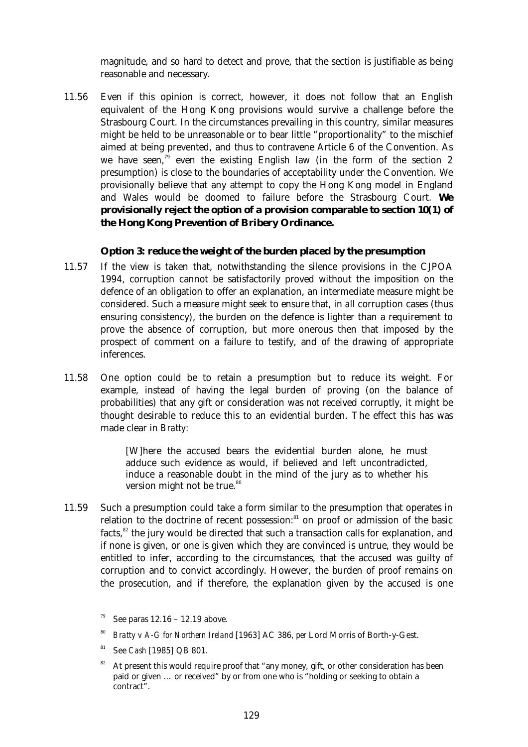magnitude, and so hard to detect and prove, that the section is justifiable as being reasonable and necessary.

11.56 Even if this opinion is correct, however, it does not follow that an English equivalent of the Hong Kong provisions would survive a challenge before the Strasbourg Court. In the circumstances prevailing in this country, similar measures might be held to be unreasonable or to bear little "proportionality" to the mischief aimed at being prevented, and thus to contravene Article 6 of the Convention. As we have seen,[79] even the existing English law (in the form of the section 2 presumption) is close to the boundaries of acceptability under the Convention. We provisionally believe that any attempt to copy the Hong Kong model in England and Wales would be doomed to failure before the Strasbourg Court. **We provisionally reject the option of a provision comparable to section 10(1) of the Hong Kong Prevention of Bribery Ordinance.**

### Option 3: reduce the weight of the burden placed by the presumption

11.57 If the view is taken that, notwithstanding the silence provisions in the CJPOA 1994, corruption cannot be satisfactorily proved without the imposition on the defence of an obligation to offer an explanation, an intermediate measure might be considered. Such a measure might seek to ensure that, in *all* corruption cases (thus ensuring consistency), the burden on the defence is lighter than a requirement to prove the absence of corruption, but more onerous then that imposed by the prospect of comment on a failure to testify, and of the drawing of appropriate inferences.

11.58 One option could be to retain a presumption but to reduce its weight. For example, instead of having the legal burden of proving (on the balance of probabilities) that any gift or consideration was *not* received corruptly, it might be thought desirable to reduce this to an evidential burden. The effect this has was made clear in *Bratty*:

> [W]here the accused bears the evidential burden alone, he must adduce such evidence as would, if believed and left uncontradicted, induce a reasonable doubt in the mind of the jury as to whether his version might not be true.[80]

11.59 Such a presumption could take a form similar to the presumption that operates in relation to the doctrine of recent possession:[81] on proof or admission of the basic facts,[82] the jury would be directed that such a transaction calls for explanation, and if none is given, or one is given which they are convinced is untrue, they would be entitled to infer, according to the circumstances, that the accused was guilty of corruption and to convict accordingly. However, the burden of proof remains on the prosecution, and if therefore, the explanation given by the accused is one

---

[79] See paras 12.16 – 12.19 above.

[80] *Bratty v A-G for Northern Ireland* [1963] AC 386, *per* Lord Morris of Borth-y-Gest.

[81] See *Cash* [1985] QB 801.

[82] At present this would require proof that "any money, gift, or other consideration has been paid or given … or received" by or from one who is "holding or seeking to obtain a contract".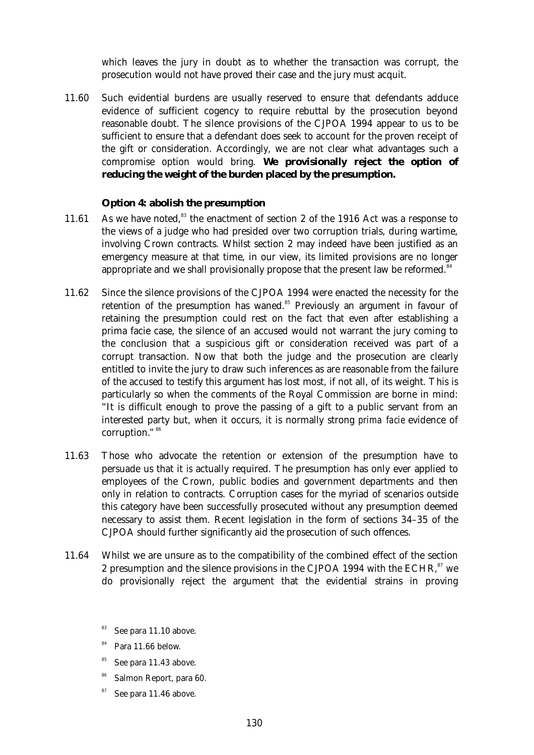which leaves the jury in doubt as to whether the transaction was corrupt, the prosecution would not have proved their case and the jury must acquit.

11.60 Such evidential burdens are usually reserved to ensure that defendants adduce evidence of sufficient cogency to require rebuttal by the prosecution beyond reasonable doubt. The silence provisions of the CJPOA 1994 appear to us to be sufficient to ensure that a defendant does seek to account for the proven receipt of the gift or consideration. Accordingly, we are not clear what advantages such a compromise option would bring. **We provisionally reject the option of reducing the weight of the burden placed by the presumption.**

### Option 4: abolish the presumption

11.61 As we have noted,[83] the enactment of section 2 of the 1916 Act was a response to the views of a judge who had presided over two corruption trials, during wartime, involving Crown contracts. Whilst section 2 may indeed have been justified as an emergency measure at that time, in our view, its limited provisions are no longer appropriate and we shall provisionally propose that the present law be reformed.[84]

11.62 Since the silence provisions of the CJPOA 1994 were enacted the necessity for the retention of the presumption has waned.[85] Previously an argument in favour of retaining the presumption could rest on the fact that even after establishing a prima facie case, the silence of an accused would not warrant the jury coming to the conclusion that a suspicious gift or consideration received was part of a corrupt transaction. Now that both the judge and the prosecution are clearly entitled to invite the jury to draw such inferences as are reasonable from the failure of the accused to testify this argument has lost most, if not all, of its weight. This is particularly so when the comments of the Royal Commission are borne in mind: "It is difficult enough to prove the passing of a gift to a public servant from an interested party but, when it occurs, it is normally strong *prima facie* evidence of corruption."[86]

11.63 Those who advocate the retention or extension of the presumption have to persuade us that it *is* actually required. The presumption has only ever applied to employees of the Crown, public bodies and government departments and then only in relation to contracts. Corruption cases for the myriad of scenarios outside this category have been successfully prosecuted without any presumption deemed necessary to assist them. Recent legislation in the form of sections 34–35 of the CJPOA should further significantly aid the prosecution of such offences.

11.64 Whilst we are unsure as to the compatibility of the combined effect of the section 2 presumption and the silence provisions in the CJPOA 1994 with the ECHR,[87] we do provisionally reject the argument that the evidential strains in proving

[83] See para 11.10 above.

[84] Para 11.66 below.

[85] See para 11.43 above.

[86] Salmon Report, para 60.

[87] See para 11.46 above.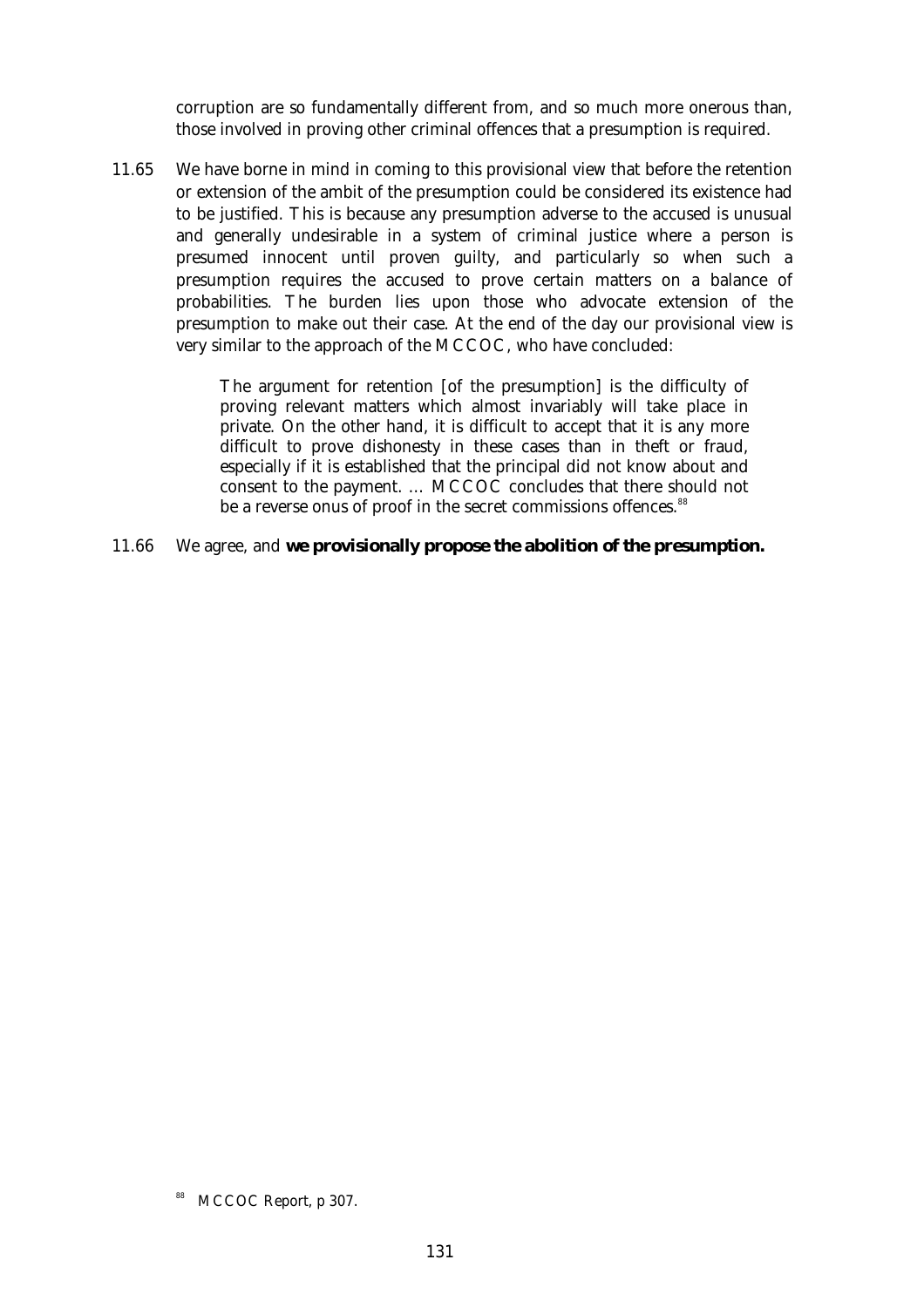corruption are so fundamentally different from, and so much more onerous than, those involved in proving other criminal offences that a presumption is required.

11.65 We have borne in mind in coming to this provisional view that before the retention or extension of the ambit of the presumption could be considered its existence had to be justified. This is because any presumption adverse to the accused is unusual and generally undesirable in a system of criminal justice where a person is presumed innocent until proven guilty, and particularly so when such a presumption requires the accused to prove certain matters on a balance of probabilities. The burden lies upon those who advocate extension of the presumption to make out their case. At the end of the day our provisional view is very similar to the approach of the MCCOC, who have concluded:

> The argument for retention [of the presumption] is the difficulty of proving relevant matters which almost invariably will take place in private. On the other hand, it is difficult to accept that it is any more difficult to prove dishonesty in these cases than in theft or fraud, especially if it is established that the principal did not know about and consent to the payment. ... MCCOC concludes that there should not be a reverse onus of proof in the secret commissions offences.[88]

11.66 We agree, and **we provisionally propose the abolition of the presumption.**

[88] MCCOC Report, p 307.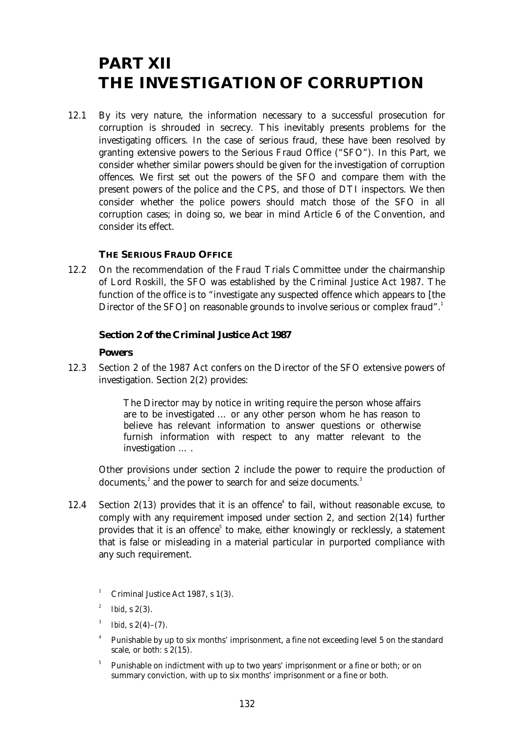# PART XII
# THE INVESTIGATION OF CORRUPTION

12.1 By its very nature, the information necessary to a successful prosecution for corruption is shrouded in secrecy. This inevitably presents problems for the investigating officers. In the case of serious fraud, these have been resolved by granting extensive powers to the Serious Fraud Office ("SFO"). In this Part, we consider whether similar powers should be given for the investigation of corruption offences. We first set out the powers of the SFO and compare them with the present powers of the police and the CPS, and those of DTI inspectors. We then consider whether the police powers should match those of the SFO in all corruption cases; in doing so, we bear in mind Article 6 of the Convention, and consider its effect.

## THE SERIOUS FRAUD OFFICE

12.2 On the recommendation of the Fraud Trials Committee under the chairmanship of Lord Roskill, the SFO was established by the Criminal Justice Act 1987. The function of the office is to "investigate any suspected offence which appears to [the Director of the SFO] on reasonable grounds to involve serious or complex fraud".[1]

### Section 2 of the Criminal Justice Act 1987

#### Powers

12.3 Section 2 of the 1987 Act confers on the Director of the SFO extensive powers of investigation. Section 2(2) provides:

> The Director may by notice in writing require the person whose affairs are to be investigated … or any other person whom he has reason to believe has relevant information to answer questions or otherwise furnish information with respect to any matter relevant to the investigation … .

Other provisions under section 2 include the power to require the production of documents,[2] and the power to search for and seize documents.[3]

12.4 Section 2(13) provides that it is an offence[4] to fail, without reasonable excuse, to comply with any requirement imposed under section 2, and section 2(14) further provides that it is an offence[5] to make, either knowingly or recklessly, a statement that is false or misleading in a material particular in purported compliance with any such requirement.

[1] Criminal Justice Act 1987, s 1(3).

[2] *Ibid*, s 2(3).

[3] *Ibid*, s 2(4)–(7).

[4] Punishable by up to six months' imprisonment, a fine not exceeding level 5 on the standard scale, or both: s 2(15).

[5] Punishable on indictment with up to two years' imprisonment or a fine or both; or on summary conviction, with up to six months' imprisonment or a fine or both.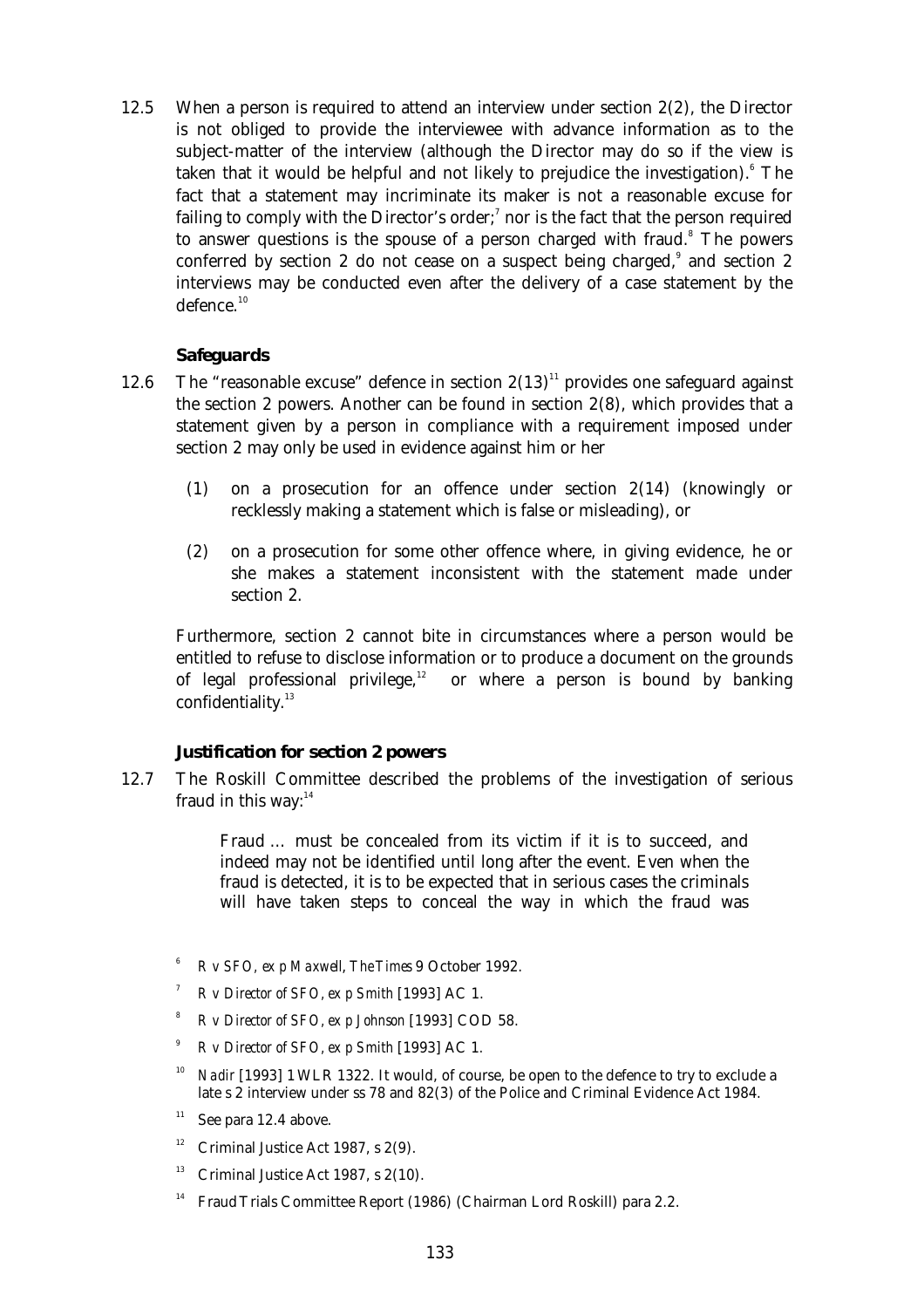12.5 When a person is required to attend an interview under section 2(2), the Director is not obliged to provide the interviewee with advance information as to the subject-matter of the interview (although the Director may do so if the view is taken that it would be helpful and not likely to prejudice the investigation).[6] The fact that a statement may incriminate its maker is not a reasonable excuse for failing to comply with the Director's order;[7] nor is the fact that the person required to answer questions is the spouse of a person charged with fraud.[8] The powers conferred by section 2 do not cease on a suspect being charged,[9] and section 2 interviews may be conducted even after the delivery of a case statement by the defence.[10]

### Safeguards

12.6 The "reasonable excuse" defence in section 2(13)[11] provides one safeguard against the section 2 powers. Another can be found in section 2(8), which provides that a statement given by a person in compliance with a requirement imposed under section 2 may only be used in evidence against him or her

(1) on a prosecution for an offence under section 2(14) (knowingly or recklessly making a statement which is false or misleading), or

(2) on a prosecution for some other offence where, in giving evidence, he or she makes a statement inconsistent with the statement made under section 2.

Furthermore, section 2 cannot bite in circumstances where a person would be entitled to refuse to disclose information or to produce a document on the grounds of legal professional privilege,[12] or where a person is bound by banking confidentiality.[13]

### Justification for section 2 powers

12.7 The Roskill Committee described the problems of the investigation of serious fraud in this way:[14]

> Fraud … must be concealed from its victim if it is to succeed, and indeed may not be identified until long after the event. Even when the fraud is detected, it is to be expected that in serious cases the criminals will have taken steps to conceal the way in which the fraud was

---

[6] *R v SFO, ex p Maxwell*, *The Times* 9 October 1992.

[7] *R v Director of SFO, ex p Smith* [1993] AC 1.

[8] *R v Director of SFO, ex p Johnson* [1993] COD 58.

[9] *R v Director of SFO, ex p Smith* [1993] AC 1.

[10] *Nadir* [1993] 1 WLR 1322. It would, of course, be open to the defence to try to exclude a late s 2 interview under ss 78 and 82(3) of the Police and Criminal Evidence Act 1984.

[11] See para 12.4 above.

[12] Criminal Justice Act 1987, s 2(9).

[13] Criminal Justice Act 1987, s 2(10).

[14] Fraud Trials Committee Report (1986) (Chairman Lord Roskill) para 2.2.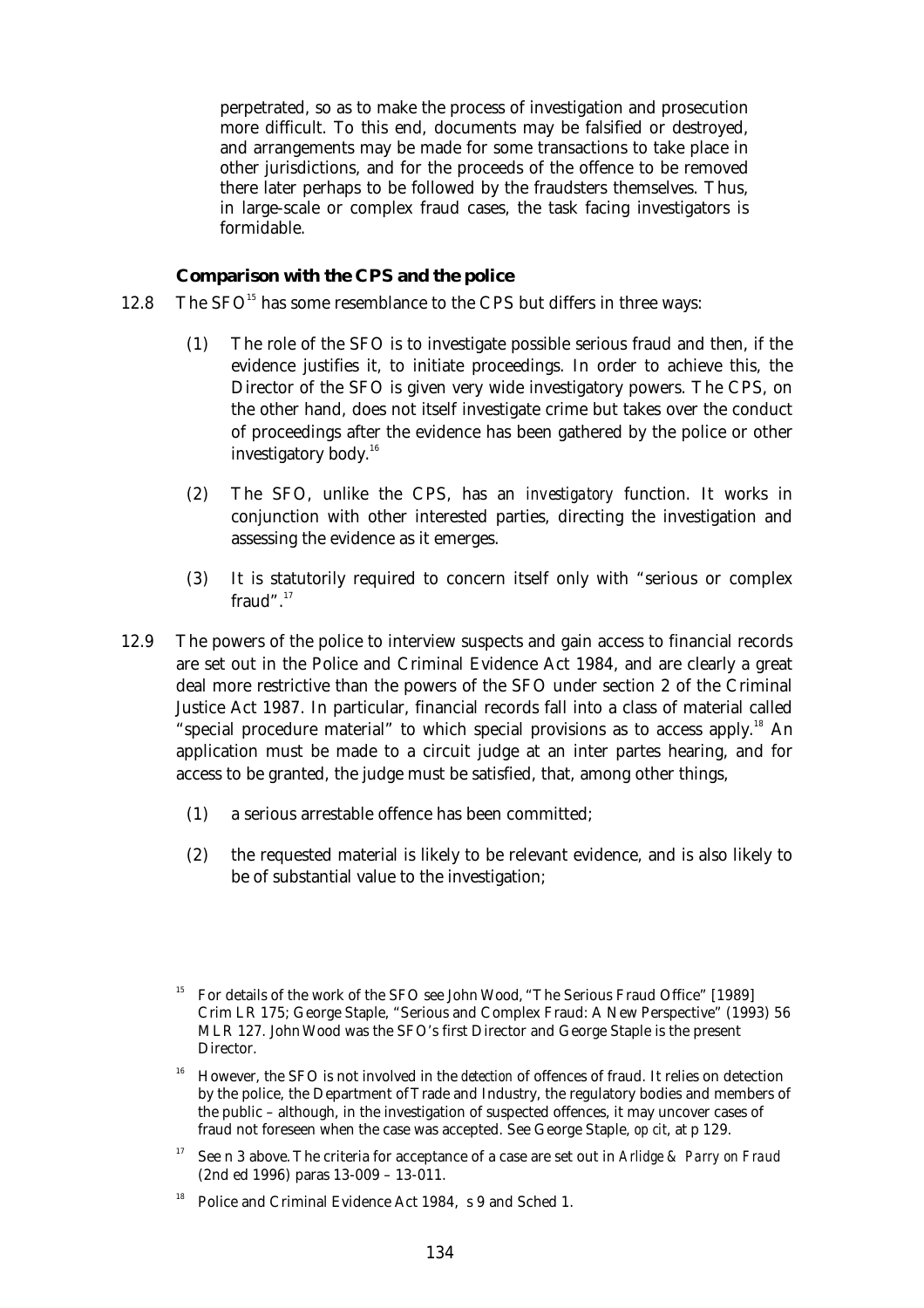perpetrated, so as to make the process of investigation and prosecution more difficult. To this end, documents may be falsified or destroyed, and arrangements may be made for some transactions to take place in other jurisdictions, and for the proceeds of the offence to be removed there later perhaps to be followed by the fraudsters themselves. Thus, in large-scale or complex fraud cases, the task facing investigators is formidable.

### Comparison with the CPS and the police

12.8 The SFO[15] has some resemblance to the CPS but differs in three ways:

(1) The role of the SFO is to investigate possible serious fraud and then, if the evidence justifies it, to initiate proceedings. In order to achieve this, the Director of the SFO is given very wide investigatory powers. The CPS, on the other hand, does not itself investigate crime but takes over the conduct of proceedings after the evidence has been gathered by the police or other investigatory body.[16]

(2) The SFO, unlike the CPS, has an *investigatory* function. It works in conjunction with other interested parties, directing the investigation and assessing the evidence as it emerges.

(3) It is statutorily required to concern itself only with "serious or complex fraud".[17]

12.9 The powers of the police to interview suspects and gain access to financial records are set out in the Police and Criminal Evidence Act 1984, and are clearly a great deal more restrictive than the powers of the SFO under section 2 of the Criminal Justice Act 1987. In particular, financial records fall into a class of material called "special procedure material" to which special provisions as to access apply.[18] An application must be made to a circuit judge at an inter partes hearing, and for access to be granted, the judge must be satisfied, that, among other things,

(1) a serious arrestable offence has been committed;

(2) the requested material is likely to be relevant evidence, and is also likely to be of substantial value to the investigation;

---

[15] For details of the work of the SFO see John Wood, "The Serious Fraud Office" [1989] Crim LR 175; George Staple, "Serious and Complex Fraud: A New Perspective" (1993) 56 MLR 127. John Wood was the SFO's first Director and George Staple is the present Director.

[16] However, the SFO is not involved in the *detection* of offences of fraud. It relies on detection by the police, the Department of Trade and Industry, the regulatory bodies and members of the public – although, in the investigation of suspected offences, it may uncover cases of fraud not foreseen when the case was accepted. See George Staple, *op cit*, at p 129.

[17] See n 3 above. The criteria for acceptance of a case are set out in *Arlidge & Parry on Fraud* (2nd ed 1996) paras 13-009 – 13-011.

[18] Police and Criminal Evidence Act 1984, s 9 and Sched 1.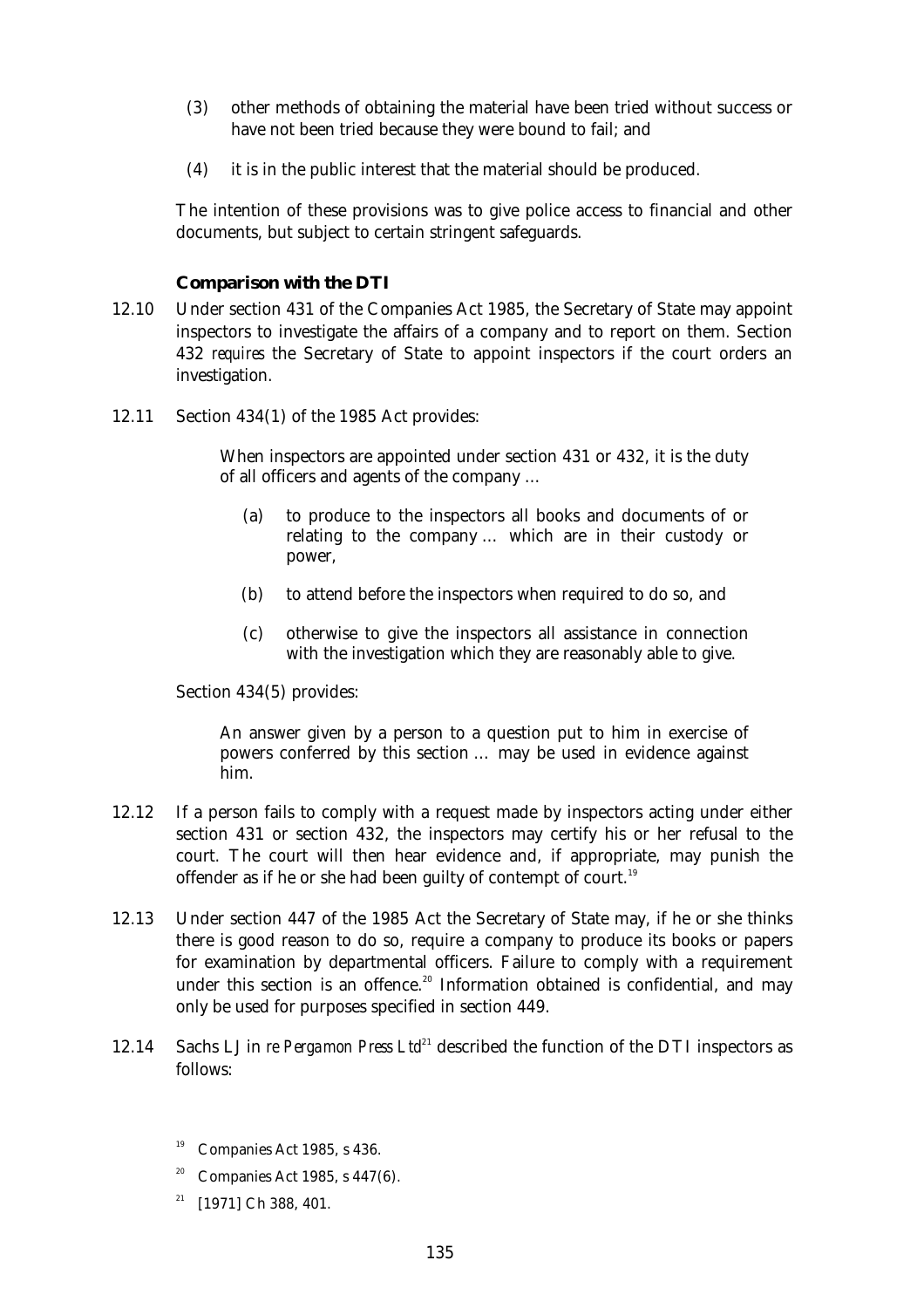(3) other methods of obtaining the material have been tried without success or have not been tried because they were bound to fail; and

(4) it is in the public interest that the material should be produced.

The intention of these provisions was to give police access to financial and other documents, but subject to certain stringent safeguards.

### Comparison with the DTI

12.10 Under section 431 of the Companies Act 1985, the Secretary of State may appoint inspectors to investigate the affairs of a company and to report on them. Section 432 *requires* the Secretary of State to appoint inspectors if the court orders an investigation.

12.11 Section 434(1) of the 1985 Act provides:

> When inspectors are appointed under section 431 or 432, it is the duty of all officers and agents of the company …
>
> (a) to produce to the inspectors all books and documents of or relating to the company … which are in their custody or power,
>
> (b) to attend before the inspectors when required to do so, and
>
> (c) otherwise to give the inspectors all assistance in connection with the investigation which they are reasonably able to give.

Section 434(5) provides:

> An answer given by a person to a question put to him in exercise of powers conferred by this section … may be used in evidence against him.

12.12 If a person fails to comply with a request made by inspectors acting under either section 431 or section 432, the inspectors may certify his or her refusal to the court. The court will then hear evidence and, if appropriate, may punish the offender as if he or she had been guilty of contempt of court.[19]

12.13 Under section 447 of the 1985 Act the Secretary of State may, if he or she thinks there is good reason to do so, require a company to produce its books or papers for examination by departmental officers. Failure to comply with a requirement under this section is an offence.[20] Information obtained is confidential, and may only be used for purposes specified in section 449.

12.14 Sachs LJ in *re Pergamon Press Ltd*[21] described the function of the DTI inspectors as follows:

[19] Companies Act 1985, s 436.

[20] Companies Act 1985, s 447(6).

[21] [1971] Ch 388, 401.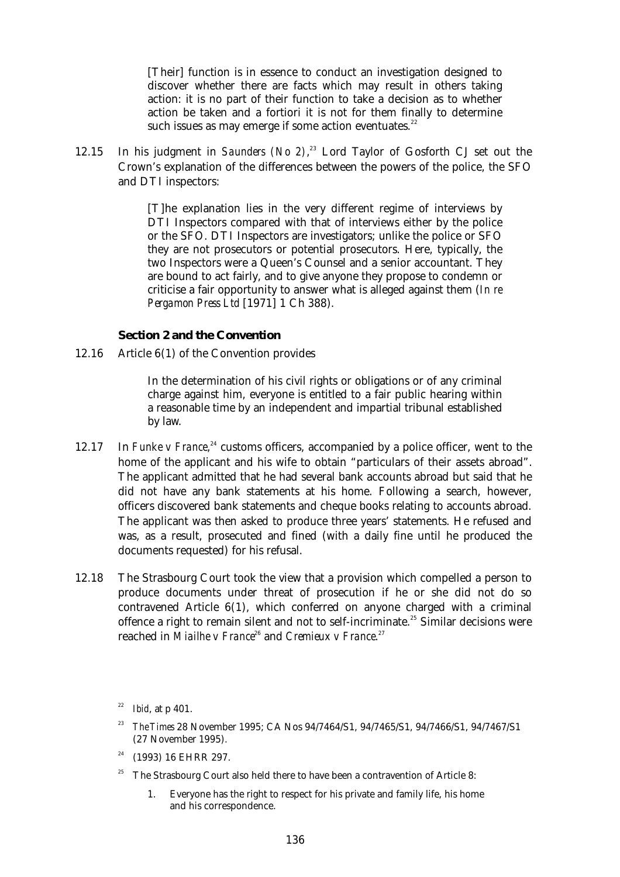> [Their] function is in essence to conduct an investigation designed to discover whether there are facts which may result in others taking action: it is no part of their function to take a decision as to whether action be taken and a fortiori it is not for them finally to determine such issues as may emerge if some action eventuates.[22]

12.15 In his judgment in *Saunders (No 2)*,[23] Lord Taylor of Gosforth CJ set out the Crown's explanation of the differences between the powers of the police, the SFO and DTI inspectors:

> [T]he explanation lies in the very different regime of interviews by DTI Inspectors compared with that of interviews either by the police or the SFO. DTI Inspectors are investigators; unlike the police or SFO they are not prosecutors or potential prosecutors. Here, typically, the two Inspectors were a Queen's Counsel and a senior accountant. They are bound to act fairly, and to give anyone they propose to condemn or criticise a fair opportunity to answer what is alleged against them (*In re Pergamon Press Ltd* [1971] 1 Ch 388).

### Section 2 and the Convention

12.16 Article 6(1) of the Convention provides

> In the determination of his civil rights or obligations or of any criminal charge against him, everyone is entitled to a fair public hearing within a reasonable time by an independent and impartial tribunal established by law.

12.17 In *Funke v France*,[24] customs officers, accompanied by a police officer, went to the home of the applicant and his wife to obtain "particulars of their assets abroad". The applicant admitted that he had several bank accounts abroad but said that he did not have any bank statements at his home. Following a search, however, officers discovered bank statements and cheque books relating to accounts abroad. The applicant was then asked to produce three years' statements. He refused and was, as a result, prosecuted and fined (with a daily fine until he produced the documents requested) for his refusal.

12.18 The Strasbourg Court took the view that a provision which compelled a person to produce documents under threat of prosecution if he or she did not do so contravened Article 6(1), which conferred on anyone charged with a criminal offence a right to remain silent and not to self-incriminate.[25] Similar decisions were reached in *Miailhe v France*[26] and *Cremieux v France*.[27]

---

[22] *Ibid*, at p 401.

[23] *The Times* 28 November 1995; CA Nos 94/7464/S1, 94/7465/S1, 94/7466/S1, 94/7467/S1 (27 November 1995).

[24] (1993) 16 EHRR 297.

[25] The Strasbourg Court also held there to have been a contravention of Article 8:

> 1. Everyone has the right to respect for his private and family life, his home and his correspondence.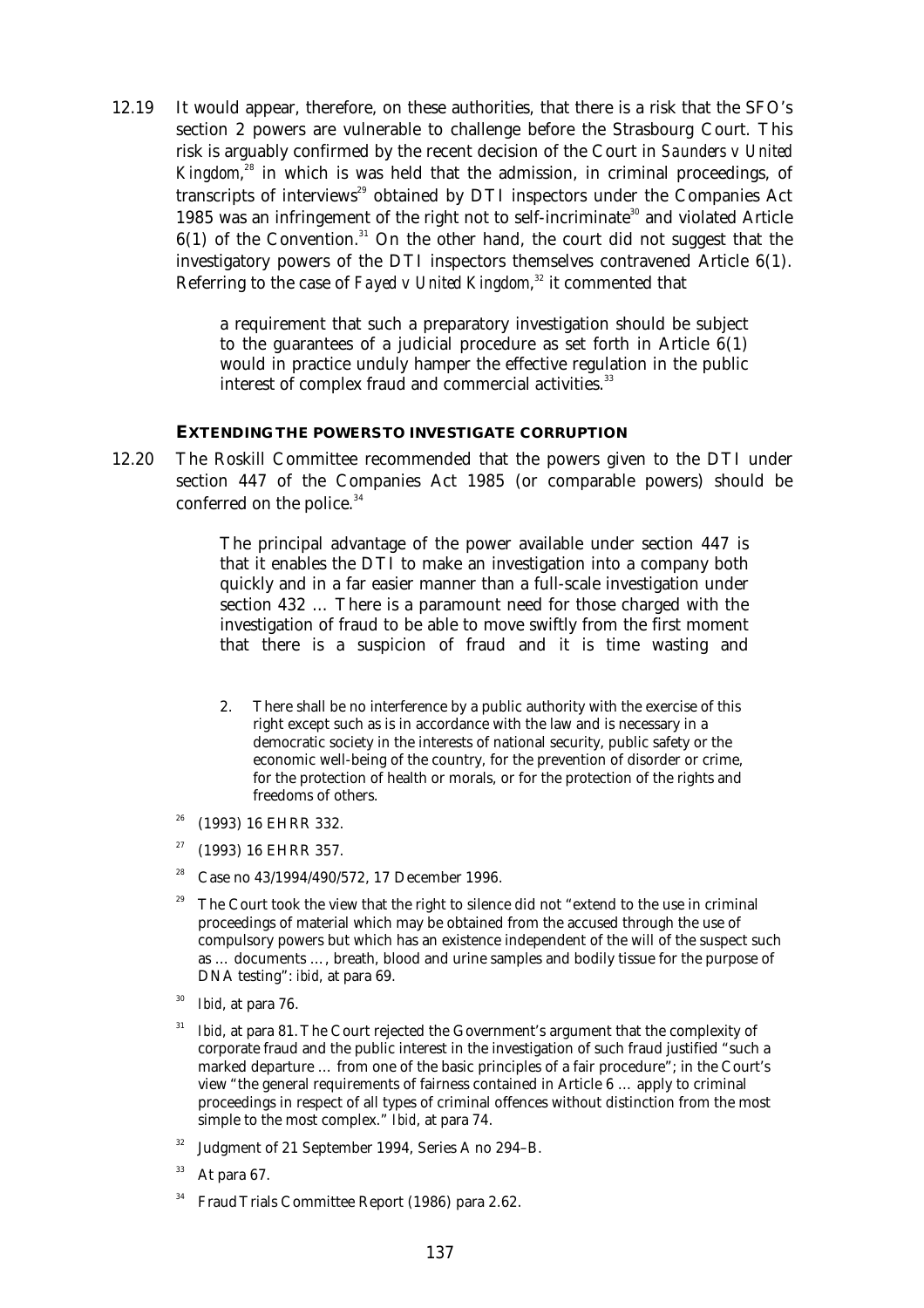12.19 It would appear, therefore, on these authorities, that there is a risk that the SFO's section 2 powers are vulnerable to challenge before the Strasbourg Court. This risk is arguably confirmed by the recent decision of the Court in *Saunders v United Kingdom*,[28] in which is was held that the admission, in criminal proceedings, of transcripts of interviews[29] obtained by DTI inspectors under the Companies Act 1985 was an infringement of the right not to self-incriminate[30] and violated Article 6(1) of the Convention.[31] On the other hand, the court did not suggest that the investigatory powers of the DTI inspectors themselves contravened Article 6(1). Referring to the case of *Fayed v United Kingdom*,[32] it commented that

> a requirement that such a preparatory investigation should be subject to the guarantees of a judicial procedure as set forth in Article 6(1) would in practice unduly hamper the effective regulation in the public interest of complex fraud and commercial activities.[33]

### EXTENDING THE POWERS TO INVESTIGATE CORRUPTION

12.20 The Roskill Committee recommended that the powers given to the DTI under section 447 of the Companies Act 1985 (or comparable powers) should be conferred on the police.[34]

> The principal advantage of the power available under section 447 is that it enables the DTI to make an investigation into a company both quickly and in a far easier manner than a full-scale investigation under section 432 … There is a paramount need for those charged with the investigation of fraud to be able to move swiftly from the first moment that there is a suspicion of fraud and it is time wasting and

> 2. There shall be no interference by a public authority with the exercise of this right except such as is in accordance with the law and is necessary in a democratic society in the interests of national security, public safety or the economic well-being of the country, for the prevention of disorder or crime, for the protection of health or morals, or for the protection of the rights and freedoms of others.

[26] (1993) 16 EHRR 332.

[27] (1993) 16 EHRR 357.

[28] Case no 43/1994/490/572, 17 December 1996.

[29] The Court took the view that the right to silence did not "extend to the use in criminal proceedings of material which may be obtained from the accused through the use of compulsory powers but which has an existence independent of the will of the suspect such as … documents …, breath, blood and urine samples and bodily tissue for the purpose of DNA testing": *ibid*, at para 69.

[30] *Ibid*, at para 76.

[31] *Ibid*, at para 81. The Court rejected the Government's argument that the complexity of corporate fraud and the public interest in the investigation of such fraud justified "such a marked departure … from one of the basic principles of a fair procedure"; in the Court's view "the general requirements of fairness contained in Article 6 … apply to criminal proceedings in respect of all types of criminal offences without distinction from the most simple to the most complex." *Ibid*, at para 74.

[32] Judgment of 21 September 1994, Series A no 294–B.

[33] At para 67.

[34] Fraud Trials Committee Report (1986) para 2.62.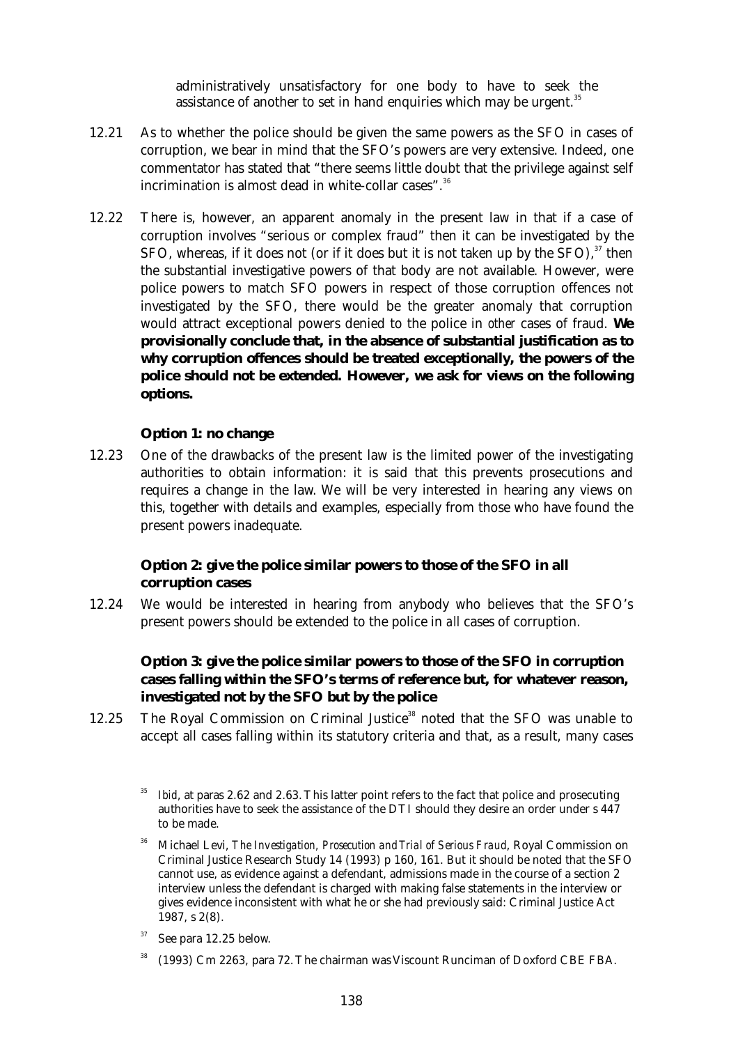administratively unsatisfactory for one body to have to seek the assistance of another to set in hand enquiries which may be urgent.[35]

12.21 As to whether the police should be given the same powers as the SFO in cases of corruption, we bear in mind that the SFO's powers are very extensive. Indeed, one commentator has stated that "there seems little doubt that the privilege against self incrimination is almost dead in white-collar cases".[36]

12.22 There is, however, an apparent anomaly in the present law in that if a case of corruption involves "serious or complex fraud" then it can be investigated by the SFO, whereas, if it does not (or if it does but it is not taken up by the SFO),[37] then the substantial investigative powers of that body are not available. However, were police powers to match SFO powers in respect of those corruption offences *not* investigated by the SFO, there would be the greater anomaly that corruption would attract exceptional powers denied to the police in *other* cases of fraud. **We provisionally conclude that, in the absence of substantial justification as to why corruption offences should be treated exceptionally, the powers of the police should not be extended. However, we ask for views on the following options.**

**Option 1: no change**

12.23 One of the drawbacks of the present law is the limited power of the investigating authorities to obtain information: it is said that this prevents prosecutions and requires a change in the law. We will be very interested in hearing any views on this, together with details and examples, especially from those who have found the present powers inadequate.

**Option 2: give the police similar powers to those of the SFO in all corruption cases**

12.24 We would be interested in hearing from anybody who believes that the SFO's present powers should be extended to the police in *all* cases of corruption.

**Option 3: give the police similar powers to those of the SFO in corruption cases falling within the SFO's terms of reference but, for whatever reason, investigated not by the SFO but by the police**

12.25 The Royal Commission on Criminal Justice[38] noted that the SFO was unable to accept all cases falling within its statutory criteria and that, as a result, many cases

---

[35] *Ibid*, at paras 2.62 and 2.63. This latter point refers to the fact that police and prosecuting authorities have to seek the assistance of the DTI should they desire an order under s 447 to be made.

[36] Michael Levi, *The Investigation, Prosecution and Trial of Serious Fraud*, Royal Commission on Criminal Justice Research Study 14 (1993) p 160, 161. But it should be noted that the SFO cannot use, as evidence against a defendant, admissions made in the course of a section 2 interview unless the defendant is charged with making false statements in the interview or gives evidence inconsistent with what he or she had previously said: Criminal Justice Act 1987, s 2(8).

[37] See para 12.25 below.

[38] (1993) Cm 2263, para 72. The chairman was Viscount Runciman of Doxford CBE FBA.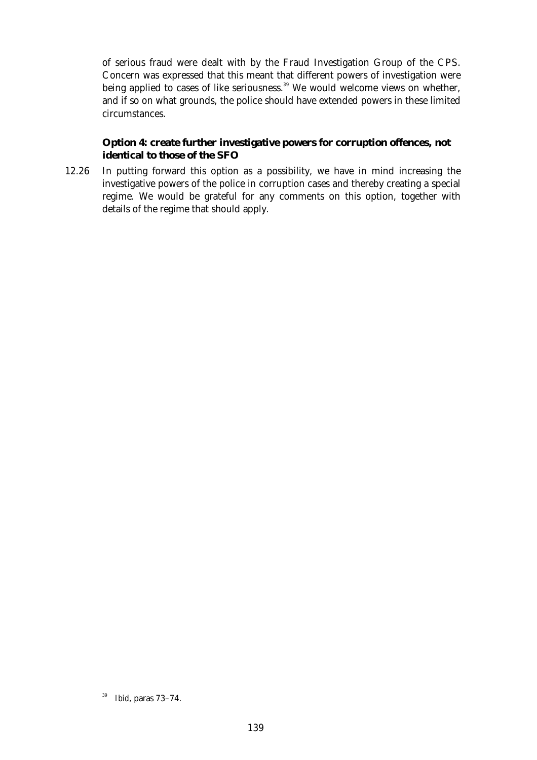of serious fraud were dealt with by the Fraud Investigation Group of the CPS. Concern was expressed that this meant that different powers of investigation were being applied to cases of like seriousness.[39] We would welcome views on whether, and if so on what grounds, the police should have extended powers in these limited circumstances.

**Option 4: create further investigative powers for corruption offences, not identical to those of the SFO**

12.26 In putting forward this option as a possibility, we have in mind increasing the investigative powers of the police in corruption cases and thereby creating a special regime. We would be grateful for any comments on this option, together with details of the regime that should apply.

[39] *Ibid*, paras 73–74.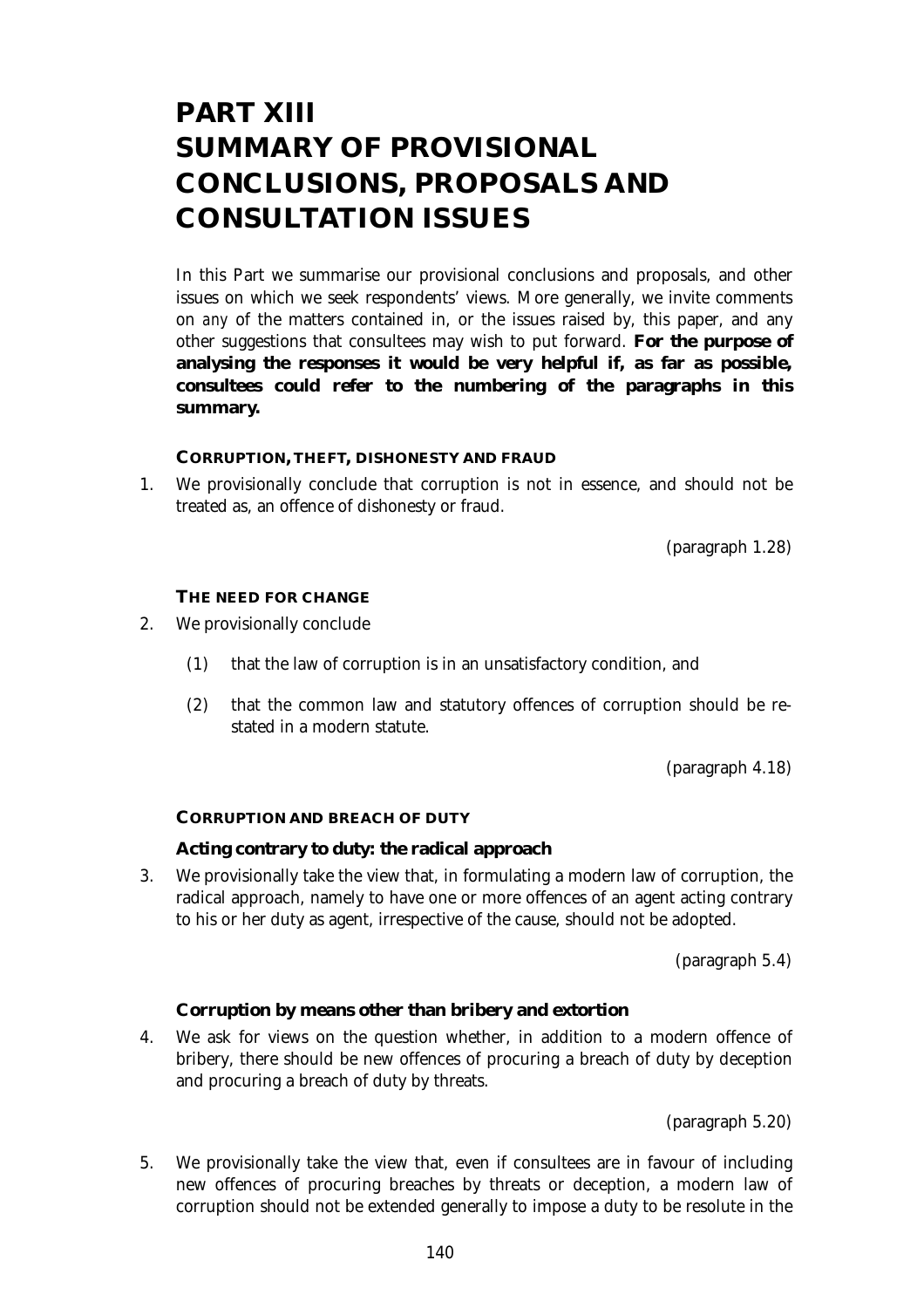# PART XIII SUMMARY OF PROVISIONAL CONCLUSIONS, PROPOSALS AND CONSULTATION ISSUES

In this Part we summarise our provisional conclusions and proposals, and other issues on which we seek respondents' views. More generally, we invite comments on *any* of the matters contained in, or the issues raised by, this paper, and any other suggestions that consultees may wish to put forward. **For the purpose of analysing the responses it would be very helpful if, as far as possible, consultees could refer to the numbering of the paragraphs in this summary.**

### CORRUPTION, THEFT, DISHONESTY AND FRAUD

1. We provisionally conclude that corruption is not in essence, and should not be treated as, an offence of dishonesty or fraud.

(paragraph 1.28)

### THE NEED FOR CHANGE

2. We provisionally conclude

   (1) that the law of corruption is in an unsatisfactory condition, and

   (2) that the common law and statutory offences of corruption should be re-stated in a modern statute.

(paragraph 4.18)

### CORRUPTION AND BREACH OF DUTY

#### Acting contrary to duty: the radical approach

3. We provisionally take the view that, in formulating a modern law of corruption, the radical approach, namely to have one or more offences of an agent acting contrary to his or her duty as agent, irrespective of the cause, should not be adopted.

(paragraph 5.4)

#### Corruption by means other than bribery and extortion

4. We ask for views on the question whether, in addition to a modern offence of bribery, there should be new offences of procuring a breach of duty by deception and procuring a breach of duty by threats.

(paragraph 5.20)

5. We provisionally take the view that, even if consultees are in favour of including new offences of procuring breaches by threats or deception, a modern law of corruption should not be extended generally to impose a duty to be resolute in the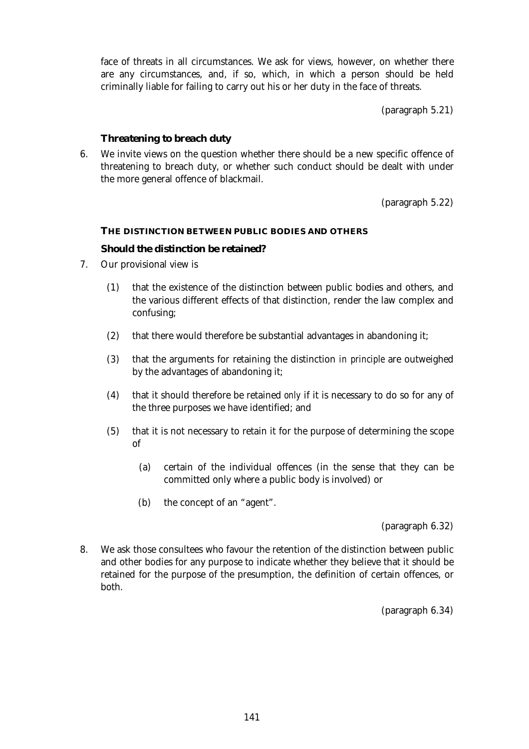face of threats in all circumstances. We ask for views, however, on whether there are any circumstances, and, if so, which, in which a person should be held criminally liable for failing to carry out his or her duty in the face of threats.

(paragraph 5.21)

### Threatening to breach duty

6. We invite views on the question whether there should be a new specific offence of threatening to breach duty, or whether such conduct should be dealt with under the more general offence of blackmail.

(paragraph 5.22)

## THE DISTINCTION BETWEEN PUBLIC BODIES AND OTHERS

### Should the distinction be retained?

7. Our provisional view is

   (1) that the existence of the distinction between public bodies and others, and the various different effects of that distinction, render the law complex and confusing;

   (2) that there would therefore be substantial advantages in abandoning it;

   (3) that the arguments for retaining the distinction *in principle* are outweighed by the advantages of abandoning it;

   (4) that it should therefore be retained *only* if it is necessary to do so for any of the three purposes we have identified; and

   (5) that it is not necessary to retain it for the purpose of determining the scope of

      (a) certain of the individual offences (in the sense that they can be committed only where a public body is involved) or

      (b) the concept of an "agent".

(paragraph 6.32)

8. We ask those consultees who favour the retention of the distinction between public and other bodies for any purpose to indicate whether they believe that it should be retained for the purpose of the presumption, the definition of certain offences, or both.

(paragraph 6.34)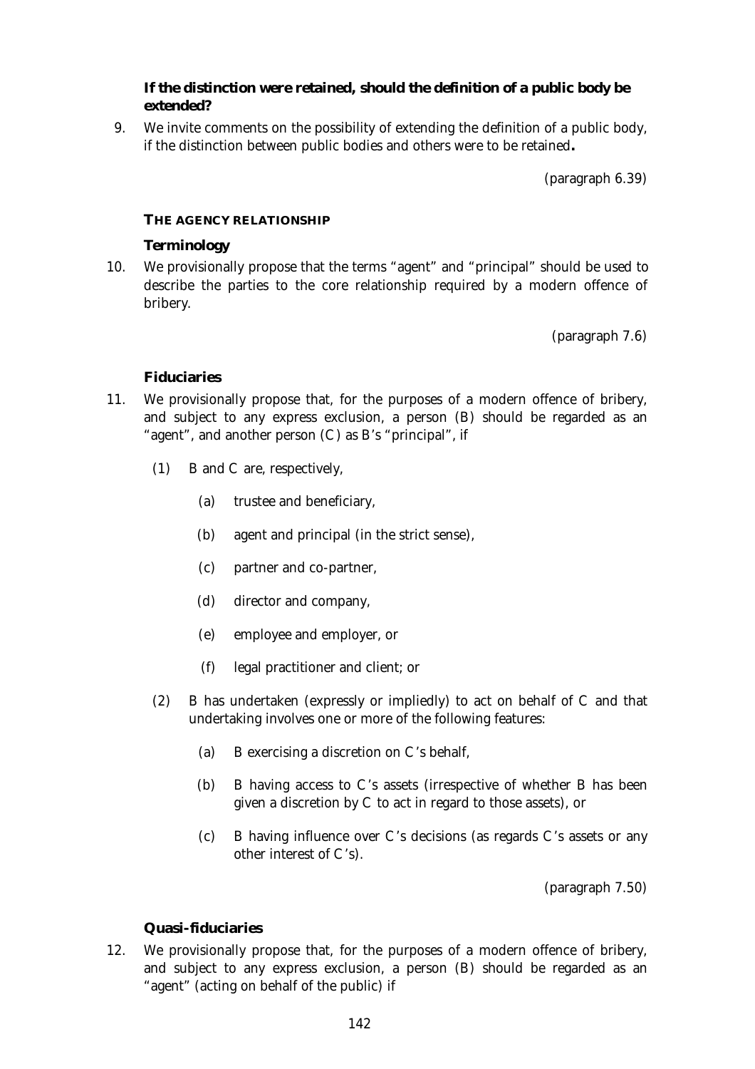**If the distinction were retained, should the definition of a public body be extended?**

9. We invite comments on the possibility of extending the definition of a public body, if the distinction between public bodies and others were to be retained**.**

(paragraph 6.39)

## THE AGENCY RELATIONSHIP

**Terminology**

10. We provisionally propose that the terms "agent" and "principal" should be used to describe the parties to the core relationship required by a modern offence of bribery.

(paragraph 7.6)

**Fiduciaries**

11. We provisionally propose that, for the purposes of a modern offence of bribery, and subject to any express exclusion, a person (B) should be regarded as an "agent", and another person (C) as B's "principal", if

    (1) B and C are, respectively,

        (a) trustee and beneficiary,

        (b) agent and principal (in the strict sense),

        (c) partner and co-partner,

        (d) director and company,

        (e) employee and employer, or

        (f) legal practitioner and client; or

    (2) B has undertaken (expressly or impliedly) to act on behalf of C and that undertaking involves one or more of the following features:

        (a) B exercising a discretion on C's behalf,

        (b) B having access to C's assets (irrespective of whether B has been given a discretion by C to act in regard to those assets), or

        (c) B having influence over C's decisions (as regards C's assets or any other interest of C's).

(paragraph 7.50)

**Quasi-fiduciaries**

12. We provisionally propose that, for the purposes of a modern offence of bribery, and subject to any express exclusion, a person (B) should be regarded as an "agent" (acting on behalf of the public) if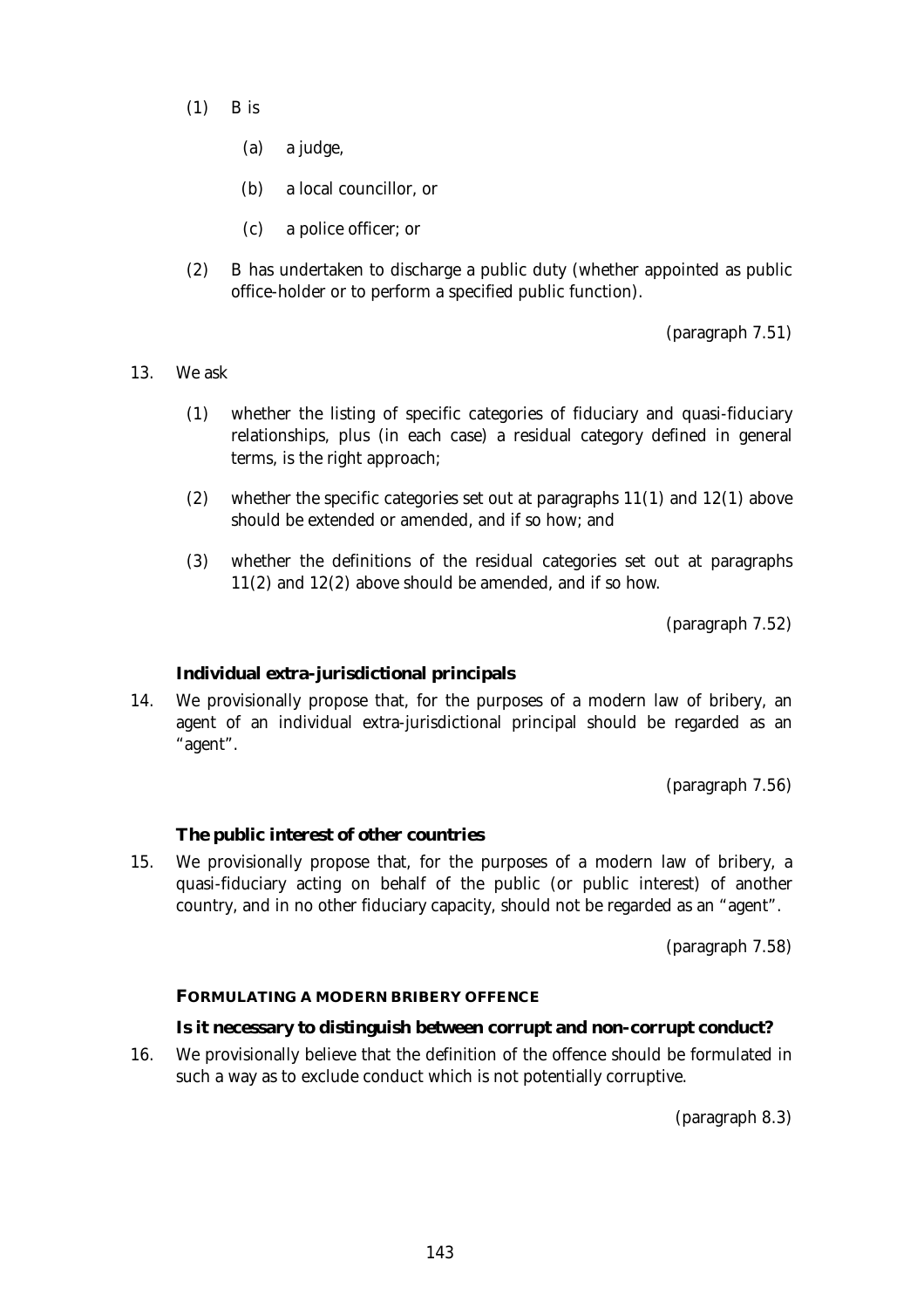(1) B is

   (a) a judge,

   (b) a local councillor, or

   (c) a police officer; or

(2) B has undertaken to discharge a public duty (whether appointed as public office-holder or to perform a specified public function).

(paragraph 7.51)

13. We ask

   (1) whether the listing of specific categories of fiduciary and quasi-fiduciary relationships, plus (in each case) a residual category defined in general terms, is the right approach;

   (2) whether the specific categories set out at paragraphs 11(1) and 12(1) above should be extended or amended, and if so how; and

   (3) whether the definitions of the residual categories set out at paragraphs 11(2) and 12(2) above should be amended, and if so how.

(paragraph 7.52)

### Individual extra-jurisdictional principals

14. We provisionally propose that, for the purposes of a modern law of bribery, an agent of an individual extra-jurisdictional principal should be regarded as an "agent".

(paragraph 7.56)

### The public interest of other countries

15. We provisionally propose that, for the purposes of a modern law of bribery, a quasi-fiduciary acting on behalf of the public (or public interest) of another country, and in no other fiduciary capacity, should not be regarded as an "agent".

(paragraph 7.58)

## FORMULATING A MODERN BRIBERY OFFENCE

### Is it necessary to distinguish between corrupt and non-corrupt conduct?

16. We provisionally believe that the definition of the offence should be formulated in such a way as to exclude conduct which is not potentially corruptive.

(paragraph 8.3)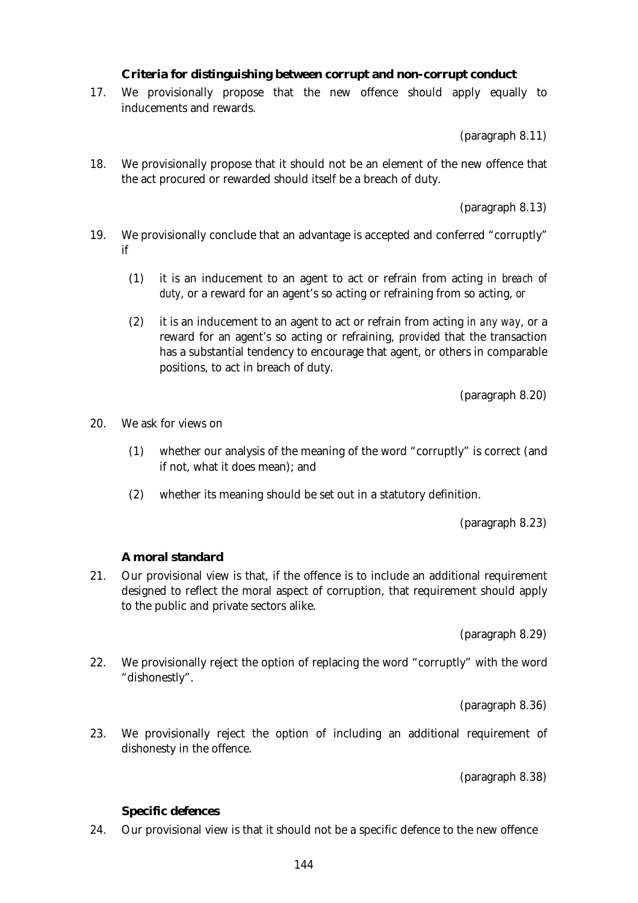### Criteria for distinguishing between corrupt and non-corrupt conduct

17. We provisionally propose that the new offence should apply equally to inducements and rewards.

(paragraph 8.11)

18. We provisionally propose that it should not be an element of the new offence that the act procured or rewarded should itself be a breach of duty.

(paragraph 8.13)

19. We provisionally conclude that an advantage is accepted and conferred "corruptly" if

    (1) it is an inducement to an agent to act or refrain from acting *in breach of duty*, or a reward for an agent's so acting or refraining from so acting, *or*

    (2) it is an inducement to an agent to act or refrain from acting *in any way*, or a reward for an agent's so acting or refraining, *provided* that the transaction has a substantial tendency to encourage that agent, or others in comparable positions, to act in breach of duty.

(paragraph 8.20)

20. We ask for views on

    (1) whether our analysis of the meaning of the word "corruptly" is correct (and if not, what it does mean); and

    (2) whether its meaning should be set out in a statutory definition.

(paragraph 8.23)

### A moral standard

21. Our provisional view is that, if the offence is to include an additional requirement designed to reflect the moral aspect of corruption, that requirement should apply to the public and private sectors alike.

(paragraph 8.29)

22. We provisionally reject the option of replacing the word "corruptly" with the word "dishonestly".

(paragraph 8.36)

23. We provisionally reject the option of including an additional requirement of dishonesty in the offence.

(paragraph 8.38)

### Specific defences

24. Our provisional view is that it should not be a specific defence to the new offence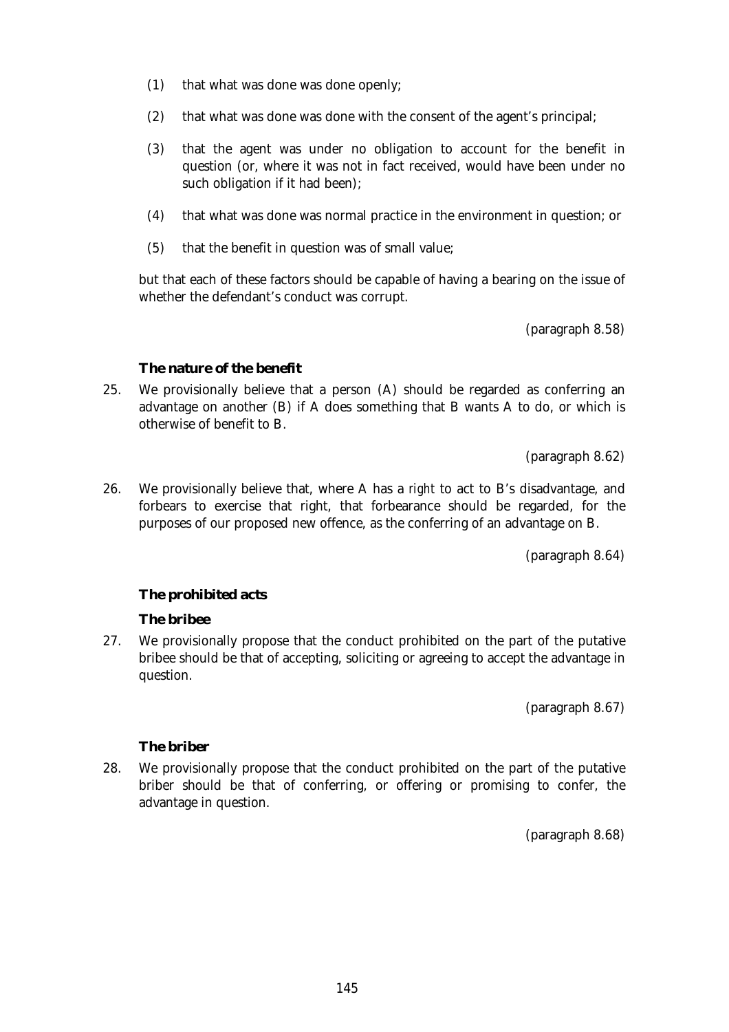(1) that what was done was done openly;

(2) that what was done was done with the consent of the agent's principal;

(3) that the agent was under no obligation to account for the benefit in question (or, where it was not in fact received, would have been under no such obligation if it had been);

(4) that what was done was normal practice in the environment in question; or

(5) that the benefit in question was of small value;

but that each of these factors should be capable of having a bearing on the issue of whether the defendant's conduct was corrupt.

(paragraph 8.58)

### The nature of the benefit

25. We provisionally believe that a person (A) should be regarded as conferring an advantage on another (B) if A does something that B wants A to do, or which is otherwise of benefit to B.

(paragraph 8.62)

26. We provisionally believe that, where A has a *right* to act to B's disadvantage, and forbears to exercise that right, that forbearance should be regarded, for the purposes of our proposed new offence, as the conferring of an advantage on B.

(paragraph 8.64)

### The prohibited acts

#### The bribee

27. We provisionally propose that the conduct prohibited on the part of the putative bribee should be that of accepting, soliciting or agreeing to accept the advantage in question.

(paragraph 8.67)

#### The briber

28. We provisionally propose that the conduct prohibited on the part of the putative briber should be that of conferring, or offering or promising to confer, the advantage in question.

(paragraph 8.68)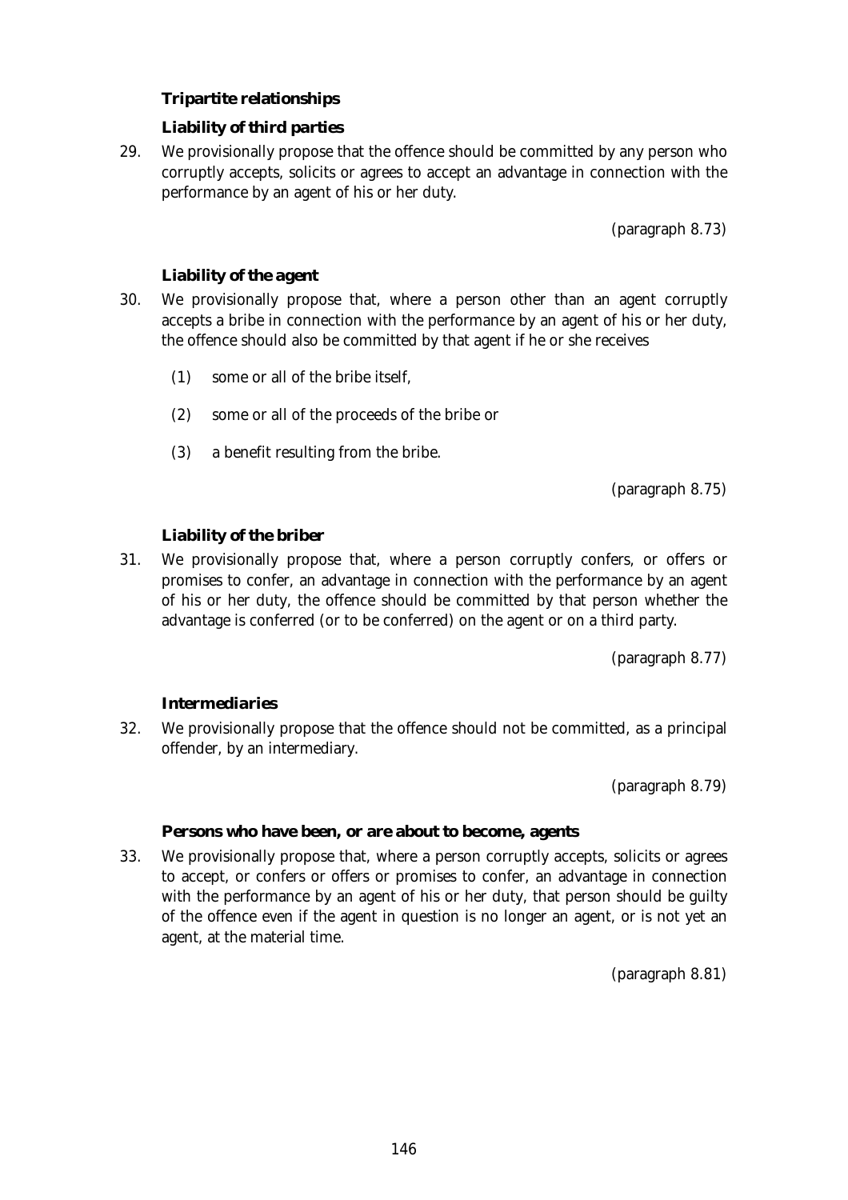### Tripartite relationships

#### Liability of third parties

29. We provisionally propose that the offence should be committed by any person who corruptly accepts, solicits or agrees to accept an advantage in connection with the performance by an agent of his or her duty.

(paragraph 8.73)

#### Liability of the agent

30. We provisionally propose that, where a person other than an agent corruptly accepts a bribe in connection with the performance by an agent of his or her duty, the offence should also be committed by that agent if he or she receives

    (1) some or all of the bribe itself,

    (2) some or all of the proceeds of the bribe or

    (3) a benefit resulting from the bribe.

(paragraph 8.75)

#### Liability of the briber

31. We provisionally propose that, where a person corruptly confers, or offers or promises to confer, an advantage in connection with the performance by an agent of his or her duty, the offence should be committed by that person whether the advantage is conferred (or to be conferred) on the agent or on a third party.

(paragraph 8.77)

#### Intermediaries

32. We provisionally propose that the offence should not be committed, as a principal offender, by an intermediary.

(paragraph 8.79)

#### Persons who have been, or are about to become, agents

33. We provisionally propose that, where a person corruptly accepts, solicits or agrees to accept, or confers or offers or promises to confer, an advantage in connection with the performance by an agent of his or her duty, that person should be guilty of the offence even if the agent in question is no longer an agent, or is not yet an agent, at the material time.

(paragraph 8.81)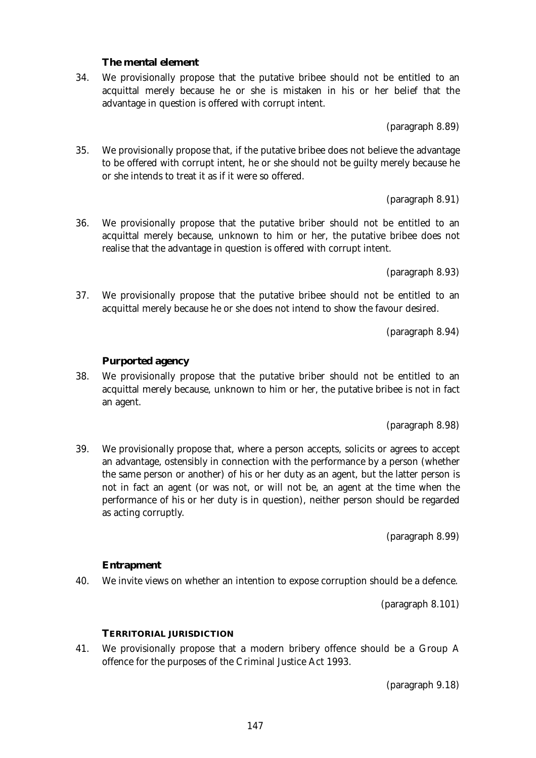### The mental element

34. We provisionally propose that the putative bribee should not be entitled to an acquittal merely because he or she is mistaken in his or her belief that the advantage in question is offered with corrupt intent.

(paragraph 8.89)

35. We provisionally propose that, if the putative bribee does not believe the advantage to be offered with corrupt intent, he or she should not be guilty merely because he or she intends to treat it as if it were so offered.

(paragraph 8.91)

36. We provisionally propose that the putative briber should not be entitled to an acquittal merely because, unknown to him or her, the putative bribee does not realise that the advantage in question is offered with corrupt intent.

(paragraph 8.93)

37. We provisionally propose that the putative bribee should not be entitled to an acquittal merely because he or she does not intend to show the favour desired.

(paragraph 8.94)

### Purported agency

38. We provisionally propose that the putative briber should not be entitled to an acquittal merely because, unknown to him or her, the putative bribee is not in fact an agent.

(paragraph 8.98)

39. We provisionally propose that, where a person accepts, solicits or agrees to accept an advantage, ostensibly in connection with the performance by a person (whether the same person or another) of his or her duty as an agent, but the latter person is not in fact an agent (or was not, or will not be, an agent at the time when the performance of his or her duty is in question), neither person should be regarded as acting corruptly.

(paragraph 8.99)

### Entrapment

40. We invite views on whether an intention to expose corruption should be a defence.

(paragraph 8.101)

## TERRITORIAL JURISDICTION

41. We provisionally propose that a modern bribery offence should be a Group A offence for the purposes of the Criminal Justice Act 1993.

(paragraph 9.18)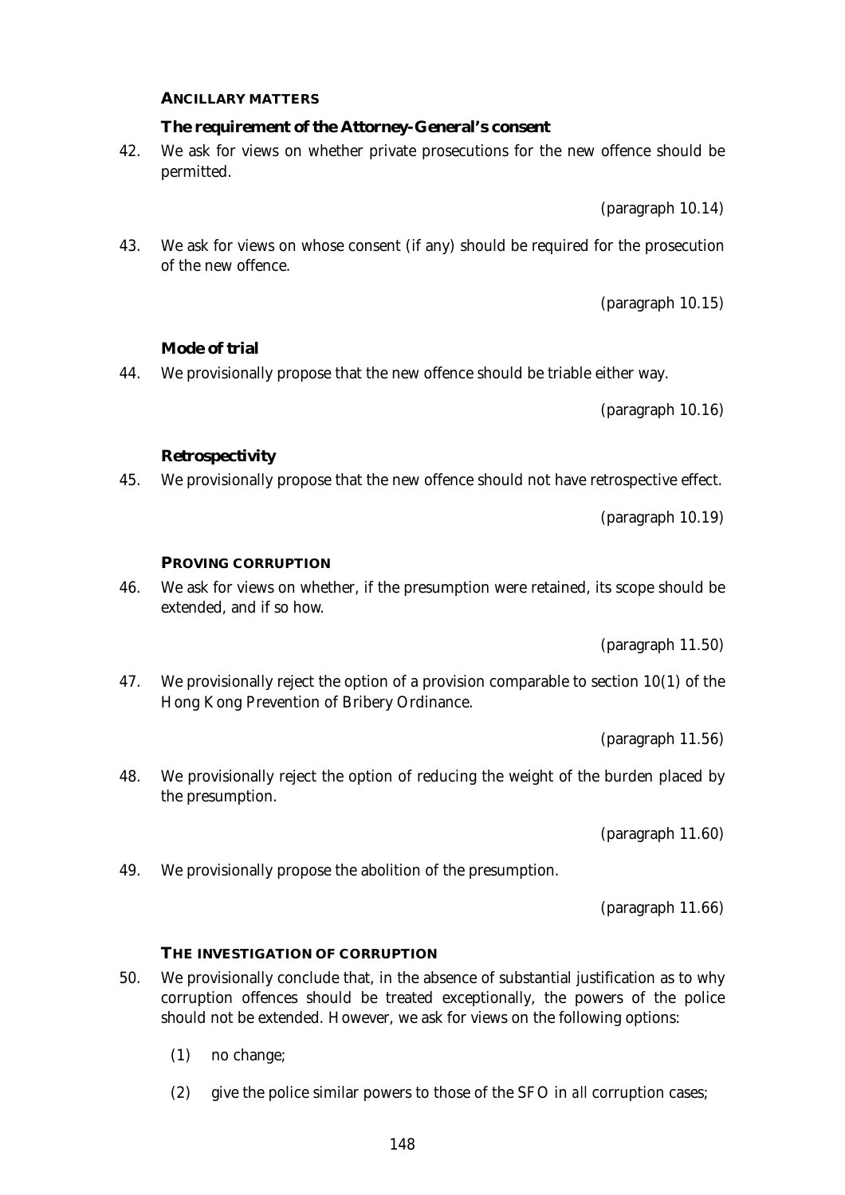## ANCILLARY MATTERS

### The requirement of the Attorney-General's consent

42. We ask for views on whether private prosecutions for the new offence should be permitted.

    (paragraph 10.14)

43. We ask for views on whose consent (if any) should be required for the prosecution of the new offence.

    (paragraph 10.15)

### Mode of trial

44. We provisionally propose that the new offence should be triable either way.

    (paragraph 10.16)

### Retrospectivity

45. We provisionally propose that the new offence should not have retrospective effect.

    (paragraph 10.19)

## PROVING CORRUPTION

46. We ask for views on whether, if the presumption were retained, its scope should be extended, and if so how.

    (paragraph 11.50)

47. We provisionally reject the option of a provision comparable to section 10(1) of the Hong Kong Prevention of Bribery Ordinance.

    (paragraph 11.56)

48. We provisionally reject the option of reducing the weight of the burden placed by the presumption.

    (paragraph 11.60)

49. We provisionally propose the abolition of the presumption.

    (paragraph 11.66)

## THE INVESTIGATION OF CORRUPTION

50. We provisionally conclude that, in the absence of substantial justification as to why corruption offences should be treated exceptionally, the powers of the police should not be extended. However, we ask for views on the following options:

    (1) no change;

    (2) give the police similar powers to those of the SFO in *all* corruption cases;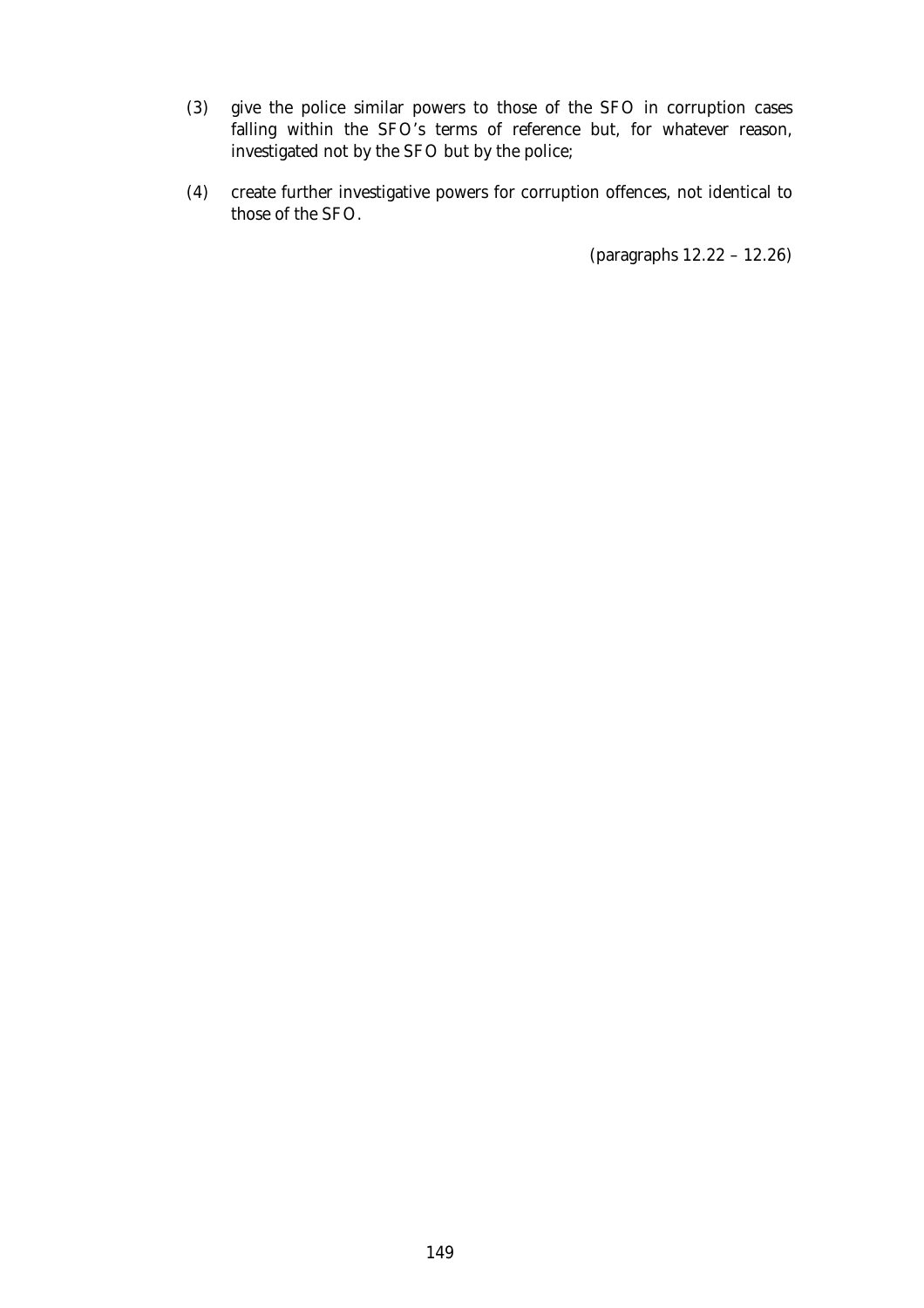(3) give the police similar powers to those of the SFO in corruption cases falling within the SFO's terms of reference but, for whatever reason, investigated not by the SFO but by the police;

(4) create further investigative powers for corruption offences, not identical to those of the SFO.

(paragraphs 12.22 – 12.26)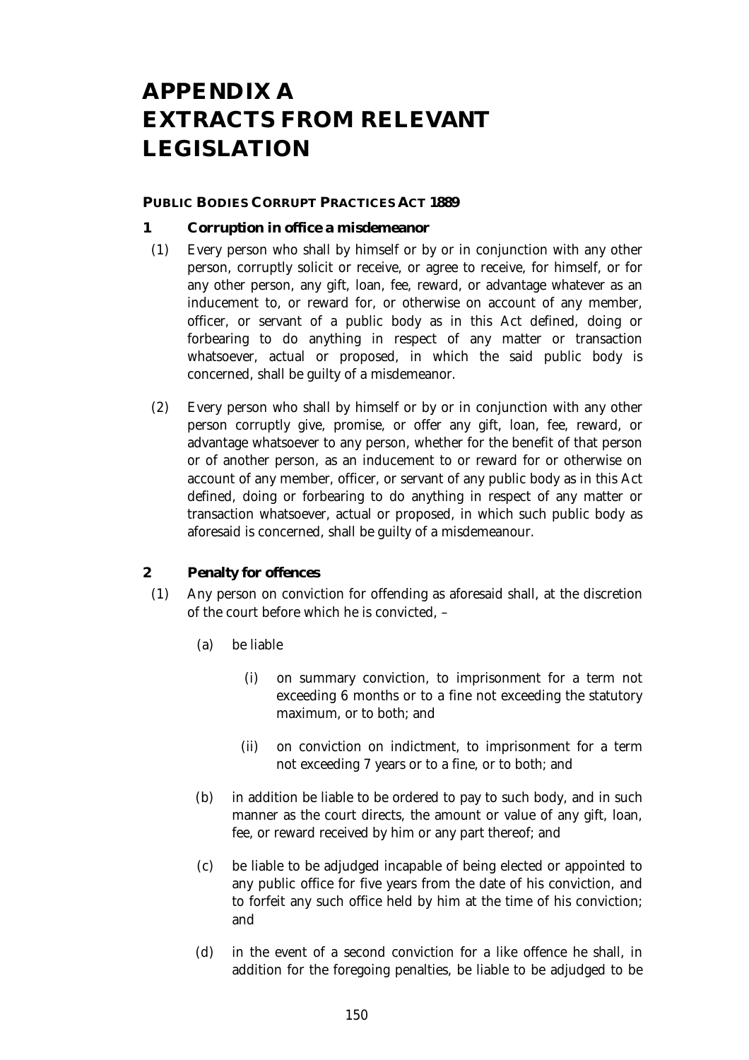# APPENDIX A EXTRACTS FROM RELEVANT LEGISLATION

**PUBLIC BODIES CORRUPT PRACTICES ACT 1889**

**1 Corruption in office a misdemeanor**

(1) Every person who shall by himself or by or in conjunction with any other person, corruptly solicit or receive, or agree to receive, for himself, or for any other person, any gift, loan, fee, reward, or advantage whatever as an inducement to, or reward for, or otherwise on account of any member, officer, or servant of a public body as in this Act defined, doing or forbearing to do anything in respect of any matter or transaction whatsoever, actual or proposed, in which the said public body is concerned, shall be guilty of a misdemeanor.

(2) Every person who shall by himself or by or in conjunction with any other person corruptly give, promise, or offer any gift, loan, fee, reward, or advantage whatsoever to any person, whether for the benefit of that person or of another person, as an inducement to or reward for or otherwise on account of any member, officer, or servant of any public body as in this Act defined, doing or forbearing to do anything in respect of any matter or transaction whatsoever, actual or proposed, in which such public body as aforesaid is concerned, shall be guilty of a misdemeanour.

**2 Penalty for offences**

(1) Any person on conviction for offending as aforesaid shall, at the discretion of the court before which he is convicted, –

(a) be liable

(i) on summary conviction, to imprisonment for a term not exceeding 6 months or to a fine not exceeding the statutory maximum, or to both; and

(ii) on conviction on indictment, to imprisonment for a term not exceeding 7 years or to a fine, or to both; and

(b) in addition be liable to be ordered to pay to such body, and in such manner as the court directs, the amount or value of any gift, loan, fee, or reward received by him or any part thereof; and

(c) be liable to be adjudged incapable of being elected or appointed to any public office for five years from the date of his conviction, and to forfeit any such office held by him at the time of his conviction; and

(d) in the event of a second conviction for a like offence he shall, in addition for the foregoing penalties, be liable to be adjudged to be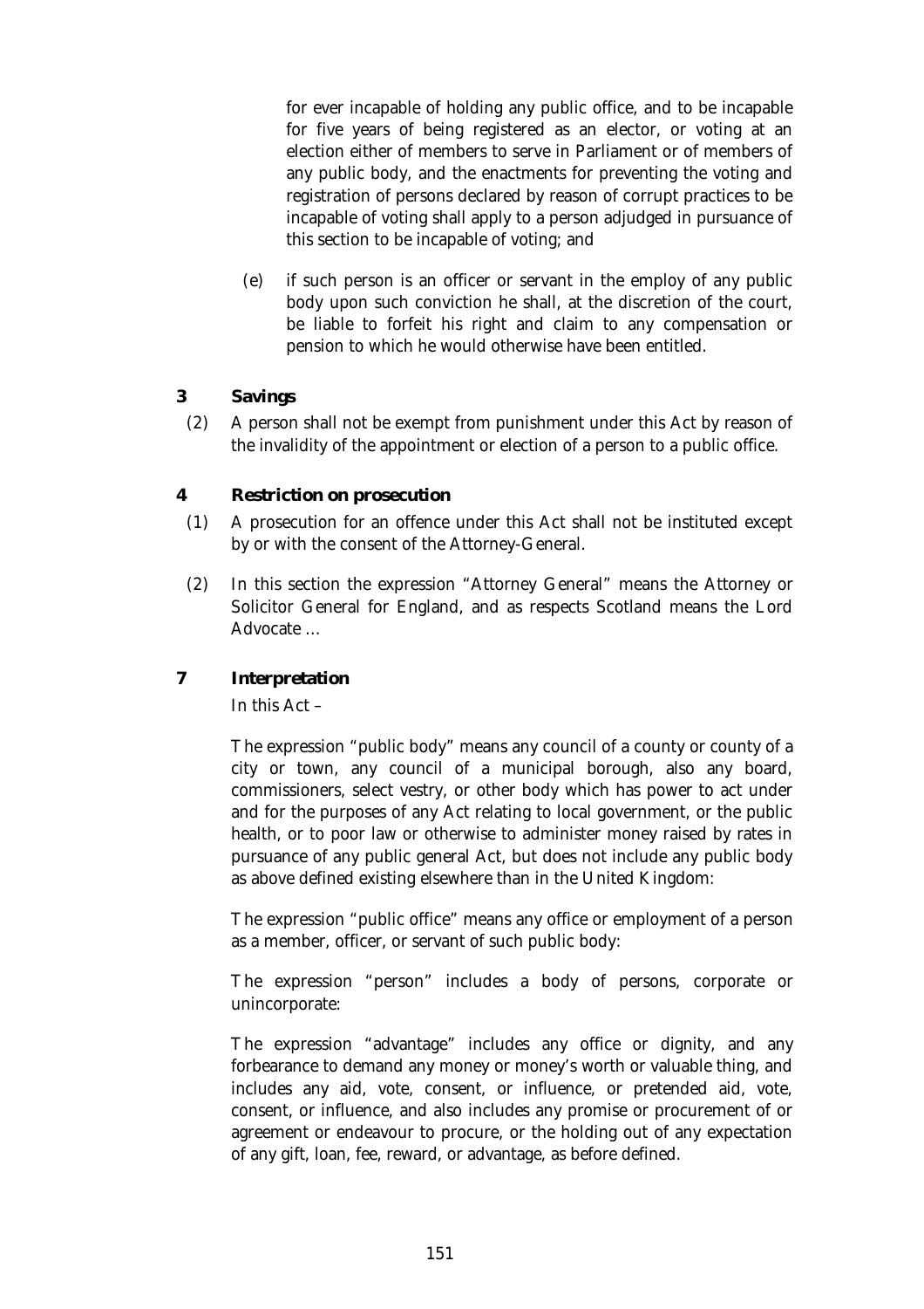for ever incapable of holding any public office, and to be incapable for five years of being registered as an elector, or voting at an election either of members to serve in Parliament or of members of any public body, and the enactments for preventing the voting and registration of persons declared by reason of corrupt practices to be incapable of voting shall apply to a person adjudged in pursuance of this section to be incapable of voting; and

(e) if such person is an officer or servant in the employ of any public body upon such conviction he shall, at the discretion of the court, be liable to forfeit his right and claim to any compensation or pension to which he would otherwise have been entitled.

**3 Savings**

(2) A person shall not be exempt from punishment under this Act by reason of the invalidity of the appointment or election of a person to a public office.

**4 Restriction on prosecution**

(1) A prosecution for an offence under this Act shall not be instituted except by or with the consent of the Attorney-General.

(2) In this section the expression "Attorney General" means the Attorney or Solicitor General for England, and as respects Scotland means the Lord Advocate …

**7 Interpretation**

In this Act –

The expression "public body" means any council of a county or county of a city or town, any council of a municipal borough, also any board, commissioners, select vestry, or other body which has power to act under and for the purposes of any Act relating to local government, or the public health, or to poor law or otherwise to administer money raised by rates in pursuance of any public general Act, but does not include any public body as above defined existing elsewhere than in the United Kingdom:

The expression "public office" means any office or employment of a person as a member, officer, or servant of such public body:

The expression "person" includes a body of persons, corporate or unincorporate:

The expression "advantage" includes any office or dignity, and any forbearance to demand any money or money's worth or valuable thing, and includes any aid, vote, consent, or influence, or pretended aid, vote, consent, or influence, and also includes any promise or procurement of or agreement or endeavour to procure, or the holding out of any expectation of any gift, loan, fee, reward, or advantage, as before defined.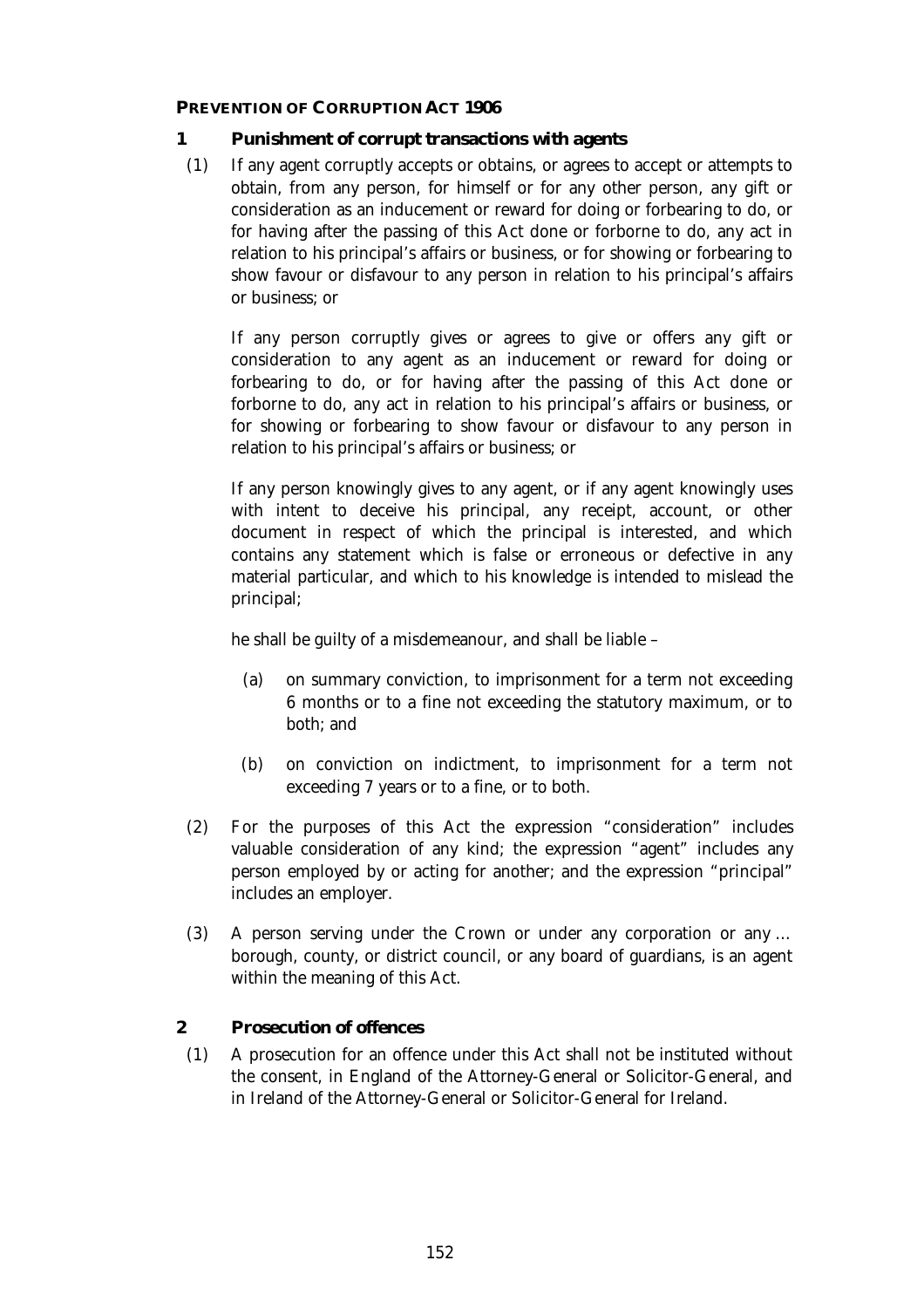## PREVENTION OF CORRUPTION ACT 1906

### 1 Punishment of corrupt transactions with agents

(1) If any agent corruptly accepts or obtains, or agrees to accept or attempts to obtain, from any person, for himself or for any other person, any gift or consideration as an inducement or reward for doing or forbearing to do, or for having after the passing of this Act done or forborne to do, any act in relation to his principal's affairs or business, or for showing or forbearing to show favour or disfavour to any person in relation to his principal's affairs or business; or

If any person corruptly gives or agrees to give or offers any gift or consideration to any agent as an inducement or reward for doing or forbearing to do, or for having after the passing of this Act done or forborne to do, any act in relation to his principal's affairs or business, or for showing or forbearing to show favour or disfavour to any person in relation to his principal's affairs or business; or

If any person knowingly gives to any agent, or if any agent knowingly uses with intent to deceive his principal, any receipt, account, or other document in respect of which the principal is interested, and which contains any statement which is false or erroneous or defective in any material particular, and which to his knowledge is intended to mislead the principal;

he shall be guilty of a misdemeanour, and shall be liable –

(a) on summary conviction, to imprisonment for a term not exceeding 6 months or to a fine not exceeding the statutory maximum, or to both; and

(b) on conviction on indictment, to imprisonment for a term not exceeding 7 years or to a fine, or to both.

(2) For the purposes of this Act the expression "consideration" includes valuable consideration of any kind; the expression "agent" includes any person employed by or acting for another; and the expression "principal" includes an employer.

(3) A person serving under the Crown or under any corporation or any ... borough, county, or district council, or any board of guardians, is an agent within the meaning of this Act.

### 2 Prosecution of offences

(1) A prosecution for an offence under this Act shall not be instituted without the consent, in England of the Attorney-General or Solicitor-General, and in Ireland of the Attorney-General or Solicitor-General for Ireland.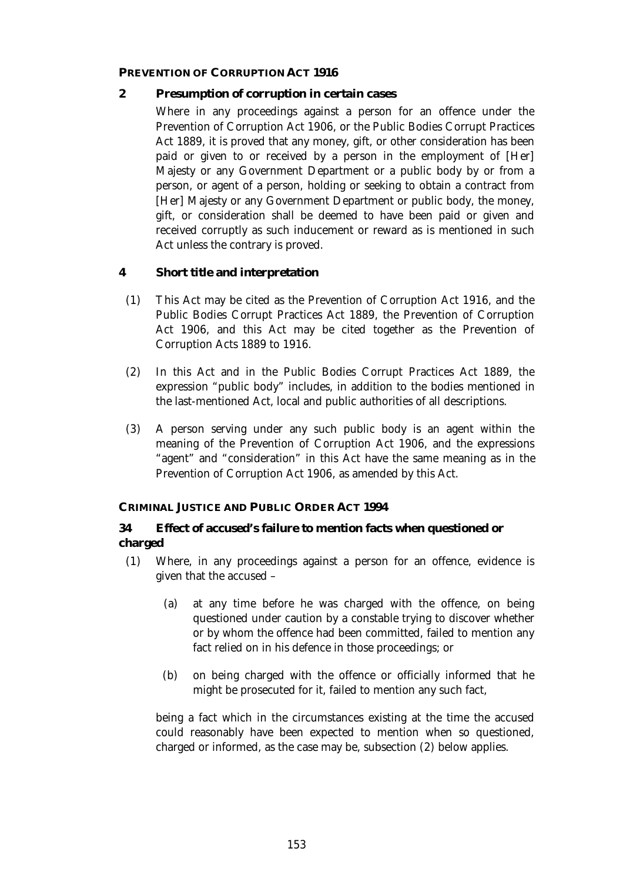## PREVENTION OF CORRUPTION ACT 1916

### 2 Presumption of corruption in certain cases

Where in any proceedings against a person for an offence under the Prevention of Corruption Act 1906, or the Public Bodies Corrupt Practices Act 1889, it is proved that any money, gift, or other consideration has been paid or given to or received by a person in the employment of [Her] Majesty or any Government Department or a public body by or from a person, or agent of a person, holding or seeking to obtain a contract from [Her] Majesty or any Government Department or public body, the money, gift, or consideration shall be deemed to have been paid or given and received corruptly as such inducement or reward as is mentioned in such Act unless the contrary is proved.

### 4 Short title and interpretation

(1) This Act may be cited as the Prevention of Corruption Act 1916, and the Public Bodies Corrupt Practices Act 1889, the Prevention of Corruption Act 1906, and this Act may be cited together as the Prevention of Corruption Acts 1889 to 1916.

(2) In this Act and in the Public Bodies Corrupt Practices Act 1889, the expression "public body" includes, in addition to the bodies mentioned in the last-mentioned Act, local and public authorities of all descriptions.

(3) A person serving under any such public body is an agent within the meaning of the Prevention of Corruption Act 1906, and the expressions "agent" and "consideration" in this Act have the same meaning as in the Prevention of Corruption Act 1906, as amended by this Act.

## CRIMINAL JUSTICE AND PUBLIC ORDER ACT 1994

### 34 Effect of accused's failure to mention facts when questioned or charged

(1) Where, in any proceedings against a person for an offence, evidence is given that the accused –

(a) at any time before he was charged with the offence, on being questioned under caution by a constable trying to discover whether or by whom the offence had been committed, failed to mention any fact relied on in his defence in those proceedings; or

(b) on being charged with the offence or officially informed that he might be prosecuted for it, failed to mention any such fact,

being a fact which in the circumstances existing at the time the accused could reasonably have been expected to mention when so questioned, charged or informed, as the case may be, subsection (2) below applies.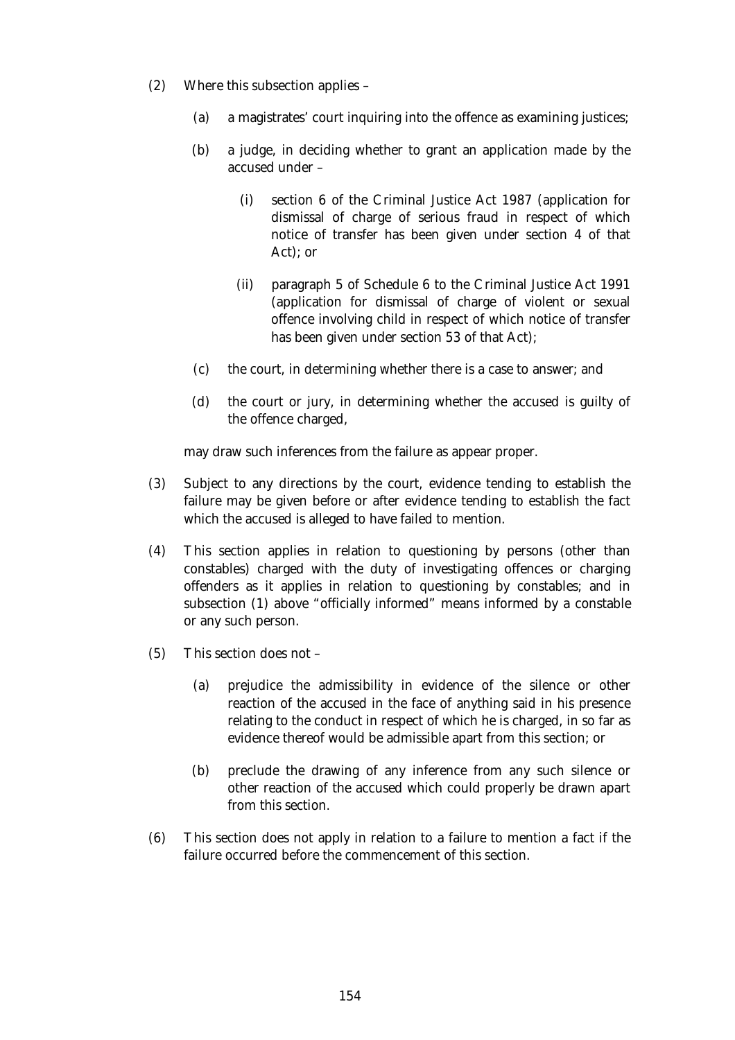(2) Where this subsection applies –

  (a) a magistrates' court inquiring into the offence as examining justices;

  (b) a judge, in deciding whether to grant an application made by the accused under –

    (i) section 6 of the Criminal Justice Act 1987 (application for dismissal of charge of serious fraud in respect of which notice of transfer has been given under section 4 of that Act); or

    (ii) paragraph 5 of Schedule 6 to the Criminal Justice Act 1991 (application for dismissal of charge of violent or sexual offence involving child in respect of which notice of transfer has been given under section 53 of that Act);

  (c) the court, in determining whether there is a case to answer; and

  (d) the court or jury, in determining whether the accused is guilty of the offence charged,

may draw such inferences from the failure as appear proper.

(3) Subject to any directions by the court, evidence tending to establish the failure may be given before or after evidence tending to establish the fact which the accused is alleged to have failed to mention.

(4) This section applies in relation to questioning by persons (other than constables) charged with the duty of investigating offences or charging offenders as it applies in relation to questioning by constables; and in subsection (1) above "officially informed" means informed by a constable or any such person.

(5) This section does not –

  (a) prejudice the admissibility in evidence of the silence or other reaction of the accused in the face of anything said in his presence relating to the conduct in respect of which he is charged, in so far as evidence thereof would be admissible apart from this section; or

  (b) preclude the drawing of any inference from any such silence or other reaction of the accused which could properly be drawn apart from this section.

(6) This section does not apply in relation to a failure to mention a fact if the failure occurred before the commencement of this section.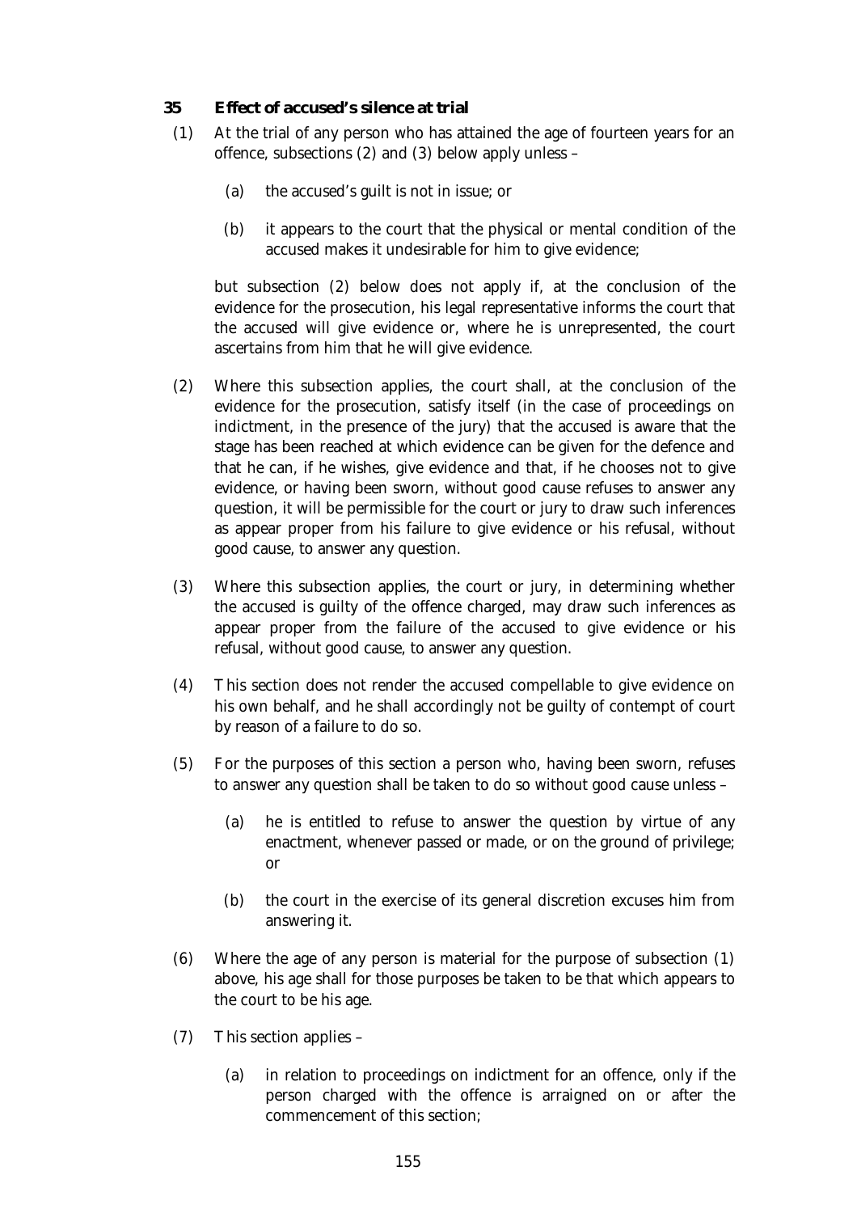**35 Effect of accused's silence at trial**

(1) At the trial of any person who has attained the age of fourteen years for an offence, subsections (2) and (3) below apply unless –

(a) the accused's guilt is not in issue; or

(b) it appears to the court that the physical or mental condition of the accused makes it undesirable for him to give evidence;

but subsection (2) below does not apply if, at the conclusion of the evidence for the prosecution, his legal representative informs the court that the accused will give evidence or, where he is unrepresented, the court ascertains from him that he will give evidence.

(2) Where this subsection applies, the court shall, at the conclusion of the evidence for the prosecution, satisfy itself (in the case of proceedings on indictment, in the presence of the jury) that the accused is aware that the stage has been reached at which evidence can be given for the defence and that he can, if he wishes, give evidence and that, if he chooses not to give evidence, or having been sworn, without good cause refuses to answer any question, it will be permissible for the court or jury to draw such inferences as appear proper from his failure to give evidence or his refusal, without good cause, to answer any question.

(3) Where this subsection applies, the court or jury, in determining whether the accused is guilty of the offence charged, may draw such inferences as appear proper from the failure of the accused to give evidence or his refusal, without good cause, to answer any question.

(4) This section does not render the accused compellable to give evidence on his own behalf, and he shall accordingly not be guilty of contempt of court by reason of a failure to do so.

(5) For the purposes of this section a person who, having been sworn, refuses to answer any question shall be taken to do so without good cause unless –

(a) he is entitled to refuse to answer the question by virtue of any enactment, whenever passed or made, or on the ground of privilege; or

(b) the court in the exercise of its general discretion excuses him from answering it.

(6) Where the age of any person is material for the purpose of subsection (1) above, his age shall for those purposes be taken to be that which appears to the court to be his age.

(7) This section applies –

(a) in relation to proceedings on indictment for an offence, only if the person charged with the offence is arraigned on or after the commencement of this section;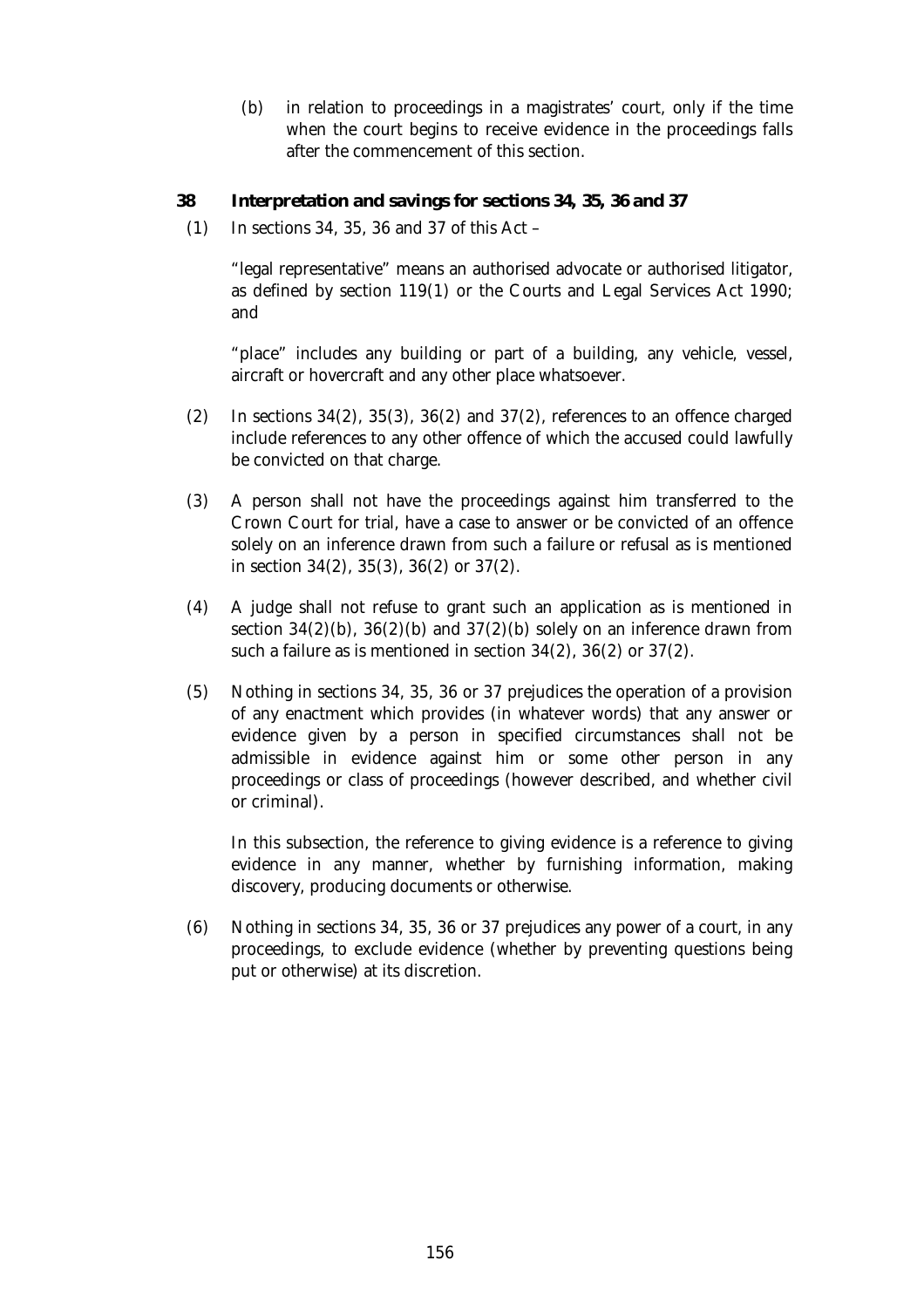(b) in relation to proceedings in a magistrates' court, only if the time when the court begins to receive evidence in the proceedings falls after the commencement of this section.

**38 Interpretation and savings for sections 34, 35, 36 and 37**

(1) In sections 34, 35, 36 and 37 of this Act –

"legal representative" means an authorised advocate or authorised litigator, as defined by section 119(1) or the Courts and Legal Services Act 1990; and

"place" includes any building or part of a building, any vehicle, vessel, aircraft or hovercraft and any other place whatsoever.

(2) In sections 34(2), 35(3), 36(2) and 37(2), references to an offence charged include references to any other offence of which the accused could lawfully be convicted on that charge.

(3) A person shall not have the proceedings against him transferred to the Crown Court for trial, have a case to answer or be convicted of an offence solely on an inference drawn from such a failure or refusal as is mentioned in section 34(2), 35(3), 36(2) or 37(2).

(4) A judge shall not refuse to grant such an application as is mentioned in section 34(2)(b), 36(2)(b) and 37(2)(b) solely on an inference drawn from such a failure as is mentioned in section 34(2), 36(2) or 37(2).

(5) Nothing in sections 34, 35, 36 or 37 prejudices the operation of a provision of any enactment which provides (in whatever words) that any answer or evidence given by a person in specified circumstances shall not be admissible in evidence against him or some other person in any proceedings or class of proceedings (however described, and whether civil or criminal).

In this subsection, the reference to giving evidence is a reference to giving evidence in any manner, whether by furnishing information, making discovery, producing documents or otherwise.

(6) Nothing in sections 34, 35, 36 or 37 prejudices any power of a court, in any proceedings, to exclude evidence (whether by preventing questions being put or otherwise) at its discretion.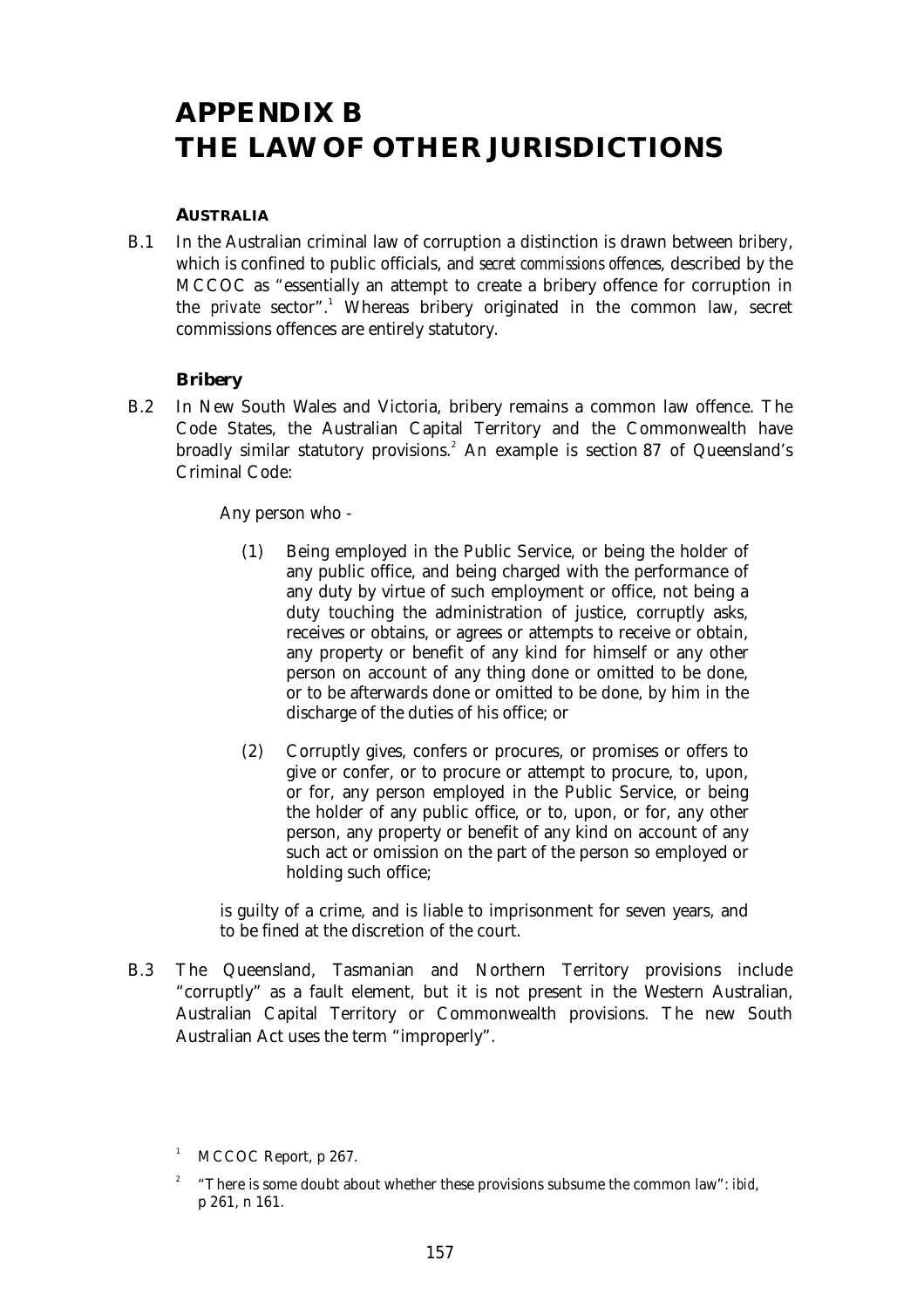# APPENDIX B
# THE LAW OF OTHER JURISDICTIONS

### AUSTRALIA

B.1 In the Australian criminal law of corruption a distinction is drawn between *bribery*, which is confined to public officials, and *secret commissions offences*, described by the MCCOC as "essentially an attempt to create a bribery offence for corruption in the *private* sector".[1] Whereas bribery originated in the common law, secret commissions offences are entirely statutory.

### *Bribery*

B.2 In New South Wales and Victoria, bribery remains a common law offence. The Code States, the Australian Capital Territory and the Commonwealth have broadly similar statutory provisions.[2] An example is section 87 of Queensland's Criminal Code:

> Any person who -
>
> (1) Being employed in the Public Service, or being the holder of any public office, and being charged with the performance of any duty by virtue of such employment or office, not being a duty touching the administration of justice, corruptly asks, receives or obtains, or agrees or attempts to receive or obtain, any property or benefit of any kind for himself or any other person on account of any thing done or omitted to be done, or to be afterwards done or omitted to be done, by him in the discharge of the duties of his office; or
>
> (2) Corruptly gives, confers or procures, or promises or offers to give or confer, or to procure or attempt to procure, to, upon, or for, any person employed in the Public Service, or being the holder of any public office, or to, upon, or for, any other person, any property or benefit of any kind on account of any such act or omission on the part of the person so employed or holding such office;
>
> is guilty of a crime, and is liable to imprisonment for seven years, and to be fined at the discretion of the court.

B.3 The Queensland, Tasmanian and Northern Territory provisions include "corruptly" as a fault element, but it is not present in the Western Australian, Australian Capital Territory or Commonwealth provisions. The new South Australian Act uses the term "improperly".

[1] MCCOC Report, p 267.

[2] "There is some doubt about whether these provisions subsume the common law": *ibid*, p 261, n 161.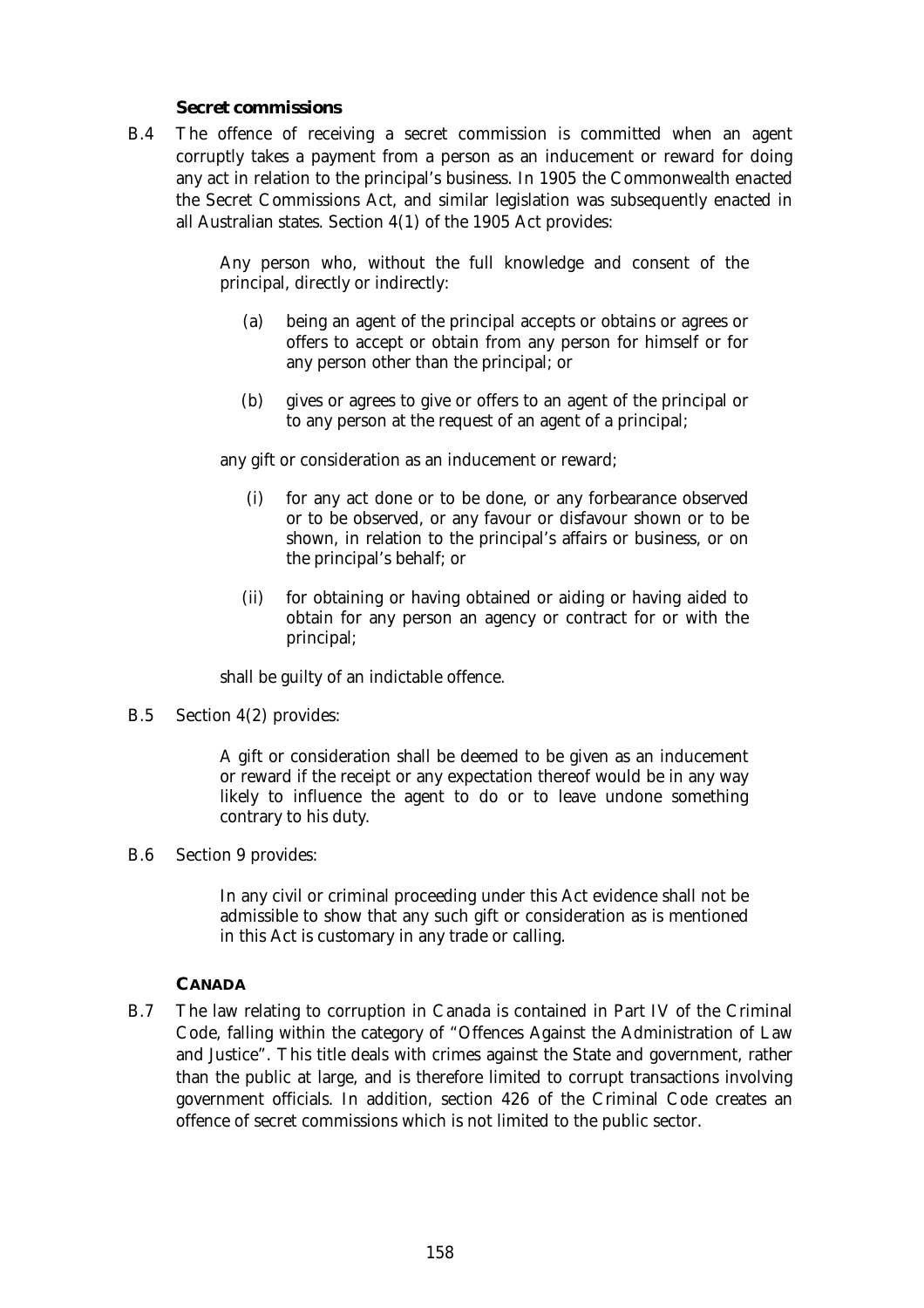### Secret commissions

B.4 The offence of receiving a secret commission is committed when an agent corruptly takes a payment from a person as an inducement or reward for doing any act in relation to the principal's business. In 1905 the Commonwealth enacted the Secret Commissions Act, and similar legislation was subsequently enacted in all Australian states. Section 4(1) of the 1905 Act provides:

> Any person who, without the full knowledge and consent of the principal, directly or indirectly:
>
> (a) being an agent of the principal accepts or obtains or agrees or offers to accept or obtain from any person for himself or for any person other than the principal; or
>
> (b) gives or agrees to give or offers to an agent of the principal or to any person at the request of an agent of a principal;
>
> any gift or consideration as an inducement or reward;
>
> (i) for any act done or to be done, or any forbearance observed or to be observed, or any favour or disfavour shown or to be shown, in relation to the principal's affairs or business, or on the principal's behalf; or
>
> (ii) for obtaining or having obtained or aiding or having aided to obtain for any person an agency or contract for or with the principal;
>
> shall be guilty of an indictable offence.

B.5 Section 4(2) provides:

> A gift or consideration shall be deemed to be given as an inducement or reward if the receipt or any expectation thereof would be in any way likely to influence the agent to do or to leave undone something contrary to his duty.

B.6 Section 9 provides:

> In any civil or criminal proceeding under this Act evidence shall not be admissible to show that any such gift or consideration as is mentioned in this Act is customary in any trade or calling.

## CANADA

B.7 The law relating to corruption in Canada is contained in Part IV of the Criminal Code, falling within the category of "Offences Against the Administration of Law and Justice". This title deals with crimes against the State and government, rather than the public at large, and is therefore limited to corrupt transactions involving government officials. In addition, section 426 of the Criminal Code creates an offence of secret commissions which is not limited to the public sector.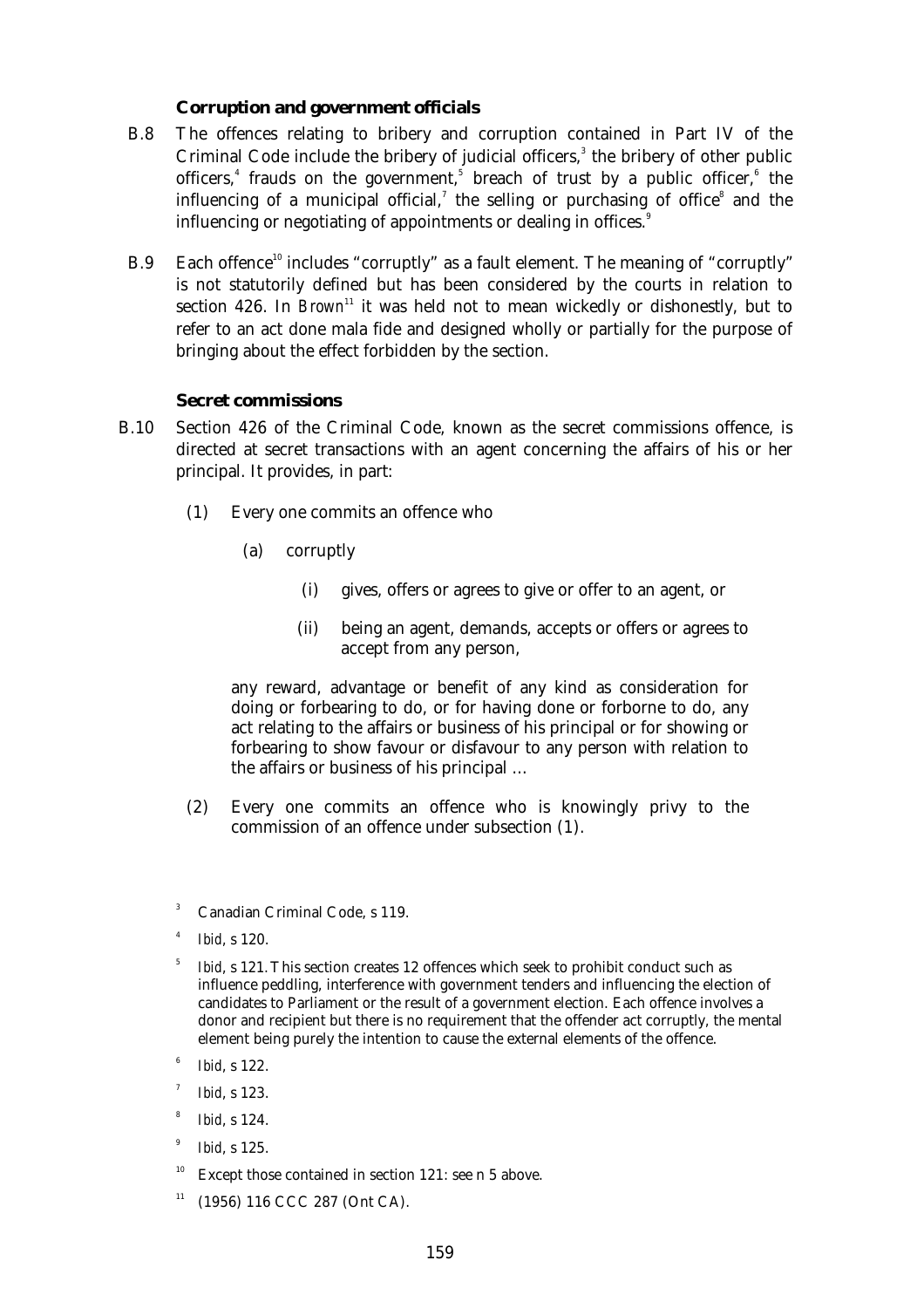### Corruption and government officials

B.8 The offences relating to bribery and corruption contained in Part IV of the Criminal Code include the bribery of judicial officers,[3] the bribery of other public officers,[4] frauds on the government,[5] breach of trust by a public officer,[6] the influencing of a municipal official,[7] the selling or purchasing of office[8] and the influencing or negotiating of appointments or dealing in offices.[9]

B.9 Each offence[10] includes "corruptly" as a fault element. The meaning of "corruptly" is not statutorily defined but has been considered by the courts in relation to section 426. In *Brown*[11] it was held not to mean wickedly or dishonestly, but to refer to an act done mala fide and designed wholly or partially for the purpose of bringing about the effect forbidden by the section.

### Secret commissions

B.10 Section 426 of the Criminal Code, known as the secret commissions offence, is directed at secret transactions with an agent concerning the affairs of his or her principal. It provides, in part:

> (1) Every one commits an offence who
>
> (a) corruptly
>
> (i) gives, offers or agrees to give or offer to an agent, or
>
> (ii) being an agent, demands, accepts or offers or agrees to accept from any person,
>
> any reward, advantage or benefit of any kind as consideration for doing or forbearing to do, or for having done or forborne to do, any act relating to the affairs or business of his principal or for showing or forbearing to show favour or disfavour to any person with relation to the affairs or business of his principal …
>
> (2) Every one commits an offence who is knowingly privy to the commission of an offence under subsection (1).

---

[3] Canadian Criminal Code, s 119.

[4] *Ibid*, s 120.

[5] *Ibid*, s 121. This section creates 12 offences which seek to prohibit conduct such as influence peddling, interference with government tenders and influencing the election of candidates to Parliament or the result of a government election. Each offence involves a donor and recipient but there is no requirement that the offender act corruptly, the mental element being purely the intention to cause the external elements of the offence.

[6] *Ibid*, s 122.

[7] *Ibid*, s 123.

[8] *Ibid*, s 124.

[9] *Ibid*, s 125.

[10] Except those contained in section 121: see n 5 above.

[11] (1956) 116 CCC 287 (Ont CA).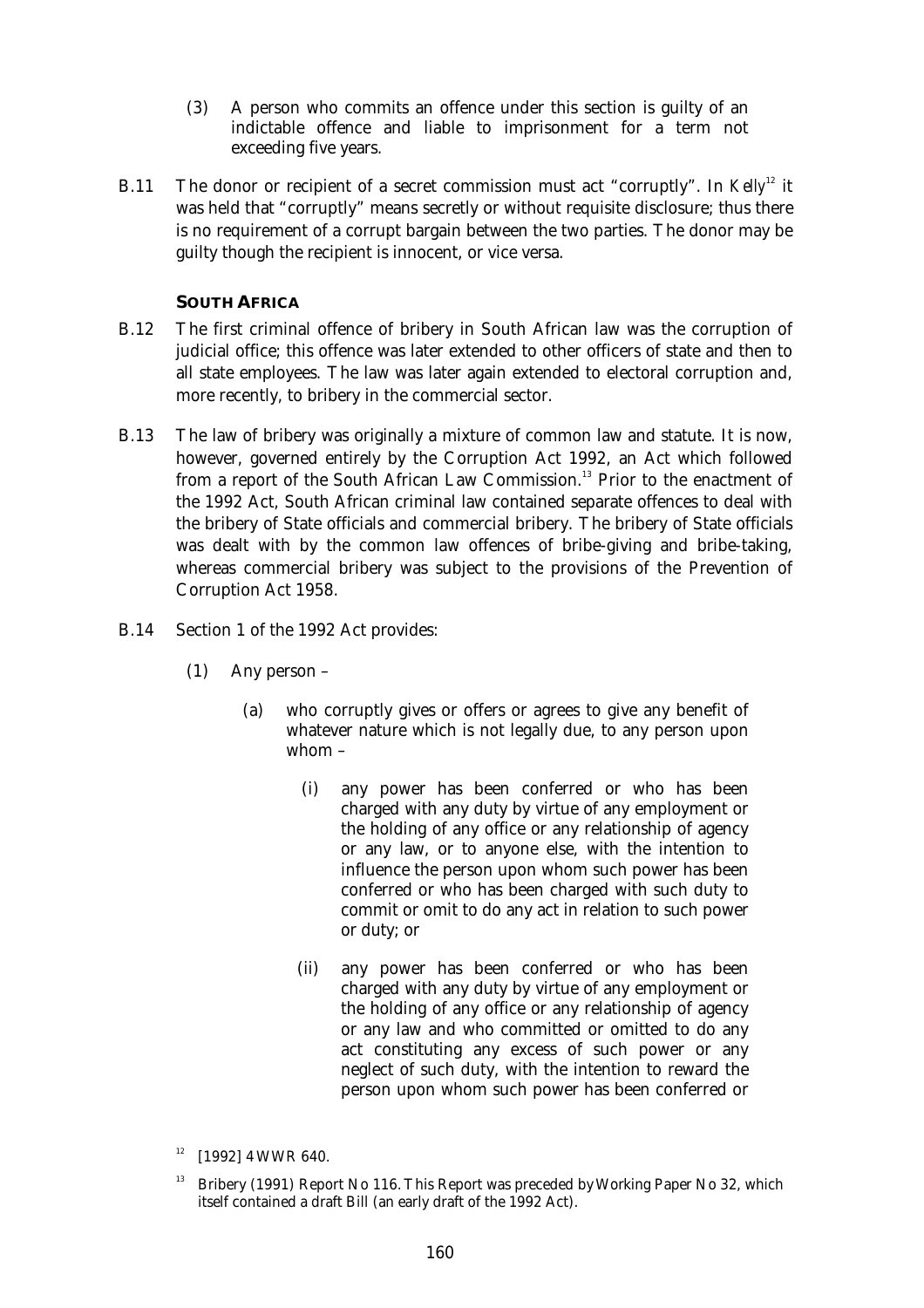(3) A person who commits an offence under this section is guilty of an indictable offence and liable to imprisonment for a term not exceeding five years.

B.11 The donor or recipient of a secret commission must act "corruptly". In *Kelly*[12] it was held that "corruptly" means secretly or without requisite disclosure; thus there is no requirement of a corrupt bargain between the two parties. The donor may be guilty though the recipient is innocent, or vice versa.

### SOUTH AFRICA

B.12 The first criminal offence of bribery in South African law was the corruption of judicial office; this offence was later extended to other officers of state and then to all state employees. The law was later again extended to electoral corruption and, more recently, to bribery in the commercial sector.

B.13 The law of bribery was originally a mixture of common law and statute. It is now, however, governed entirely by the Corruption Act 1992, an Act which followed from a report of the South African Law Commission.[13] Prior to the enactment of the 1992 Act, South African criminal law contained separate offences to deal with the bribery of State officials and commercial bribery. The bribery of State officials was dealt with by the common law offences of bribe-giving and bribe-taking, whereas commercial bribery was subject to the provisions of the Prevention of Corruption Act 1958.

B.14 Section 1 of the 1992 Act provides:

> (1) Any person –
>
> > (a) who corruptly gives or offers or agrees to give any benefit of whatever nature which is not legally due, to any person upon whom –
> >
> > > (i) any power has been conferred or who has been charged with any duty by virtue of any employment or the holding of any office or any relationship of agency or any law, or to anyone else, with the intention to influence the person upon whom such power has been conferred or who has been charged with such duty to commit or omit to do any act in relation to such power or duty; or
> > >
> > > (ii) any power has been conferred or who has been charged with any duty by virtue of any employment or the holding of any office or any relationship of agency or any law and who committed or omitted to do any act constituting any excess of such power or any neglect of such duty, with the intention to reward the person upon whom such power has been conferred or

[12] [1992] 4 WWR 640.

[13] Bribery (1991) Report No 116. This Report was preceded by Working Paper No 32, which itself contained a draft Bill (an early draft of the 1992 Act).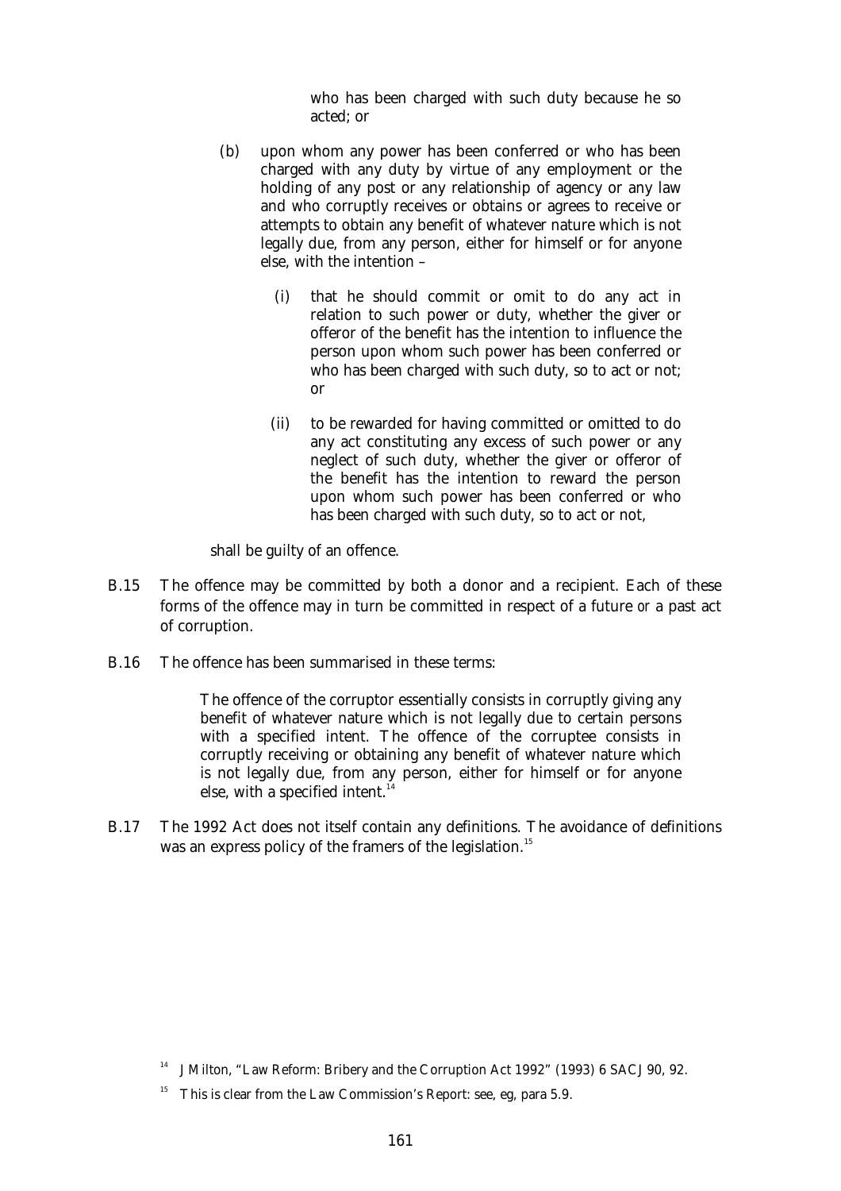who has been charged with such duty because he so acted; or

(b) upon whom any power has been conferred or who has been charged with any duty by virtue of any employment or the holding of any post or any relationship of agency or any law and who corruptly receives or obtains or agrees to receive or attempts to obtain any benefit of whatever nature which is not legally due, from any person, either for himself or for anyone else, with the intention –

   (i) that he should commit or omit to do any act in relation to such power or duty, whether the giver or offeror of the benefit has the intention to influence the person upon whom such power has been conferred or who has been charged with such duty, so to act or not; or

   (ii) to be rewarded for having committed or omitted to do any act constituting any excess of such power or any neglect of such duty, whether the giver or offeror of the benefit has the intention to reward the person upon whom such power has been conferred or who has been charged with such duty, so to act or not,

shall be guilty of an offence.

B.15 The offence may be committed by both a donor and a recipient. Each of these forms of the offence may in turn be committed in respect of a future *or* a past act of corruption.

B.16 The offence has been summarised in these terms:

> The offence of the corruptor essentially consists in corruptly giving any benefit of whatever nature which is not legally due to certain persons with a specified intent. The offence of the corruptee consists in corruptly receiving or obtaining any benefit of whatever nature which is not legally due, from any person, either for himself or for anyone else, with a specified intent.[14]

B.17 The 1992 Act does not itself contain any definitions. The avoidance of definitions was an express policy of the framers of the legislation.[15]

---

[14] J Milton, "Law Reform: Bribery and the Corruption Act 1992" (1993) 6 SACJ 90, 92.

[15] This is clear from the Law Commission's Report: see, eg, para 5.9.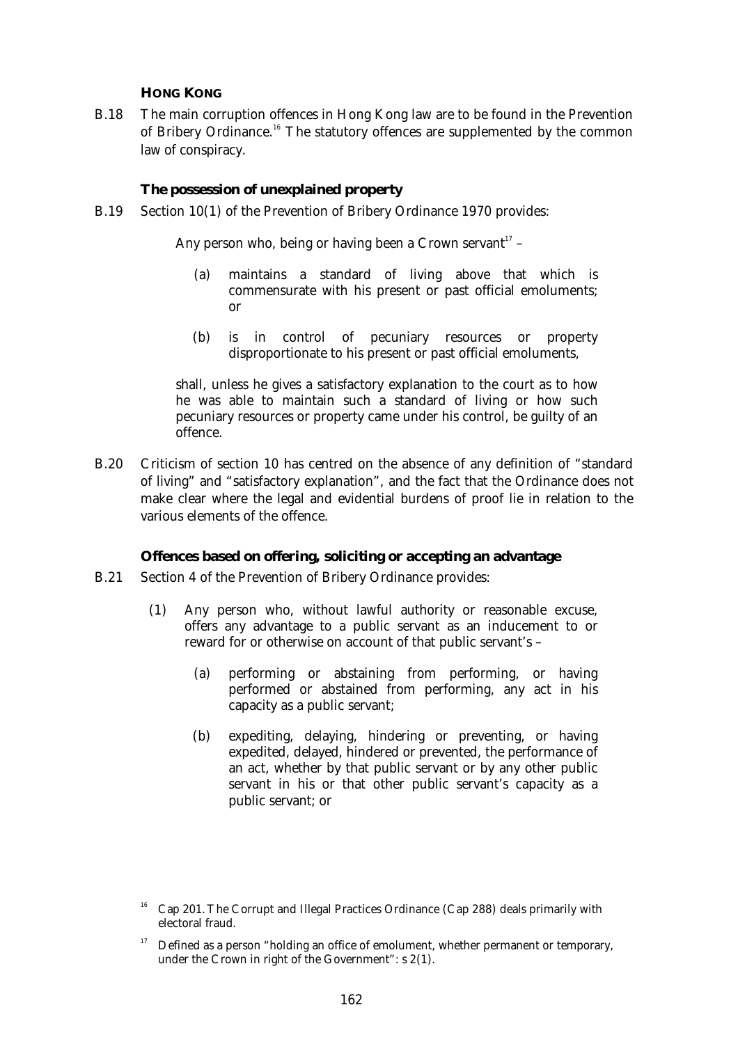### HONG KONG

B.18 The main corruption offences in Hong Kong law are to be found in the Prevention of Bribery Ordinance.[16] The statutory offences are supplemented by the common law of conspiracy.

#### The possession of unexplained property

B.19 Section 10(1) of the Prevention of Bribery Ordinance 1970 provides:

> Any person who, being or having been a Crown servant[17] –
>
> (a) maintains a standard of living above that which is commensurate with his present or past official emoluments; or
>
> (b) is in control of pecuniary resources or property disproportionate to his present or past official emoluments,
>
> shall, unless he gives a satisfactory explanation to the court as to how he was able to maintain such a standard of living or how such pecuniary resources or property came under his control, be guilty of an offence.

B.20 Criticism of section 10 has centred on the absence of any definition of "standard of living" and "satisfactory explanation", and the fact that the Ordinance does not make clear where the legal and evidential burdens of proof lie in relation to the various elements of the offence.

#### Offences based on offering, soliciting or accepting an advantage

B.21 Section 4 of the Prevention of Bribery Ordinance provides:

> (1) Any person who, without lawful authority or reasonable excuse, offers any advantage to a public servant as an inducement to or reward for or otherwise on account of that public servant's –
>
> (a) performing or abstaining from performing, or having performed or abstained from performing, any act in his capacity as a public servant;
>
> (b) expediting, delaying, hindering or preventing, or having expedited, delayed, hindered or prevented, the performance of an act, whether by that public servant or by any other public servant in his or that other public servant's capacity as a public servant; or

---

[16] Cap 201. The Corrupt and Illegal Practices Ordinance (Cap 288) deals primarily with electoral fraud.

[17] Defined as a person "holding an office of emolument, whether permanent or temporary, under the Crown in right of the Government": s 2(1).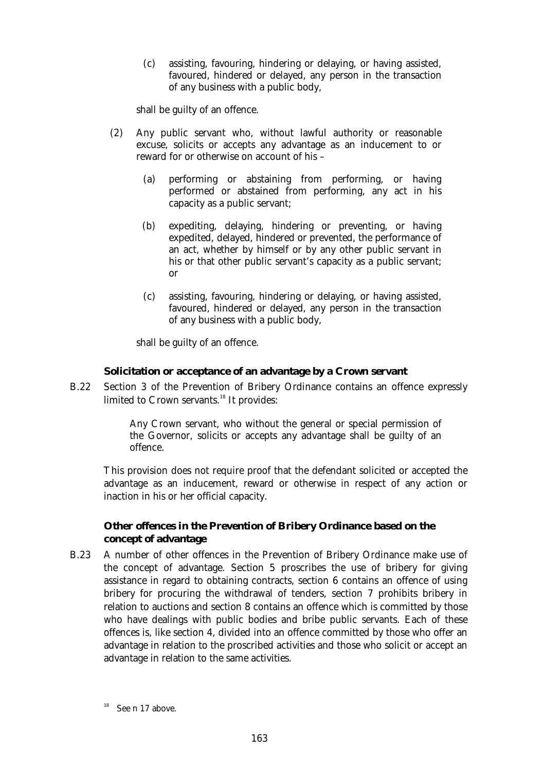(c) assisting, favouring, hindering or delaying, or having assisted, favoured, hindered or delayed, any person in the transaction of any business with a public body,

shall be guilty of an offence.

(2) Any public servant who, without lawful authority or reasonable excuse, solicits or accepts any advantage as an inducement to or reward for or otherwise on account of his –

(a) performing or abstaining from performing, or having performed or abstained from performing, any act in his capacity as a public servant;

(b) expediting, delaying, hindering or preventing, or having expedited, delayed, hindered or prevented, the performance of an act, whether by himself or by any other public servant in his or that other public servant's capacity as a public servant; or

(c) assisting, favouring, hindering or delaying, or having assisted, favoured, hindered or delayed, any person in the transaction of any business with a public body,

shall be guilty of an offence.

**Solicitation or acceptance of an advantage by a Crown servant**

B.22 Section 3 of the Prevention of Bribery Ordinance contains an offence expressly limited to Crown servants.[18] It provides:

> Any Crown servant, who without the general or special permission of the Governor, solicits or accepts any advantage shall be guilty of an offence.

This provision does not require proof that the defendant solicited or accepted the advantage as an inducement, reward or otherwise in respect of any action or inaction in his or her official capacity.

**Other offences in the Prevention of Bribery Ordinance based on the concept of advantage**

B.23 A number of other offences in the Prevention of Bribery Ordinance make use of the concept of advantage. Section 5 proscribes the use of bribery for giving assistance in regard to obtaining contracts, section 6 contains an offence of using bribery for procuring the withdrawal of tenders, section 7 prohibits bribery in relation to auctions and section 8 contains an offence which is committed by those who have dealings with public bodies and bribe public servants. Each of these offences is, like section 4, divided into an offence committed by those who offer an advantage in relation to the proscribed activities and those who solicit or accept an advantage in relation to the same activities.

[18] See n 17 above.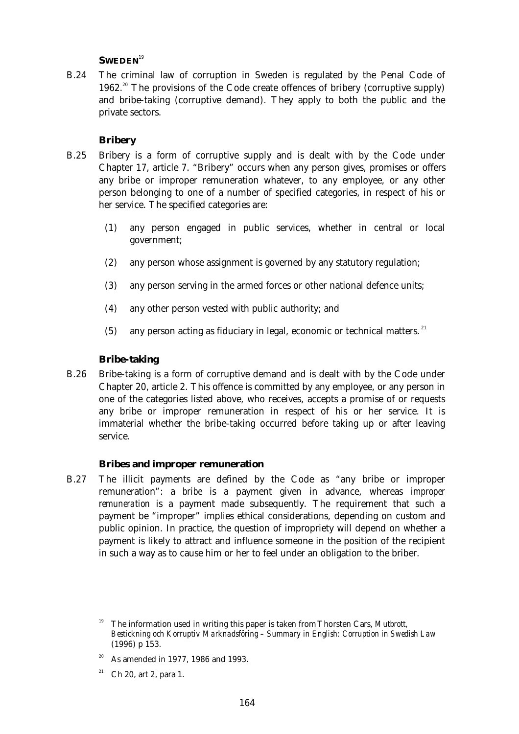## SWEDEN[19]

B.24 The criminal law of corruption in Sweden is regulated by the Penal Code of 1962.[20] The provisions of the Code create offences of bribery (corruptive supply) and bribe-taking (corruptive demand). They apply to both the public and the private sectors.

### Bribery

B.25 Bribery is a form of corruptive supply and is dealt with by the Code under Chapter 17, article 7. "Bribery" occurs when any person gives, promises or offers any bribe or improper remuneration whatever, to any employee, or any other person belonging to one of a number of specified categories, in respect of his or her service. The specified categories are:

(1) any person engaged in public services, whether in central or local government;

(2) any person whose assignment is governed by any statutory regulation;

(3) any person serving in the armed forces or other national defence units;

(4) any other person vested with public authority; and

(5) any person acting as fiduciary in legal, economic or technical matters.[21]

### Bribe-taking

B.26 Bribe-taking is a form of corruptive demand and is dealt with by the Code under Chapter 20, article 2. This offence is committed by any employee, or any person in one of the categories listed above, who receives, accepts a promise of or requests any bribe or improper remuneration in respect of his or her service. It is immaterial whether the bribe-taking occurred before taking up or after leaving service.

### Bribes and improper remuneration

B.27 The illicit payments are defined by the Code as "any bribe or improper remuneration": a *bribe* is a payment given in advance, whereas *improper remuneration* is a payment made subsequently. The requirement that such a payment be "improper" implies ethical considerations, depending on custom and public opinion. In practice, the question of impropriety will depend on whether a payment is likely to attract and influence someone in the position of the recipient in such a way as to cause him or her to feel under an obligation to the briber.

---

[19] The information used in writing this paper is taken from Thorsten Cars, *Mutbrott, Bestickning och Korruptiv Marknadsföring – Summary in English: Corruption in Swedish Law* (1996) p 153.

[20] As amended in 1977, 1986 and 1993.

[21] Ch 20, art 2, para 1.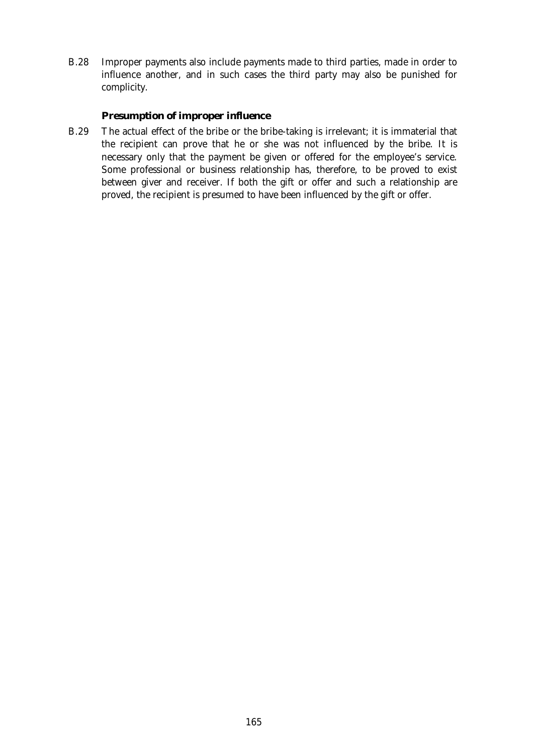B.28 Improper payments also include payments made to third parties, made in order to influence another, and in such cases the third party may also be punished for complicity.

### Presumption of improper influence

B.29 The actual effect of the bribe or the bribe-taking is irrelevant; it is immaterial that the recipient can prove that he or she was not influenced by the bribe. It is necessary only that the payment be given or offered for the employee's service. Some professional or business relationship has, therefore, to be proved to exist between giver and receiver. If both the gift or offer and such a relationship are proved, the recipient is presumed to have been influenced by the gift or offer.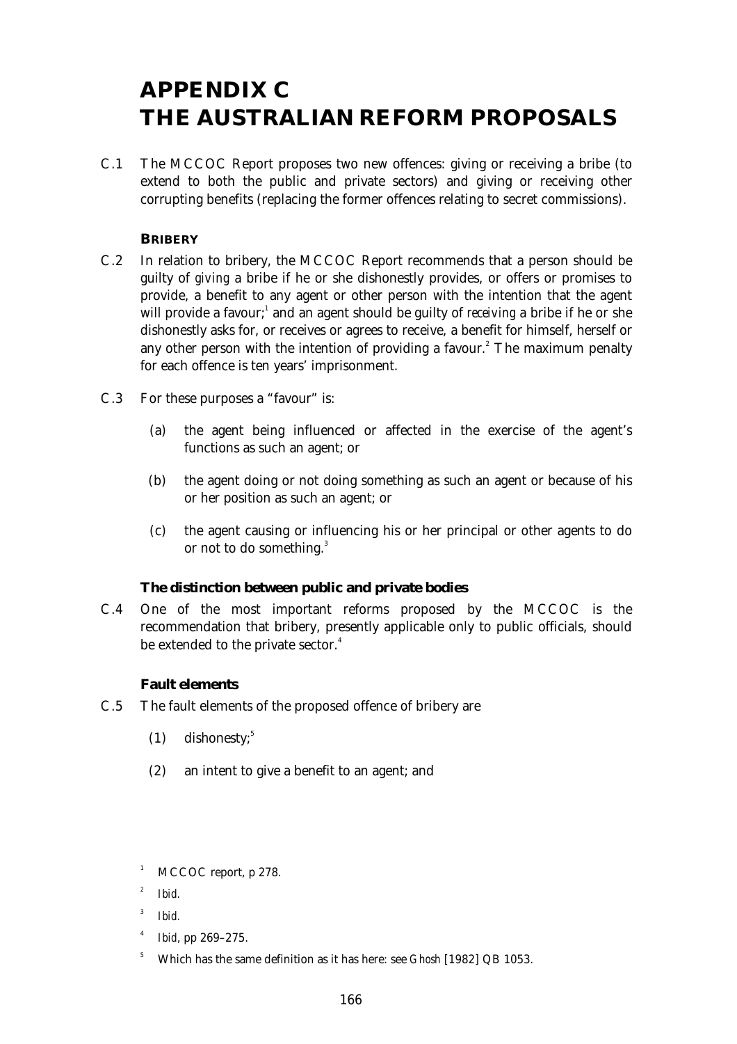# APPENDIX C
# THE AUSTRALIAN REFORM PROPOSALS

C.1 The MCCOC Report proposes two new offences: giving or receiving a bribe (to extend to both the public and private sectors) and giving or receiving other corrupting benefits (replacing the former offences relating to secret commissions).

### BRIBERY

C.2 In relation to bribery, the MCCOC Report recommends that a person should be guilty of *giving* a bribe if he or she dishonestly provides, or offers or promises to provide, a benefit to any agent or other person with the intention that the agent will provide a favour;[1] and an agent should be guilty of *receiving* a bribe if he or she dishonestly asks for, or receives or agrees to receive, a benefit for himself, herself or any other person with the intention of providing a favour.[2] The maximum penalty for each offence is ten years' imprisonment.

C.3 For these purposes a "favour" is:

(a) the agent being influenced or affected in the exercise of the agent's functions as such an agent; or

(b) the agent doing or not doing something as such an agent or because of his or her position as such an agent; or

(c) the agent causing or influencing his or her principal or other agents to do or not to do something.[3]

#### The distinction between public and private bodies

C.4 One of the most important reforms proposed by the MCCOC is the recommendation that bribery, presently applicable only to public officials, should be extended to the private sector.[4]

#### Fault elements

C.5 The fault elements of the proposed offence of bribery are

(1) dishonesty;[5]

(2) an intent to give a benefit to an agent; and

---

1 MCCOC report, p 278.

2 *Ibid.*

3 *Ibid.*

4 *Ibid*, pp 269–275.

5 Which has the same definition as it has here: see *Ghosh* [1982] QB 1053.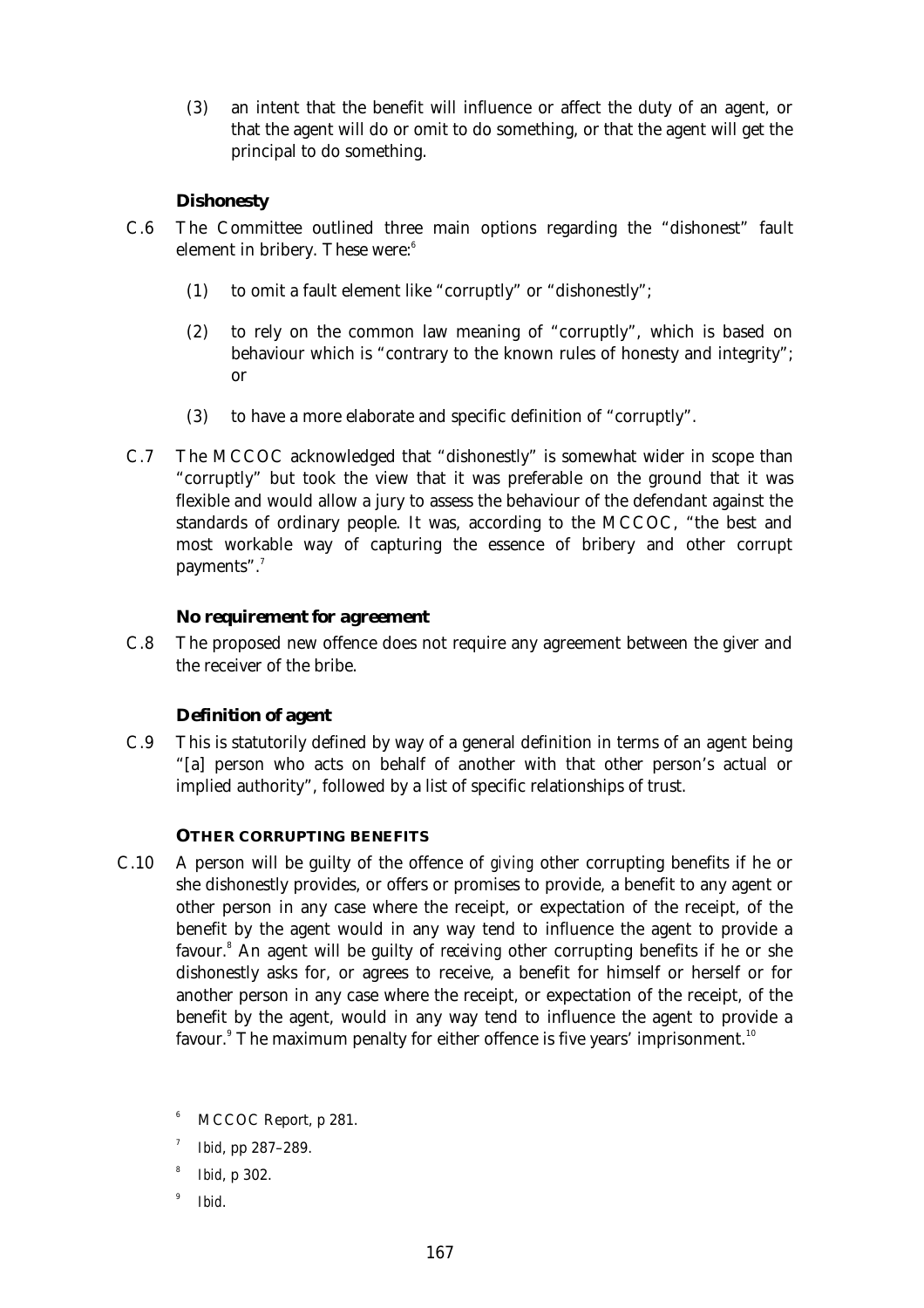(3) an intent that the benefit will influence or affect the duty of an agent, or that the agent will do or omit to do something, or that the agent will get the principal to do something.

**Dishonesty**

C.6 The Committee outlined three main options regarding the "dishonest" fault element in bribery. These were:[6]

(1) to omit a fault element like "corruptly" or "dishonestly";

(2) to rely on the common law meaning of "corruptly", which is based on behaviour which is "contrary to the known rules of honesty and integrity"; or

(3) to have a more elaborate and specific definition of "corruptly".

C.7 The MCCOC acknowledged that "dishonestly" is somewhat wider in scope than "corruptly" but took the view that it was preferable on the ground that it was flexible and would allow a jury to assess the behaviour of the defendant against the standards of ordinary people. It was, according to the MCCOC, "the best and most workable way of capturing the essence of bribery and other corrupt payments".[7]

**No requirement for agreement**

C.8 The proposed new offence does not require any agreement between the giver and the receiver of the bribe.

**Definition of agent**

C.9 This is statutorily defined by way of a general definition in terms of an agent being "[a] person who acts on behalf of another with that other person's actual or implied authority", followed by a list of specific relationships of trust.

**OTHER CORRUPTING BENEFITS**

C.10 A person will be guilty of the offence of *giving* other corrupting benefits if he or she dishonestly provides, or offers or promises to provide, a benefit to any agent or other person in any case where the receipt, or expectation of the receipt, of the benefit by the agent would in any way tend to influence the agent to provide a favour.[8] An agent will be guilty of *receiving* other corrupting benefits if he or she dishonestly asks for, or agrees to receive, a benefit for himself or herself or for another person in any case where the receipt, or expectation of the receipt, of the benefit by the agent, would in any way tend to influence the agent to provide a favour.[9] The maximum penalty for either offence is five years' imprisonment.[10]

[6] MCCOC Report, p 281.

[7] *Ibid*, pp 287–289.

[8] *Ibid*, p 302.

[9] *Ibid*.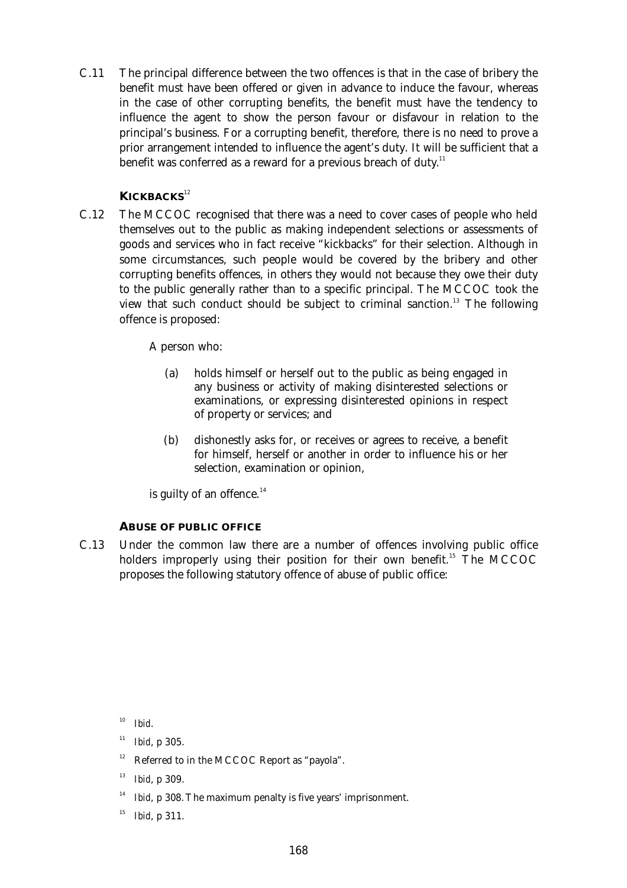C.11 The principal difference between the two offences is that in the case of bribery the benefit must have been offered or given in advance to induce the favour, whereas in the case of other corrupting benefits, the benefit must have the tendency to influence the agent to show the person favour or disfavour in relation to the principal's business. For a corrupting benefit, therefore, there is no need to prove a prior arrangement intended to influence the agent's duty. It will be sufficient that a benefit was conferred as a reward for a previous breach of duty.[11]

### KICKBACKS[12]

C.12 The MCCOC recognised that there was a need to cover cases of people who held themselves out to the public as making independent selections or assessments of goods and services who in fact receive "kickbacks" for their selection. Although in some circumstances, such people would be covered by the bribery and other corrupting benefits offences, in others they would not because they owe their duty to the public generally rather than to a specific principal. The MCCOC took the view that such conduct should be subject to criminal sanction.[13] The following offence is proposed:

> A person who:
>
> (a) holds himself or herself out to the public as being engaged in any business or activity of making disinterested selections or examinations, or expressing disinterested opinions in respect of property or services; and
>
> (b) dishonestly asks for, or receives or agrees to receive, a benefit for himself, herself or another in order to influence his or her selection, examination or opinion,
>
> is guilty of an offence.[14]

### ABUSE OF PUBLIC OFFICE

C.13 Under the common law there are a number of offences involving public office holders improperly using their position for their own benefit.[15] The MCCOC proposes the following statutory offence of abuse of public office:

---

[10] *Ibid*.

[11] *Ibid*, p 305.

[12] Referred to in the MCCOC Report as "payola".

[13] *Ibid*, p 309.

[14] *Ibid*, p 308. The maximum penalty is five years' imprisonment.

[15] *Ibid*, p 311.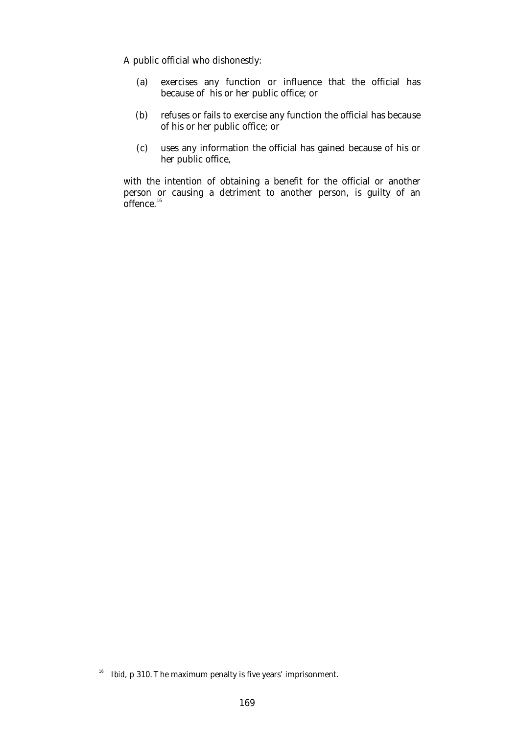A public official who dishonestly:

(a) exercises any function or influence that the official has because of his or her public office; or

(b) refuses or fails to exercise any function the official has because of his or her public office; or

(c) uses any information the official has gained because of his or her public office,

with the intention of obtaining a benefit for the official or another person or causing a detriment to another person, is guilty of an offence.[16]

[16] *Ibid*, p 310. The maximum penalty is five years' imprisonment.